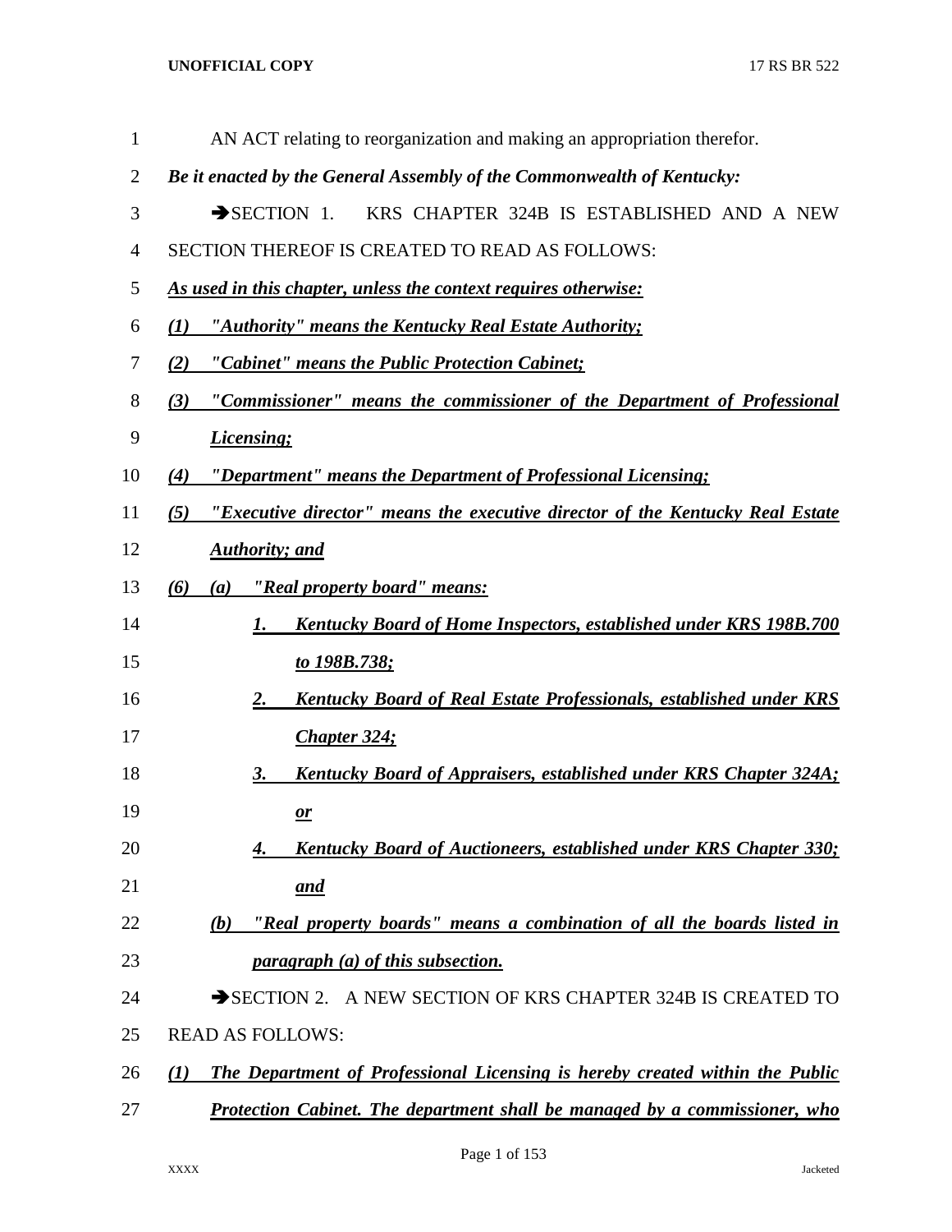AN ACT relating to reorganization and making an appropriation therefor.

***Be it enacted by the General Assembly of the Commonwealth of Kentucky:***

➔SECTION 1. KRS CHAPTER 324B IS ESTABLISHED AND A NEW SECTION THEREOF IS CREATED TO READ AS FOLLOWS:

***As used in this chapter, unless the context requires otherwise:***

***(1) "Authority" means the Kentucky Real Estate Authority;***

***(2) "Cabinet" means the Public Protection Cabinet;***

***(3) "Commissioner" means the commissioner of the Department of Professional Licensing;***

***(4) "Department" means the Department of Professional Licensing;***

***(5) "Executive director" means the executive director of the Kentucky Real Estate Authority; and***

***(6) (a) "Real property board" means:***

***1. Kentucky Board of Home Inspectors, established under KRS 198B.700 to 198B.738;***

***2. Kentucky Board of Real Estate Professionals, established under KRS Chapter 324;***

***3. Kentucky Board of Appraisers, established under KRS Chapter 324A; or***

***4. Kentucky Board of Auctioneers, established under KRS Chapter 330; and***

***(b) "Real property boards" means a combination of all the boards listed in paragraph (a) of this subsection.***

➔SECTION 2. A NEW SECTION OF KRS CHAPTER 324B IS CREATED TO READ AS FOLLOWS:

***(1) The Department of Professional Licensing is hereby created within the Public Protection Cabinet. The department shall be managed by a commissioner, who***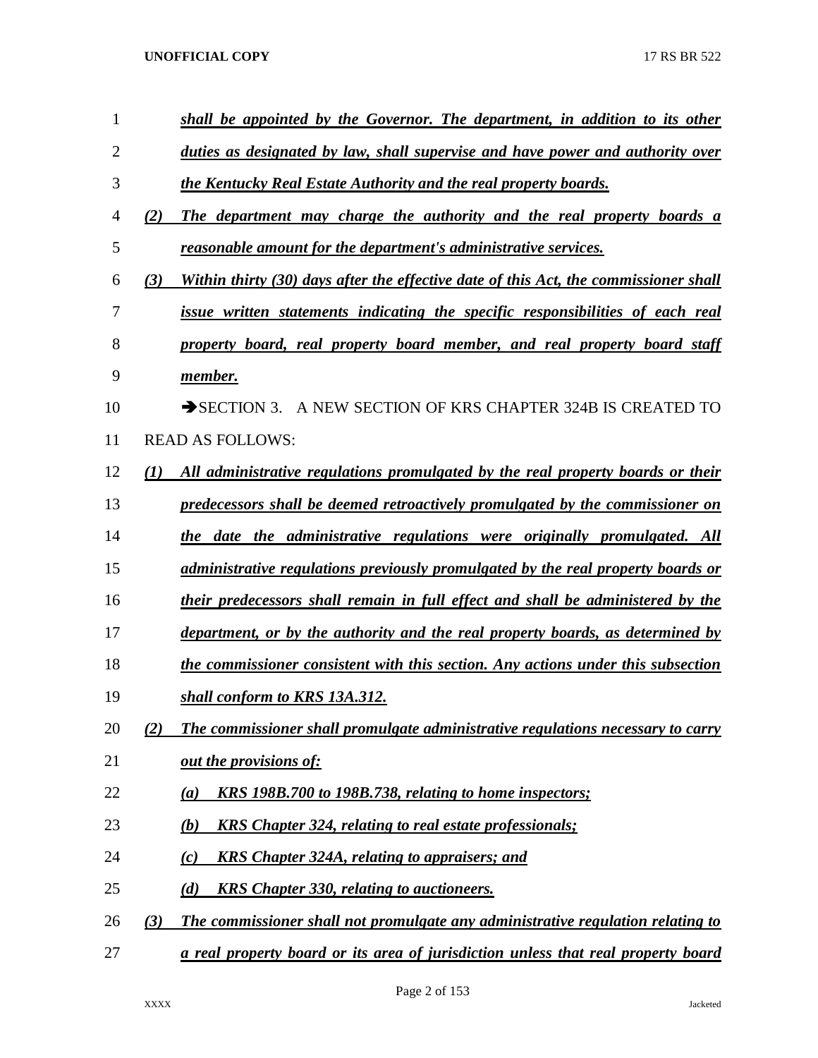*shall be appointed by the Governor. The department, in addition to its other duties as designated by law, shall supervise and have power and authority over the Kentucky Real Estate Authority and the real property boards.*

*(2) The department may charge the authority and the real property boards a reasonable amount for the department's administrative services.*

*(3) Within thirty (30) days after the effective date of this Act, the commissioner shall issue written statements indicating the specific responsibilities of each real property board, real property board member, and real property board staff member.*

➔SECTION 3. A NEW SECTION OF KRS CHAPTER 324B IS CREATED TO READ AS FOLLOWS:

*(1) All administrative regulations promulgated by the real property boards or their predecessors shall be deemed retroactively promulgated by the commissioner on the date the administrative regulations were originally promulgated. All administrative regulations previously promulgated by the real property boards or their predecessors shall remain in full effect and shall be administered by the department, or by the authority and the real property boards, as determined by the commissioner consistent with this section. Any actions under this subsection shall conform to KRS 13A.312.*

*(2) The commissioner shall promulgate administrative regulations necessary to carry out the provisions of:*

*(a) KRS 198B.700 to 198B.738, relating to home inspectors;*

*(b) KRS Chapter 324, relating to real estate professionals;*

*(c) KRS Chapter 324A, relating to appraisers; and*

*(d) KRS Chapter 330, relating to auctioneers.*

*(3) The commissioner shall not promulgate any administrative regulation relating to a real property board or its area of jurisdiction unless that real property board*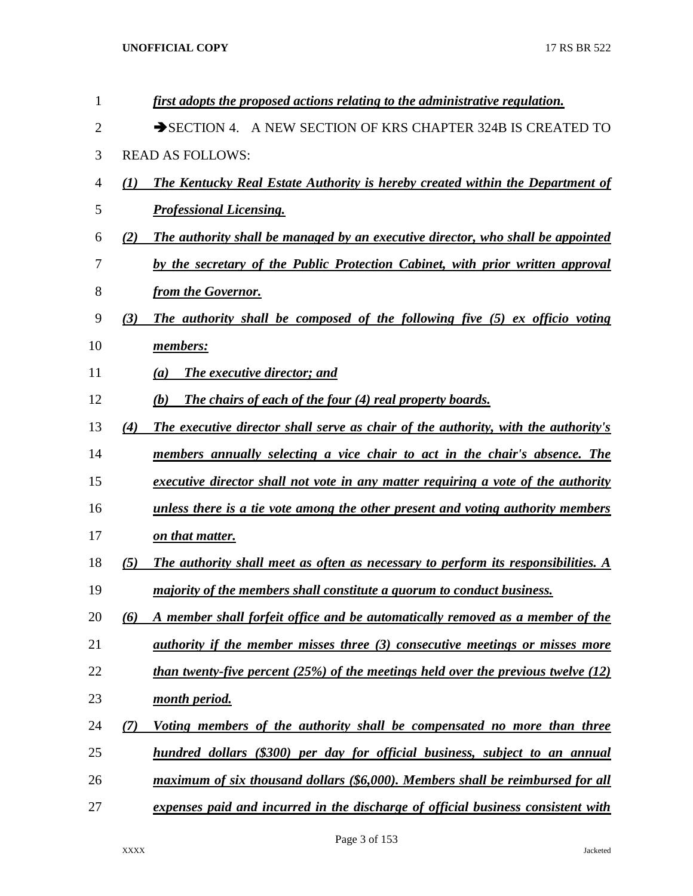*first adopts the proposed actions relating to the administrative regulation.*

➔SECTION 4. A NEW SECTION OF KRS CHAPTER 324B IS CREATED TO READ AS FOLLOWS:

*(1) The Kentucky Real Estate Authority is hereby created within the Department of Professional Licensing.*

*(2) The authority shall be managed by an executive director, who shall be appointed by the secretary of the Public Protection Cabinet, with prior written approval from the Governor.*

*(3) The authority shall be composed of the following five (5) ex officio voting members:*

*(a) The executive director; and*

*(b) The chairs of each of the four (4) real property boards.*

*(4) The executive director shall serve as chair of the authority, with the authority's members annually selecting a vice chair to act in the chair's absence. The executive director shall not vote in any matter requiring a vote of the authority unless there is a tie vote among the other present and voting authority members on that matter.*

*(5) The authority shall meet as often as necessary to perform its responsibilities. A majority of the members shall constitute a quorum to conduct business.*

*(6) A member shall forfeit office and be automatically removed as a member of the authority if the member misses three (3) consecutive meetings or misses more than twenty-five percent (25%) of the meetings held over the previous twelve (12) month period.*

*(7) Voting members of the authority shall be compensated no more than three hundred dollars ($300) per day for official business, subject to an annual maximum of six thousand dollars ($6,000). Members shall be reimbursed for all expenses paid and incurred in the discharge of official business consistent with*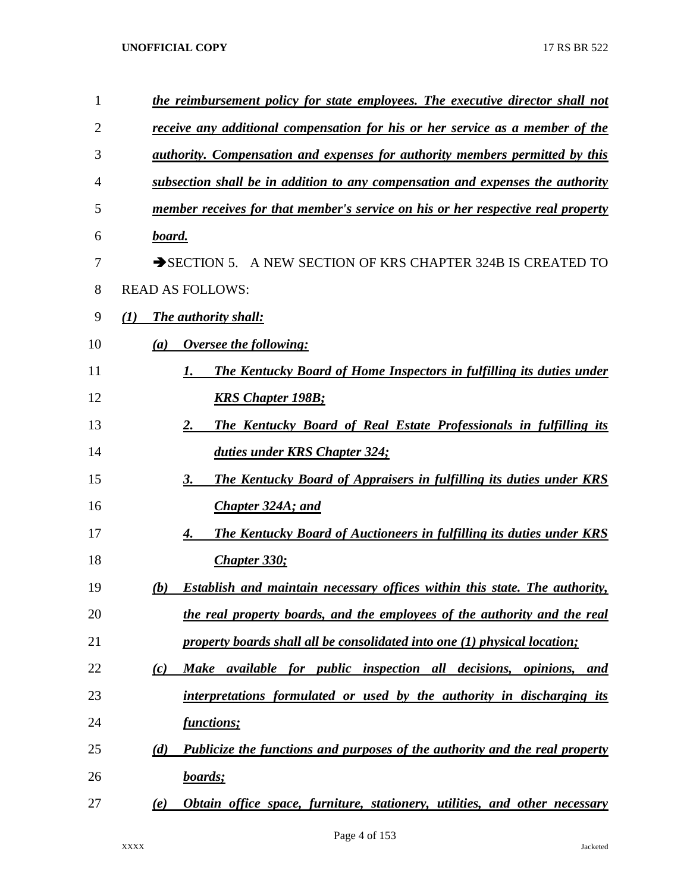*the reimbursement policy for state employees. The executive director shall not receive any additional compensation for his or her service as a member of the authority. Compensation and expenses for authority members permitted by this subsection shall be in addition to any compensation and expenses the authority member receives for that member's service on his or her respective real property board.*

➔SECTION 5. A NEW SECTION OF KRS CHAPTER 324B IS CREATED TO READ AS FOLLOWS:

*(1) The authority shall:*

*(a) Oversee the following:*

*1. The Kentucky Board of Home Inspectors in fulfilling its duties under KRS Chapter 198B;*

*2. The Kentucky Board of Real Estate Professionals in fulfilling its duties under KRS Chapter 324;*

*3. The Kentucky Board of Appraisers in fulfilling its duties under KRS Chapter 324A; and*

*4. The Kentucky Board of Auctioneers in fulfilling its duties under KRS Chapter 330;*

*(b) Establish and maintain necessary offices within this state. The authority, the real property boards, and the employees of the authority and the real property boards shall all be consolidated into one (1) physical location;*

*(c) Make available for public inspection all decisions, opinions, and interpretations formulated or used by the authority in discharging its functions;*

*(d) Publicize the functions and purposes of the authority and the real property boards;*

*(e) Obtain office space, furniture, stationery, utilities, and other necessary*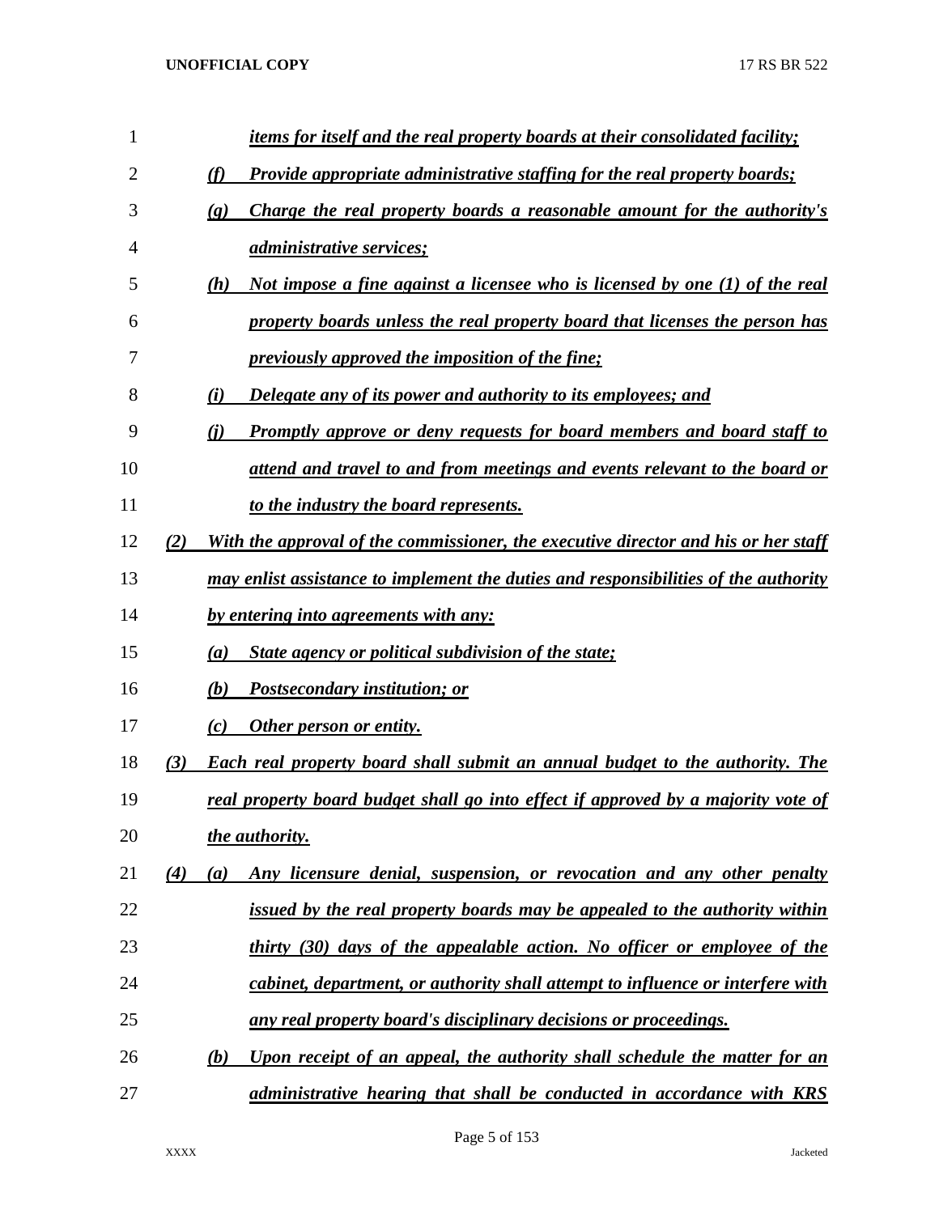*items for itself and the real property boards at their consolidated facility;*

(f) *Provide appropriate administrative staffing for the real property boards;*

(g) *Charge the real property boards a reasonable amount for the authority's administrative services;*

(h) *Not impose a fine against a licensee who is licensed by one (1) of the real property boards unless the real property board that licenses the person has previously approved the imposition of the fine;*

(i) *Delegate any of its power and authority to its employees; and*

(j) *Promptly approve or deny requests for board members and board staff to attend and travel to and from meetings and events relevant to the board or to the industry the board represents.*

(2) *With the approval of the commissioner, the executive director and his or her staff may enlist assistance to implement the duties and responsibilities of the authority by entering into agreements with any:*

(a) *State agency or political subdivision of the state;*

(b) *Postsecondary institution; or*

(c) *Other person or entity.*

(3) *Each real property board shall submit an annual budget to the authority. The real property board budget shall go into effect if approved by a majority vote of the authority.*

(4) (a) *Any licensure denial, suspension, or revocation and any other penalty issued by the real property boards may be appealed to the authority within thirty (30) days of the appealable action. No officer or employee of the cabinet, department, or authority shall attempt to influence or interfere with any real property board's disciplinary decisions or proceedings.*

(b) *Upon receipt of an appeal, the authority shall schedule the matter for an administrative hearing that shall be conducted in accordance with KRS*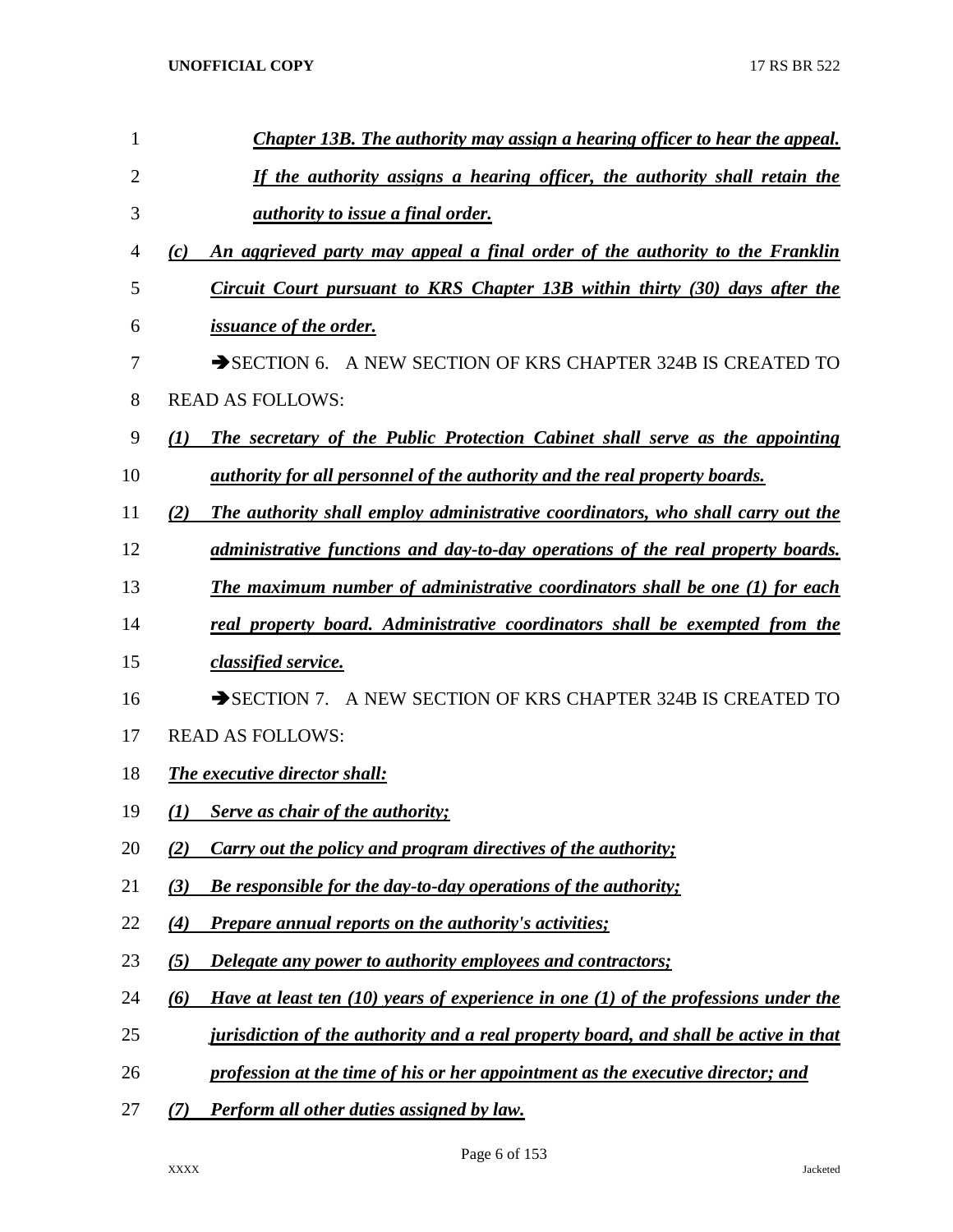*Chapter 13B. The authority may assign a hearing officer to hear the appeal. If the authority assigns a hearing officer, the authority shall retain the authority to issue a final order.*

*(c) An aggrieved party may appeal a final order of the authority to the Franklin Circuit Court pursuant to KRS Chapter 13B within thirty (30) days after the issuance of the order.*

➔SECTION 6. A NEW SECTION OF KRS CHAPTER 324B IS CREATED TO READ AS FOLLOWS:

*(1) The secretary of the Public Protection Cabinet shall serve as the appointing authority for all personnel of the authority and the real property boards.*

*(2) The authority shall employ administrative coordinators, who shall carry out the administrative functions and day-to-day operations of the real property boards. The maximum number of administrative coordinators shall be one (1) for each real property board. Administrative coordinators shall be exempted from the classified service.*

➔SECTION 7. A NEW SECTION OF KRS CHAPTER 324B IS CREATED TO READ AS FOLLOWS:

*The executive director shall:*

*(1) Serve as chair of the authority;*

*(2) Carry out the policy and program directives of the authority;*

*(3) Be responsible for the day-to-day operations of the authority;*

*(4) Prepare annual reports on the authority's activities;*

*(5) Delegate any power to authority employees and contractors;*

*(6) Have at least ten (10) years of experience in one (1) of the professions under the jurisdiction of the authority and a real property board, and shall be active in that profession at the time of his or her appointment as the executive director; and*

*(7) Perform all other duties assigned by law.*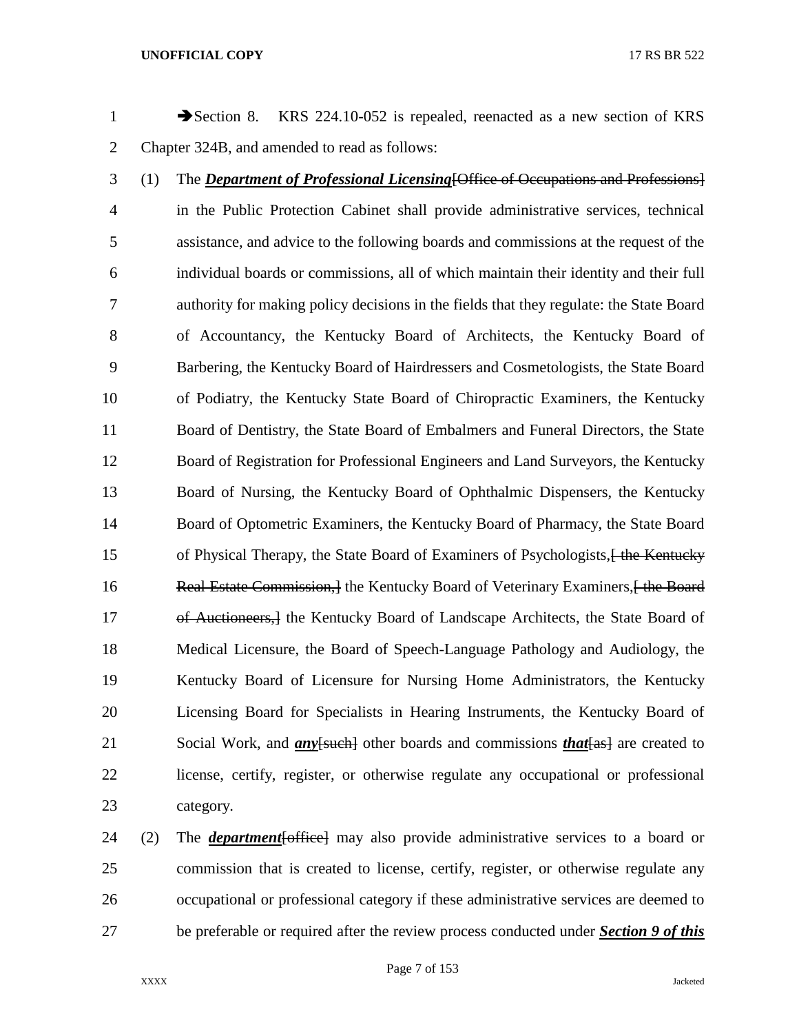➔Section 8. KRS 224.10-052 is repealed, reenacted as a new section of KRS Chapter 324B, and amended to read as follows:

(1) The ***Department of Professional Licensing***[~~Office of Occupations and Professions~~] in the Public Protection Cabinet shall provide administrative services, technical assistance, and advice to the following boards and commissions at the request of the individual boards or commissions, all of which maintain their identity and their full authority for making policy decisions in the fields that they regulate: the State Board of Accountancy, the Kentucky Board of Architects, the Kentucky Board of Barbering, the Kentucky Board of Hairdressers and Cosmetologists, the State Board of Podiatry, the Kentucky State Board of Chiropractic Examiners, the Kentucky Board of Dentistry, the State Board of Embalmers and Funeral Directors, the State Board of Registration for Professional Engineers and Land Surveyors, the Kentucky Board of Nursing, the Kentucky Board of Ophthalmic Dispensers, the Kentucky Board of Optometric Examiners, the Kentucky Board of Pharmacy, the State Board of Physical Therapy, the State Board of Examiners of Psychologists,[~~ the Kentucky Real Estate Commission,~~] the Kentucky Board of Veterinary Examiners,[~~ the Board of Auctioneers,~~] the Kentucky Board of Landscape Architects, the State Board of Medical Licensure, the Board of Speech-Language Pathology and Audiology, the Kentucky Board of Licensure for Nursing Home Administrators, the Kentucky Licensing Board for Specialists in Hearing Instruments, the Kentucky Board of Social Work, and ***any***[~~such~~] other boards and commissions ***that***[~~as~~] are created to license, certify, register, or otherwise regulate any occupational or professional category.

(2) The ***department***[~~office~~] may also provide administrative services to a board or commission that is created to license, certify, register, or otherwise regulate any occupational or professional category if these administrative services are deemed to be preferable or required after the review process conducted under ***Section 9 of this***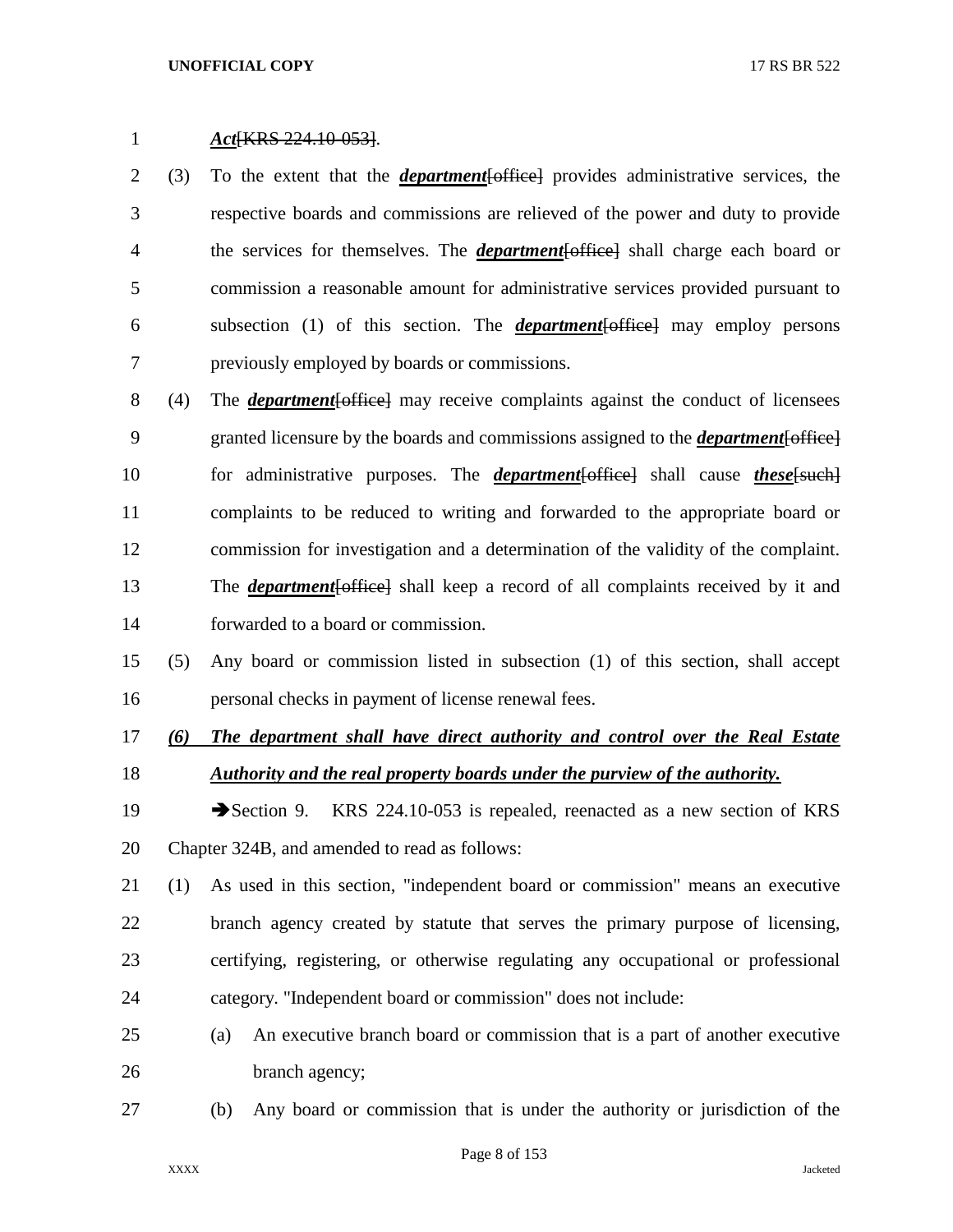***Act***[KRS 224.10-053].

(3) To the extent that the ***department***[office] provides administrative services, the respective boards and commissions are relieved of the power and duty to provide the services for themselves. The ***department***[office] shall charge each board or commission a reasonable amount for administrative services provided pursuant to subsection (1) of this section. The ***department***[office] may employ persons previously employed by boards or commissions.

(4) The ***department***[office] may receive complaints against the conduct of licensees granted licensure by the boards and commissions assigned to the ***department***[office] for administrative purposes. The ***department***[office] shall cause ***these***[such] complaints to be reduced to writing and forwarded to the appropriate board or commission for investigation and a determination of the validity of the complaint. The ***department***[office] shall keep a record of all complaints received by it and forwarded to a board or commission.

(5) Any board or commission listed in subsection (1) of this section, shall accept personal checks in payment of license renewal fees.

***(6) The department shall have direct authority and control over the Real Estate Authority and the real property boards under the purview of the authority.***

➔Section 9. KRS 224.10-053 is repealed, reenacted as a new section of KRS Chapter 324B, and amended to read as follows:

(1) As used in this section, "independent board or commission" means an executive branch agency created by statute that serves the primary purpose of licensing, certifying, registering, or otherwise regulating any occupational or professional category. "Independent board or commission" does not include:

(a) An executive branch board or commission that is a part of another executive branch agency;

(b) Any board or commission that is under the authority or jurisdiction of the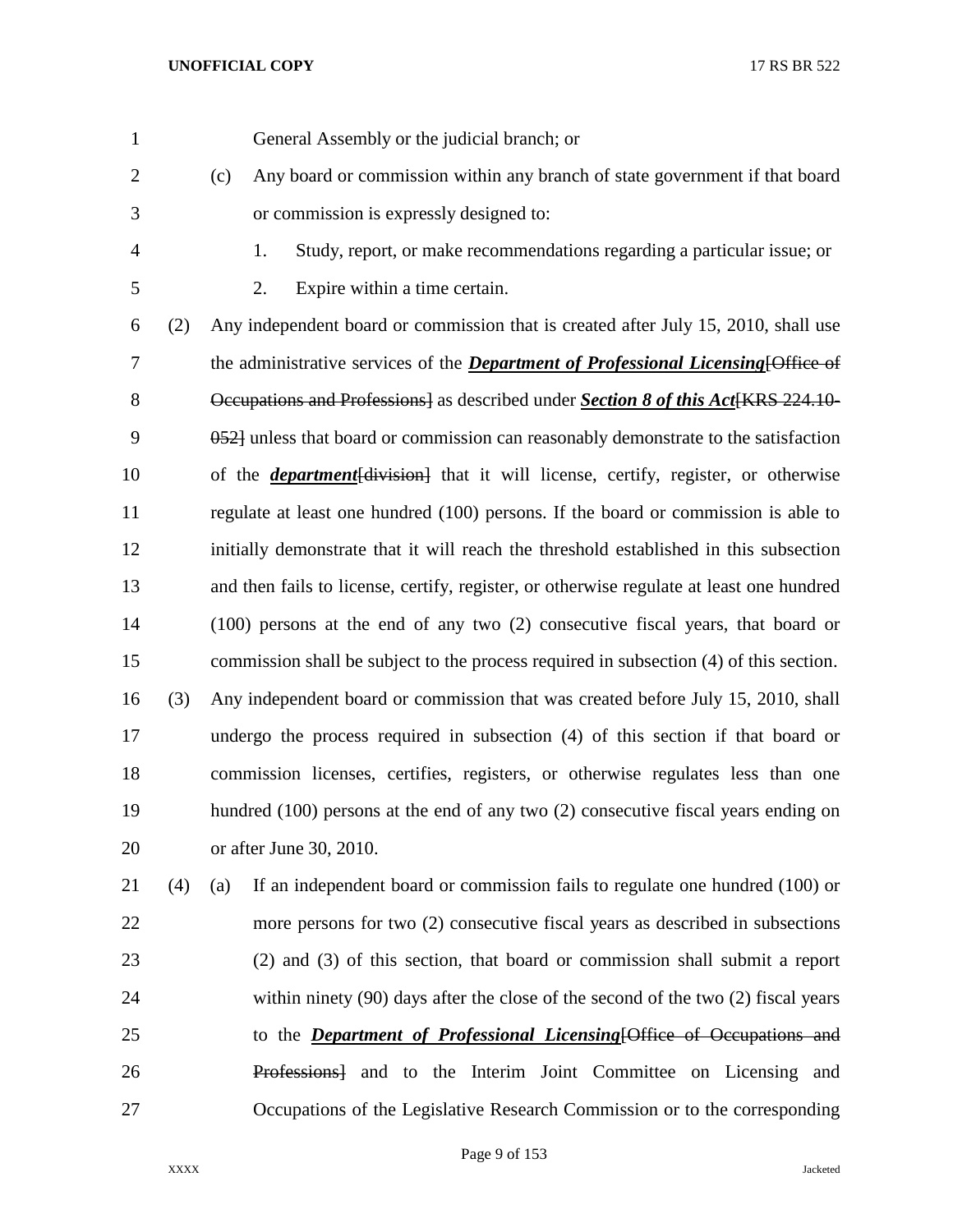General Assembly or the judicial branch; or

(c) Any board or commission within any branch of state government if that board or commission is expressly designed to:

1. Study, report, or make recommendations regarding a particular issue; or

2. Expire within a time certain.

(2) Any independent board or commission that is created after July 15, 2010, shall use the administrative services of the ***Department of Professional Licensing***~~[Office of Occupations and Professions]~~ as described under ***Section 8 of this Act***~~[KRS 224.10-052]~~ unless that board or commission can reasonably demonstrate to the satisfaction of the ***department***~~[division]~~ that it will license, certify, register, or otherwise regulate at least one hundred (100) persons. If the board or commission is able to initially demonstrate that it will reach the threshold established in this subsection and then fails to license, certify, register, or otherwise regulate at least one hundred (100) persons at the end of any two (2) consecutive fiscal years, that board or commission shall be subject to the process required in subsection (4) of this section.

(3) Any independent board or commission that was created before July 15, 2010, shall undergo the process required in subsection (4) of this section if that board or commission licenses, certifies, registers, or otherwise regulates less than one hundred (100) persons at the end of any two (2) consecutive fiscal years ending on or after June 30, 2010.

(4) (a) If an independent board or commission fails to regulate one hundred (100) or more persons for two (2) consecutive fiscal years as described in subsections (2) and (3) of this section, that board or commission shall submit a report within ninety (90) days after the close of the second of the two (2) fiscal years to the ***Department of Professional Licensing***~~[Office of Occupations and Professions]~~ and to the Interim Joint Committee on Licensing and Occupations of the Legislative Research Commission or to the corresponding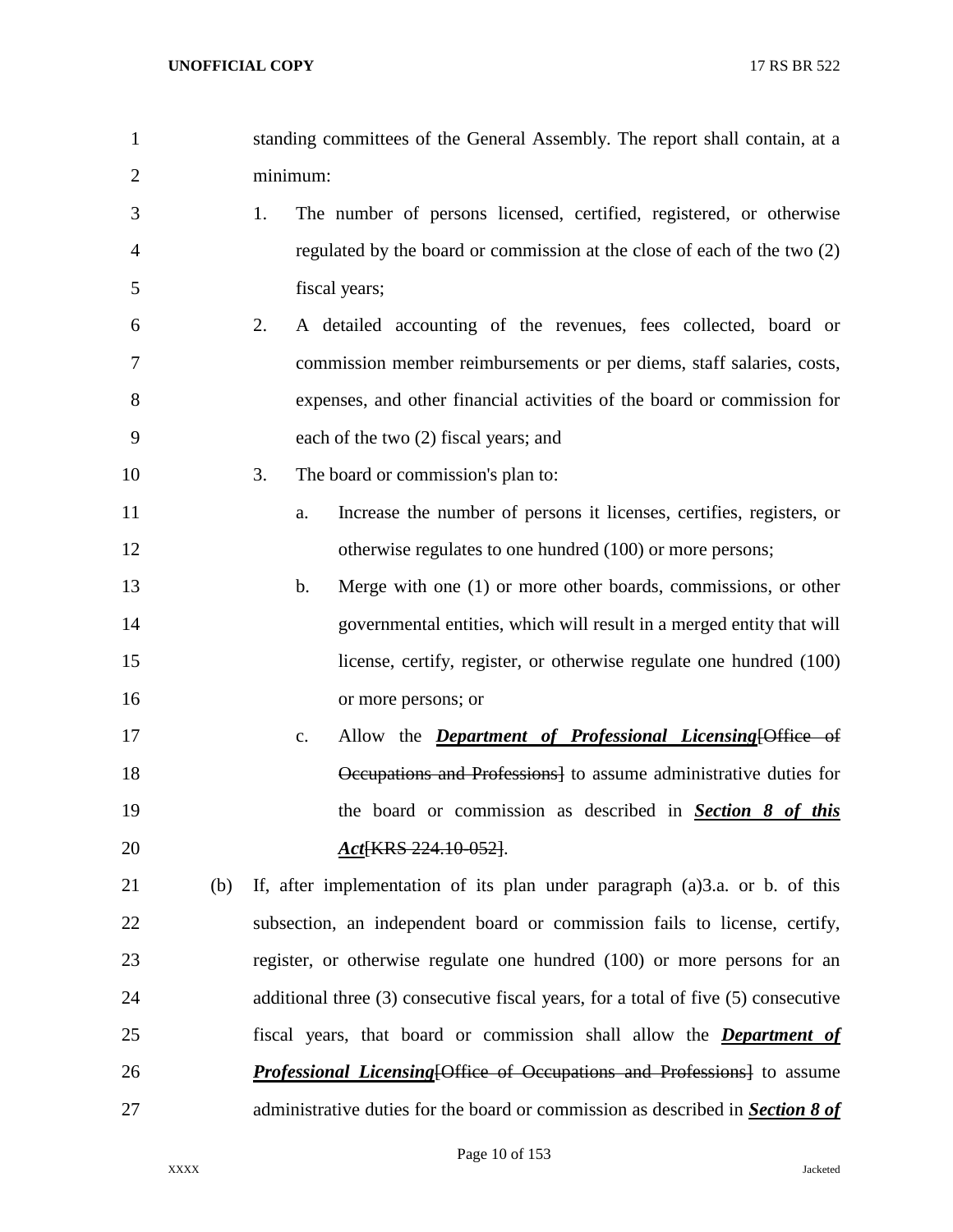standing committees of the General Assembly. The report shall contain, at a minimum:

1. The number of persons licensed, certified, registered, or otherwise regulated by the board or commission at the close of each of the two (2) fiscal years;
2. A detailed accounting of the revenues, fees collected, board or commission member reimbursements or per diems, staff salaries, costs, expenses, and other financial activities of the board or commission for each of the two (2) fiscal years; and
3. The board or commission's plan to:
   a. Increase the number of persons it licenses, certifies, registers, or otherwise regulates to one hundred (100) or more persons;
   b. Merge with one (1) or more other boards, commissions, or other governmental entities, which will result in a merged entity that will license, certify, register, or otherwise regulate one hundred (100) or more persons; or
   c. Allow the ***Department of Professional Licensing***[~~Office of Occupations and Professions~~] to assume administrative duties for the board or commission as described in ***Section 8 of this Act***[~~KRS 224.10-052~~].

(b) If, after implementation of its plan under paragraph (a)3.a. or b. of this subsection, an independent board or commission fails to license, certify, register, or otherwise regulate one hundred (100) or more persons for an additional three (3) consecutive fiscal years, for a total of five (5) consecutive fiscal years, that board or commission shall allow the ***Department of Professional Licensing***[~~Office of Occupations and Professions~~] to assume administrative duties for the board or commission as described in ***Section 8 of***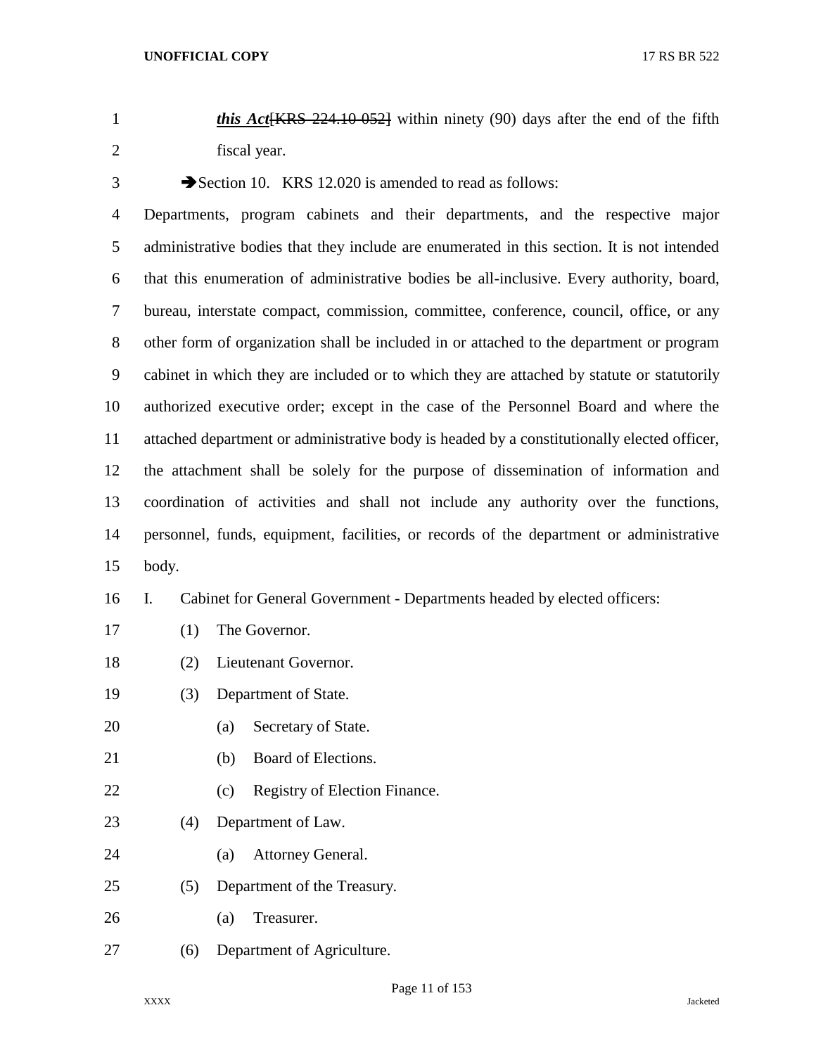***this Act***~~[KRS 224.10-052]~~ within ninety (90) days after the end of the fifth fiscal year.

➔Section 10. KRS 12.020 is amended to read as follows:

Departments, program cabinets and their departments, and the respective major administrative bodies that they include are enumerated in this section. It is not intended that this enumeration of administrative bodies be all-inclusive. Every authority, board, bureau, interstate compact, commission, committee, conference, council, office, or any other form of organization shall be included in or attached to the department or program cabinet in which they are included or to which they are attached by statute or statutorily authorized executive order; except in the case of the Personnel Board and where the attached department or administrative body is headed by a constitutionally elected officer, the attachment shall be solely for the purpose of dissemination of information and coordination of activities and shall not include any authority over the functions, personnel, funds, equipment, facilities, or records of the department or administrative body.

I. Cabinet for General Government - Departments headed by elected officers:

(1) The Governor.

(2) Lieutenant Governor.

(3) Department of State.

(a) Secretary of State.

(b) Board of Elections.

(c) Registry of Election Finance.

(4) Department of Law.

(a) Attorney General.

(5) Department of the Treasury.

(a) Treasurer.

(6) Department of Agriculture.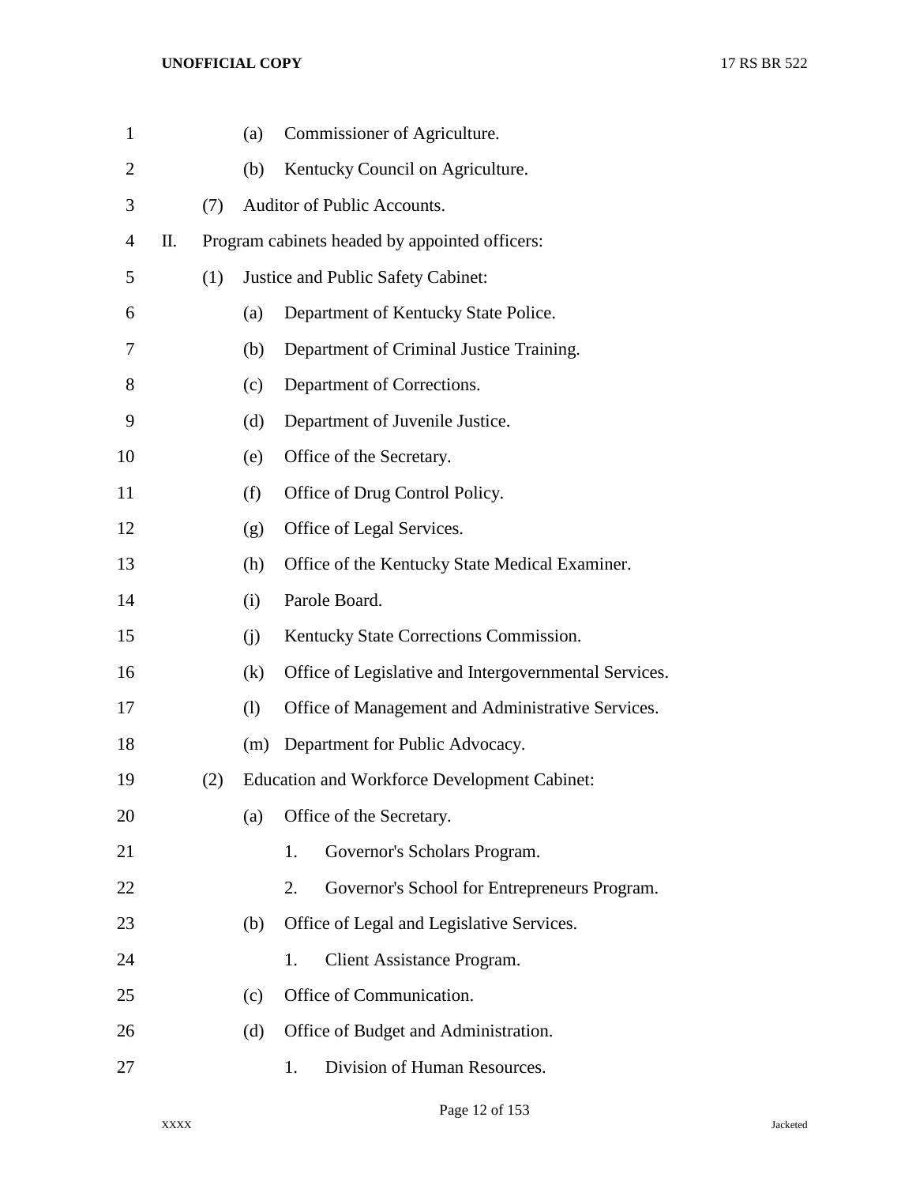(a) Commissioner of Agriculture.

(b) Kentucky Council on Agriculture.

(7) Auditor of Public Accounts.

II. Program cabinets headed by appointed officers:

(1) Justice and Public Safety Cabinet:

(a) Department of Kentucky State Police.

(b) Department of Criminal Justice Training.

(c) Department of Corrections.

(d) Department of Juvenile Justice.

(e) Office of the Secretary.

(f) Office of Drug Control Policy.

(g) Office of Legal Services.

(h) Office of the Kentucky State Medical Examiner.

(i) Parole Board.

(j) Kentucky State Corrections Commission.

(k) Office of Legislative and Intergovernmental Services.

(l) Office of Management and Administrative Services.

(m) Department for Public Advocacy.

(2) Education and Workforce Development Cabinet:

(a) Office of the Secretary.

1. Governor's Scholars Program.

2. Governor's School for Entrepreneurs Program.

(b) Office of Legal and Legislative Services.

1. Client Assistance Program.

(c) Office of Communication.

(d) Office of Budget and Administration.

1. Division of Human Resources.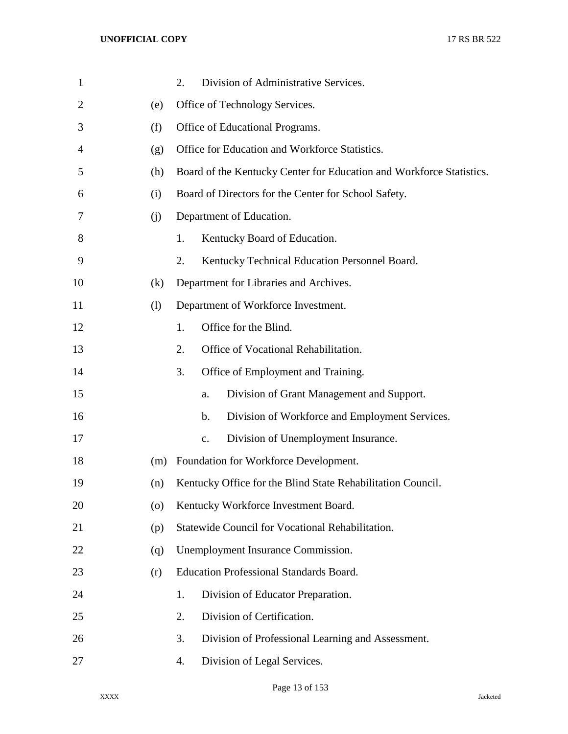2. Division of Administrative Services.

(e) Office of Technology Services.

(f) Office of Educational Programs.

(g) Office for Education and Workforce Statistics.

(h) Board of the Kentucky Center for Education and Workforce Statistics.

(i) Board of Directors for the Center for School Safety.

(j) Department of Education.

1. Kentucky Board of Education.
2. Kentucky Technical Education Personnel Board.

(k) Department for Libraries and Archives.

(l) Department of Workforce Investment.

1. Office for the Blind.
2. Office of Vocational Rehabilitation.
3. Office of Employment and Training.
   a. Division of Grant Management and Support.
   b. Division of Workforce and Employment Services.
   c. Division of Unemployment Insurance.

(m) Foundation for Workforce Development.

(n) Kentucky Office for the Blind State Rehabilitation Council.

(o) Kentucky Workforce Investment Board.

(p) Statewide Council for Vocational Rehabilitation.

(q) Unemployment Insurance Commission.

(r) Education Professional Standards Board.

1. Division of Educator Preparation.
2. Division of Certification.
3. Division of Professional Learning and Assessment.
4. Division of Legal Services.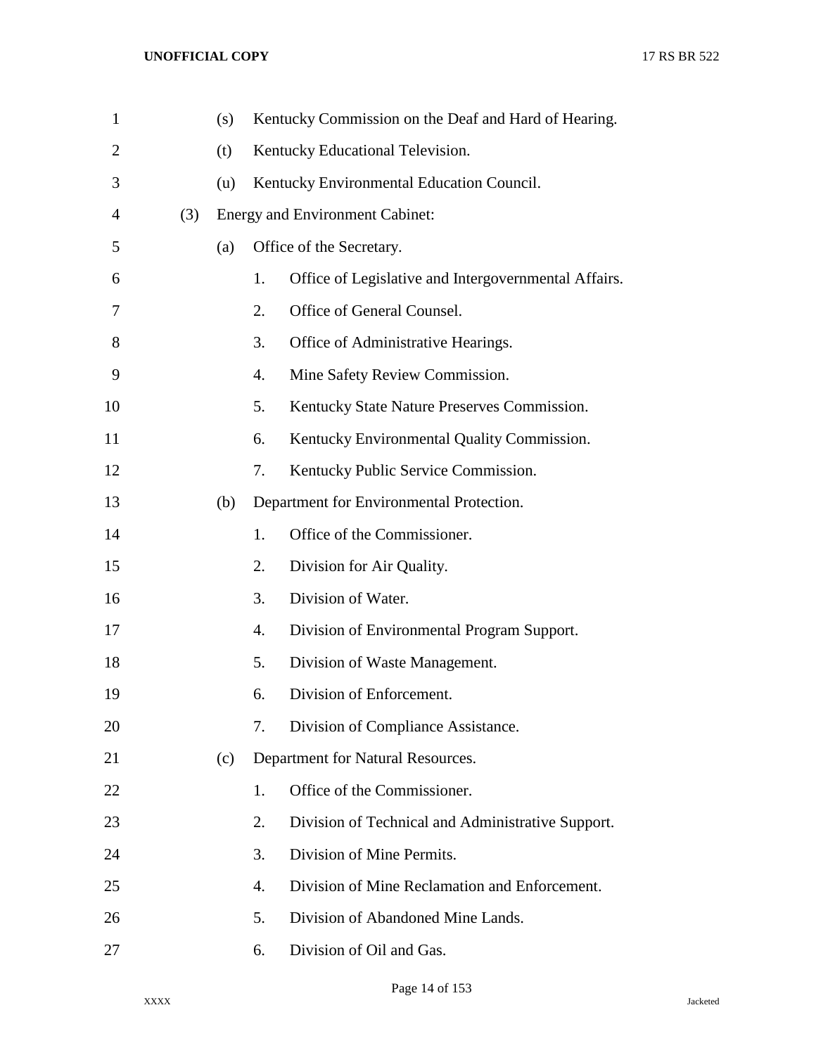(s) Kentucky Commission on the Deaf and Hard of Hearing.

(t) Kentucky Educational Television.

(u) Kentucky Environmental Education Council.

(3) Energy and Environment Cabinet:

(a) Office of the Secretary.

1. Office of Legislative and Intergovernmental Affairs.
2. Office of General Counsel.
3. Office of Administrative Hearings.
4. Mine Safety Review Commission.
5. Kentucky State Nature Preserves Commission.
6. Kentucky Environmental Quality Commission.
7. Kentucky Public Service Commission.

(b) Department for Environmental Protection.

1. Office of the Commissioner.
2. Division for Air Quality.
3. Division of Water.
4. Division of Environmental Program Support.
5. Division of Waste Management.
6. Division of Enforcement.
7. Division of Compliance Assistance.

(c) Department for Natural Resources.

1. Office of the Commissioner.
2. Division of Technical and Administrative Support.
3. Division of Mine Permits.
4. Division of Mine Reclamation and Enforcement.
5. Division of Abandoned Mine Lands.
6. Division of Oil and Gas.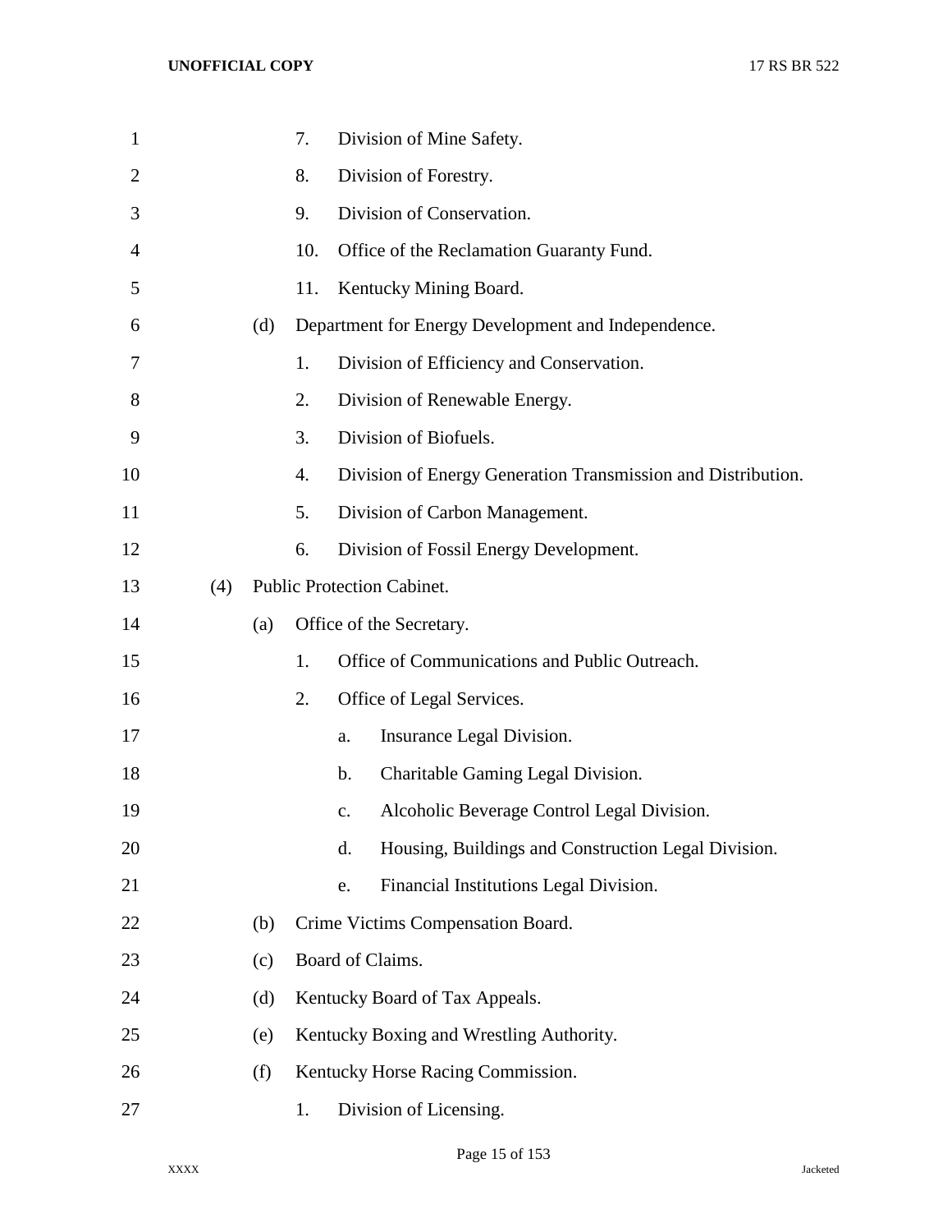7. Division of Mine Safety.
8. Division of Forestry.
9. Division of Conservation.
10. Office of the Reclamation Guaranty Fund.
11. Kentucky Mining Board.

(d) Department for Energy Development and Independence.

1. Division of Efficiency and Conservation.
2. Division of Renewable Energy.
3. Division of Biofuels.
4. Division of Energy Generation Transmission and Distribution.
5. Division of Carbon Management.
6. Division of Fossil Energy Development.

(4) Public Protection Cabinet.

(a) Office of the Secretary.

1. Office of Communications and Public Outreach.
2. Office of Legal Services.
    a. Insurance Legal Division.
    b. Charitable Gaming Legal Division.
    c. Alcoholic Beverage Control Legal Division.
    d. Housing, Buildings and Construction Legal Division.
    e. Financial Institutions Legal Division.

(b) Crime Victims Compensation Board.

(c) Board of Claims.

(d) Kentucky Board of Tax Appeals.

(e) Kentucky Boxing and Wrestling Authority.

(f) Kentucky Horse Racing Commission.

1. Division of Licensing.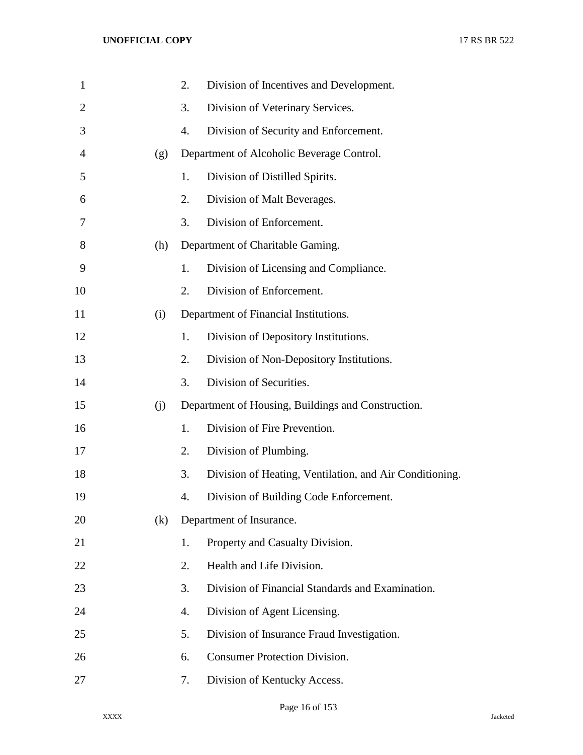2. Division of Incentives and Development.

3. Division of Veterinary Services.

4. Division of Security and Enforcement.

(g) Department of Alcoholic Beverage Control.

1. Division of Distilled Spirits.

2. Division of Malt Beverages.

3. Division of Enforcement.

(h) Department of Charitable Gaming.

1. Division of Licensing and Compliance.

2. Division of Enforcement.

(i) Department of Financial Institutions.

1. Division of Depository Institutions.

2. Division of Non-Depository Institutions.

3. Division of Securities.

(j) Department of Housing, Buildings and Construction.

1. Division of Fire Prevention.

2. Division of Plumbing.

3. Division of Heating, Ventilation, and Air Conditioning.

4. Division of Building Code Enforcement.

(k) Department of Insurance.

1. Property and Casualty Division.

2. Health and Life Division.

3. Division of Financial Standards and Examination.

4. Division of Agent Licensing.

5. Division of Insurance Fraud Investigation.

6. Consumer Protection Division.

7. Division of Kentucky Access.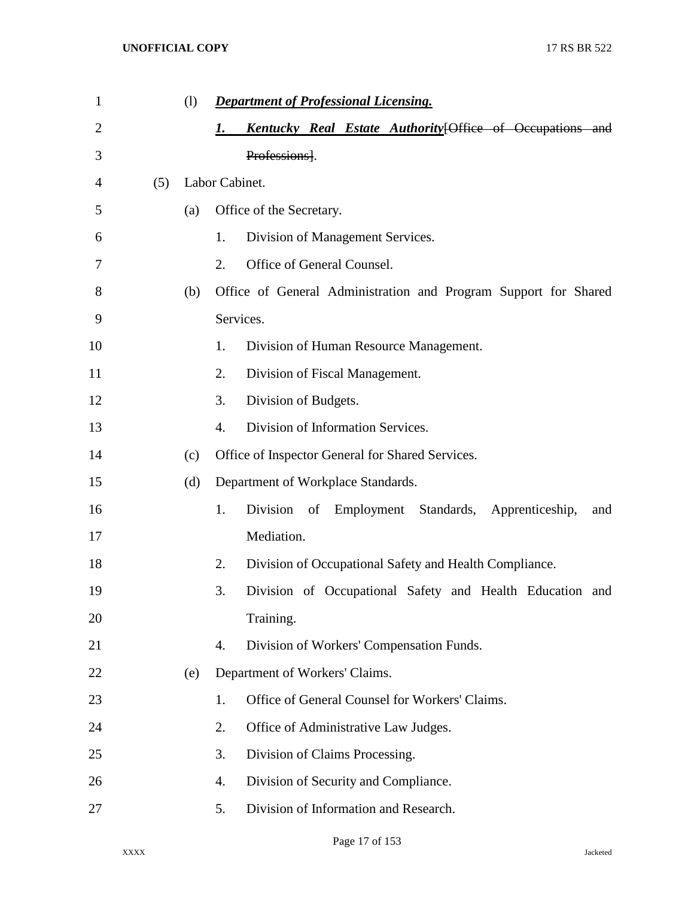(l) ***Department of Professional Licensing.***

***1. Kentucky Real Estate Authority***[~~Office of Occupations and Professions~~].

(5) Labor Cabinet.

(a) Office of the Secretary.

1. Division of Management Services.
2. Office of General Counsel.

(b) Office of General Administration and Program Support for Shared Services.

1. Division of Human Resource Management.
2. Division of Fiscal Management.
3. Division of Budgets.
4. Division of Information Services.

(c) Office of Inspector General for Shared Services.

(d) Department of Workplace Standards.

1. Division of Employment Standards, Apprenticeship, and Mediation.
2. Division of Occupational Safety and Health Compliance.
3. Division of Occupational Safety and Health Education and Training.
4. Division of Workers' Compensation Funds.

(e) Department of Workers' Claims.

1. Office of General Counsel for Workers' Claims.
2. Office of Administrative Law Judges.
3. Division of Claims Processing.
4. Division of Security and Compliance.
5. Division of Information and Research.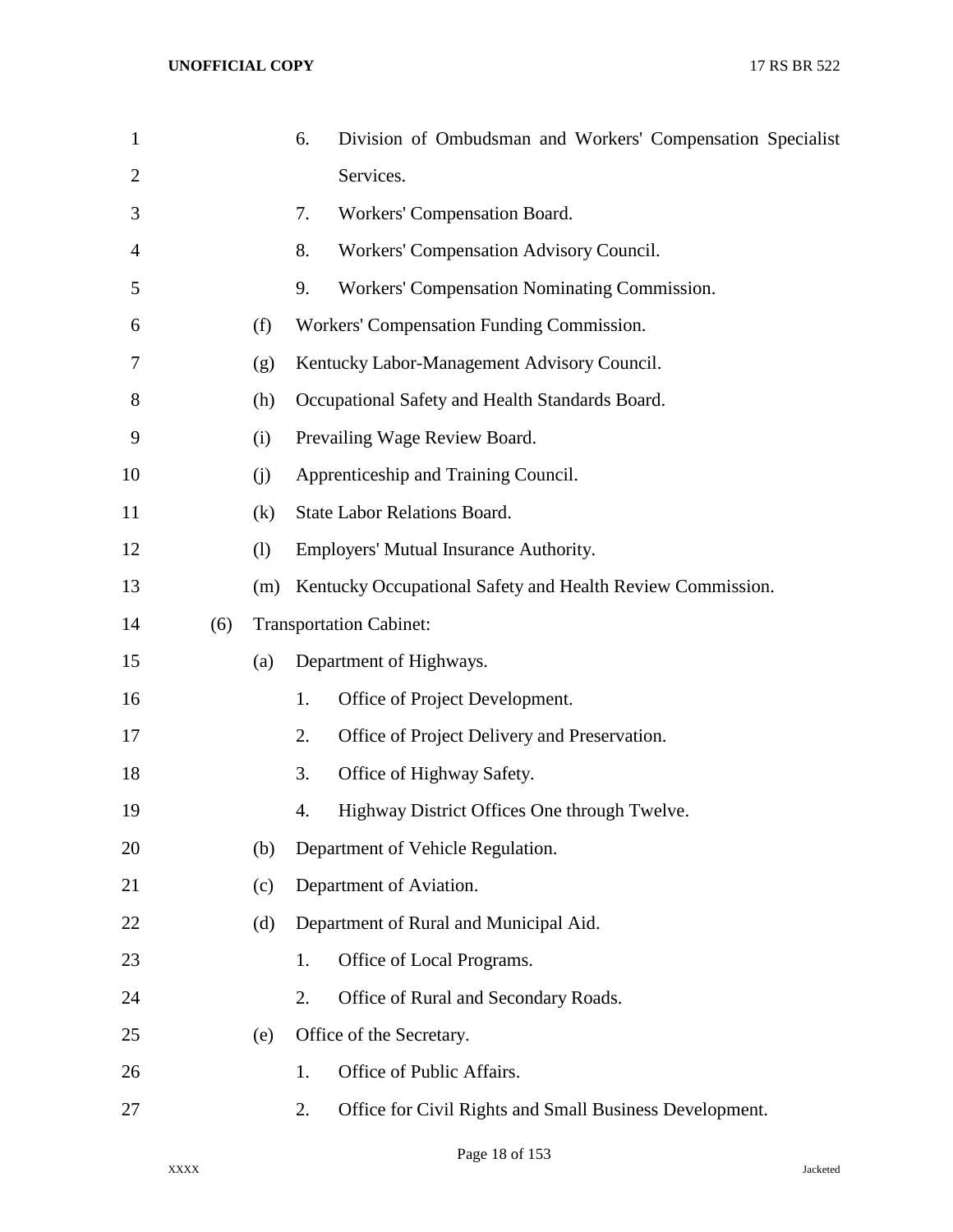6. Division of Ombudsman and Workers' Compensation Specialist Services.
7. Workers' Compensation Board.
8. Workers' Compensation Advisory Council.
9. Workers' Compensation Nominating Commission.

(f) Workers' Compensation Funding Commission.

(g) Kentucky Labor-Management Advisory Council.

(h) Occupational Safety and Health Standards Board.

(i) Prevailing Wage Review Board.

(j) Apprenticeship and Training Council.

(k) State Labor Relations Board.

(l) Employers' Mutual Insurance Authority.

(m) Kentucky Occupational Safety and Health Review Commission.

(6) Transportation Cabinet:

(a) Department of Highways.

1. Office of Project Development.
2. Office of Project Delivery and Preservation.
3. Office of Highway Safety.
4. Highway District Offices One through Twelve.

(b) Department of Vehicle Regulation.

(c) Department of Aviation.

(d) Department of Rural and Municipal Aid.

1. Office of Local Programs.
2. Office of Rural and Secondary Roads.

(e) Office of the Secretary.

1. Office of Public Affairs.
2. Office for Civil Rights and Small Business Development.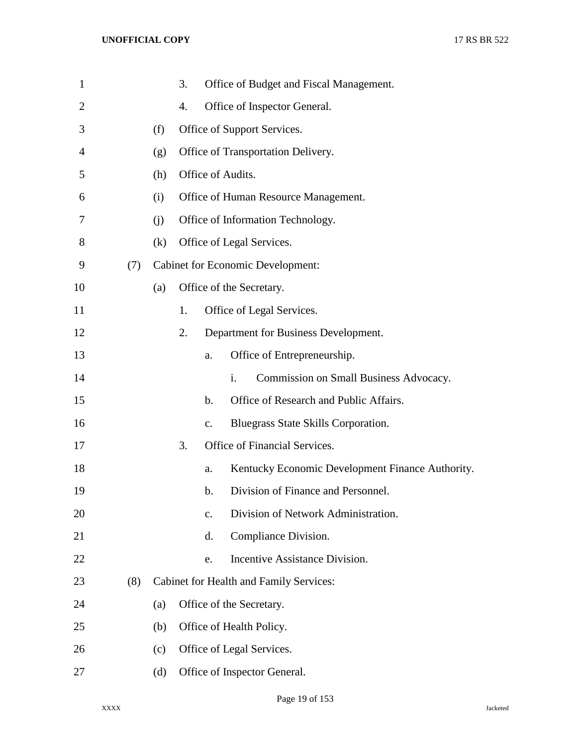3. Office of Budget and Fiscal Management.

4. Office of Inspector General.

(f) Office of Support Services.

(g) Office of Transportation Delivery.

(h) Office of Audits.

(i) Office of Human Resource Management.

(j) Office of Information Technology.

(k) Office of Legal Services.

(7) Cabinet for Economic Development:

(a) Office of the Secretary.

1. Office of Legal Services.

2. Department for Business Development.

a. Office of Entrepreneurship.

i. Commission on Small Business Advocacy.

b. Office of Research and Public Affairs.

c. Bluegrass State Skills Corporation.

3. Office of Financial Services.

a. Kentucky Economic Development Finance Authority.

b. Division of Finance and Personnel.

c. Division of Network Administration.

d. Compliance Division.

e. Incentive Assistance Division.

(8) Cabinet for Health and Family Services:

(a) Office of the Secretary.

(b) Office of Health Policy.

(c) Office of Legal Services.

(d) Office of Inspector General.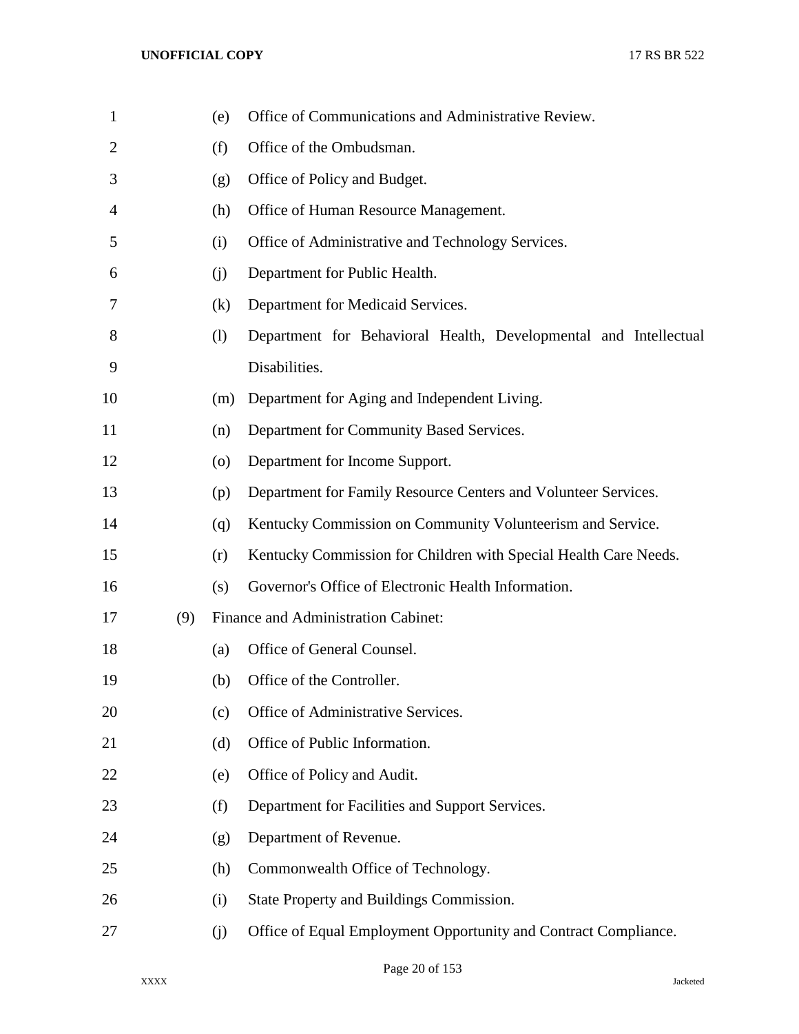(e) Office of Communications and Administrative Review.

(f) Office of the Ombudsman.

(g) Office of Policy and Budget.

(h) Office of Human Resource Management.

(i) Office of Administrative and Technology Services.

(j) Department for Public Health.

(k) Department for Medicaid Services.

(l) Department for Behavioral Health, Developmental and Intellectual Disabilities.

(m) Department for Aging and Independent Living.

(n) Department for Community Based Services.

(o) Department for Income Support.

(p) Department for Family Resource Centers and Volunteer Services.

(q) Kentucky Commission on Community Volunteerism and Service.

(r) Kentucky Commission for Children with Special Health Care Needs.

(s) Governor's Office of Electronic Health Information.

(9) Finance and Administration Cabinet:

(a) Office of General Counsel.

(b) Office of the Controller.

(c) Office of Administrative Services.

(d) Office of Public Information.

(e) Office of Policy and Audit.

(f) Department for Facilities and Support Services.

(g) Department of Revenue.

(h) Commonwealth Office of Technology.

(i) State Property and Buildings Commission.

(j) Office of Equal Employment Opportunity and Contract Compliance.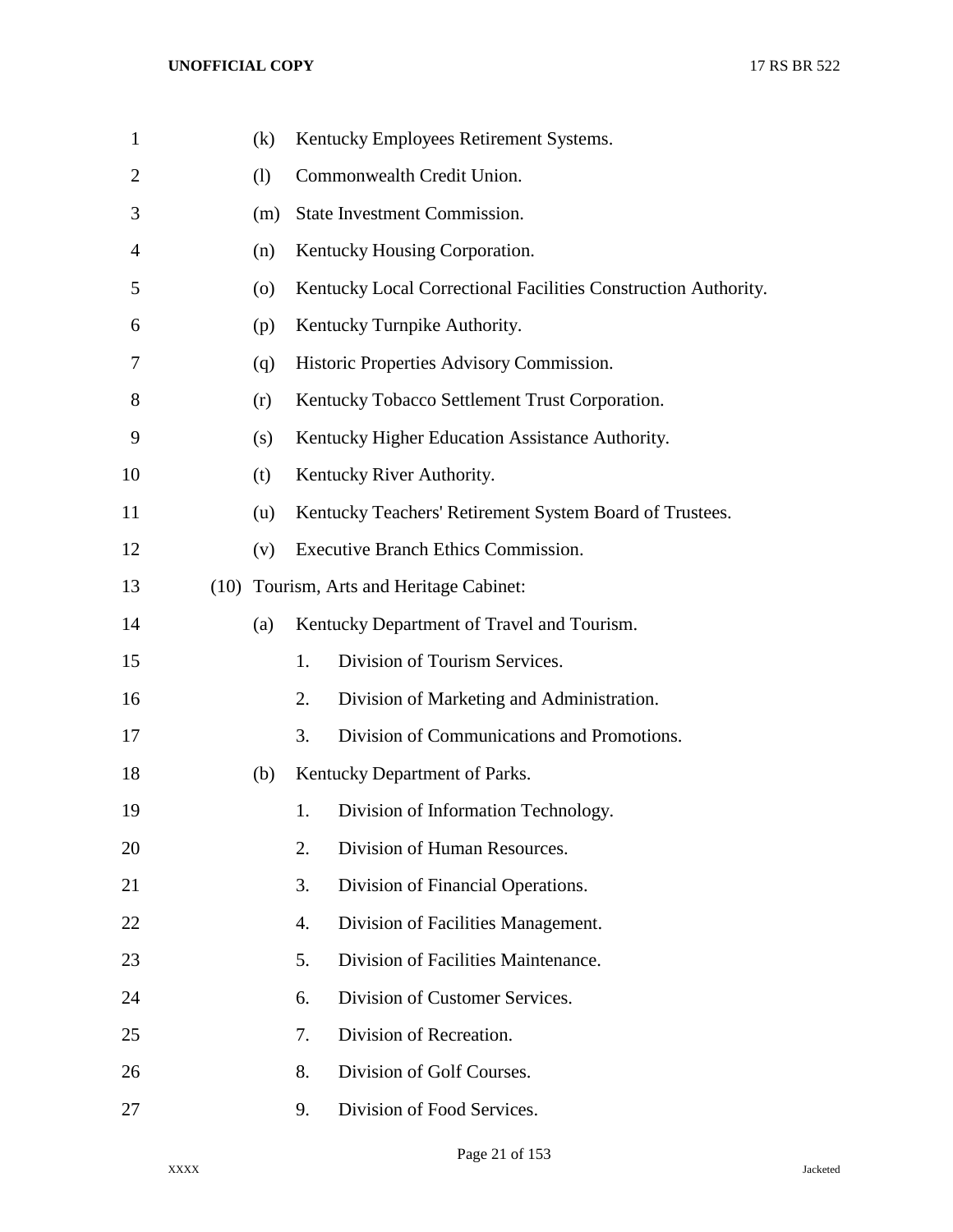(k) Kentucky Employees Retirement Systems.

(l) Commonwealth Credit Union.

(m) State Investment Commission.

(n) Kentucky Housing Corporation.

(o) Kentucky Local Correctional Facilities Construction Authority.

(p) Kentucky Turnpike Authority.

(q) Historic Properties Advisory Commission.

(r) Kentucky Tobacco Settlement Trust Corporation.

(s) Kentucky Higher Education Assistance Authority.

(t) Kentucky River Authority.

(u) Kentucky Teachers' Retirement System Board of Trustees.

(v) Executive Branch Ethics Commission.

(10) Tourism, Arts and Heritage Cabinet:

(a) Kentucky Department of Travel and Tourism.

1. Division of Tourism Services.
2. Division of Marketing and Administration.
3. Division of Communications and Promotions.

(b) Kentucky Department of Parks.

1. Division of Information Technology.
2. Division of Human Resources.
3. Division of Financial Operations.
4. Division of Facilities Management.
5. Division of Facilities Maintenance.
6. Division of Customer Services.
7. Division of Recreation.
8. Division of Golf Courses.
9. Division of Food Services.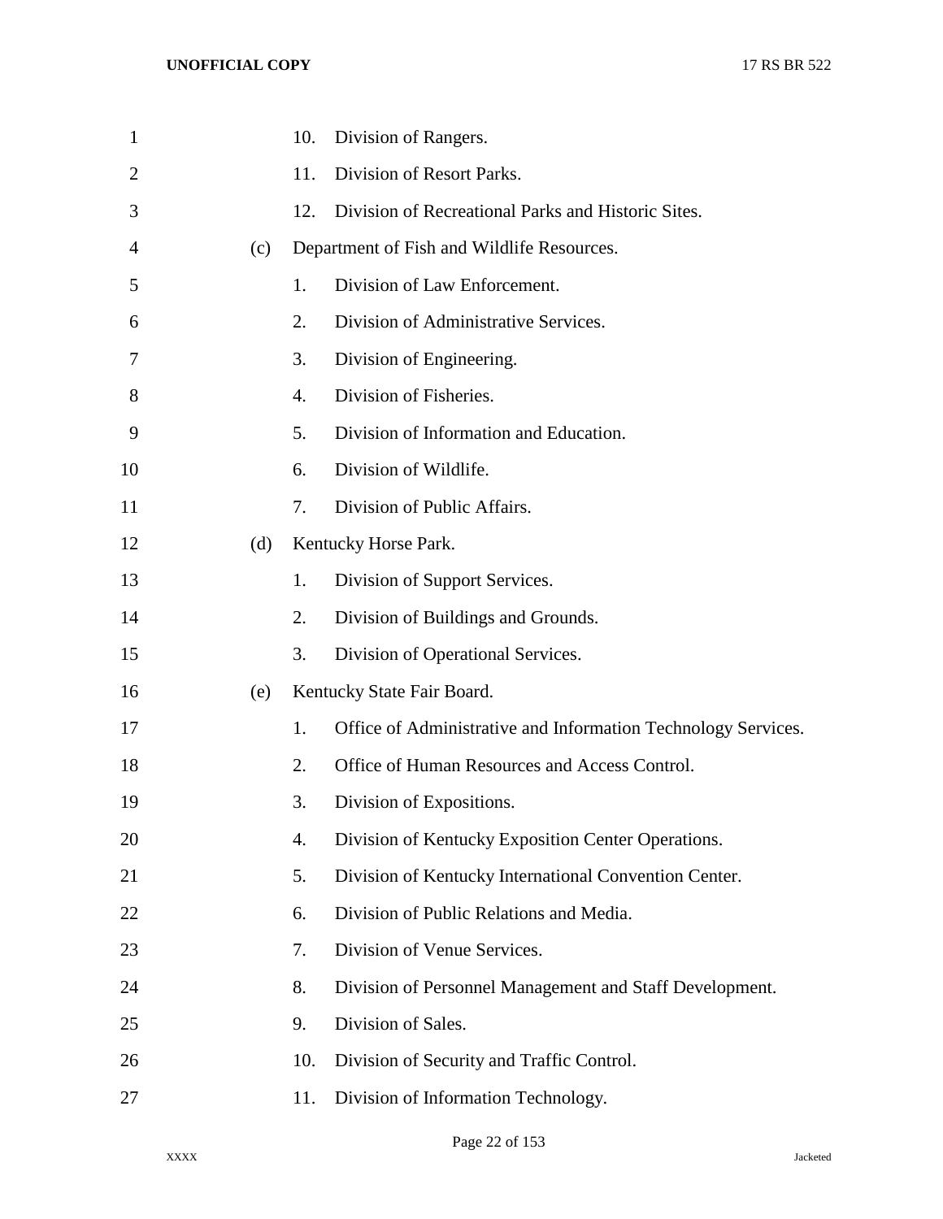10. Division of Rangers.
11. Division of Resort Parks.
12. Division of Recreational Parks and Historic Sites.

(c) Department of Fish and Wildlife Resources.

1. Division of Law Enforcement.
2. Division of Administrative Services.
3. Division of Engineering.
4. Division of Fisheries.
5. Division of Information and Education.
6. Division of Wildlife.
7. Division of Public Affairs.

(d) Kentucky Horse Park.

1. Division of Support Services.
2. Division of Buildings and Grounds.
3. Division of Operational Services.

(e) Kentucky State Fair Board.

1. Office of Administrative and Information Technology Services.
2. Office of Human Resources and Access Control.
3. Division of Expositions.
4. Division of Kentucky Exposition Center Operations.
5. Division of Kentucky International Convention Center.
6. Division of Public Relations and Media.
7. Division of Venue Services.
8. Division of Personnel Management and Staff Development.
9. Division of Sales.
10. Division of Security and Traffic Control.
11. Division of Information Technology.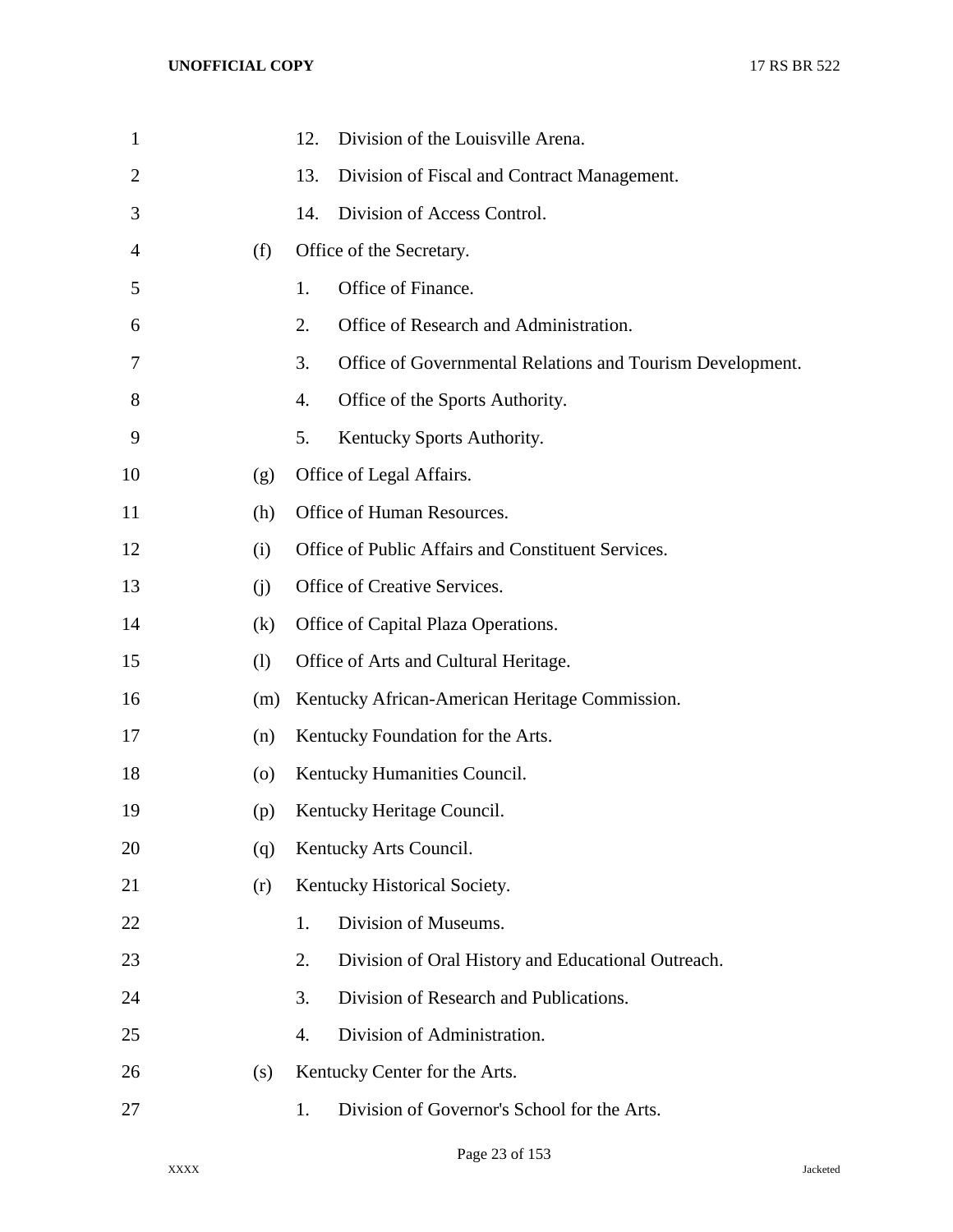12. Division of the Louisville Arena.

13. Division of Fiscal and Contract Management.

14. Division of Access Control.

(f) Office of the Secretary.

1. Office of Finance.

2. Office of Research and Administration.

3. Office of Governmental Relations and Tourism Development.

4. Office of the Sports Authority.

5. Kentucky Sports Authority.

(g) Office of Legal Affairs.

(h) Office of Human Resources.

(i) Office of Public Affairs and Constituent Services.

(j) Office of Creative Services.

(k) Office of Capital Plaza Operations.

(l) Office of Arts and Cultural Heritage.

(m) Kentucky African-American Heritage Commission.

(n) Kentucky Foundation for the Arts.

(o) Kentucky Humanities Council.

(p) Kentucky Heritage Council.

(q) Kentucky Arts Council.

(r) Kentucky Historical Society.

1. Division of Museums.

2. Division of Oral History and Educational Outreach.

3. Division of Research and Publications.

4. Division of Administration.

(s) Kentucky Center for the Arts.

1. Division of Governor's School for the Arts.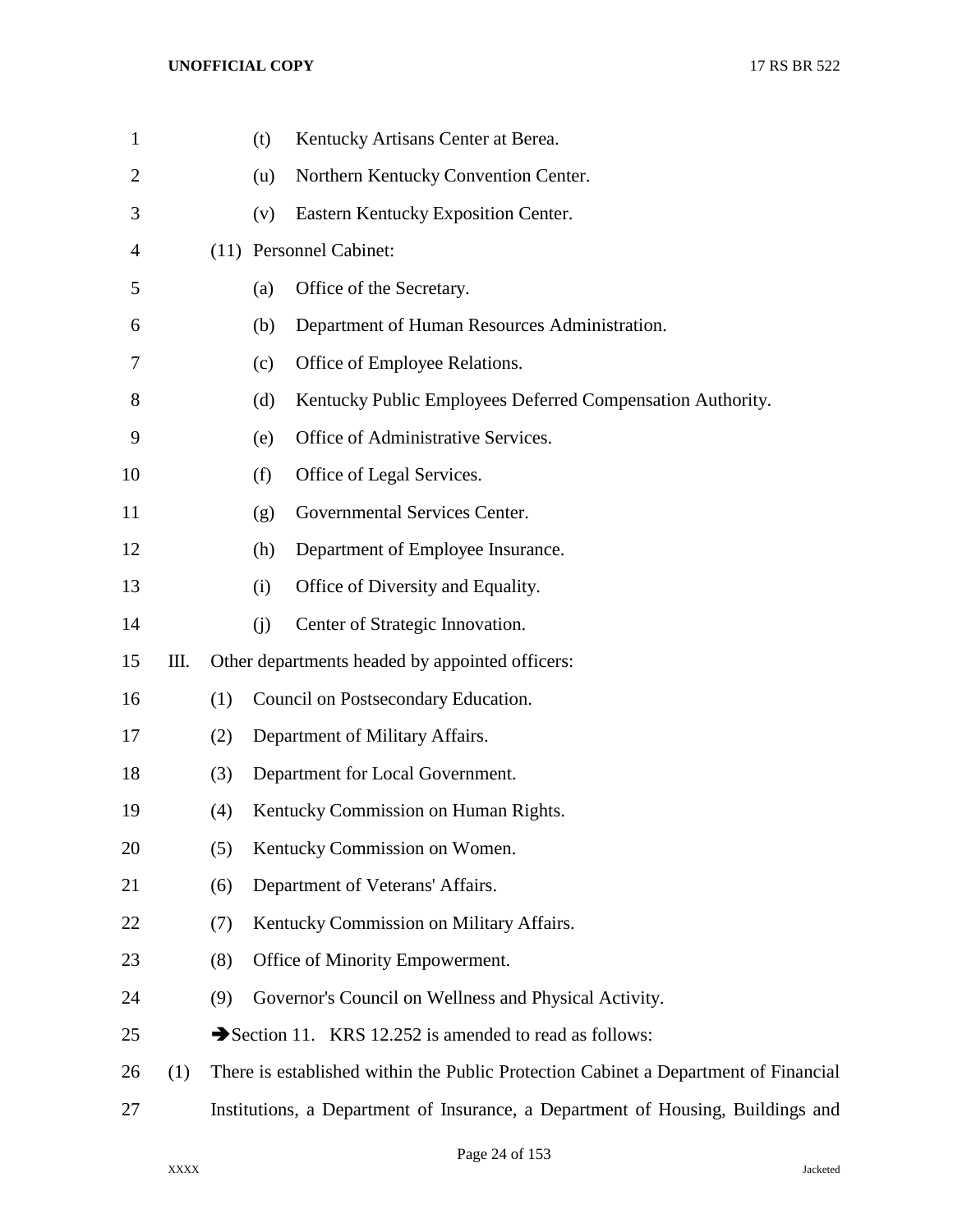(t) Kentucky Artisans Center at Berea.

(u) Northern Kentucky Convention Center.

(v) Eastern Kentucky Exposition Center.

(11) Personnel Cabinet:

(a) Office of the Secretary.

(b) Department of Human Resources Administration.

(c) Office of Employee Relations.

(d) Kentucky Public Employees Deferred Compensation Authority.

(e) Office of Administrative Services.

(f) Office of Legal Services.

(g) Governmental Services Center.

(h) Department of Employee Insurance.

(i) Office of Diversity and Equality.

(j) Center of Strategic Innovation.

III. Other departments headed by appointed officers:

(1) Council on Postsecondary Education.

(2) Department of Military Affairs.

(3) Department for Local Government.

(4) Kentucky Commission on Human Rights.

(5) Kentucky Commission on Women.

(6) Department of Veterans' Affairs.

(7) Kentucky Commission on Military Affairs.

(8) Office of Minority Empowerment.

(9) Governor's Council on Wellness and Physical Activity.

➔Section 11. KRS 12.252 is amended to read as follows:

(1) There is established within the Public Protection Cabinet a Department of Financial Institutions, a Department of Insurance, a Department of Housing, Buildings and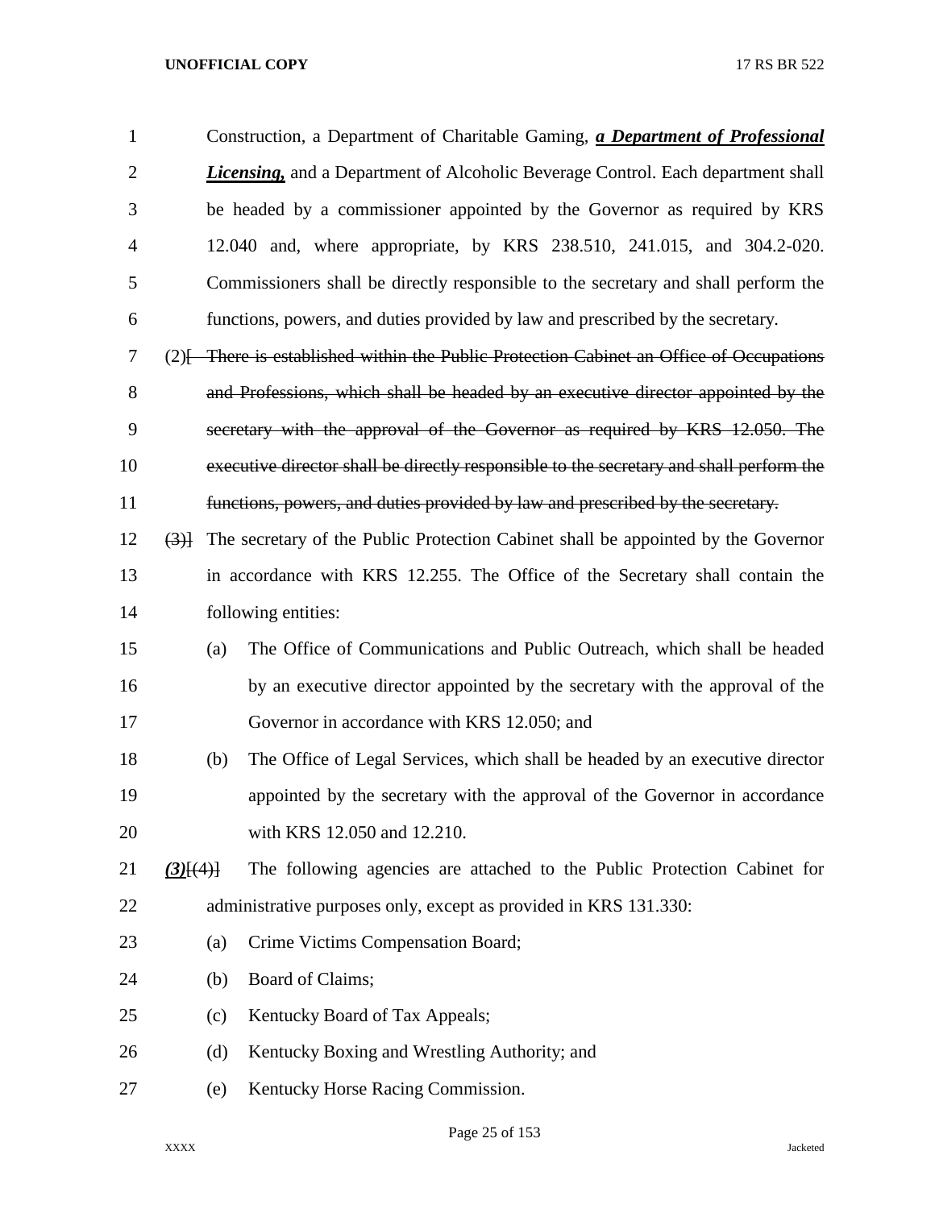Construction, a Department of Charitable Gaming, ***a Department of Professional Licensing,*** and a Department of Alcoholic Beverage Control. Each department shall be headed by a commissioner appointed by the Governor as required by KRS 12.040 and, where appropriate, by KRS 238.510, 241.015, and 304.2-020. Commissioners shall be directly responsible to the secretary and shall perform the functions, powers, and duties provided by law and prescribed by the secretary.

(2)[~~ There is established within the Public Protection Cabinet an Office of Occupations and Professions, which shall be headed by an executive director appointed by the secretary with the approval of the Governor as required by KRS 12.050. The executive director shall be directly responsible to the secretary and shall perform the functions, powers, and duties provided by law and prescribed by the secretary.~~

~~(3)~~] The secretary of the Public Protection Cabinet shall be appointed by the Governor in accordance with KRS 12.255. The Office of the Secretary shall contain the following entities:

(a) The Office of Communications and Public Outreach, which shall be headed by an executive director appointed by the secretary with the approval of the Governor in accordance with KRS 12.050; and

(b) The Office of Legal Services, which shall be headed by an executive director appointed by the secretary with the approval of the Governor in accordance with KRS 12.050 and 12.210.

***(3)***[~~(4)~~] The following agencies are attached to the Public Protection Cabinet for administrative purposes only, except as provided in KRS 131.330:

(a) Crime Victims Compensation Board;

(b) Board of Claims;

(c) Kentucky Board of Tax Appeals;

(d) Kentucky Boxing and Wrestling Authority; and

(e) Kentucky Horse Racing Commission.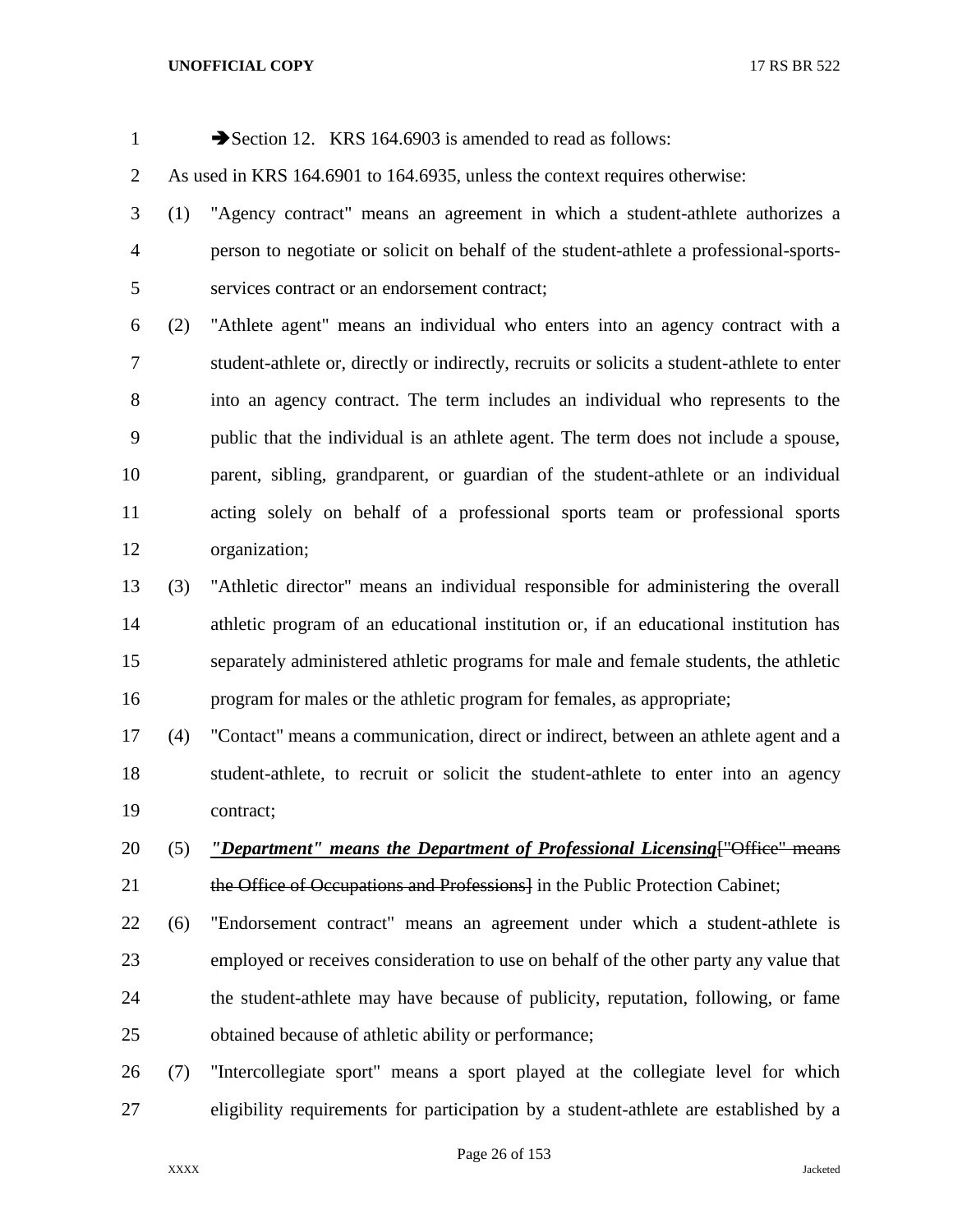➔Section 12. KRS 164.6903 is amended to read as follows:

As used in KRS 164.6901 to 164.6935, unless the context requires otherwise:

(1) "Agency contract" means an agreement in which a student-athlete authorizes a person to negotiate or solicit on behalf of the student-athlete a professional-sports-services contract or an endorsement contract;

(2) "Athlete agent" means an individual who enters into an agency contract with a student-athlete or, directly or indirectly, recruits or solicits a student-athlete to enter into an agency contract. The term includes an individual who represents to the public that the individual is an athlete agent. The term does not include a spouse, parent, sibling, grandparent, or guardian of the student-athlete or an individual acting solely on behalf of a professional sports team or professional sports organization;

(3) "Athletic director" means an individual responsible for administering the overall athletic program of an educational institution or, if an educational institution has separately administered athletic programs for male and female students, the athletic program for males or the athletic program for females, as appropriate;

(4) "Contact" means a communication, direct or indirect, between an athlete agent and a student-athlete, to recruit or solicit the student-athlete to enter into an agency contract;

(5) ***"Department" means the Department of Professional Licensing***~~["Office" means the Office of Occupations and Professions]~~ in the Public Protection Cabinet;

(6) "Endorsement contract" means an agreement under which a student-athlete is employed or receives consideration to use on behalf of the other party any value that the student-athlete may have because of publicity, reputation, following, or fame obtained because of athletic ability or performance;

(7) "Intercollegiate sport" means a sport played at the collegiate level for which eligibility requirements for participation by a student-athlete are established by a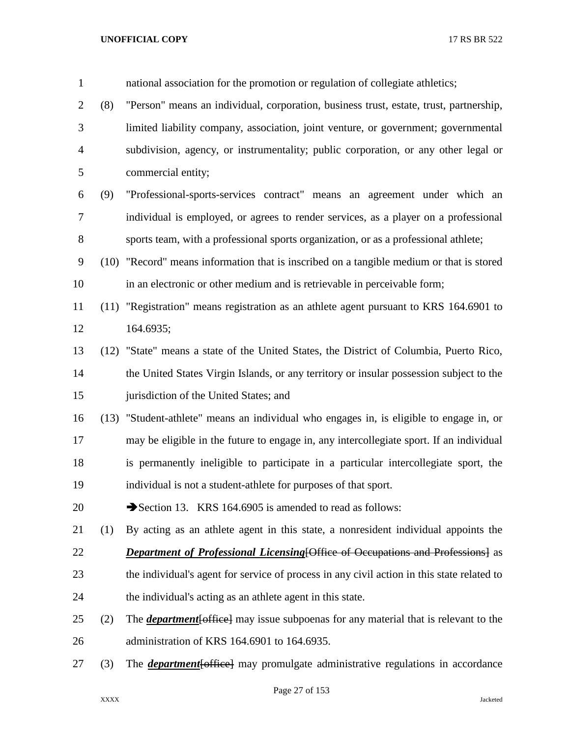national association for the promotion or regulation of collegiate athletics;

(8) "Person" means an individual, corporation, business trust, estate, trust, partnership, limited liability company, association, joint venture, or government; governmental subdivision, agency, or instrumentality; public corporation, or any other legal or commercial entity;

(9) "Professional-sports-services contract" means an agreement under which an individual is employed, or agrees to render services, as a player on a professional sports team, with a professional sports organization, or as a professional athlete;

(10) "Record" means information that is inscribed on a tangible medium or that is stored in an electronic or other medium and is retrievable in perceivable form;

(11) "Registration" means registration as an athlete agent pursuant to KRS 164.6901 to 164.6935;

(12) "State" means a state of the United States, the District of Columbia, Puerto Rico, the United States Virgin Islands, or any territory or insular possession subject to the jurisdiction of the United States; and

(13) "Student-athlete" means an individual who engages in, is eligible to engage in, or may be eligible in the future to engage in, any intercollegiate sport. If an individual is permanently ineligible to participate in a particular intercollegiate sport, the individual is not a student-athlete for purposes of that sport.

➔Section 13. KRS 164.6905 is amended to read as follows:

(1) By acting as an athlete agent in this state, a nonresident individual appoints the ***Department of Professional Licensing***[~~Office of Occupations and Professions~~] as the individual's agent for service of process in any civil action in this state related to the individual's acting as an athlete agent in this state.

(2) The ***department***[~~office~~] may issue subpoenas for any material that is relevant to the administration of KRS 164.6901 to 164.6935.

(3) The ***department***[~~office~~] may promulgate administrative regulations in accordance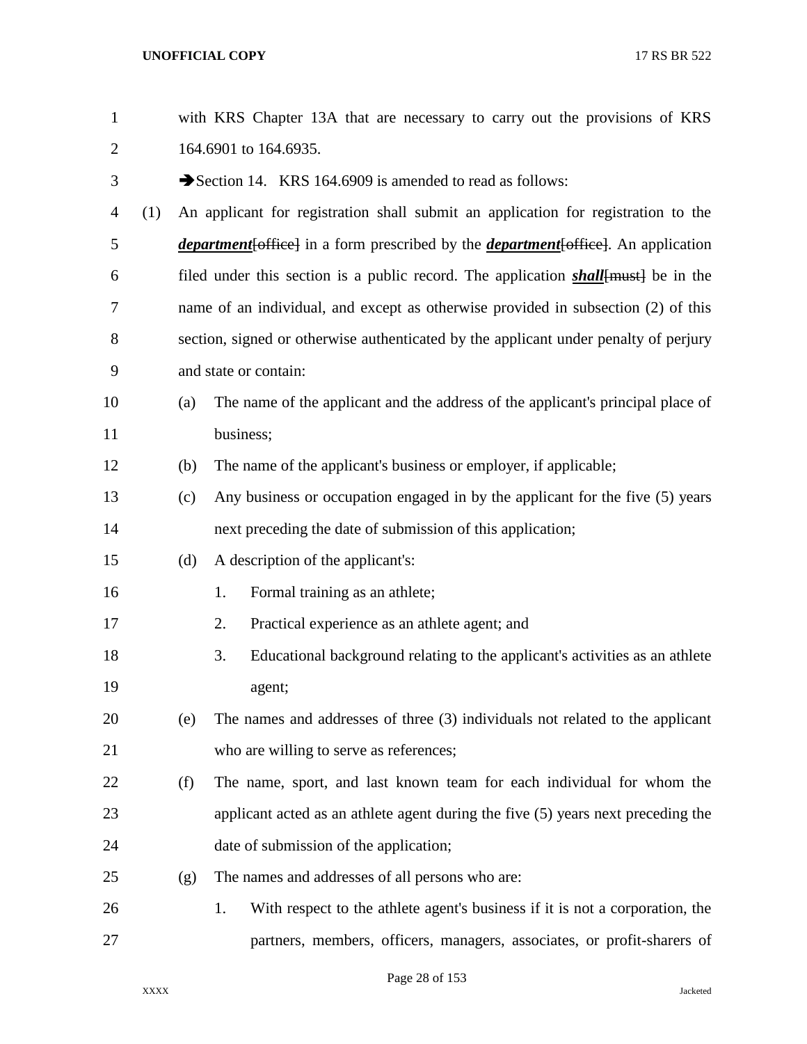with KRS Chapter 13A that are necessary to carry out the provisions of KRS 164.6901 to 164.6935.

➔Section 14. KRS 164.6909 is amended to read as follows:

(1) An applicant for registration shall submit an application for registration to the ***department***[~~office~~] in a form prescribed by the ***department***[~~office~~]. An application filed under this section is a public record. The application ***shall***[~~must~~] be in the name of an individual, and except as otherwise provided in subsection (2) of this section, signed or otherwise authenticated by the applicant under penalty of perjury and state or contain:

(a) The name of the applicant and the address of the applicant's principal place of business;

(b) The name of the applicant's business or employer, if applicable;

(c) Any business or occupation engaged in by the applicant for the five (5) years next preceding the date of submission of this application;

(d) A description of the applicant's:

1. Formal training as an athlete;

2. Practical experience as an athlete agent; and

3. Educational background relating to the applicant's activities as an athlete agent;

(e) The names and addresses of three (3) individuals not related to the applicant who are willing to serve as references;

(f) The name, sport, and last known team for each individual for whom the applicant acted as an athlete agent during the five (5) years next preceding the date of submission of the application;

(g) The names and addresses of all persons who are:

1. With respect to the athlete agent's business if it is not a corporation, the partners, members, officers, managers, associates, or profit-sharers of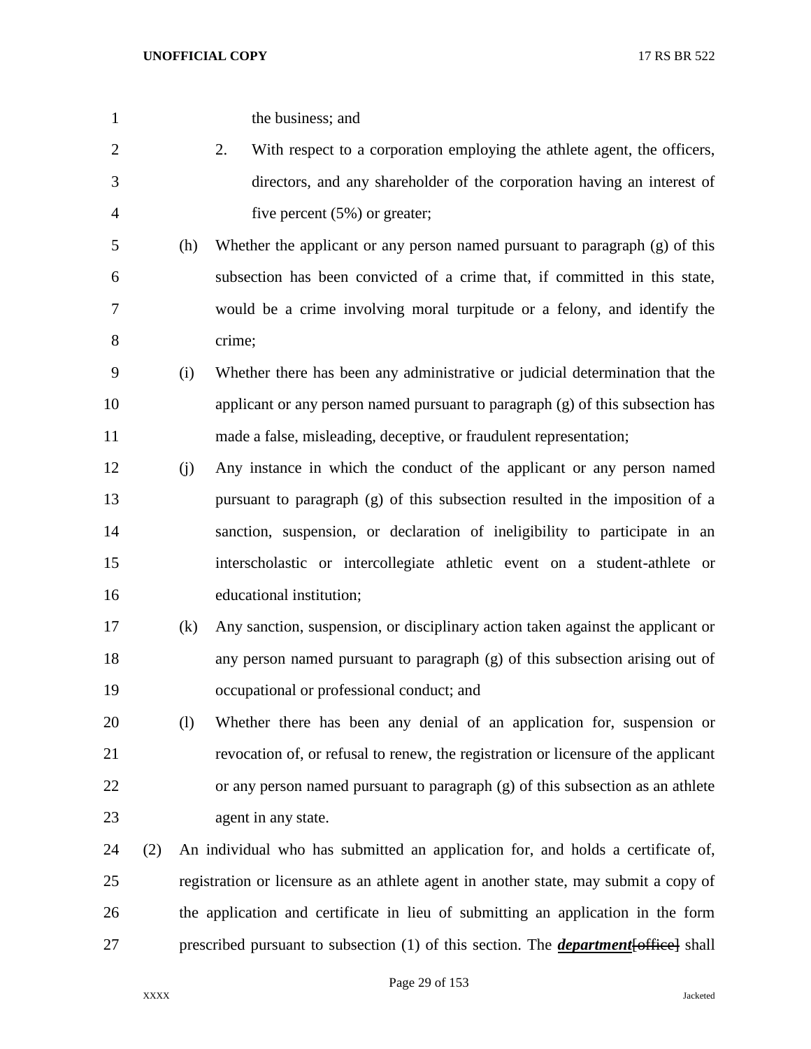the business; and

2. With respect to a corporation employing the athlete agent, the officers, directors, and any shareholder of the corporation having an interest of five percent (5%) or greater;

(h) Whether the applicant or any person named pursuant to paragraph (g) of this subsection has been convicted of a crime that, if committed in this state, would be a crime involving moral turpitude or a felony, and identify the crime;

(i) Whether there has been any administrative or judicial determination that the applicant or any person named pursuant to paragraph (g) of this subsection has made a false, misleading, deceptive, or fraudulent representation;

(j) Any instance in which the conduct of the applicant or any person named pursuant to paragraph (g) of this subsection resulted in the imposition of a sanction, suspension, or declaration of ineligibility to participate in an interscholastic or intercollegiate athletic event on a student-athlete or educational institution;

(k) Any sanction, suspension, or disciplinary action taken against the applicant or any person named pursuant to paragraph (g) of this subsection arising out of occupational or professional conduct; and

(l) Whether there has been any denial of an application for, suspension or revocation of, or refusal to renew, the registration or licensure of the applicant or any person named pursuant to paragraph (g) of this subsection as an athlete agent in any state.

(2) An individual who has submitted an application for, and holds a certificate of, registration or licensure as an athlete agent in another state, may submit a copy of the application and certificate in lieu of submitting an application in the form prescribed pursuant to subsection (1) of this section. The ***department***~~[office]~~ shall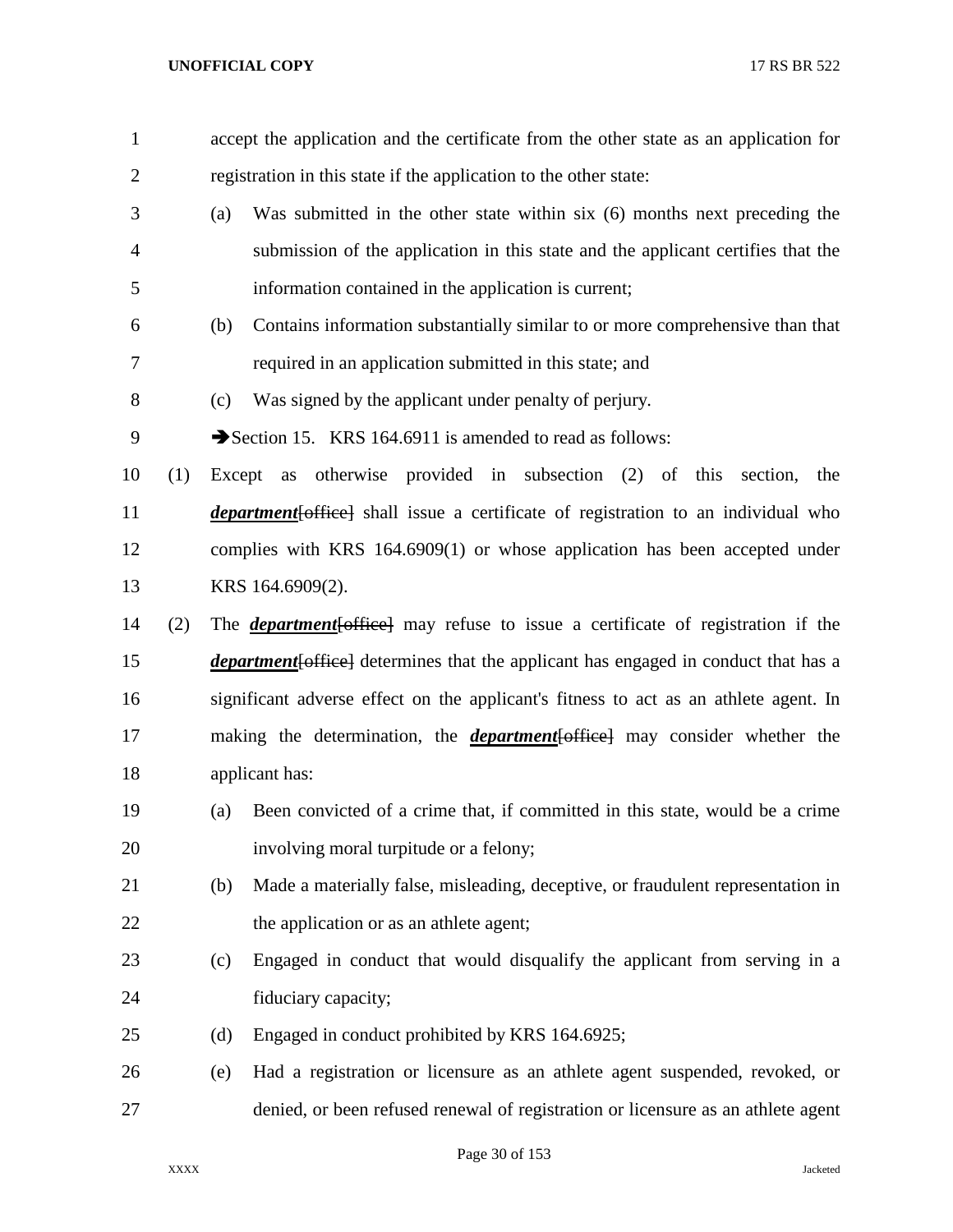accept the application and the certificate from the other state as an application for registration in this state if the application to the other state:

(a) Was submitted in the other state within six (6) months next preceding the submission of the application in this state and the applicant certifies that the information contained in the application is current;

(b) Contains information substantially similar to or more comprehensive than that required in an application submitted in this state; and

(c) Was signed by the applicant under penalty of perjury.

➔Section 15. KRS 164.6911 is amended to read as follows:

(1) Except as otherwise provided in subsection (2) of this section, the ***department***[~~office~~] shall issue a certificate of registration to an individual who complies with KRS 164.6909(1) or whose application has been accepted under KRS 164.6909(2).

(2) The ***department***[~~office~~] may refuse to issue a certificate of registration if the ***department***[~~office~~] determines that the applicant has engaged in conduct that has a significant adverse effect on the applicant's fitness to act as an athlete agent. In making the determination, the ***department***[~~office~~] may consider whether the applicant has:

(a) Been convicted of a crime that, if committed in this state, would be a crime involving moral turpitude or a felony;

(b) Made a materially false, misleading, deceptive, or fraudulent representation in the application or as an athlete agent;

(c) Engaged in conduct that would disqualify the applicant from serving in a fiduciary capacity;

(d) Engaged in conduct prohibited by KRS 164.6925;

(e) Had a registration or licensure as an athlete agent suspended, revoked, or denied, or been refused renewal of registration or licensure as an athlete agent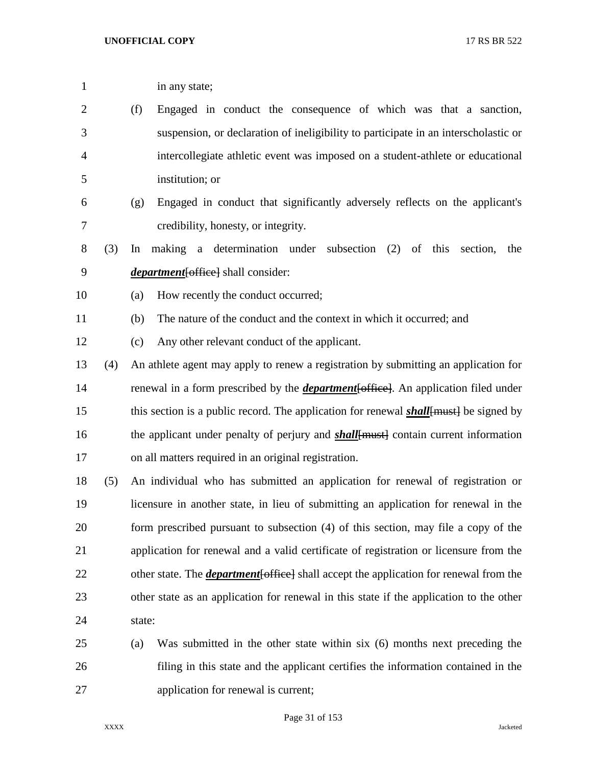in any state;

(f) Engaged in conduct the consequence of which was that a sanction, suspension, or declaration of ineligibility to participate in an interscholastic or intercollegiate athletic event was imposed on a student-athlete or educational institution; or

(g) Engaged in conduct that significantly adversely reflects on the applicant's credibility, honesty, or integrity.

(3) In making a determination under subsection (2) of this section, the ***department***~~[office]~~ shall consider:

(a) How recently the conduct occurred;

(b) The nature of the conduct and the context in which it occurred; and

(c) Any other relevant conduct of the applicant.

(4) An athlete agent may apply to renew a registration by submitting an application for renewal in a form prescribed by the ***department***~~[office]~~. An application filed under this section is a public record. The application for renewal ***shall***~~[must]~~ be signed by the applicant under penalty of perjury and ***shall***~~[must]~~ contain current information on all matters required in an original registration.

(5) An individual who has submitted an application for renewal of registration or licensure in another state, in lieu of submitting an application for renewal in the form prescribed pursuant to subsection (4) of this section, may file a copy of the application for renewal and a valid certificate of registration or licensure from the other state. The ***department***~~[office]~~ shall accept the application for renewal from the other state as an application for renewal in this state if the application to the other state:

(a) Was submitted in the other state within six (6) months next preceding the filing in this state and the applicant certifies the information contained in the application for renewal is current;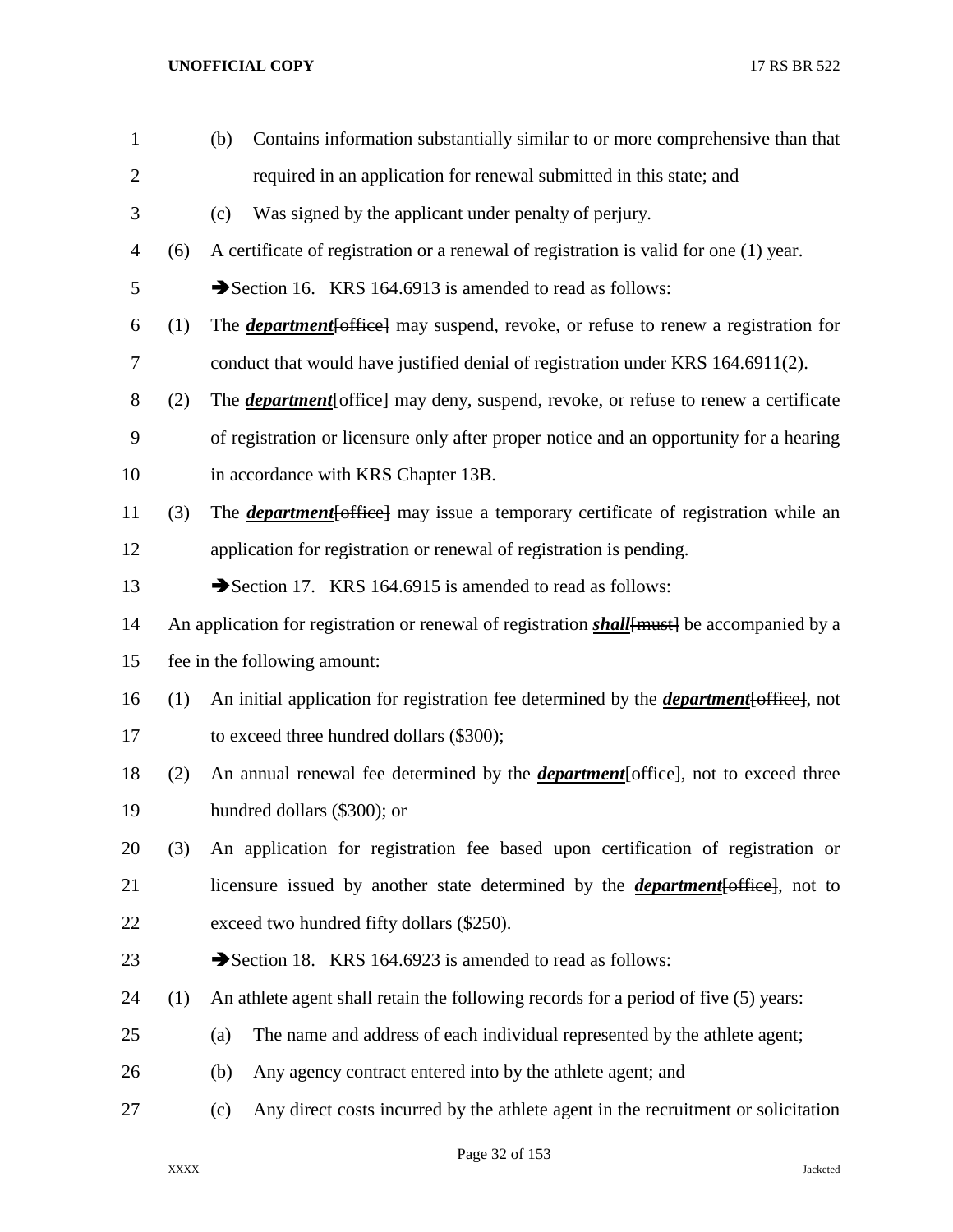(b) Contains information substantially similar to or more comprehensive than that required in an application for renewal submitted in this state; and

(c) Was signed by the applicant under penalty of perjury.

(6) A certificate of registration or a renewal of registration is valid for one (1) year.

➔Section 16. KRS 164.6913 is amended to read as follows:

(1) The ***department***[~~office~~] may suspend, revoke, or refuse to renew a registration for conduct that would have justified denial of registration under KRS 164.6911(2).

(2) The ***department***[~~office~~] may deny, suspend, revoke, or refuse to renew a certificate of registration or licensure only after proper notice and an opportunity for a hearing in accordance with KRS Chapter 13B.

(3) The ***department***[~~office~~] may issue a temporary certificate of registration while an application for registration or renewal of registration is pending.

➔Section 17. KRS 164.6915 is amended to read as follows:

An application for registration or renewal of registration ***shall***[~~must~~] be accompanied by a fee in the following amount:

(1) An initial application for registration fee determined by the ***department***[~~office~~], not to exceed three hundred dollars ($300);

(2) An annual renewal fee determined by the ***department***[~~office~~], not to exceed three hundred dollars ($300); or

(3) An application for registration fee based upon certification of registration or licensure issued by another state determined by the ***department***[~~office~~], not to exceed two hundred fifty dollars ($250).

➔Section 18. KRS 164.6923 is amended to read as follows:

(1) An athlete agent shall retain the following records for a period of five (5) years:

(a) The name and address of each individual represented by the athlete agent;

(b) Any agency contract entered into by the athlete agent; and

(c) Any direct costs incurred by the athlete agent in the recruitment or solicitation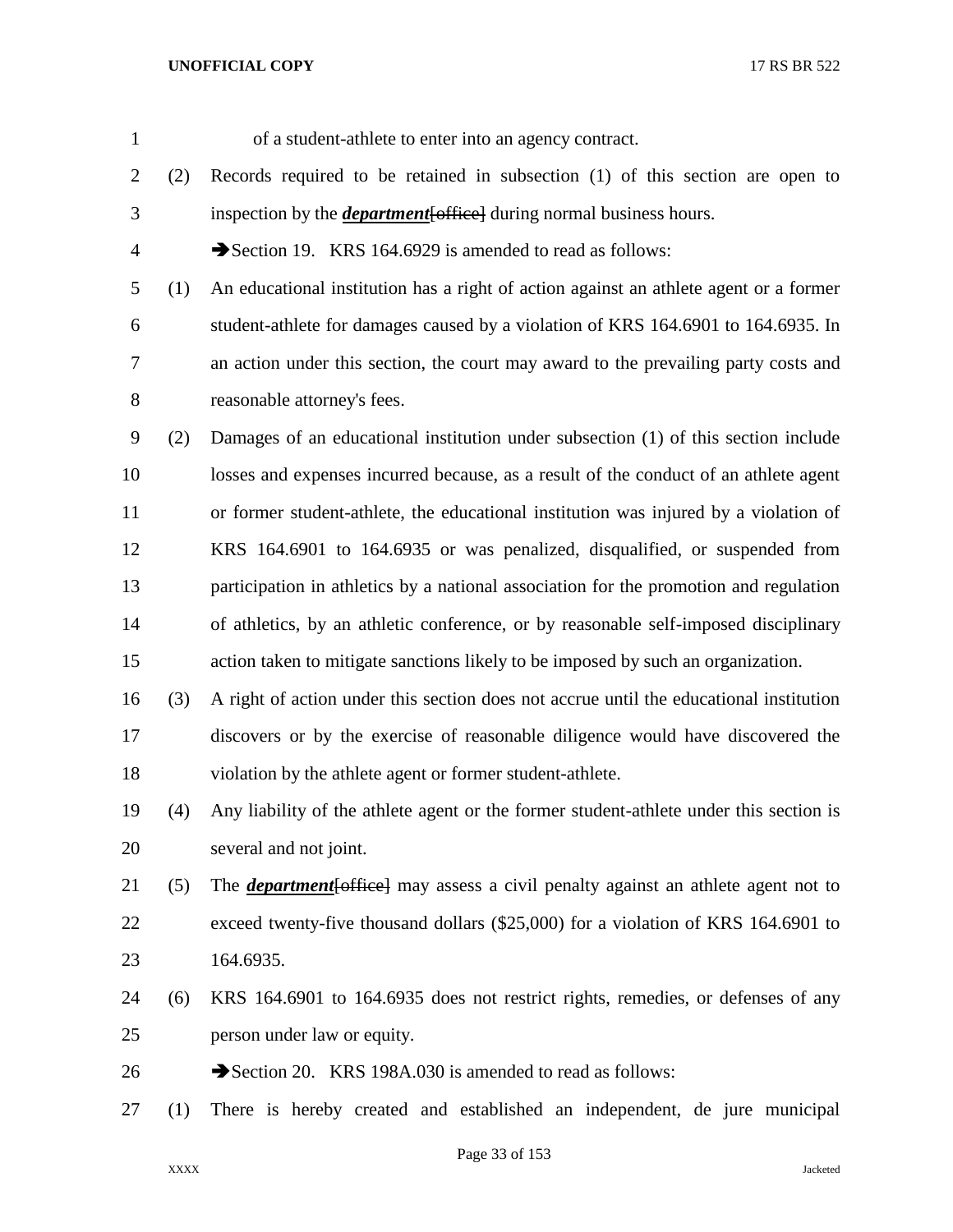of a student-athlete to enter into an agency contract.

(2) Records required to be retained in subsection (1) of this section are open to inspection by the ***department***~~[office]~~ during normal business hours.

➔Section 19. KRS 164.6929 is amended to read as follows:

(1) An educational institution has a right of action against an athlete agent or a former student-athlete for damages caused by a violation of KRS 164.6901 to 164.6935. In an action under this section, the court may award to the prevailing party costs and reasonable attorney's fees.

(2) Damages of an educational institution under subsection (1) of this section include losses and expenses incurred because, as a result of the conduct of an athlete agent or former student-athlete, the educational institution was injured by a violation of KRS 164.6901 to 164.6935 or was penalized, disqualified, or suspended from participation in athletics by a national association for the promotion and regulation of athletics, by an athletic conference, or by reasonable self-imposed disciplinary action taken to mitigate sanctions likely to be imposed by such an organization.

(3) A right of action under this section does not accrue until the educational institution discovers or by the exercise of reasonable diligence would have discovered the violation by the athlete agent or former student-athlete.

(4) Any liability of the athlete agent or the former student-athlete under this section is several and not joint.

(5) The ***department***~~[office]~~ may assess a civil penalty against an athlete agent not to exceed twenty-five thousand dollars ($25,000) for a violation of KRS 164.6901 to 164.6935.

(6) KRS 164.6901 to 164.6935 does not restrict rights, remedies, or defenses of any person under law or equity.

➔Section 20. KRS 198A.030 is amended to read as follows:

(1) There is hereby created and established an independent, de jure municipal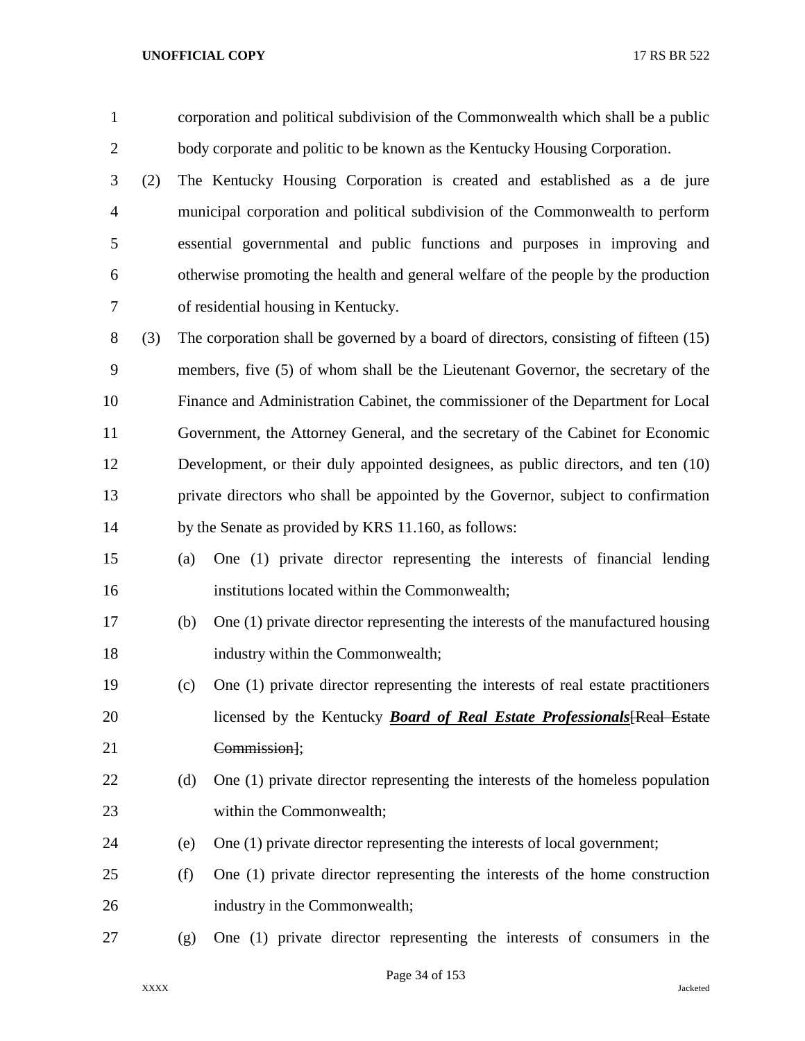corporation and political subdivision of the Commonwealth which shall be a public body corporate and politic to be known as the Kentucky Housing Corporation.

(2) The Kentucky Housing Corporation is created and established as a de jure municipal corporation and political subdivision of the Commonwealth to perform essential governmental and public functions and purposes in improving and otherwise promoting the health and general welfare of the people by the production of residential housing in Kentucky.

(3) The corporation shall be governed by a board of directors, consisting of fifteen (15) members, five (5) of whom shall be the Lieutenant Governor, the secretary of the Finance and Administration Cabinet, the commissioner of the Department for Local Government, the Attorney General, and the secretary of the Cabinet for Economic Development, or their duly appointed designees, as public directors, and ten (10) private directors who shall be appointed by the Governor, subject to confirmation by the Senate as provided by KRS 11.160, as follows:

(a) One (1) private director representing the interests of financial lending institutions located within the Commonwealth;

(b) One (1) private director representing the interests of the manufactured housing industry within the Commonwealth;

(c) One (1) private director representing the interests of real estate practitioners licensed by the Kentucky ***Board of Real Estate Professionals***[~~Real Estate Commission~~];

(d) One (1) private director representing the interests of the homeless population within the Commonwealth;

(e) One (1) private director representing the interests of local government;

(f) One (1) private director representing the interests of the home construction industry in the Commonwealth;

(g) One (1) private director representing the interests of consumers in the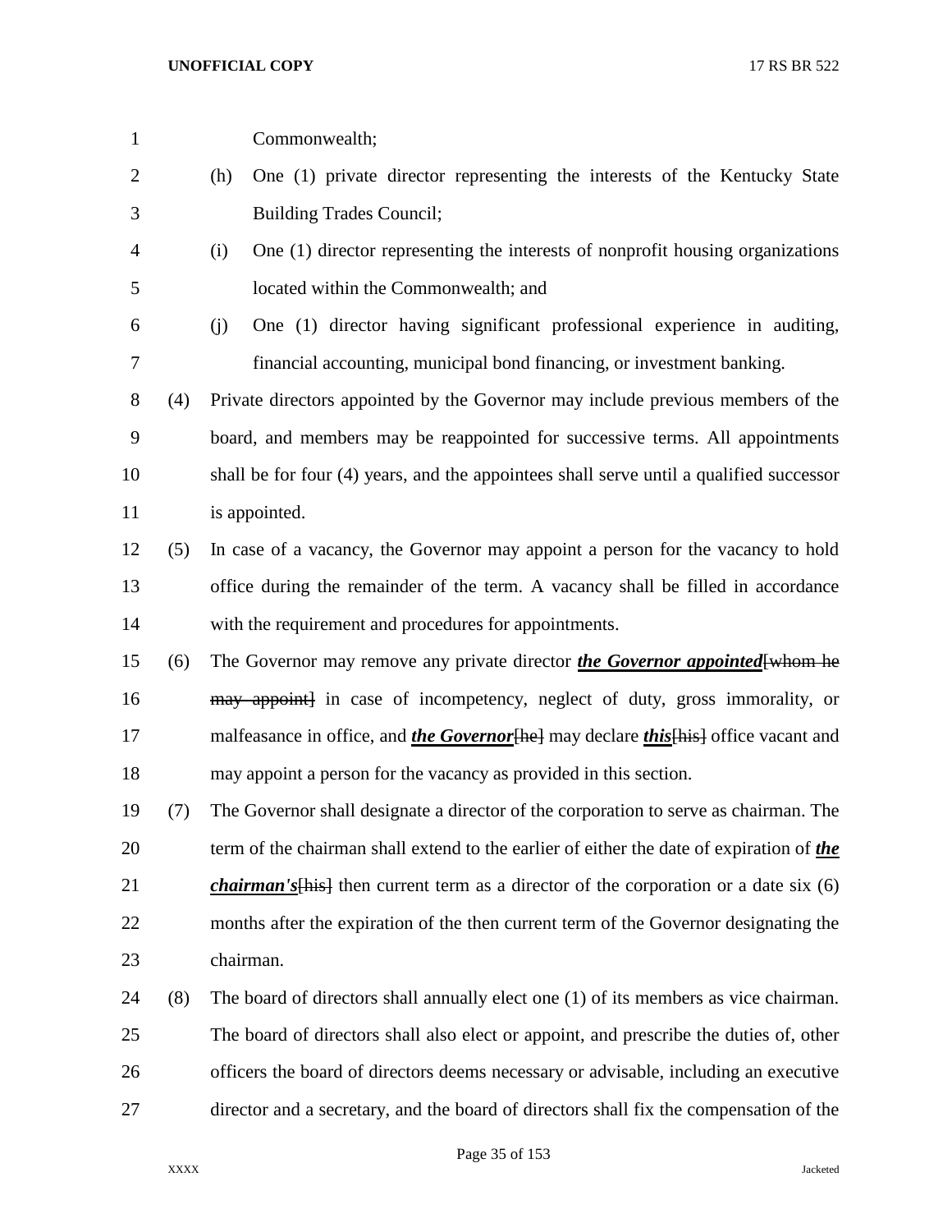Commonwealth;

(h) One (1) private director representing the interests of the Kentucky State Building Trades Council;

(i) One (1) director representing the interests of nonprofit housing organizations located within the Commonwealth; and

(j) One (1) director having significant professional experience in auditing, financial accounting, municipal bond financing, or investment banking.

(4) Private directors appointed by the Governor may include previous members of the board, and members may be reappointed for successive terms. All appointments shall be for four (4) years, and the appointees shall serve until a qualified successor is appointed.

(5) In case of a vacancy, the Governor may appoint a person for the vacancy to hold office during the remainder of the term. A vacancy shall be filled in accordance with the requirement and procedures for appointments.

(6) The Governor may remove any private director ***the Governor appointed***~~[whom he may appoint]~~ in case of incompetency, neglect of duty, gross immorality, or malfeasance in office, and ***the Governor***~~[he]~~ may declare ***this***~~[his]~~ office vacant and may appoint a person for the vacancy as provided in this section.

(7) The Governor shall designate a director of the corporation to serve as chairman. The term of the chairman shall extend to the earlier of either the date of expiration of ***the chairman's***~~[his]~~ then current term as a director of the corporation or a date six (6) months after the expiration of the then current term of the Governor designating the chairman.

(8) The board of directors shall annually elect one (1) of its members as vice chairman. The board of directors shall also elect or appoint, and prescribe the duties of, other officers the board of directors deems necessary or advisable, including an executive director and a secretary, and the board of directors shall fix the compensation of the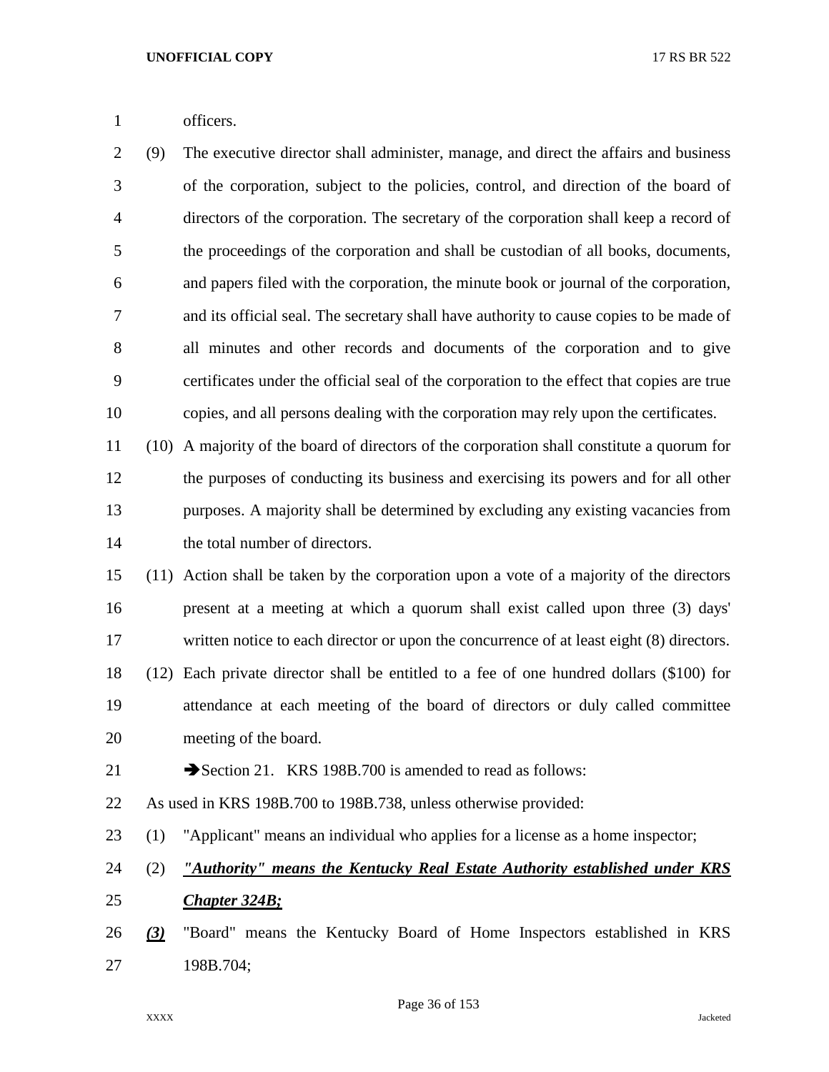officers.

(9) The executive director shall administer, manage, and direct the affairs and business of the corporation, subject to the policies, control, and direction of the board of directors of the corporation. The secretary of the corporation shall keep a record of the proceedings of the corporation and shall be custodian of all books, documents, and papers filed with the corporation, the minute book or journal of the corporation, and its official seal. The secretary shall have authority to cause copies to be made of all minutes and other records and documents of the corporation and to give certificates under the official seal of the corporation to the effect that copies are true copies, and all persons dealing with the corporation may rely upon the certificates.

(10) A majority of the board of directors of the corporation shall constitute a quorum for the purposes of conducting its business and exercising its powers and for all other purposes. A majority shall be determined by excluding any existing vacancies from the total number of directors.

(11) Action shall be taken by the corporation upon a vote of a majority of the directors present at a meeting at which a quorum shall exist called upon three (3) days' written notice to each director or upon the concurrence of at least eight (8) directors.

(12) Each private director shall be entitled to a fee of one hundred dollars ($100) for attendance at each meeting of the board of directors or duly called committee meeting of the board.

➔Section 21. KRS 198B.700 is amended to read as follows:

As used in KRS 198B.700 to 198B.738, unless otherwise provided:

(1) "Applicant" means an individual who applies for a license as a home inspector;

(2) ***"Authority" means the Kentucky Real Estate Authority established under KRS Chapter 324B;***

***(3)*** "Board" means the Kentucky Board of Home Inspectors established in KRS 198B.704;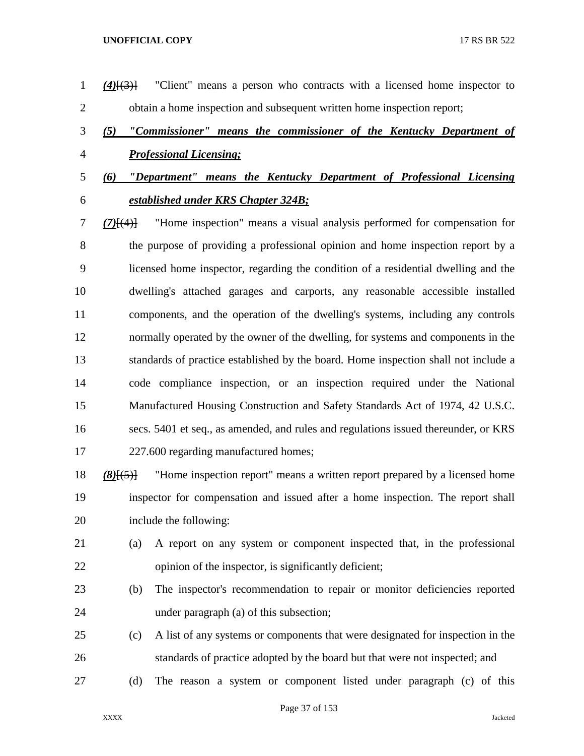*(4)*[(3)] "Client" means a person who contracts with a licensed home inspector to obtain a home inspection and subsequent written home inspection report;

***(5) "Commissioner" means the commissioner of the Kentucky Department of Professional Licensing;***

***(6) "Department" means the Kentucky Department of Professional Licensing established under KRS Chapter 324B;***

*(7)*[(4)] "Home inspection" means a visual analysis performed for compensation for the purpose of providing a professional opinion and home inspection report by a licensed home inspector, regarding the condition of a residential dwelling and the dwelling's attached garages and carports, any reasonable accessible installed components, and the operation of the dwelling's systems, including any controls normally operated by the owner of the dwelling, for systems and components in the standards of practice established by the board. Home inspection shall not include a code compliance inspection, or an inspection required under the National Manufactured Housing Construction and Safety Standards Act of 1974, 42 U.S.C. secs. 5401 et seq., as amended, and rules and regulations issued thereunder, or KRS 227.600 regarding manufactured homes;

*(8)*[(5)] "Home inspection report" means a written report prepared by a licensed home inspector for compensation and issued after a home inspection. The report shall include the following:

(a) A report on any system or component inspected that, in the professional opinion of the inspector, is significantly deficient;

(b) The inspector's recommendation to repair or monitor deficiencies reported under paragraph (a) of this subsection;

(c) A list of any systems or components that were designated for inspection in the standards of practice adopted by the board but that were not inspected; and

(d) The reason a system or component listed under paragraph (c) of this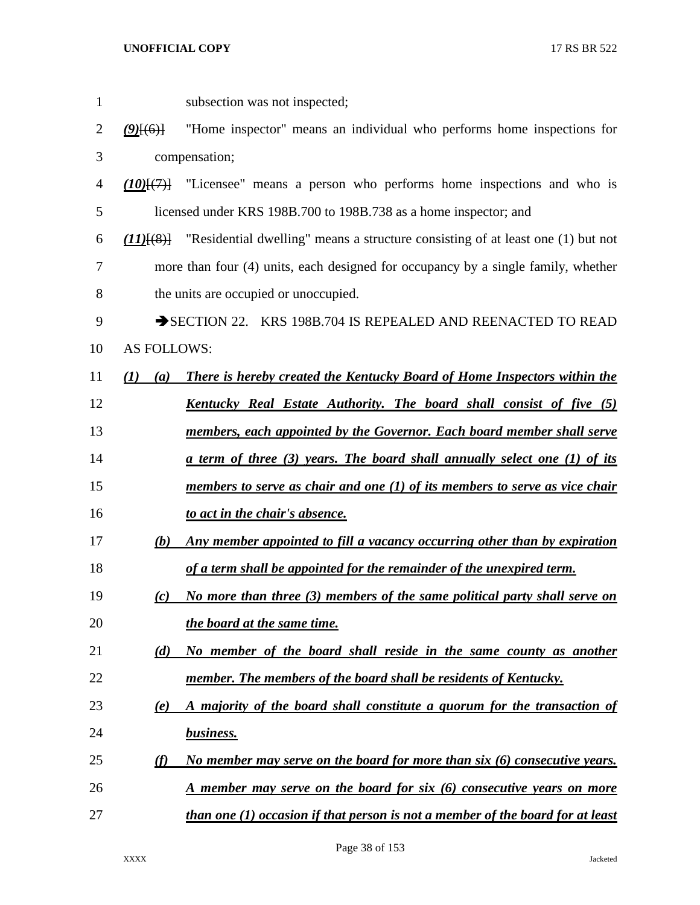subsection was not inspected;

***(9)***[(6)] "Home inspector" means an individual who performs home inspections for compensation;

***(10)***[(7)] "Licensee" means a person who performs home inspections and who is licensed under KRS 198B.700 to 198B.738 as a home inspector; and

***(11)***[(8)] "Residential dwelling" means a structure consisting of at least one (1) but not more than four (4) units, each designed for occupancy by a single family, whether the units are occupied or unoccupied.

➔SECTION 22. KRS 198B.704 IS REPEALED AND REENACTED TO READ AS FOLLOWS:

***(1) (a) There is hereby created the Kentucky Board of Home Inspectors within the Kentucky Real Estate Authority. The board shall consist of five (5) members, each appointed by the Governor. Each board member shall serve a term of three (3) years. The board shall annually select one (1) of its members to serve as chair and one (1) of its members to serve as vice chair to act in the chair's absence.***

***(b) Any member appointed to fill a vacancy occurring other than by expiration of a term shall be appointed for the remainder of the unexpired term.***

***(c) No more than three (3) members of the same political party shall serve on the board at the same time.***

***(d) No member of the board shall reside in the same county as another member. The members of the board shall be residents of Kentucky.***

***(e) A majority of the board shall constitute a quorum for the transaction of business.***

***(f) No member may serve on the board for more than six (6) consecutive years. A member may serve on the board for six (6) consecutive years on more than one (1) occasion if that person is not a member of the board for at least***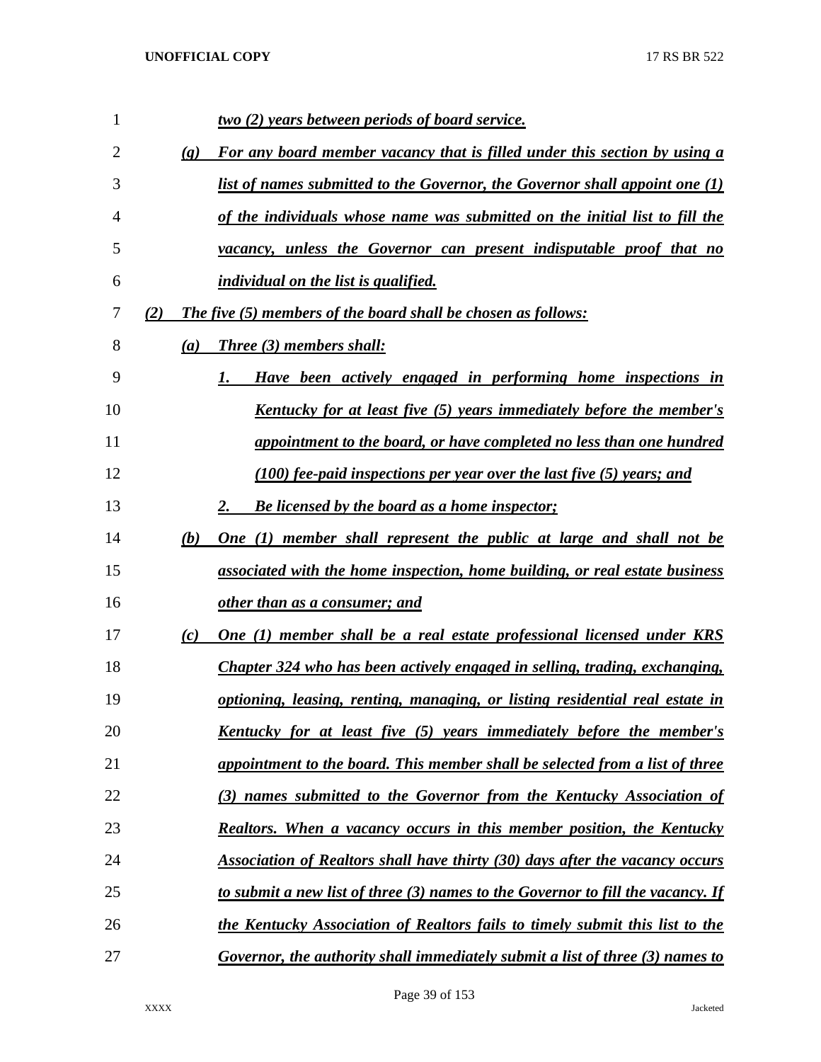*two (2) years between periods of board service.*

*(g) For any board member vacancy that is filled under this section by using a list of names submitted to the Governor, the Governor shall appoint one (1) of the individuals whose name was submitted on the initial list to fill the vacancy, unless the Governor can present indisputable proof that no individual on the list is qualified.*

*(2) The five (5) members of the board shall be chosen as follows:*

*(a) Three (3) members shall:*

*1. Have been actively engaged in performing home inspections in Kentucky for at least five (5) years immediately before the member's appointment to the board, or have completed no less than one hundred (100) fee-paid inspections per year over the last five (5) years; and*

*2. Be licensed by the board as a home inspector;*

*(b) One (1) member shall represent the public at large and shall not be associated with the home inspection, home building, or real estate business other than as a consumer; and*

*(c) One (1) member shall be a real estate professional licensed under KRS Chapter 324 who has been actively engaged in selling, trading, exchanging, optioning, leasing, renting, managing, or listing residential real estate in Kentucky for at least five (5) years immediately before the member's appointment to the board. This member shall be selected from a list of three (3) names submitted to the Governor from the Kentucky Association of Realtors. When a vacancy occurs in this member position, the Kentucky Association of Realtors shall have thirty (30) days after the vacancy occurs to submit a new list of three (3) names to the Governor to fill the vacancy. If the Kentucky Association of Realtors fails to timely submit this list to the Governor, the authority shall immediately submit a list of three (3) names to*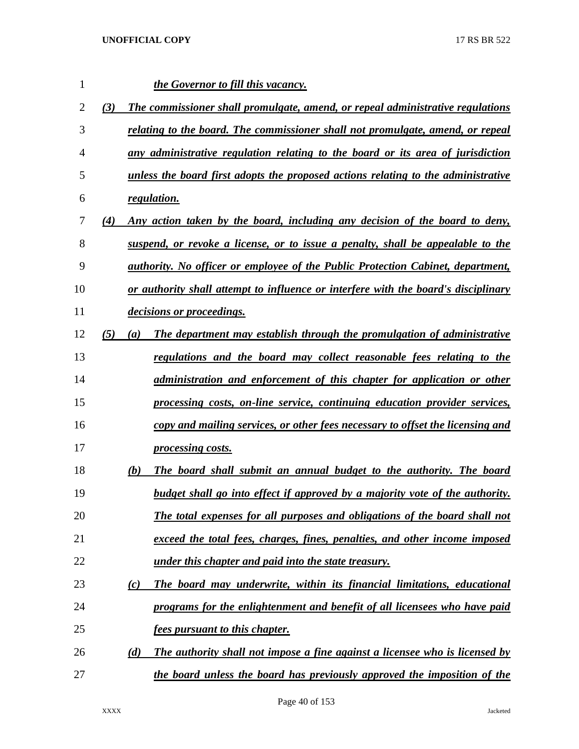*the Governor to fill this vacancy.*

*(3) The commissioner shall promulgate, amend, or repeal administrative regulations relating to the board. The commissioner shall not promulgate, amend, or repeal any administrative regulation relating to the board or its area of jurisdiction unless the board first adopts the proposed actions relating to the administrative regulation.*

*(4) Any action taken by the board, including any decision of the board to deny, suspend, or revoke a license, or to issue a penalty, shall be appealable to the authority. No officer or employee of the Public Protection Cabinet, department, or authority shall attempt to influence or interfere with the board's disciplinary decisions or proceedings.*

*(5) (a) The department may establish through the promulgation of administrative regulations and the board may collect reasonable fees relating to the administration and enforcement of this chapter for application or other processing costs, on-line service, continuing education provider services, copy and mailing services, or other fees necessary to offset the licensing and processing costs.*

*(b) The board shall submit an annual budget to the authority. The board budget shall go into effect if approved by a majority vote of the authority. The total expenses for all purposes and obligations of the board shall not exceed the total fees, charges, fines, penalties, and other income imposed under this chapter and paid into the state treasury.*

*(c) The board may underwrite, within its financial limitations, educational programs for the enlightenment and benefit of all licensees who have paid fees pursuant to this chapter.*

*(d) The authority shall not impose a fine against a licensee who is licensed by the board unless the board has previously approved the imposition of the*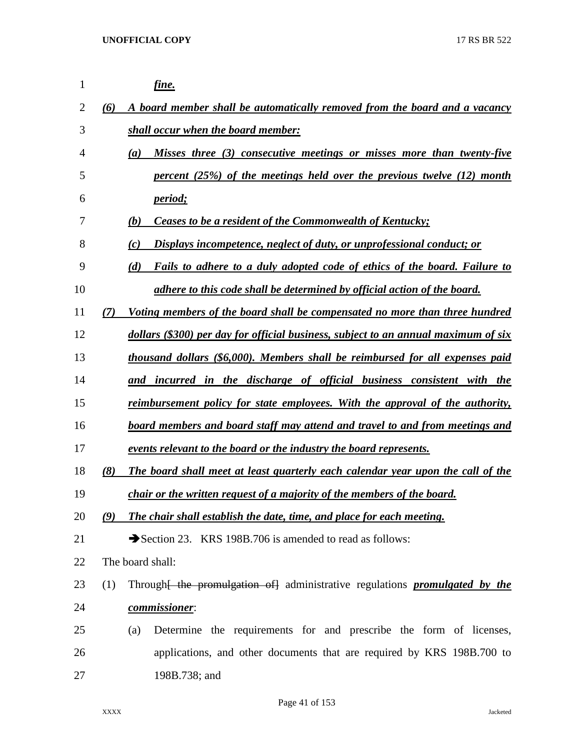*fine.*

*(6) A board member shall be automatically removed from the board and a vacancy shall occur when the board member:*

*(a) Misses three (3) consecutive meetings or misses more than twenty-five percent (25%) of the meetings held over the previous twelve (12) month period;*

*(b) Ceases to be a resident of the Commonwealth of Kentucky;*

*(c) Displays incompetence, neglect of duty, or unprofessional conduct; or*

*(d) Fails to adhere to a duly adopted code of ethics of the board. Failure to adhere to this code shall be determined by official action of the board.*

*(7) Voting members of the board shall be compensated no more than three hundred dollars ($300) per day for official business, subject to an annual maximum of six thousand dollars ($6,000). Members shall be reimbursed for all expenses paid and incurred in the discharge of official business consistent with the reimbursement policy for state employees. With the approval of the authority, board members and board staff may attend and travel to and from meetings and events relevant to the board or the industry the board represents.*

*(8) The board shall meet at least quarterly each calendar year upon the call of the chair or the written request of a majority of the members of the board.*

*(9) The chair shall establish the date, time, and place for each meeting.*

➔Section 23. KRS 198B.706 is amended to read as follows:

The board shall:

(1) Through~~[ the promulgation of]~~ administrative regulations ***promulgated by the commissioner***:

(a) Determine the requirements for and prescribe the form of licenses, applications, and other documents that are required by KRS 198B.700 to 198B.738; and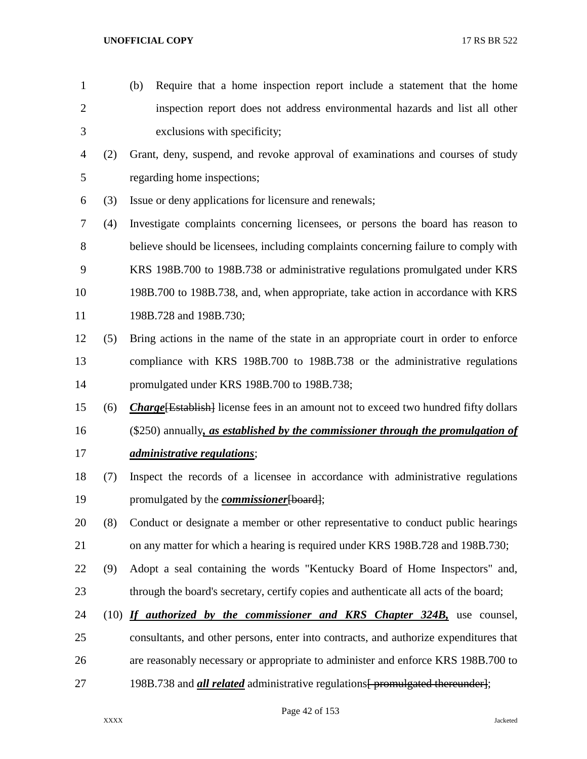(b) Require that a home inspection report include a statement that the home inspection report does not address environmental hazards and list all other exclusions with specificity;

(2) Grant, deny, suspend, and revoke approval of examinations and courses of study regarding home inspections;

(3) Issue or deny applications for licensure and renewals;

(4) Investigate complaints concerning licensees, or persons the board has reason to believe should be licensees, including complaints concerning failure to comply with KRS 198B.700 to 198B.738 or administrative regulations promulgated under KRS 198B.700 to 198B.738, and, when appropriate, take action in accordance with KRS 198B.728 and 198B.730;

(5) Bring actions in the name of the state in an appropriate court in order to enforce compliance with KRS 198B.700 to 198B.738 or the administrative regulations promulgated under KRS 198B.700 to 198B.738;

(6) ***Charge***~~[Establish]~~ license fees in an amount not to exceed two hundred fifty dollars ($250) annually***, as established by the commissioner through the promulgation of administrative regulations***;

(7) Inspect the records of a licensee in accordance with administrative regulations promulgated by the ***commissioner***~~[board]~~;

(8) Conduct or designate a member or other representative to conduct public hearings on any matter for which a hearing is required under KRS 198B.728 and 198B.730;

(9) Adopt a seal containing the words "Kentucky Board of Home Inspectors" and, through the board's secretary, certify copies and authenticate all acts of the board;

(10) ***If authorized by the commissioner and KRS Chapter 324B,*** use counsel, consultants, and other persons, enter into contracts, and authorize expenditures that are reasonably necessary or appropriate to administer and enforce KRS 198B.700 to 198B.738 and ***all related*** administrative regulations~~[ promulgated thereunder]~~;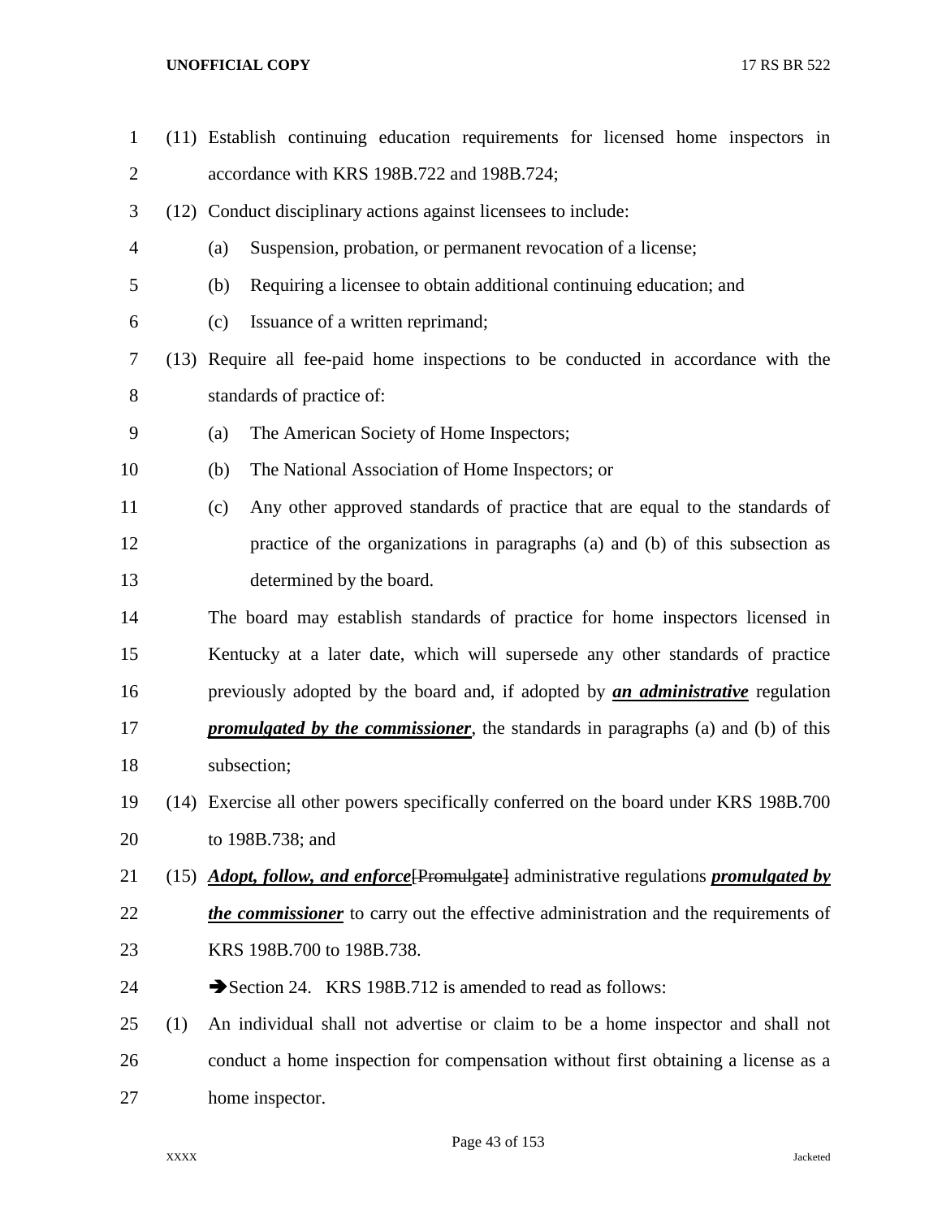(11) Establish continuing education requirements for licensed home inspectors in accordance with KRS 198B.722 and 198B.724;

(12) Conduct disciplinary actions against licensees to include:

(a) Suspension, probation, or permanent revocation of a license;

(b) Requiring a licensee to obtain additional continuing education; and

(c) Issuance of a written reprimand;

(13) Require all fee-paid home inspections to be conducted in accordance with the standards of practice of:

(a) The American Society of Home Inspectors;

(b) The National Association of Home Inspectors; or

(c) Any other approved standards of practice that are equal to the standards of practice of the organizations in paragraphs (a) and (b) of this subsection as determined by the board.

The board may establish standards of practice for home inspectors licensed in Kentucky at a later date, which will supersede any other standards of practice previously adopted by the board and, if adopted by ***an administrative*** regulation ***promulgated by the commissioner***, the standards in paragraphs (a) and (b) of this subsection;

(14) Exercise all other powers specifically conferred on the board under KRS 198B.700 to 198B.738; and

(15) ***Adopt, follow, and enforce***~~[Promulgate]~~ administrative regulations ***promulgated by the commissioner*** to carry out the effective administration and the requirements of KRS 198B.700 to 198B.738.

➔Section 24. KRS 198B.712 is amended to read as follows:

(1) An individual shall not advertise or claim to be a home inspector and shall not conduct a home inspection for compensation without first obtaining a license as a home inspector.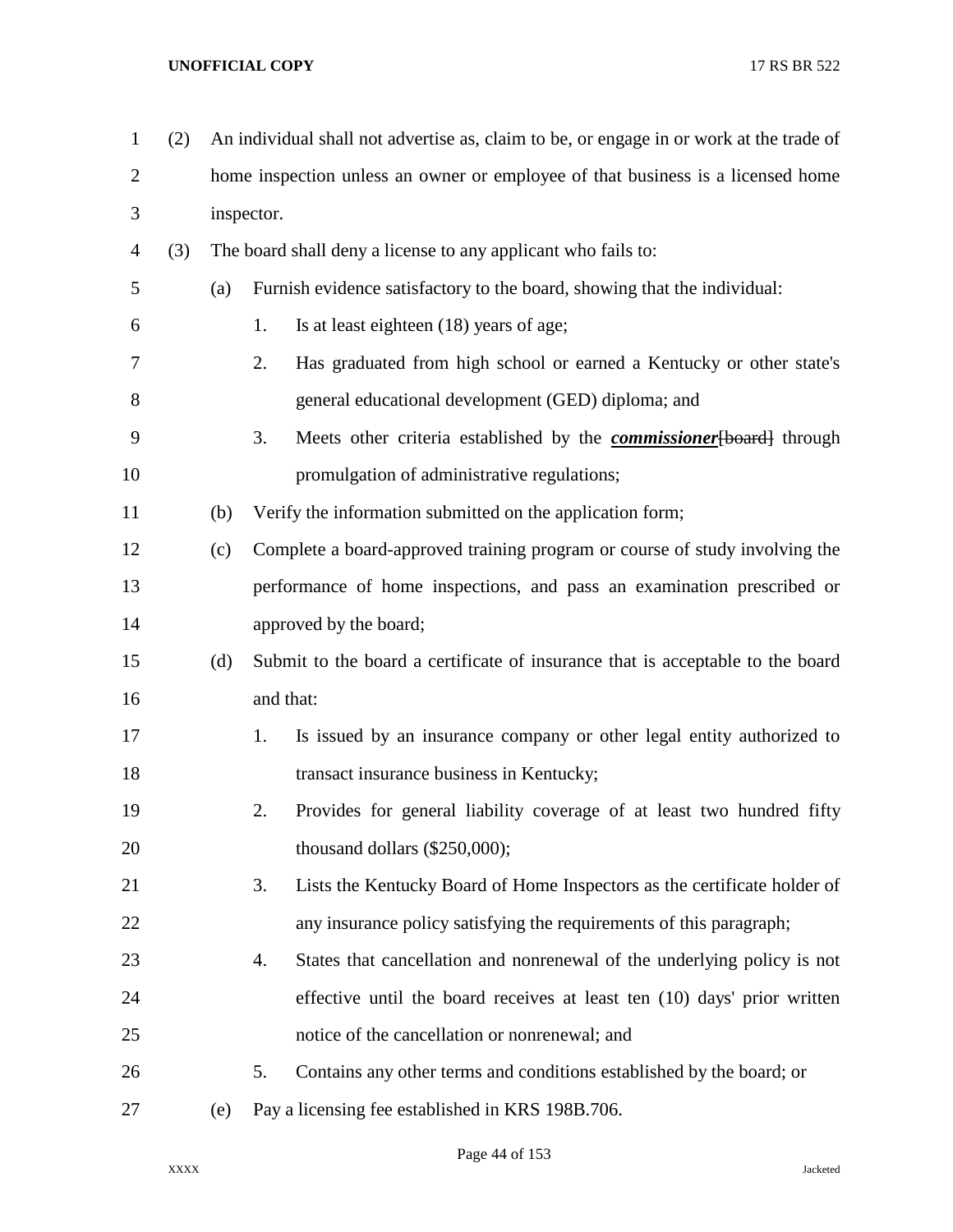(2) An individual shall not advertise as, claim to be, or engage in or work at the trade of home inspection unless an owner or employee of that business is a licensed home inspector.

(3) The board shall deny a license to any applicant who fails to:

(a) Furnish evidence satisfactory to the board, showing that the individual:

1. Is at least eighteen (18) years of age;

2. Has graduated from high school or earned a Kentucky or other state's general educational development (GED) diploma; and

3. Meets other criteria established by the ***commissioner***~~[board]~~ through promulgation of administrative regulations;

(b) Verify the information submitted on the application form;

(c) Complete a board-approved training program or course of study involving the performance of home inspections, and pass an examination prescribed or approved by the board;

(d) Submit to the board a certificate of insurance that is acceptable to the board and that:

1. Is issued by an insurance company or other legal entity authorized to transact insurance business in Kentucky;

2. Provides for general liability coverage of at least two hundred fifty thousand dollars ($250,000);

3. Lists the Kentucky Board of Home Inspectors as the certificate holder of any insurance policy satisfying the requirements of this paragraph;

4. States that cancellation and nonrenewal of the underlying policy is not effective until the board receives at least ten (10) days' prior written notice of the cancellation or nonrenewal; and

5. Contains any other terms and conditions established by the board; or

(e) Pay a licensing fee established in KRS 198B.706.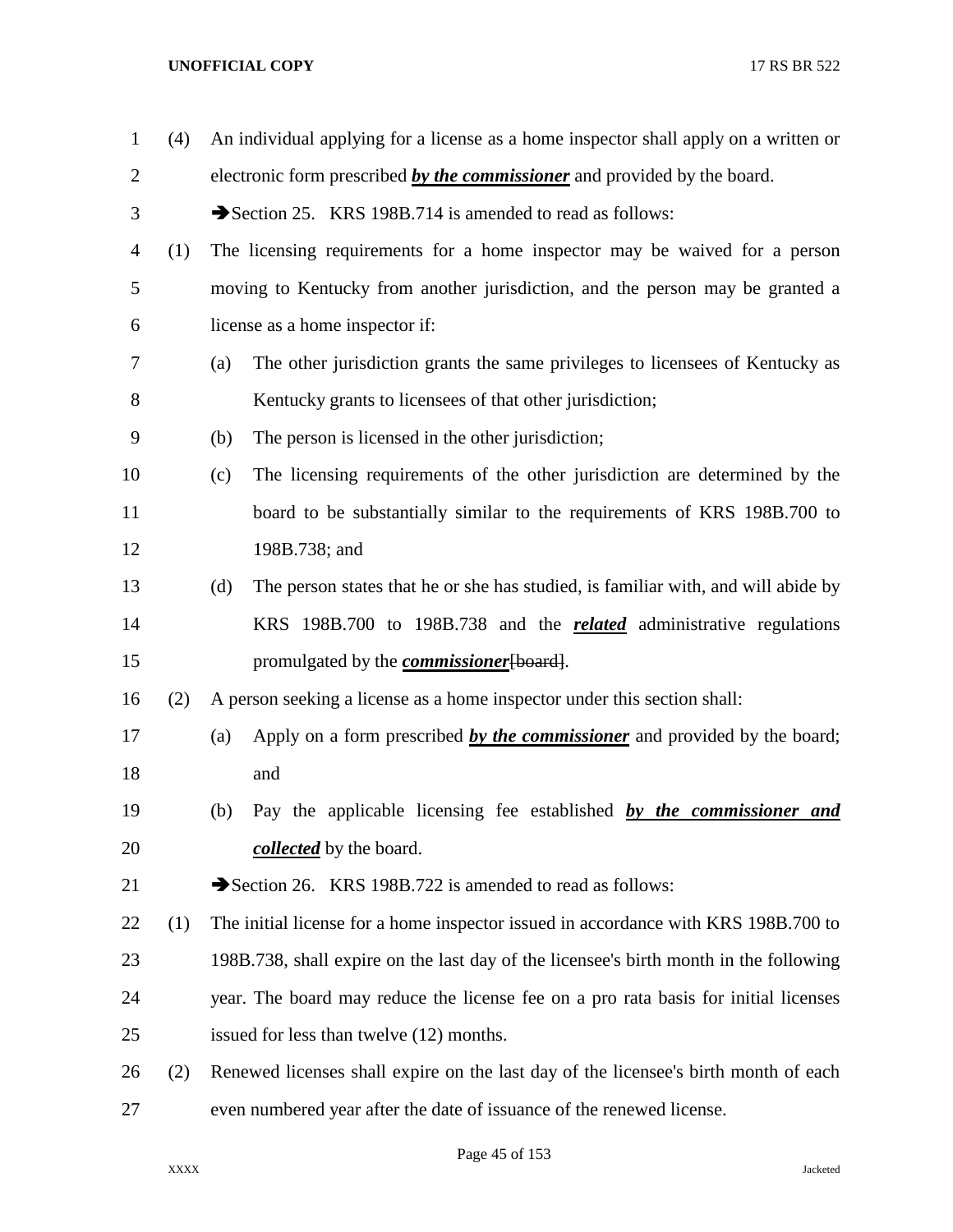(4) An individual applying for a license as a home inspector shall apply on a written or electronic form prescribed ***by the commissioner*** and provided by the board.

➔Section 25. KRS 198B.714 is amended to read as follows:

(1) The licensing requirements for a home inspector may be waived for a person moving to Kentucky from another jurisdiction, and the person may be granted a license as a home inspector if:

(a) The other jurisdiction grants the same privileges to licensees of Kentucky as Kentucky grants to licensees of that other jurisdiction;

(b) The person is licensed in the other jurisdiction;

(c) The licensing requirements of the other jurisdiction are determined by the board to be substantially similar to the requirements of KRS 198B.700 to 198B.738; and

(d) The person states that he or she has studied, is familiar with, and will abide by KRS 198B.700 to 198B.738 and the ***related*** administrative regulations promulgated by the ***commissioner***~~[board]~~.

(2) A person seeking a license as a home inspector under this section shall:

(a) Apply on a form prescribed ***by the commissioner*** and provided by the board; and

(b) Pay the applicable licensing fee established ***by the commissioner and collected*** by the board.

➔Section 26. KRS 198B.722 is amended to read as follows:

(1) The initial license for a home inspector issued in accordance with KRS 198B.700 to 198B.738, shall expire on the last day of the licensee's birth month in the following year. The board may reduce the license fee on a pro rata basis for initial licenses issued for less than twelve (12) months.

(2) Renewed licenses shall expire on the last day of the licensee's birth month of each even numbered year after the date of issuance of the renewed license.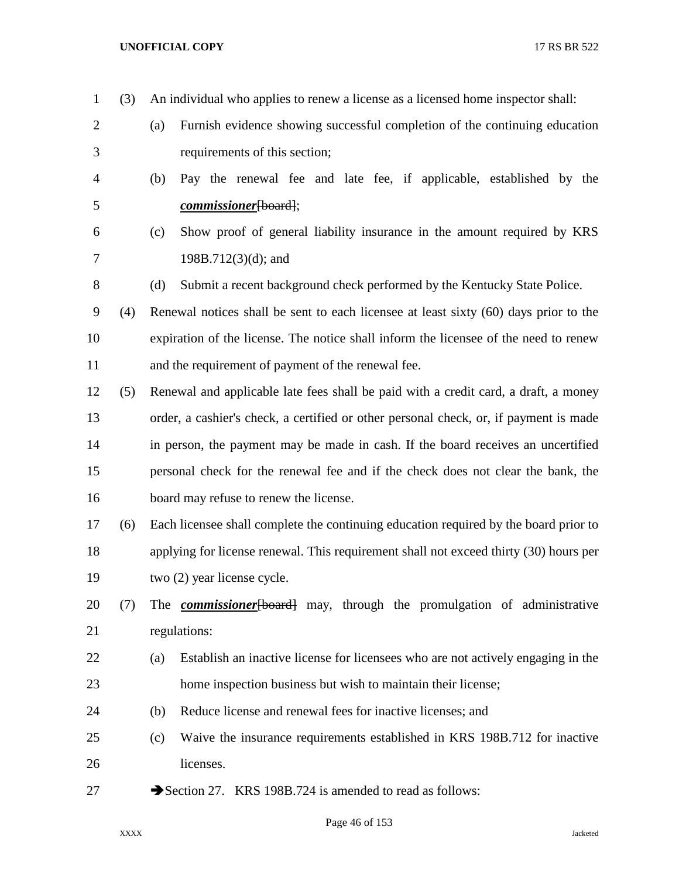(3) An individual who applies to renew a license as a licensed home inspector shall:

(a) Furnish evidence showing successful completion of the continuing education requirements of this section;

(b) Pay the renewal fee and late fee, if applicable, established by the ***commissioner***[~~board~~];

(c) Show proof of general liability insurance in the amount required by KRS 198B.712(3)(d); and

(d) Submit a recent background check performed by the Kentucky State Police.

(4) Renewal notices shall be sent to each licensee at least sixty (60) days prior to the expiration of the license. The notice shall inform the licensee of the need to renew and the requirement of payment of the renewal fee.

(5) Renewal and applicable late fees shall be paid with a credit card, a draft, a money order, a cashier's check, a certified or other personal check, or, if payment is made in person, the payment may be made in cash. If the board receives an uncertified personal check for the renewal fee and if the check does not clear the bank, the board may refuse to renew the license.

(6) Each licensee shall complete the continuing education required by the board prior to applying for license renewal. This requirement shall not exceed thirty (30) hours per two (2) year license cycle.

(7) The ***commissioner***[~~board~~] may, through the promulgation of administrative regulations:

(a) Establish an inactive license for licensees who are not actively engaging in the home inspection business but wish to maintain their license;

(b) Reduce license and renewal fees for inactive licenses; and

(c) Waive the insurance requirements established in KRS 198B.712 for inactive licenses.

➔Section 27. KRS 198B.724 is amended to read as follows: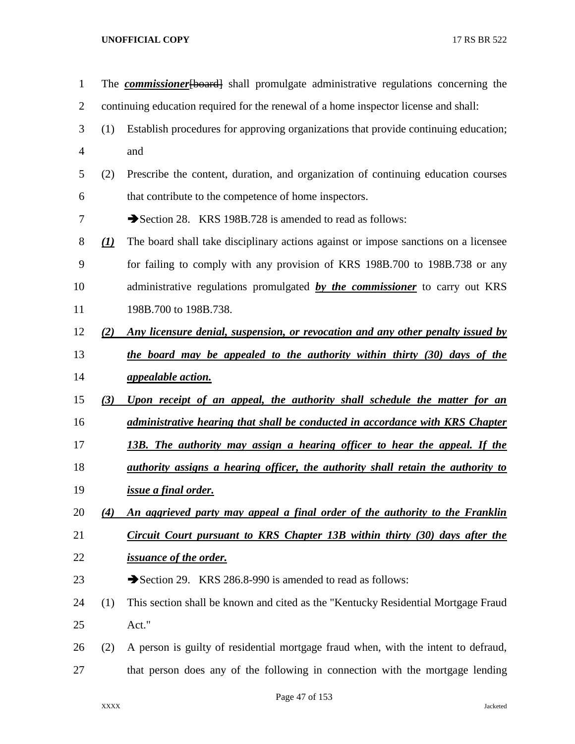The ***commissioner***~~[board]~~ shall promulgate administrative regulations concerning the continuing education required for the renewal of a home inspector license and shall:

(1) Establish procedures for approving organizations that provide continuing education; and

(2) Prescribe the content, duration, and organization of continuing education courses that contribute to the competence of home inspectors.

➔Section 28. KRS 198B.728 is amended to read as follows:

***(1)*** The board shall take disciplinary actions against or impose sanctions on a licensee for failing to comply with any provision of KRS 198B.700 to 198B.738 or any administrative regulations promulgated ***by the commissioner*** to carry out KRS 198B.700 to 198B.738.

***(2) Any licensure denial, suspension, or revocation and any other penalty issued by the board may be appealed to the authority within thirty (30) days of the appealable action.***

***(3) Upon receipt of an appeal, the authority shall schedule the matter for an administrative hearing that shall be conducted in accordance with KRS Chapter 13B. The authority may assign a hearing officer to hear the appeal. If the authority assigns a hearing officer, the authority shall retain the authority to issue a final order.***

***(4) An aggrieved party may appeal a final order of the authority to the Franklin Circuit Court pursuant to KRS Chapter 13B within thirty (30) days after the issuance of the order.***

➔Section 29. KRS 286.8-990 is amended to read as follows:

(1) This section shall be known and cited as the "Kentucky Residential Mortgage Fraud Act."

(2) A person is guilty of residential mortgage fraud when, with the intent to defraud, that person does any of the following in connection with the mortgage lending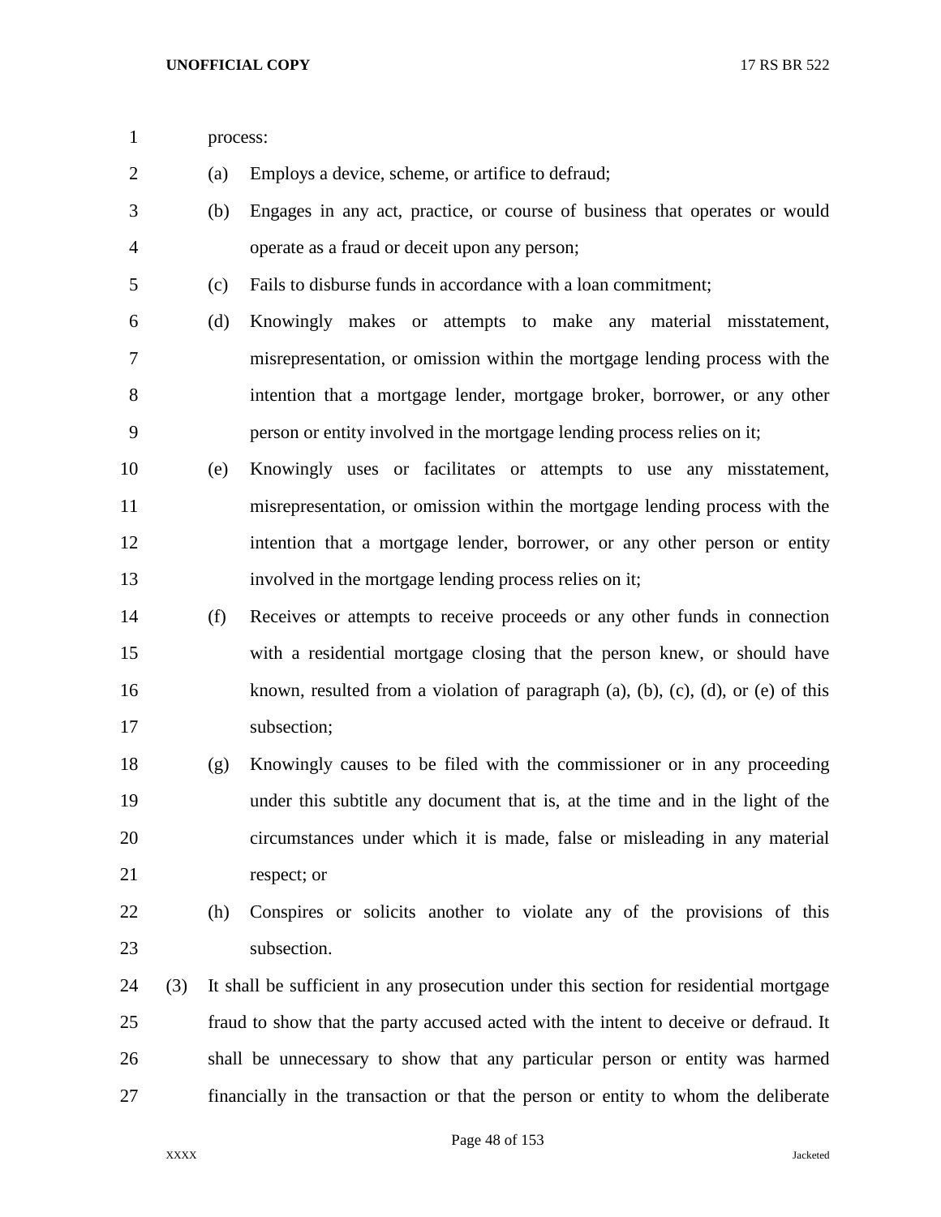process:

(a) Employs a device, scheme, or artifice to defraud;

(b) Engages in any act, practice, or course of business that operates or would operate as a fraud or deceit upon any person;

(c) Fails to disburse funds in accordance with a loan commitment;

(d) Knowingly makes or attempts to make any material misstatement, misrepresentation, or omission within the mortgage lending process with the intention that a mortgage lender, mortgage broker, borrower, or any other person or entity involved in the mortgage lending process relies on it;

(e) Knowingly uses or facilitates or attempts to use any misstatement, misrepresentation, or omission within the mortgage lending process with the intention that a mortgage lender, borrower, or any other person or entity involved in the mortgage lending process relies on it;

(f) Receives or attempts to receive proceeds or any other funds in connection with a residential mortgage closing that the person knew, or should have known, resulted from a violation of paragraph (a), (b), (c), (d), or (e) of this subsection;

(g) Knowingly causes to be filed with the commissioner or in any proceeding under this subtitle any document that is, at the time and in the light of the circumstances under which it is made, false or misleading in any material respect; or

(h) Conspires or solicits another to violate any of the provisions of this subsection.

(3) It shall be sufficient in any prosecution under this section for residential mortgage fraud to show that the party accused acted with the intent to deceive or defraud. It shall be unnecessary to show that any particular person or entity was harmed financially in the transaction or that the person or entity to whom the deliberate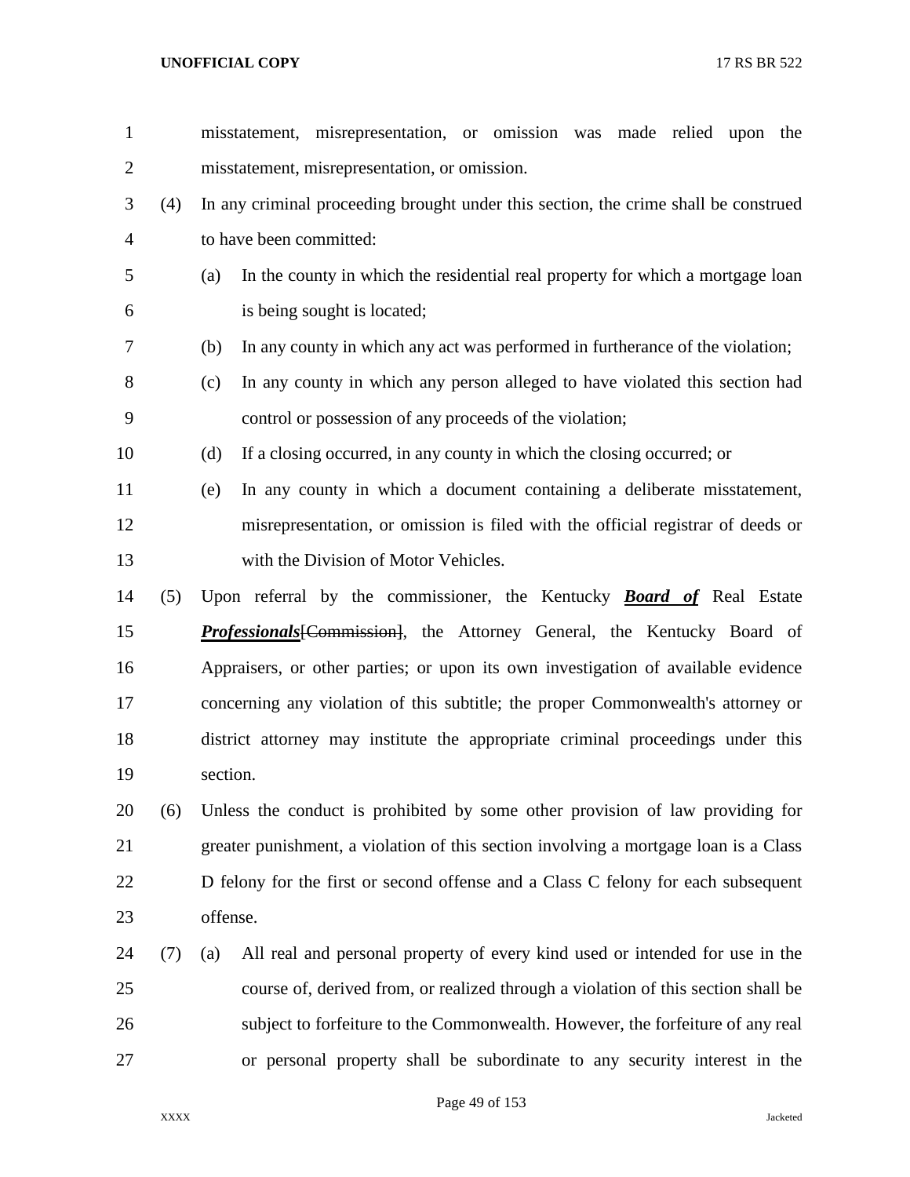misstatement, misrepresentation, or omission was made relied upon the misstatement, misrepresentation, or omission.

(4) In any criminal proceeding brought under this section, the crime shall be construed to have been committed:

(a) In the county in which the residential real property for which a mortgage loan is being sought is located;

(b) In any county in which any act was performed in furtherance of the violation;

(c) In any county in which any person alleged to have violated this section had control or possession of any proceeds of the violation;

(d) If a closing occurred, in any county in which the closing occurred; or

(e) In any county in which a document containing a deliberate misstatement, misrepresentation, or omission is filed with the official registrar of deeds or with the Division of Motor Vehicles.

(5) Upon referral by the commissioner, the Kentucky ***Board of*** Real Estate ***Professionals***~~[Commission]~~, the Attorney General, the Kentucky Board of Appraisers, or other parties; or upon its own investigation of available evidence concerning any violation of this subtitle; the proper Commonwealth's attorney or district attorney may institute the appropriate criminal proceedings under this section.

(6) Unless the conduct is prohibited by some other provision of law providing for greater punishment, a violation of this section involving a mortgage loan is a Class D felony for the first or second offense and a Class C felony for each subsequent offense.

(7) (a) All real and personal property of every kind used or intended for use in the course of, derived from, or realized through a violation of this section shall be subject to forfeiture to the Commonwealth. However, the forfeiture of any real or personal property shall be subordinate to any security interest in the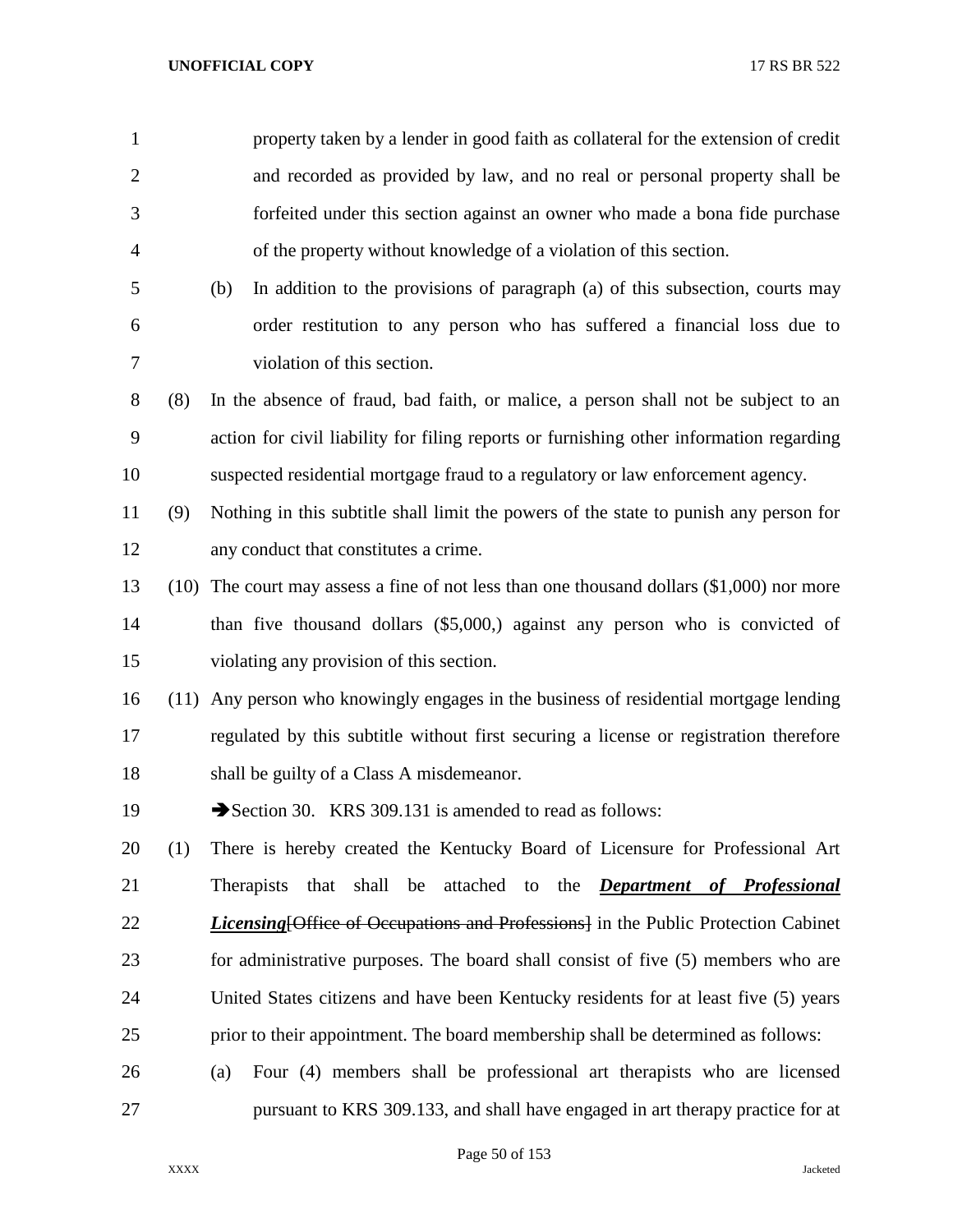property taken by a lender in good faith as collateral for the extension of credit and recorded as provided by law, and no real or personal property shall be forfeited under this section against an owner who made a bona fide purchase of the property without knowledge of a violation of this section.

(b) In addition to the provisions of paragraph (a) of this subsection, courts may order restitution to any person who has suffered a financial loss due to violation of this section.

(8) In the absence of fraud, bad faith, or malice, a person shall not be subject to an action for civil liability for filing reports or furnishing other information regarding suspected residential mortgage fraud to a regulatory or law enforcement agency.

(9) Nothing in this subtitle shall limit the powers of the state to punish any person for any conduct that constitutes a crime.

(10) The court may assess a fine of not less than one thousand dollars ($1,000) nor more than five thousand dollars ($5,000,) against any person who is convicted of violating any provision of this section.

(11) Any person who knowingly engages in the business of residential mortgage lending regulated by this subtitle without first securing a license or registration therefore shall be guilty of a Class A misdemeanor.

➔Section 30. KRS 309.131 is amended to read as follows:

(1) There is hereby created the Kentucky Board of Licensure for Professional Art Therapists that shall be attached to the ***Department of Professional Licensing***[~~Office of Occupations and Professions~~] in the Public Protection Cabinet for administrative purposes. The board shall consist of five (5) members who are United States citizens and have been Kentucky residents for at least five (5) years prior to their appointment. The board membership shall be determined as follows:

(a) Four (4) members shall be professional art therapists who are licensed pursuant to KRS 309.133, and shall have engaged in art therapy practice for at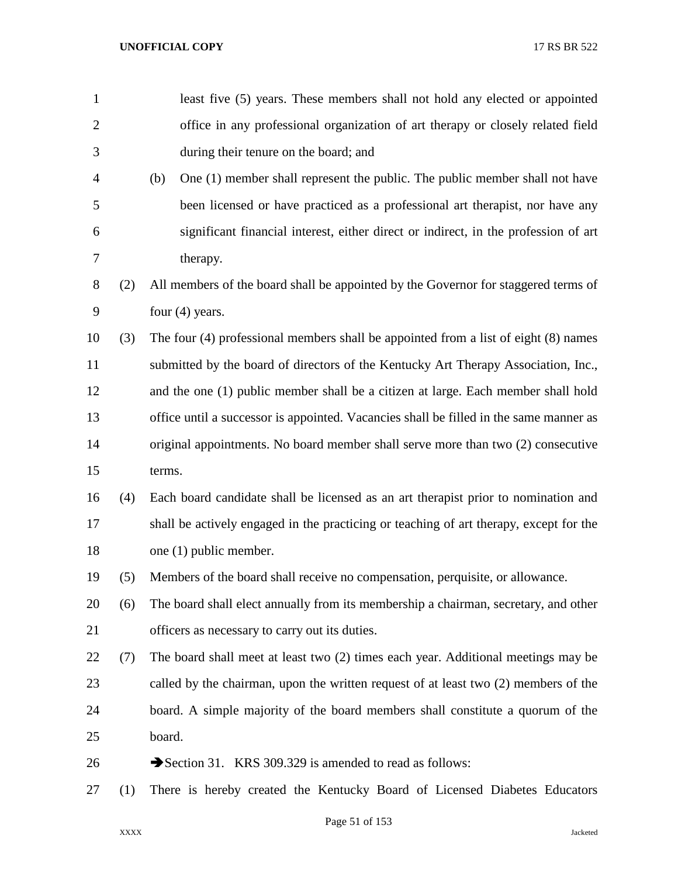least five (5) years. These members shall not hold any elected or appointed office in any professional organization of art therapy or closely related field during their tenure on the board; and

(b) One (1) member shall represent the public. The public member shall not have been licensed or have practiced as a professional art therapist, nor have any significant financial interest, either direct or indirect, in the profession of art therapy.

(2) All members of the board shall be appointed by the Governor for staggered terms of four (4) years.

(3) The four (4) professional members shall be appointed from a list of eight (8) names submitted by the board of directors of the Kentucky Art Therapy Association, Inc., and the one (1) public member shall be a citizen at large. Each member shall hold office until a successor is appointed. Vacancies shall be filled in the same manner as original appointments. No board member shall serve more than two (2) consecutive terms.

(4) Each board candidate shall be licensed as an art therapist prior to nomination and shall be actively engaged in the practicing or teaching of art therapy, except for the one (1) public member.

(5) Members of the board shall receive no compensation, perquisite, or allowance.

(6) The board shall elect annually from its membership a chairman, secretary, and other officers as necessary to carry out its duties.

(7) The board shall meet at least two (2) times each year. Additional meetings may be called by the chairman, upon the written request of at least two (2) members of the board. A simple majority of the board members shall constitute a quorum of the board.

➔Section 31. KRS 309.329 is amended to read as follows:

(1) There is hereby created the Kentucky Board of Licensed Diabetes Educators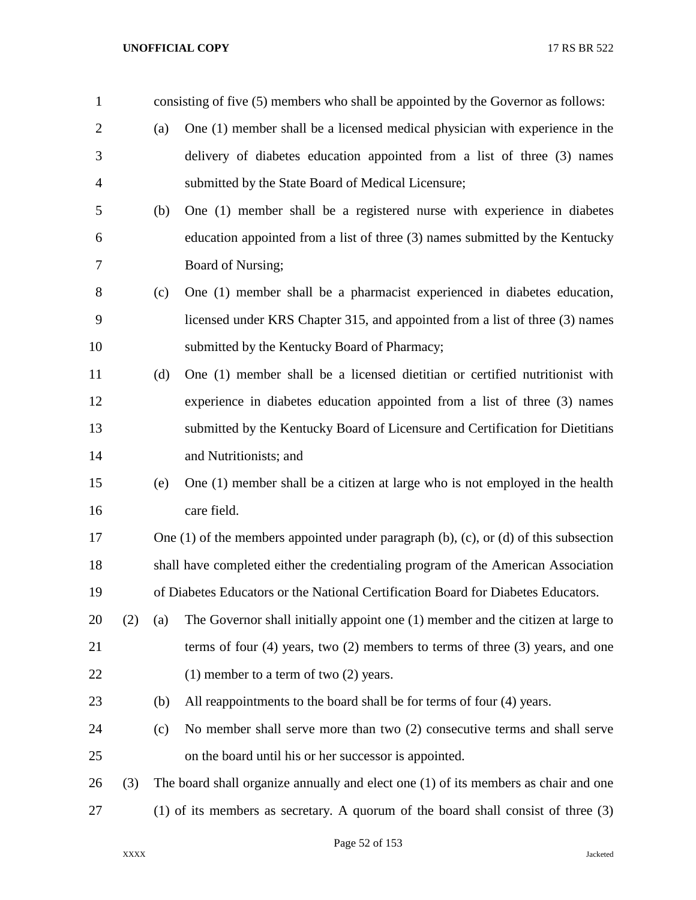consisting of five (5) members who shall be appointed by the Governor as follows:

(a) One (1) member shall be a licensed medical physician with experience in the delivery of diabetes education appointed from a list of three (3) names submitted by the State Board of Medical Licensure;

(b) One (1) member shall be a registered nurse with experience in diabetes education appointed from a list of three (3) names submitted by the Kentucky Board of Nursing;

(c) One (1) member shall be a pharmacist experienced in diabetes education, licensed under KRS Chapter 315, and appointed from a list of three (3) names submitted by the Kentucky Board of Pharmacy;

(d) One (1) member shall be a licensed dietitian or certified nutritionist with experience in diabetes education appointed from a list of three (3) names submitted by the Kentucky Board of Licensure and Certification for Dietitians and Nutritionists; and

(e) One (1) member shall be a citizen at large who is not employed in the health care field.

One (1) of the members appointed under paragraph (b), (c), or (d) of this subsection shall have completed either the credentialing program of the American Association of Diabetes Educators or the National Certification Board for Diabetes Educators.

(2) (a) The Governor shall initially appoint one (1) member and the citizen at large to terms of four (4) years, two (2) members to terms of three (3) years, and one (1) member to a term of two (2) years.

(b) All reappointments to the board shall be for terms of four (4) years.

(c) No member shall serve more than two (2) consecutive terms and shall serve on the board until his or her successor is appointed.

(3) The board shall organize annually and elect one (1) of its members as chair and one (1) of its members as secretary. A quorum of the board shall consist of three (3)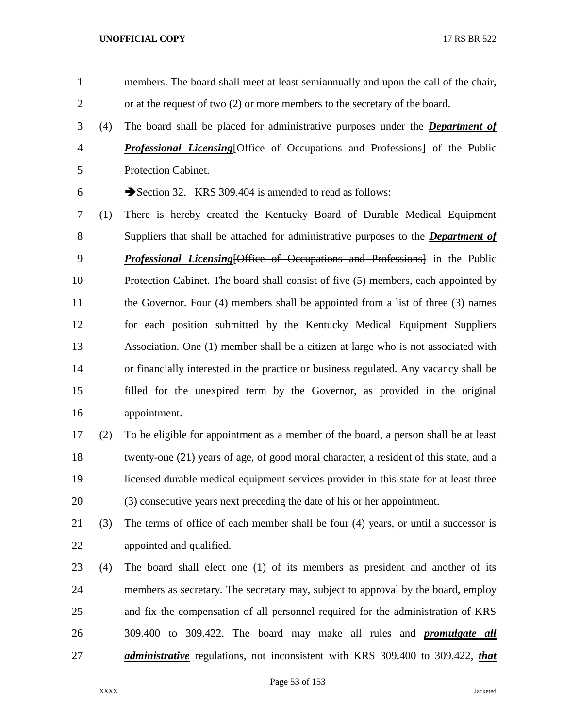members. The board shall meet at least semiannually and upon the call of the chair, or at the request of two (2) or more members to the secretary of the board.

(4) The board shall be placed for administrative purposes under the ***Department of Professional Licensing***[~~Office of Occupations and Professions~~] of the Public Protection Cabinet.

➔Section 32. KRS 309.404 is amended to read as follows:

(1) There is hereby created the Kentucky Board of Durable Medical Equipment Suppliers that shall be attached for administrative purposes to the ***Department of Professional Licensing***[~~Office of Occupations and Professions~~] in the Public Protection Cabinet. The board shall consist of five (5) members, each appointed by the Governor. Four (4) members shall be appointed from a list of three (3) names for each position submitted by the Kentucky Medical Equipment Suppliers Association. One (1) member shall be a citizen at large who is not associated with or financially interested in the practice or business regulated. Any vacancy shall be filled for the unexpired term by the Governor, as provided in the original appointment.

(2) To be eligible for appointment as a member of the board, a person shall be at least twenty-one (21) years of age, of good moral character, a resident of this state, and a licensed durable medical equipment services provider in this state for at least three (3) consecutive years next preceding the date of his or her appointment.

(3) The terms of office of each member shall be four (4) years, or until a successor is appointed and qualified.

(4) The board shall elect one (1) of its members as president and another of its members as secretary. The secretary may, subject to approval by the board, employ and fix the compensation of all personnel required for the administration of KRS 309.400 to 309.422. The board may make all rules and ***promulgate all administrative*** regulations, not inconsistent with KRS 309.400 to 309.422, ***that***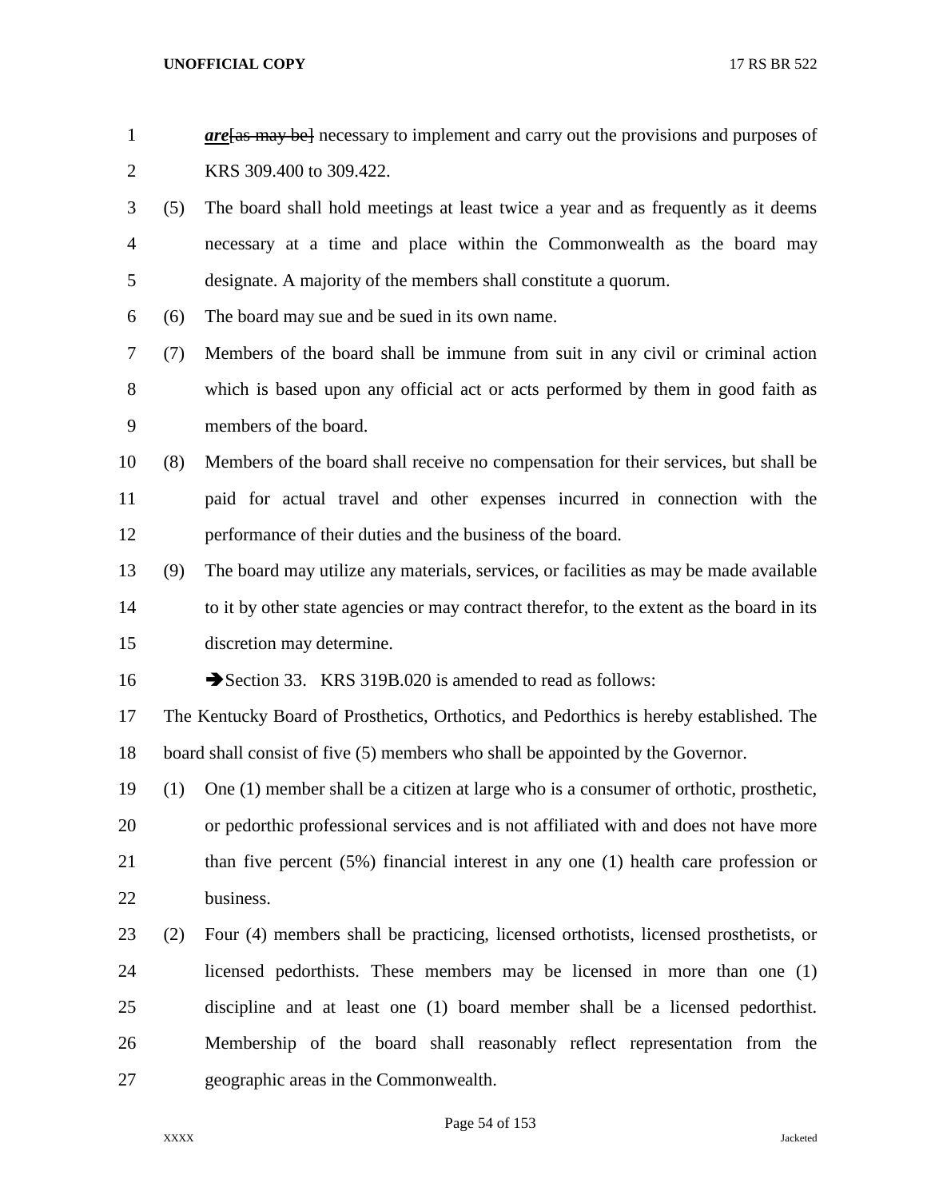***are***~~[as may be]~~ necessary to implement and carry out the provisions and purposes of KRS 309.400 to 309.422.

(5) The board shall hold meetings at least twice a year and as frequently as it deems necessary at a time and place within the Commonwealth as the board may designate. A majority of the members shall constitute a quorum.

(6) The board may sue and be sued in its own name.

(7) Members of the board shall be immune from suit in any civil or criminal action which is based upon any official act or acts performed by them in good faith as members of the board.

(8) Members of the board shall receive no compensation for their services, but shall be paid for actual travel and other expenses incurred in connection with the performance of their duties and the business of the board.

(9) The board may utilize any materials, services, or facilities as may be made available to it by other state agencies or may contract therefor, to the extent as the board in its discretion may determine.

➔Section 33. KRS 319B.020 is amended to read as follows:

The Kentucky Board of Prosthetics, Orthotics, and Pedorthics is hereby established. The board shall consist of five (5) members who shall be appointed by the Governor.

(1) One (1) member shall be a citizen at large who is a consumer of orthotic, prosthetic, or pedorthic professional services and is not affiliated with and does not have more than five percent (5%) financial interest in any one (1) health care profession or business.

(2) Four (4) members shall be practicing, licensed orthotists, licensed prosthetists, or licensed pedorthists. These members may be licensed in more than one (1) discipline and at least one (1) board member shall be a licensed pedorthist. Membership of the board shall reasonably reflect representation from the geographic areas in the Commonwealth.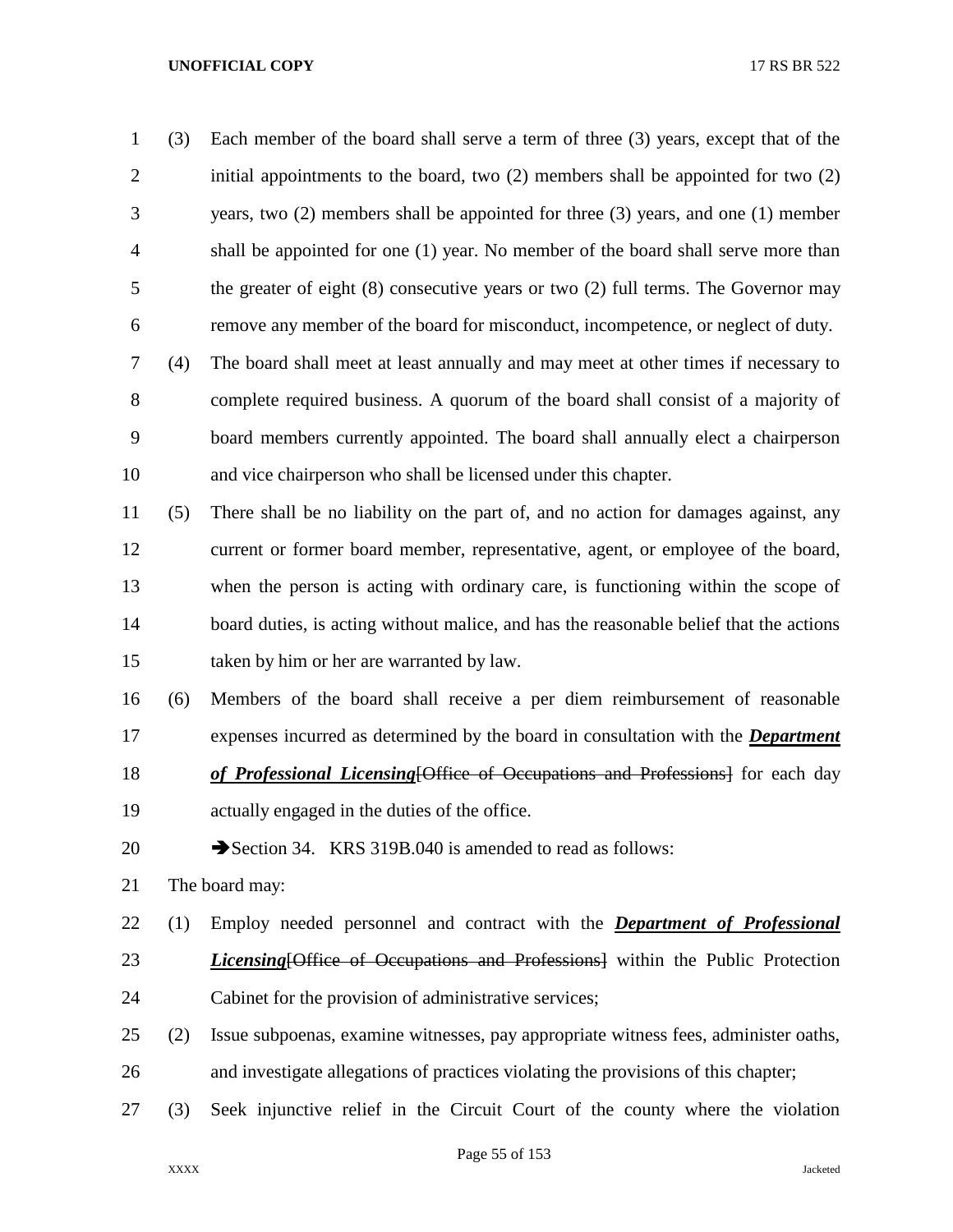(3) Each member of the board shall serve a term of three (3) years, except that of the initial appointments to the board, two (2) members shall be appointed for two (2) years, two (2) members shall be appointed for three (3) years, and one (1) member shall be appointed for one (1) year. No member of the board shall serve more than the greater of eight (8) consecutive years or two (2) full terms. The Governor may remove any member of the board for misconduct, incompetence, or neglect of duty.

(4) The board shall meet at least annually and may meet at other times if necessary to complete required business. A quorum of the board shall consist of a majority of board members currently appointed. The board shall annually elect a chairperson and vice chairperson who shall be licensed under this chapter.

(5) There shall be no liability on the part of, and no action for damages against, any current or former board member, representative, agent, or employee of the board, when the person is acting with ordinary care, is functioning within the scope of board duties, is acting without malice, and has the reasonable belief that the actions taken by him or her are warranted by law.

(6) Members of the board shall receive a per diem reimbursement of reasonable expenses incurred as determined by the board in consultation with the ***Department of Professional Licensing***~~[Office of Occupations and Professions]~~ for each day actually engaged in the duties of the office.

➔Section 34. KRS 319B.040 is amended to read as follows:

The board may:

(1) Employ needed personnel and contract with the ***Department of Professional Licensing***~~[Office of Occupations and Professions]~~ within the Public Protection Cabinet for the provision of administrative services;

(2) Issue subpoenas, examine witnesses, pay appropriate witness fees, administer oaths, and investigate allegations of practices violating the provisions of this chapter;

(3) Seek injunctive relief in the Circuit Court of the county where the violation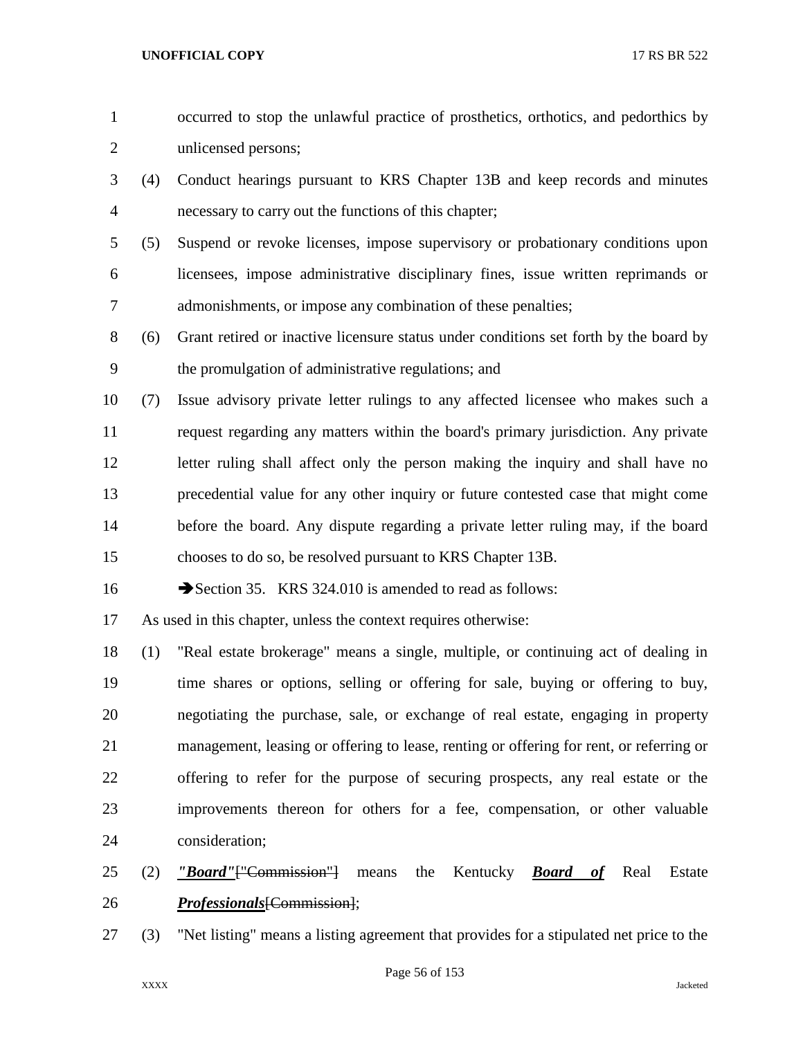occurred to stop the unlawful practice of prosthetics, orthotics, and pedorthics by unlicensed persons;

(4) Conduct hearings pursuant to KRS Chapter 13B and keep records and minutes necessary to carry out the functions of this chapter;

(5) Suspend or revoke licenses, impose supervisory or probationary conditions upon licensees, impose administrative disciplinary fines, issue written reprimands or admonishments, or impose any combination of these penalties;

(6) Grant retired or inactive licensure status under conditions set forth by the board by the promulgation of administrative regulations; and

(7) Issue advisory private letter rulings to any affected licensee who makes such a request regarding any matters within the board's primary jurisdiction. Any private letter ruling shall affect only the person making the inquiry and shall have no precedential value for any other inquiry or future contested case that might come before the board. Any dispute regarding a private letter ruling may, if the board chooses to do so, be resolved pursuant to KRS Chapter 13B.

➔Section 35. KRS 324.010 is amended to read as follows:

As used in this chapter, unless the context requires otherwise:

(1) "Real estate brokerage" means a single, multiple, or continuing act of dealing in time shares or options, selling or offering for sale, buying or offering to buy, negotiating the purchase, sale, or exchange of real estate, engaging in property management, leasing or offering to lease, renting or offering for rent, or referring or offering to refer for the purpose of securing prospects, any real estate or the improvements thereon for others for a fee, compensation, or other valuable consideration;

(2) ***"Board"***["Commission"] means the Kentucky ***Board of*** Real Estate ***Professionals***[Commission];

(3) "Net listing" means a listing agreement that provides for a stipulated net price to the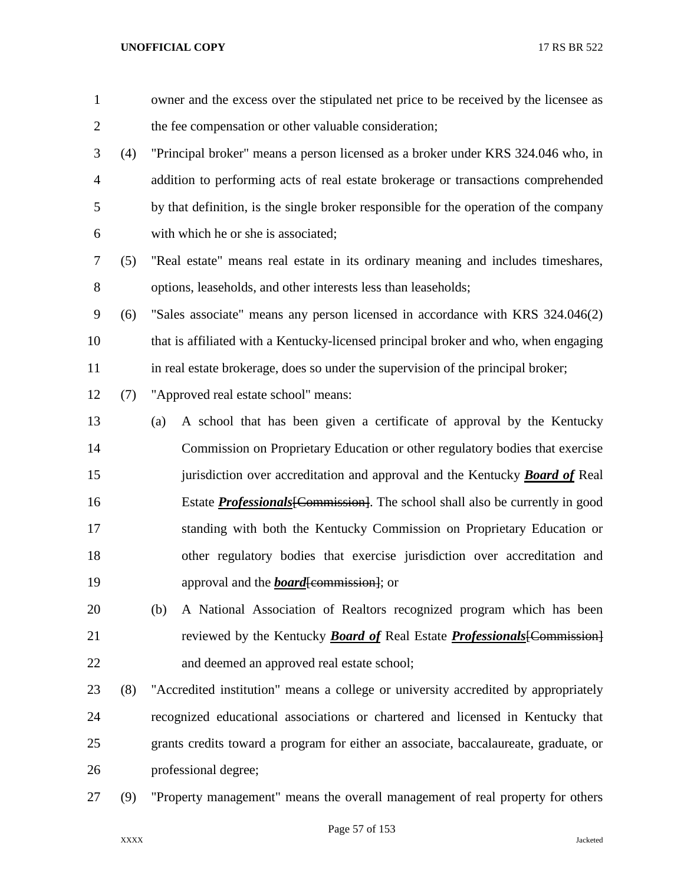owner and the excess over the stipulated net price to be received by the licensee as the fee compensation or other valuable consideration;

(4) "Principal broker" means a person licensed as a broker under KRS 324.046 who, in addition to performing acts of real estate brokerage or transactions comprehended by that definition, is the single broker responsible for the operation of the company with which he or she is associated;

(5) "Real estate" means real estate in its ordinary meaning and includes timeshares, options, leaseholds, and other interests less than leaseholds;

(6) "Sales associate" means any person licensed in accordance with KRS 324.046(2) that is affiliated with a Kentucky-licensed principal broker and who, when engaging in real estate brokerage, does so under the supervision of the principal broker;

(7) "Approved real estate school" means:

(a) A school that has been given a certificate of approval by the Kentucky Commission on Proprietary Education or other regulatory bodies that exercise jurisdiction over accreditation and approval and the Kentucky ***Board of*** Real Estate ***Professionals***~~[Commission]~~. The school shall also be currently in good standing with both the Kentucky Commission on Proprietary Education or other regulatory bodies that exercise jurisdiction over accreditation and approval and the ***board***~~[commission]~~; or

(b) A National Association of Realtors recognized program which has been reviewed by the Kentucky ***Board of*** Real Estate ***Professionals***~~[Commission]~~ and deemed an approved real estate school;

(8) "Accredited institution" means a college or university accredited by appropriately recognized educational associations or chartered and licensed in Kentucky that grants credits toward a program for either an associate, baccalaureate, graduate, or professional degree;

(9) "Property management" means the overall management of real property for others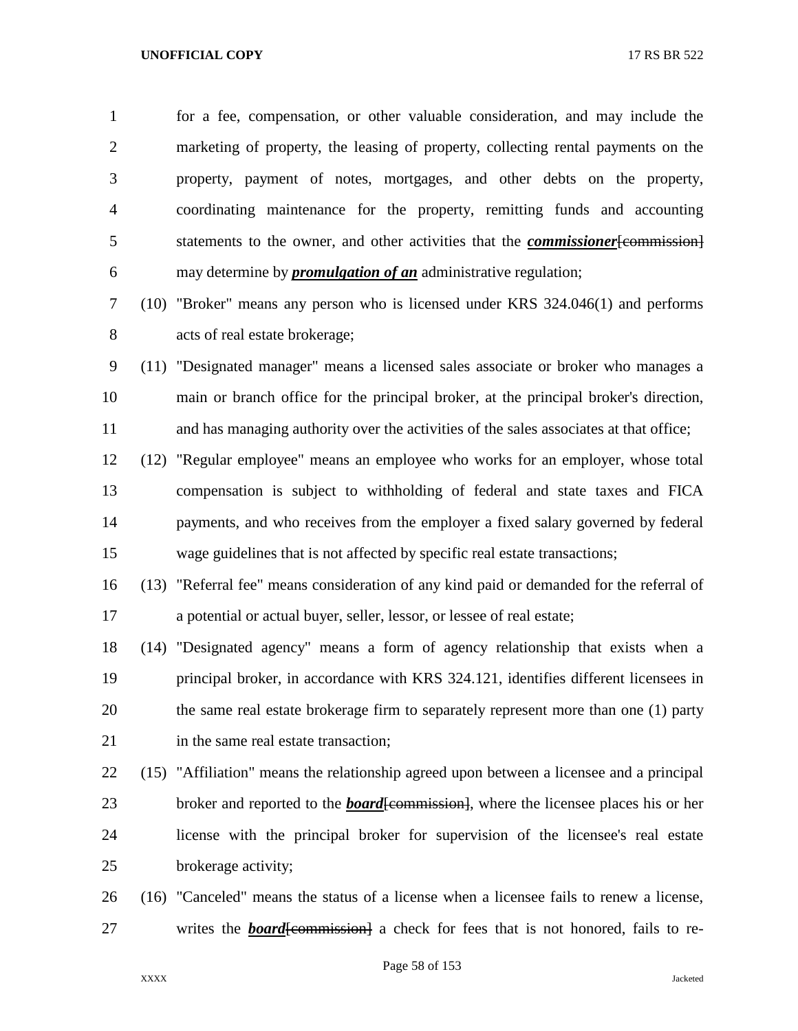for a fee, compensation, or other valuable consideration, and may include the marketing of property, the leasing of property, collecting rental payments on the property, payment of notes, mortgages, and other debts on the property, coordinating maintenance for the property, remitting funds and accounting statements to the owner, and other activities that the ***commissioner***~~[commission]~~ may determine by ***promulgation of an*** administrative regulation;

(10) "Broker" means any person who is licensed under KRS 324.046(1) and performs acts of real estate brokerage;

(11) "Designated manager" means a licensed sales associate or broker who manages a main or branch office for the principal broker, at the principal broker's direction, and has managing authority over the activities of the sales associates at that office;

(12) "Regular employee" means an employee who works for an employer, whose total compensation is subject to withholding of federal and state taxes and FICA payments, and who receives from the employer a fixed salary governed by federal wage guidelines that is not affected by specific real estate transactions;

(13) "Referral fee" means consideration of any kind paid or demanded for the referral of a potential or actual buyer, seller, lessor, or lessee of real estate;

(14) "Designated agency" means a form of agency relationship that exists when a principal broker, in accordance with KRS 324.121, identifies different licensees in the same real estate brokerage firm to separately represent more than one (1) party in the same real estate transaction;

(15) "Affiliation" means the relationship agreed upon between a licensee and a principal broker and reported to the ***board***~~[commission]~~, where the licensee places his or her license with the principal broker for supervision of the licensee's real estate brokerage activity;

(16) "Canceled" means the status of a license when a licensee fails to renew a license, writes the ***board***~~[commission]~~ a check for fees that is not honored, fails to re-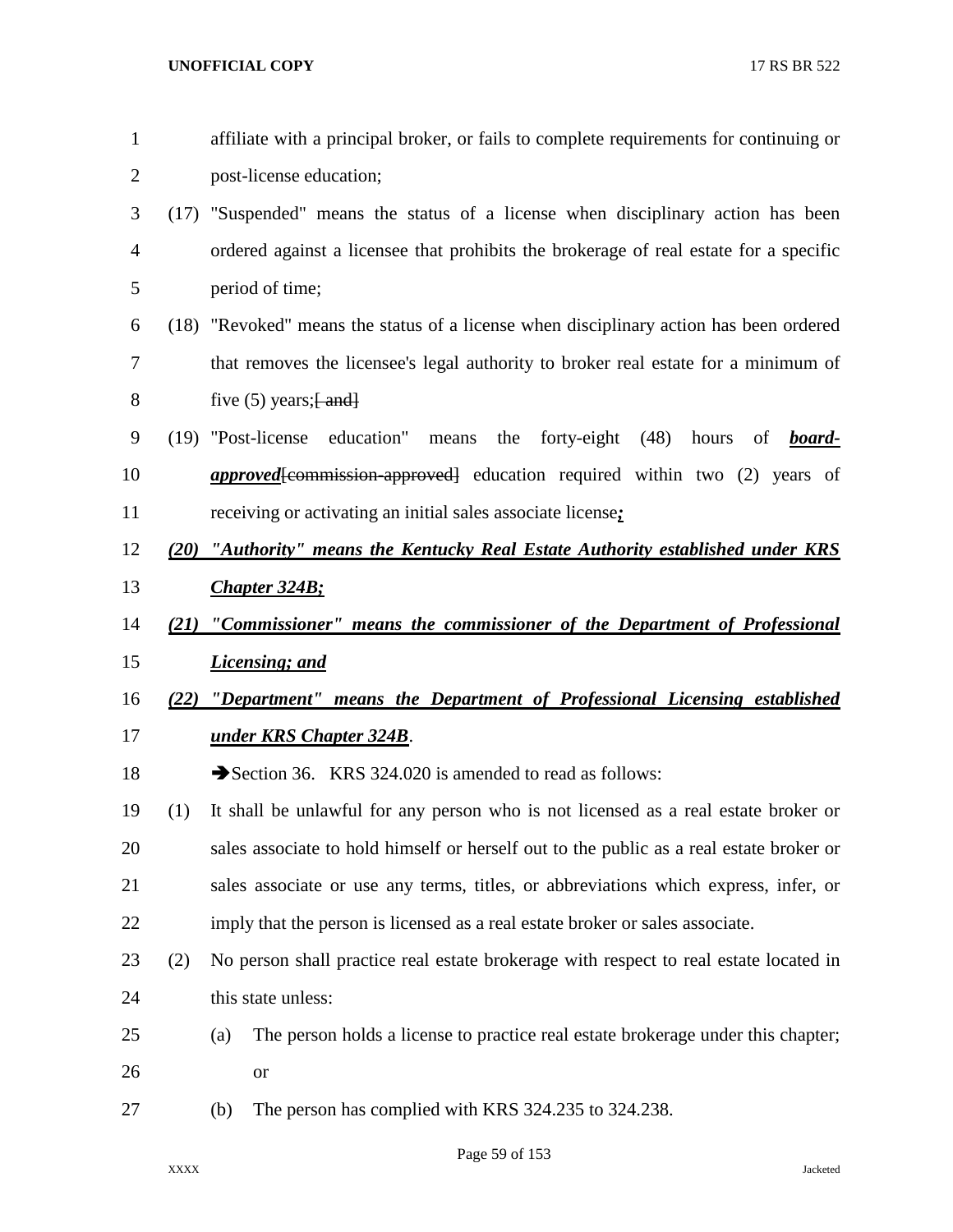affiliate with a principal broker, or fails to complete requirements for continuing or post-license education;

(17) "Suspended" means the status of a license when disciplinary action has been ordered against a licensee that prohibits the brokerage of real estate for a specific period of time;

(18) "Revoked" means the status of a license when disciplinary action has been ordered that removes the licensee's legal authority to broker real estate for a minimum of five (5) years;~~[ and]~~

(19) "Post-license education" means the forty-eight (48) hours of ***board-approved***~~[commission-approved]~~ education required within two (2) years of receiving or activating an initial sales associate license***;***

***(20) "Authority" means the Kentucky Real Estate Authority established under KRS Chapter 324B;***

***(21) "Commissioner" means the commissioner of the Department of Professional Licensing; and***

***(22) "Department" means the Department of Professional Licensing established under KRS Chapter 324B***.

➔Section 36. KRS 324.020 is amended to read as follows:

(1) It shall be unlawful for any person who is not licensed as a real estate broker or sales associate to hold himself or herself out to the public as a real estate broker or sales associate or use any terms, titles, or abbreviations which express, infer, or imply that the person is licensed as a real estate broker or sales associate.

(2) No person shall practice real estate brokerage with respect to real estate located in this state unless:

(a) The person holds a license to practice real estate brokerage under this chapter; or

(b) The person has complied with KRS 324.235 to 324.238.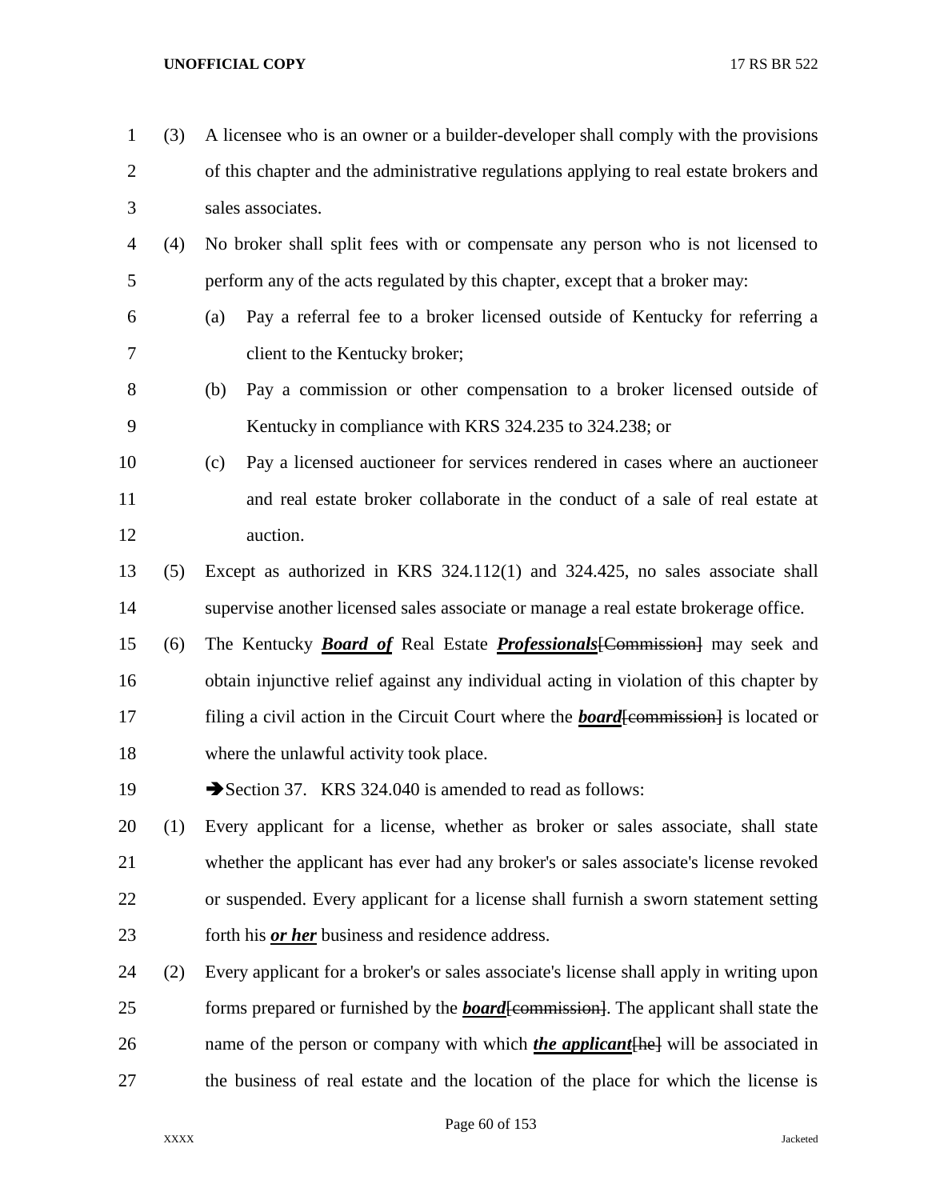(3) A licensee who is an owner or a builder-developer shall comply with the provisions of this chapter and the administrative regulations applying to real estate brokers and sales associates.

(4) No broker shall split fees with or compensate any person who is not licensed to perform any of the acts regulated by this chapter, except that a broker may:

(a) Pay a referral fee to a broker licensed outside of Kentucky for referring a client to the Kentucky broker;

(b) Pay a commission or other compensation to a broker licensed outside of Kentucky in compliance with KRS 324.235 to 324.238; or

(c) Pay a licensed auctioneer for services rendered in cases where an auctioneer and real estate broker collaborate in the conduct of a sale of real estate at auction.

(5) Except as authorized in KRS 324.112(1) and 324.425, no sales associate shall supervise another licensed sales associate or manage a real estate brokerage office.

(6) The Kentucky ***Board of*** Real Estate ***Professionals***~~[Commission]~~ may seek and obtain injunctive relief against any individual acting in violation of this chapter by filing a civil action in the Circuit Court where the ***board***~~[commission]~~ is located or where the unlawful activity took place.

➔Section 37. KRS 324.040 is amended to read as follows:

(1) Every applicant for a license, whether as broker or sales associate, shall state whether the applicant has ever had any broker's or sales associate's license revoked or suspended. Every applicant for a license shall furnish a sworn statement setting forth his ***or her*** business and residence address.

(2) Every applicant for a broker's or sales associate's license shall apply in writing upon forms prepared or furnished by the ***board***~~[commission]~~. The applicant shall state the name of the person or company with which ***the applicant***~~[he]~~ will be associated in the business of real estate and the location of the place for which the license is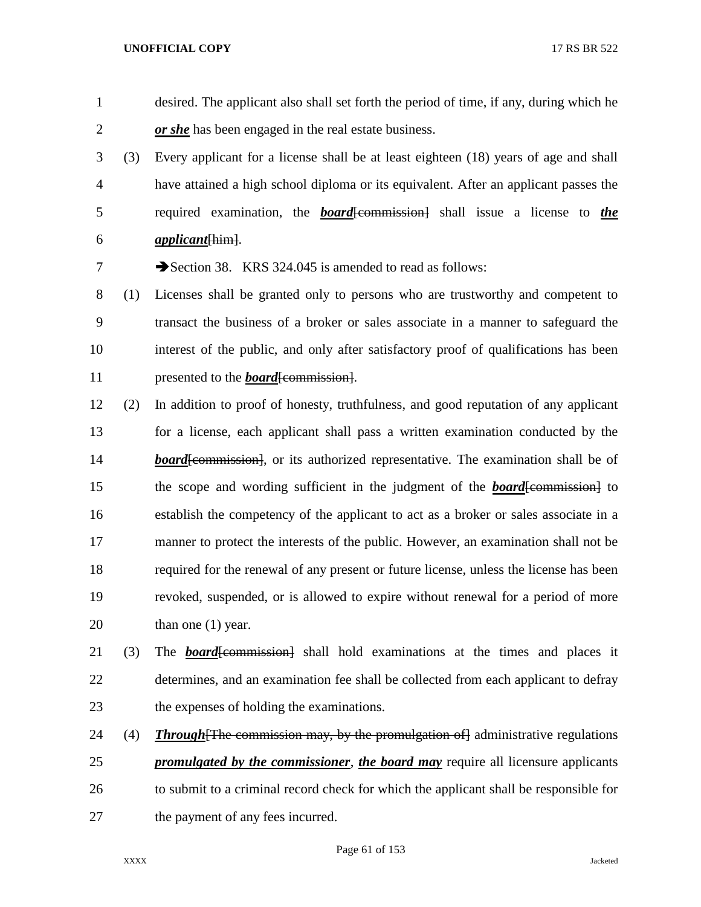desired. The applicant also shall set forth the period of time, if any, during which he ***or she*** has been engaged in the real estate business.

(3) Every applicant for a license shall be at least eighteen (18) years of age and shall have attained a high school diploma or its equivalent. After an applicant passes the required examination, the ***board***[~~commission~~] shall issue a license to ***the applicant***[~~him~~].

➔Section 38. KRS 324.045 is amended to read as follows:

(1) Licenses shall be granted only to persons who are trustworthy and competent to transact the business of a broker or sales associate in a manner to safeguard the interest of the public, and only after satisfactory proof of qualifications has been presented to the ***board***[~~commission~~].

(2) In addition to proof of honesty, truthfulness, and good reputation of any applicant for a license, each applicant shall pass a written examination conducted by the ***board***[~~commission~~], or its authorized representative. The examination shall be of the scope and wording sufficient in the judgment of the ***board***[~~commission~~] to establish the competency of the applicant to act as a broker or sales associate in a manner to protect the interests of the public. However, an examination shall not be required for the renewal of any present or future license, unless the license has been revoked, suspended, or is allowed to expire without renewal for a period of more than one (1) year.

(3) The ***board***[~~commission~~] shall hold examinations at the times and places it determines, and an examination fee shall be collected from each applicant to defray the expenses of holding the examinations.

(4) ***Through***[~~The commission may, by the promulgation of~~] administrative regulations ***promulgated by the commissioner***, ***the board may*** require all licensure applicants to submit to a criminal record check for which the applicant shall be responsible for the payment of any fees incurred.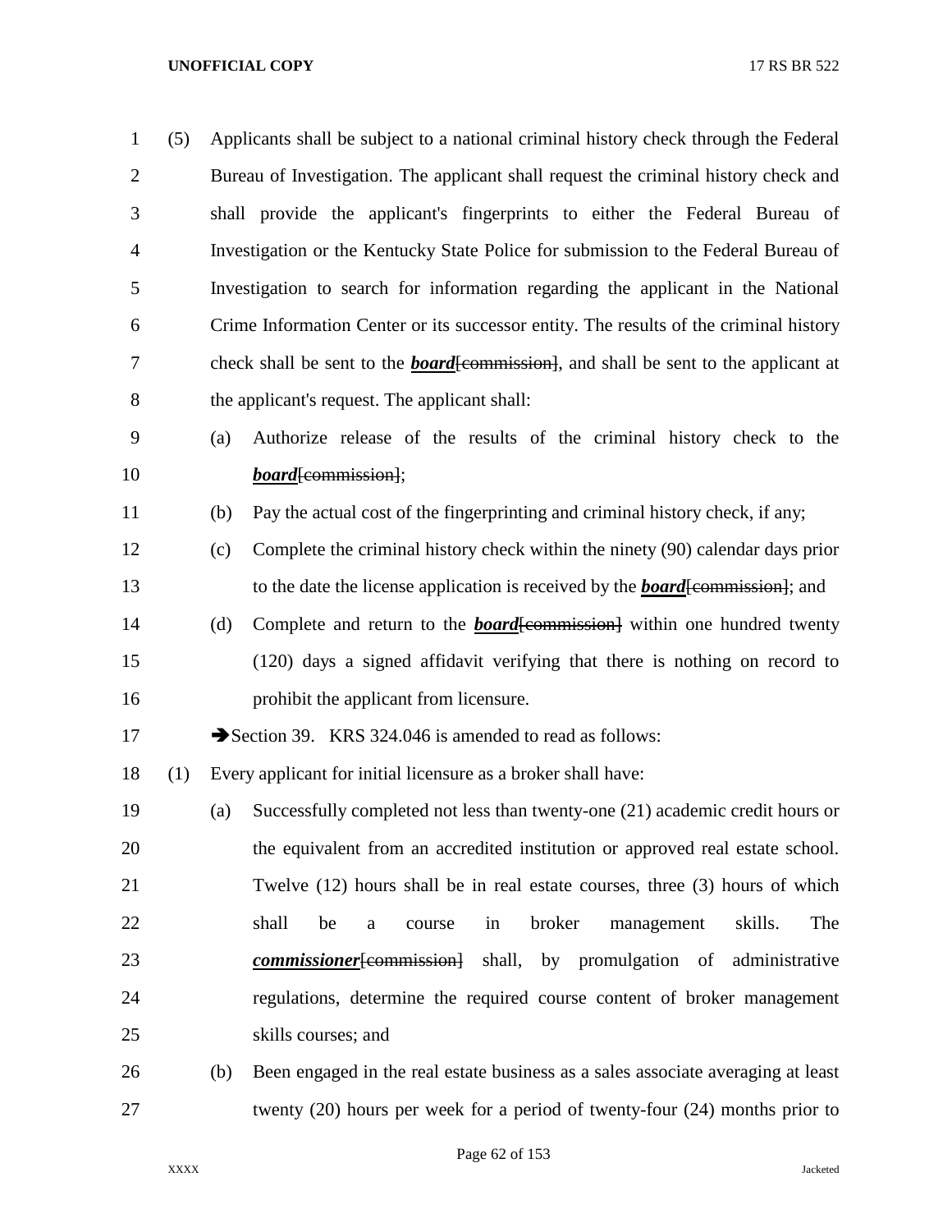(5) Applicants shall be subject to a national criminal history check through the Federal Bureau of Investigation. The applicant shall request the criminal history check and shall provide the applicant's fingerprints to either the Federal Bureau of Investigation or the Kentucky State Police for submission to the Federal Bureau of Investigation to search for information regarding the applicant in the National Crime Information Center or its successor entity. The results of the criminal history check shall be sent to the ***board***[~~commission~~], and shall be sent to the applicant at the applicant's request. The applicant shall:

(a) Authorize release of the results of the criminal history check to the ***board***[~~commission~~];

(b) Pay the actual cost of the fingerprinting and criminal history check, if any;

(c) Complete the criminal history check within the ninety (90) calendar days prior to the date the license application is received by the ***board***[~~commission~~]; and

(d) Complete and return to the ***board***[~~commission~~] within one hundred twenty (120) days a signed affidavit verifying that there is nothing on record to prohibit the applicant from licensure.

➔Section 39. KRS 324.046 is amended to read as follows:

(1) Every applicant for initial licensure as a broker shall have:

(a) Successfully completed not less than twenty-one (21) academic credit hours or the equivalent from an accredited institution or approved real estate school. Twelve (12) hours shall be in real estate courses, three (3) hours of which shall be a course in broker management skills. The ***commissioner***[~~commission~~] shall, by promulgation of administrative regulations, determine the required course content of broker management skills courses; and

(b) Been engaged in the real estate business as a sales associate averaging at least twenty (20) hours per week for a period of twenty-four (24) months prior to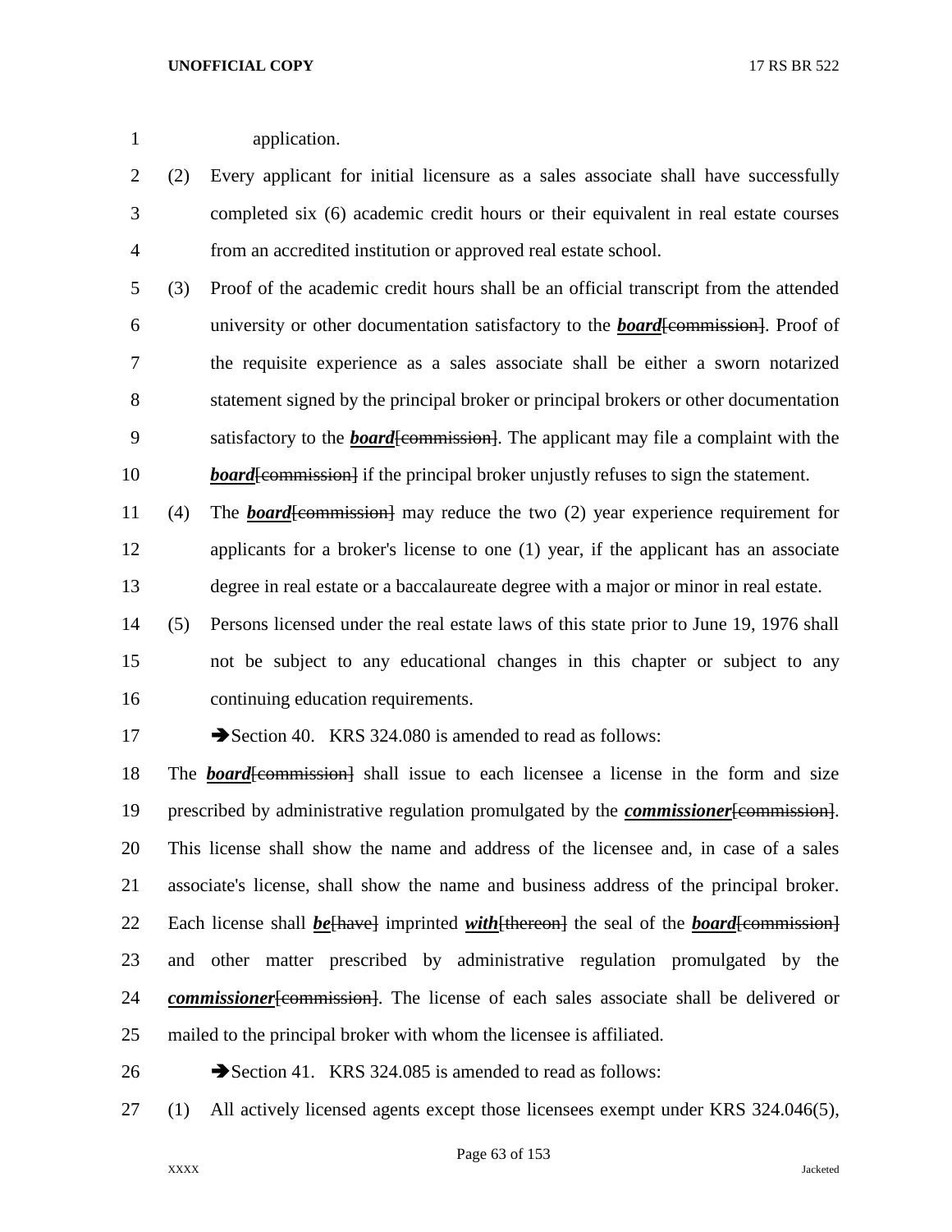application.

(2) Every applicant for initial licensure as a sales associate shall have successfully completed six (6) academic credit hours or their equivalent in real estate courses from an accredited institution or approved real estate school.

(3) Proof of the academic credit hours shall be an official transcript from the attended university or other documentation satisfactory to the ***board***~~[commission]~~. Proof of the requisite experience as a sales associate shall be either a sworn notarized statement signed by the principal broker or principal brokers or other documentation satisfactory to the ***board***~~[commission]~~. The applicant may file a complaint with the ***board***~~[commission]~~ if the principal broker unjustly refuses to sign the statement.

(4) The ***board***~~[commission]~~ may reduce the two (2) year experience requirement for applicants for a broker's license to one (1) year, if the applicant has an associate degree in real estate or a baccalaureate degree with a major or minor in real estate.

(5) Persons licensed under the real estate laws of this state prior to June 19, 1976 shall not be subject to any educational changes in this chapter or subject to any continuing education requirements.

➔Section 40. KRS 324.080 is amended to read as follows:

The ***board***~~[commission]~~ shall issue to each licensee a license in the form and size prescribed by administrative regulation promulgated by the ***commissioner***~~[commission]~~. This license shall show the name and address of the licensee and, in case of a sales associate's license, shall show the name and business address of the principal broker. Each license shall ***be***~~[have]~~ imprinted ***with***~~[thereon]~~ the seal of the ***board***~~[commission]~~ and other matter prescribed by administrative regulation promulgated by the ***commissioner***~~[commission]~~. The license of each sales associate shall be delivered or mailed to the principal broker with whom the licensee is affiliated.

➔Section 41. KRS 324.085 is amended to read as follows:

(1) All actively licensed agents except those licensees exempt under KRS 324.046(5),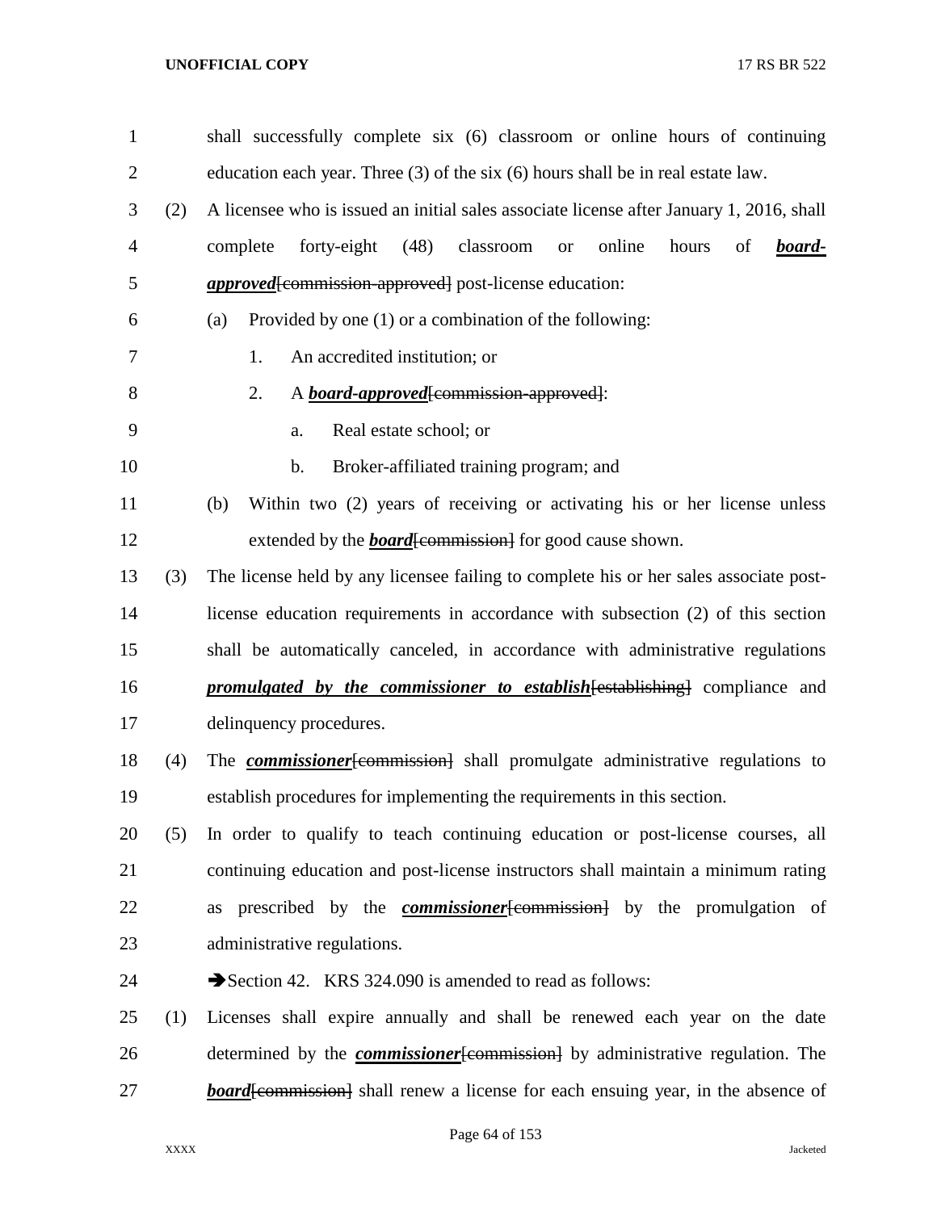shall successfully complete six (6) classroom or online hours of continuing education each year. Three (3) of the six (6) hours shall be in real estate law.

(2) A licensee who is issued an initial sales associate license after January 1, 2016, shall complete forty-eight (48) classroom or online hours of ***board-approved***~~[commission-approved]~~ post-license education:

(a) Provided by one (1) or a combination of the following:

1. An accredited institution; or

2. A ***board-approved***~~[commission-approved]~~:

a. Real estate school; or

b. Broker-affiliated training program; and

(b) Within two (2) years of receiving or activating his or her license unless extended by the ***board***~~[commission]~~ for good cause shown.

(3) The license held by any licensee failing to complete his or her sales associate post-license education requirements in accordance with subsection (2) of this section shall be automatically canceled, in accordance with administrative regulations ***promulgated by the commissioner to establish***~~[establishing]~~ compliance and delinquency procedures.

(4) The ***commissioner***~~[commission]~~ shall promulgate administrative regulations to establish procedures for implementing the requirements in this section.

(5) In order to qualify to teach continuing education or post-license courses, all continuing education and post-license instructors shall maintain a minimum rating as prescribed by the ***commissioner***~~[commission]~~ by the promulgation of administrative regulations.

➔Section 42. KRS 324.090 is amended to read as follows:

(1) Licenses shall expire annually and shall be renewed each year on the date determined by the ***commissioner***~~[commission]~~ by administrative regulation. The ***board***~~[commission]~~ shall renew a license for each ensuing year, in the absence of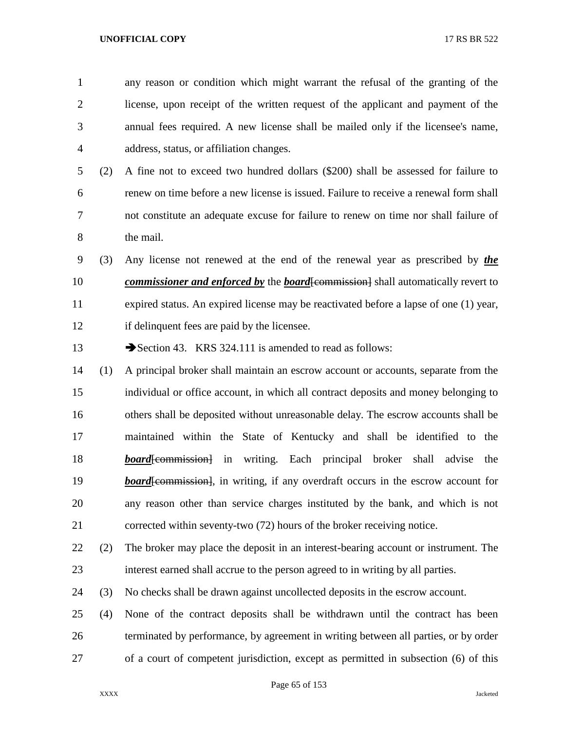any reason or condition which might warrant the refusal of the granting of the license, upon receipt of the written request of the applicant and payment of the annual fees required. A new license shall be mailed only if the licensee's name, address, status, or affiliation changes.

(2) A fine not to exceed two hundred dollars ($200) shall be assessed for failure to renew on time before a new license is issued. Failure to receive a renewal form shall not constitute an adequate excuse for failure to renew on time nor shall failure of the mail.

(3) Any license not renewed at the end of the renewal year as prescribed by ***the commissioner and enforced by*** the ***board***~~[commission]~~ shall automatically revert to expired status. An expired license may be reactivated before a lapse of one (1) year, if delinquent fees are paid by the licensee.

➔Section 43. KRS 324.111 is amended to read as follows:

(1) A principal broker shall maintain an escrow account or accounts, separate from the individual or office account, in which all contract deposits and money belonging to others shall be deposited without unreasonable delay. The escrow accounts shall be maintained within the State of Kentucky and shall be identified to the ***board***~~[commission]~~ in writing. Each principal broker shall advise the ***board***~~[commission]~~, in writing, if any overdraft occurs in the escrow account for any reason other than service charges instituted by the bank, and which is not corrected within seventy-two (72) hours of the broker receiving notice.

(2) The broker may place the deposit in an interest-bearing account or instrument. The interest earned shall accrue to the person agreed to in writing by all parties.

(3) No checks shall be drawn against uncollected deposits in the escrow account.

(4) None of the contract deposits shall be withdrawn until the contract has been terminated by performance, by agreement in writing between all parties, or by order of a court of competent jurisdiction, except as permitted in subsection (6) of this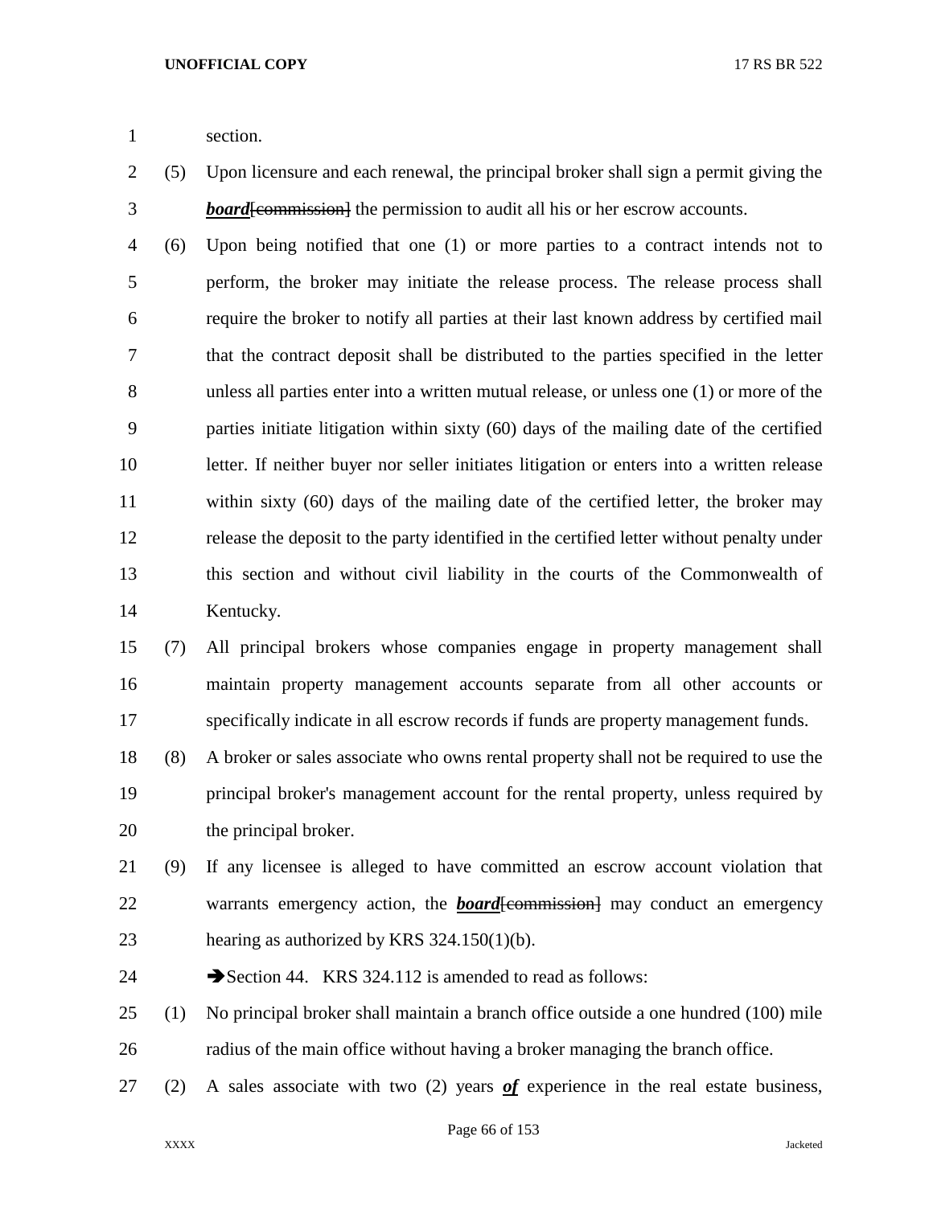section.

(5) Upon licensure and each renewal, the principal broker shall sign a permit giving the ***board***~~[commission]~~ the permission to audit all his or her escrow accounts.

(6) Upon being notified that one (1) or more parties to a contract intends not to perform, the broker may initiate the release process. The release process shall require the broker to notify all parties at their last known address by certified mail that the contract deposit shall be distributed to the parties specified in the letter unless all parties enter into a written mutual release, or unless one (1) or more of the parties initiate litigation within sixty (60) days of the mailing date of the certified letter. If neither buyer nor seller initiates litigation or enters into a written release within sixty (60) days of the mailing date of the certified letter, the broker may release the deposit to the party identified in the certified letter without penalty under this section and without civil liability in the courts of the Commonwealth of Kentucky.

(7) All principal brokers whose companies engage in property management shall maintain property management accounts separate from all other accounts or specifically indicate in all escrow records if funds are property management funds.

(8) A broker or sales associate who owns rental property shall not be required to use the principal broker's management account for the rental property, unless required by the principal broker.

(9) If any licensee is alleged to have committed an escrow account violation that warrants emergency action, the ***board***~~[commission]~~ may conduct an emergency hearing as authorized by KRS 324.150(1)(b).

➔Section 44. KRS 324.112 is amended to read as follows:

(1) No principal broker shall maintain a branch office outside a one hundred (100) mile radius of the main office without having a broker managing the branch office.

(2) A sales associate with two (2) years ***of*** experience in the real estate business,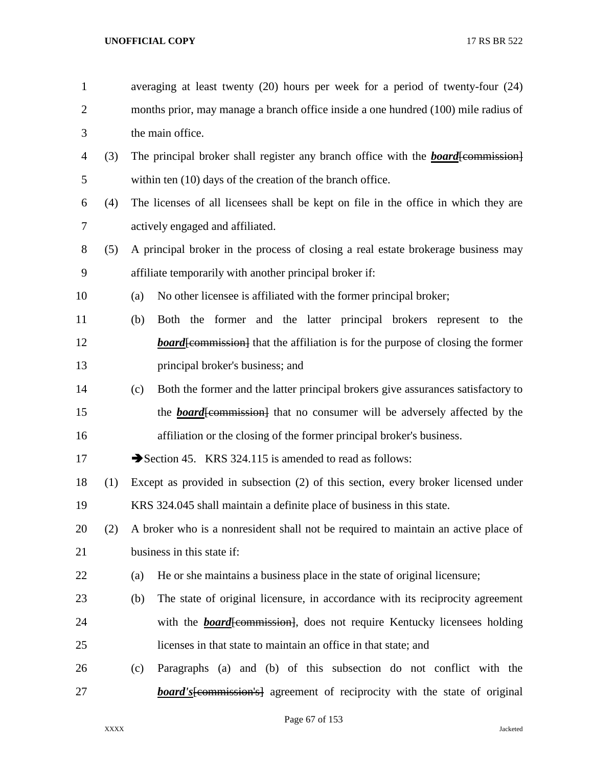averaging at least twenty (20) hours per week for a period of twenty-four (24) months prior, may manage a branch office inside a one hundred (100) mile radius of the main office.

(3) The principal broker shall register any branch office with the ***board***~~[commission]~~ within ten (10) days of the creation of the branch office.

(4) The licenses of all licensees shall be kept on file in the office in which they are actively engaged and affiliated.

(5) A principal broker in the process of closing a real estate brokerage business may affiliate temporarily with another principal broker if:

(a) No other licensee is affiliated with the former principal broker;

(b) Both the former and the latter principal brokers represent to the ***board***~~[commission]~~ that the affiliation is for the purpose of closing the former principal broker's business; and

(c) Both the former and the latter principal brokers give assurances satisfactory to the ***board***~~[commission]~~ that no consumer will be adversely affected by the affiliation or the closing of the former principal broker's business.

➔Section 45. KRS 324.115 is amended to read as follows:

(1) Except as provided in subsection (2) of this section, every broker licensed under KRS 324.045 shall maintain a definite place of business in this state.

(2) A broker who is a nonresident shall not be required to maintain an active place of business in this state if:

(a) He or she maintains a business place in the state of original licensure;

(b) The state of original licensure, in accordance with its reciprocity agreement with the ***board***~~[commission]~~, does not require Kentucky licensees holding licenses in that state to maintain an office in that state; and

(c) Paragraphs (a) and (b) of this subsection do not conflict with the ***board's***~~[commission's]~~ agreement of reciprocity with the state of original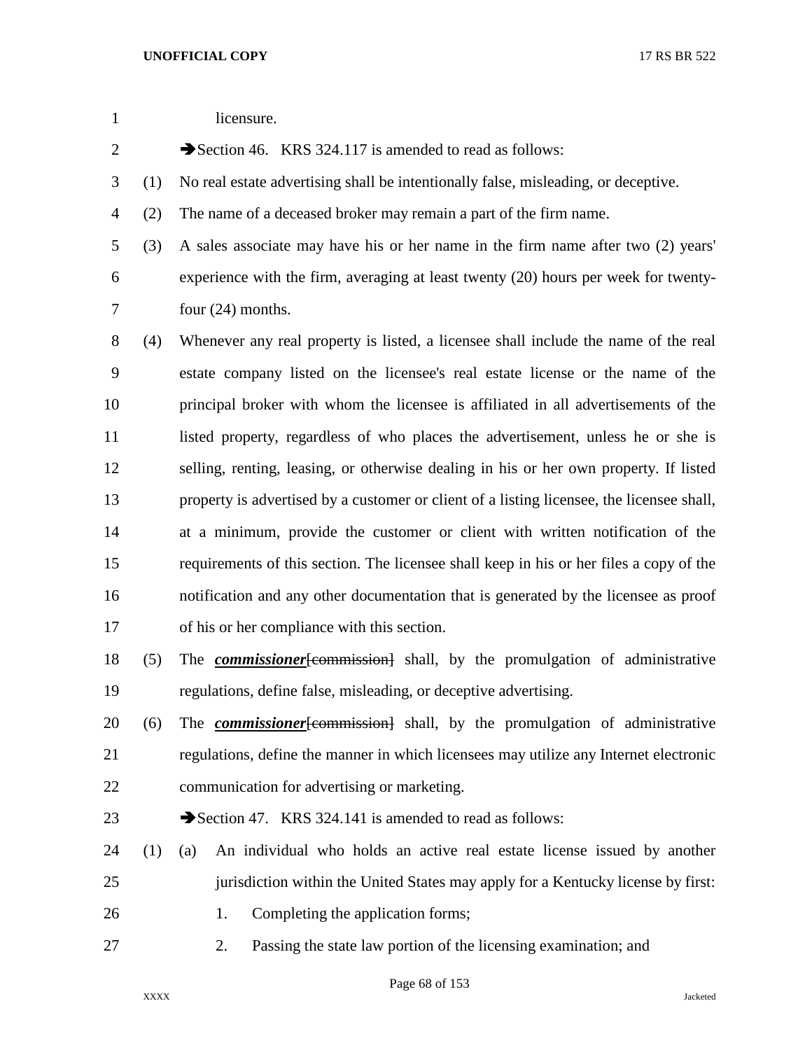licensure.

➔Section 46. KRS 324.117 is amended to read as follows:

(1) No real estate advertising shall be intentionally false, misleading, or deceptive.

(2) The name of a deceased broker may remain a part of the firm name.

(3) A sales associate may have his or her name in the firm name after two (2) years' experience with the firm, averaging at least twenty (20) hours per week for twenty-four (24) months.

(4) Whenever any real property is listed, a licensee shall include the name of the real estate company listed on the licensee's real estate license or the name of the principal broker with whom the licensee is affiliated in all advertisements of the listed property, regardless of who places the advertisement, unless he or she is selling, renting, leasing, or otherwise dealing in his or her own property. If listed property is advertised by a customer or client of a listing licensee, the licensee shall, at a minimum, provide the customer or client with written notification of the requirements of this section. The licensee shall keep in his or her files a copy of the notification and any other documentation that is generated by the licensee as proof of his or her compliance with this section.

(5) The ***commissioner***~~[commission]~~ shall, by the promulgation of administrative regulations, define false, misleading, or deceptive advertising.

(6) The ***commissioner***~~[commission]~~ shall, by the promulgation of administrative regulations, define the manner in which licensees may utilize any Internet electronic communication for advertising or marketing.

➔Section 47. KRS 324.141 is amended to read as follows:

(1) (a) An individual who holds an active real estate license issued by another jurisdiction within the United States may apply for a Kentucky license by first:

1. Completing the application forms;

2. Passing the state law portion of the licensing examination; and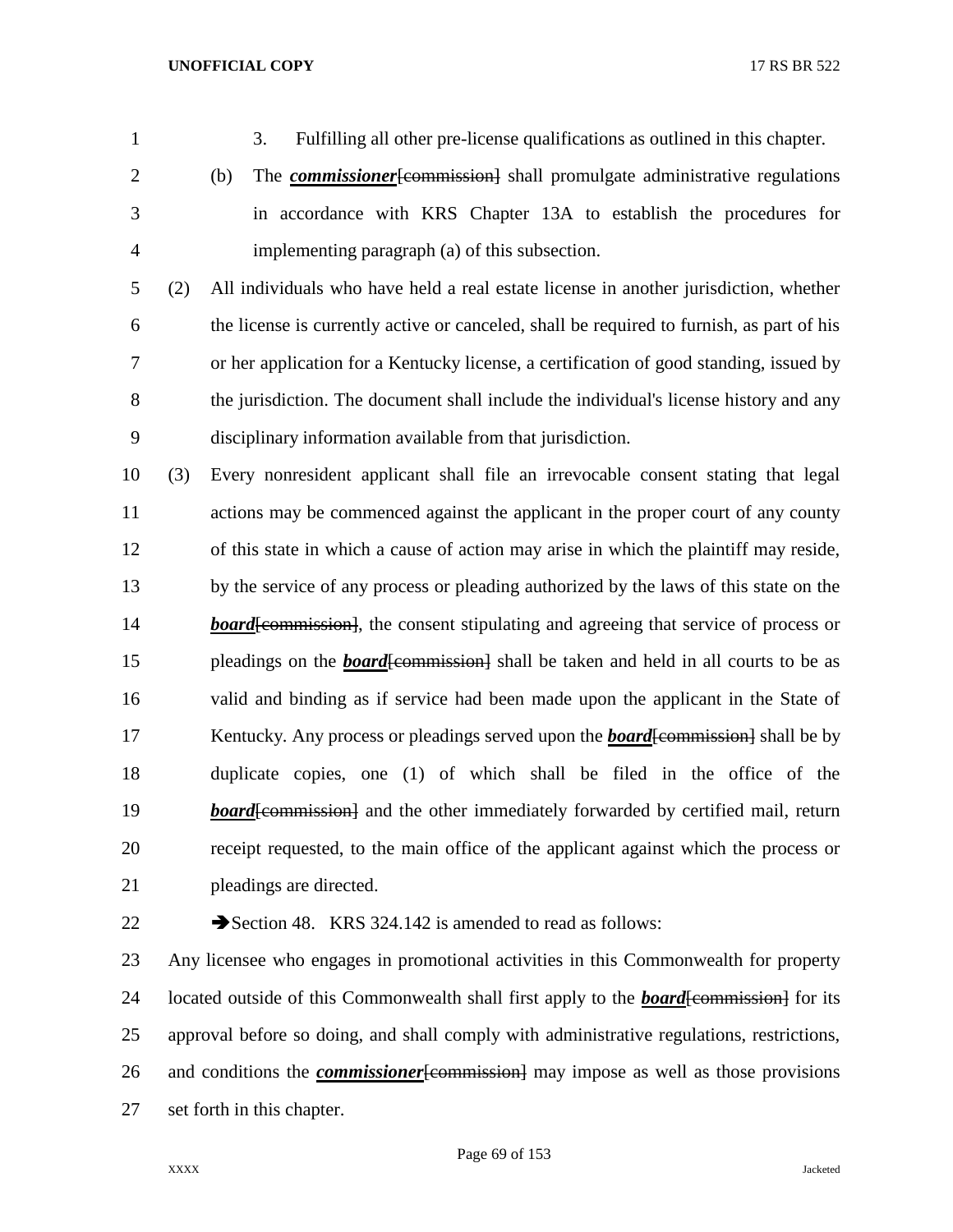3. Fulfilling all other pre-license qualifications as outlined in this chapter.

(b) The ***commissioner***[~~commission~~] shall promulgate administrative regulations in accordance with KRS Chapter 13A to establish the procedures for implementing paragraph (a) of this subsection.

(2) All individuals who have held a real estate license in another jurisdiction, whether the license is currently active or canceled, shall be required to furnish, as part of his or her application for a Kentucky license, a certification of good standing, issued by the jurisdiction. The document shall include the individual's license history and any disciplinary information available from that jurisdiction.

(3) Every nonresident applicant shall file an irrevocable consent stating that legal actions may be commenced against the applicant in the proper court of any county of this state in which a cause of action may arise in which the plaintiff may reside, by the service of any process or pleading authorized by the laws of this state on the ***board***[~~commission~~], the consent stipulating and agreeing that service of process or pleadings on the ***board***[~~commission~~] shall be taken and held in all courts to be as valid and binding as if service had been made upon the applicant in the State of Kentucky. Any process or pleadings served upon the ***board***[~~commission~~] shall be by duplicate copies, one (1) of which shall be filed in the office of the ***board***[~~commission~~] and the other immediately forwarded by certified mail, return receipt requested, to the main office of the applicant against which the process or pleadings are directed.

➔Section 48. KRS 324.142 is amended to read as follows:

Any licensee who engages in promotional activities in this Commonwealth for property located outside of this Commonwealth shall first apply to the ***board***[~~commission~~] for its approval before so doing, and shall comply with administrative regulations, restrictions, and conditions the ***commissioner***[~~commission~~] may impose as well as those provisions set forth in this chapter.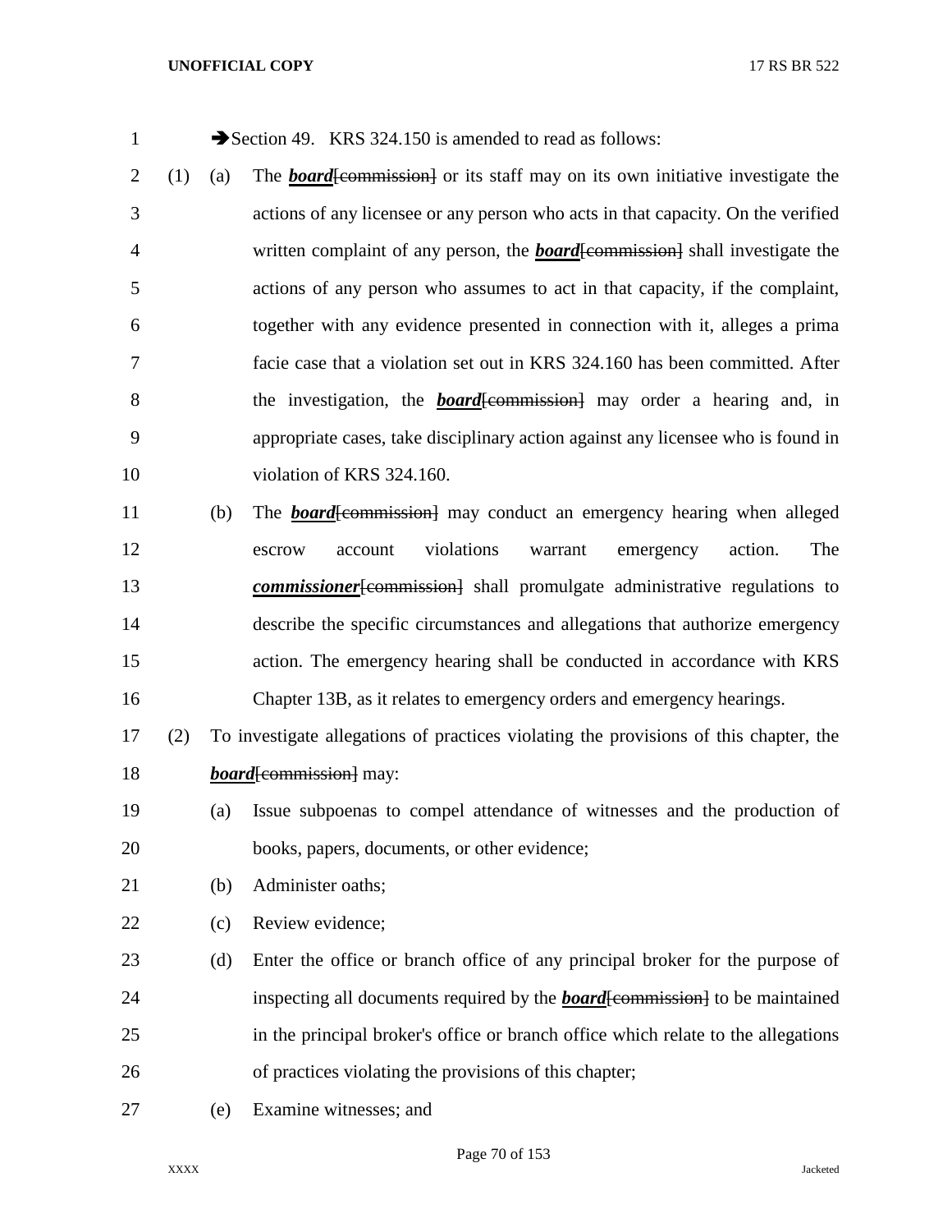➔Section 49. KRS 324.150 is amended to read as follows:

(1) (a) The ***board***~~[commission]~~ or its staff may on its own initiative investigate the actions of any licensee or any person who acts in that capacity. On the verified written complaint of any person, the ***board***~~[commission]~~ shall investigate the actions of any person who assumes to act in that capacity, if the complaint, together with any evidence presented in connection with it, alleges a prima facie case that a violation set out in KRS 324.160 has been committed. After the investigation, the ***board***~~[commission]~~ may order a hearing and, in appropriate cases, take disciplinary action against any licensee who is found in violation of KRS 324.160.

(b) The ***board***~~[commission]~~ may conduct an emergency hearing when alleged escrow account violations warrant emergency action. The ***commissioner***~~[commission]~~ shall promulgate administrative regulations to describe the specific circumstances and allegations that authorize emergency action. The emergency hearing shall be conducted in accordance with KRS Chapter 13B, as it relates to emergency orders and emergency hearings.

(2) To investigate allegations of practices violating the provisions of this chapter, the ***board***~~[commission]~~ may:

(a) Issue subpoenas to compel attendance of witnesses and the production of books, papers, documents, or other evidence;

(b) Administer oaths;

(c) Review evidence;

(d) Enter the office or branch office of any principal broker for the purpose of inspecting all documents required by the ***board***~~[commission]~~ to be maintained in the principal broker's office or branch office which relate to the allegations of practices violating the provisions of this chapter;

(e) Examine witnesses; and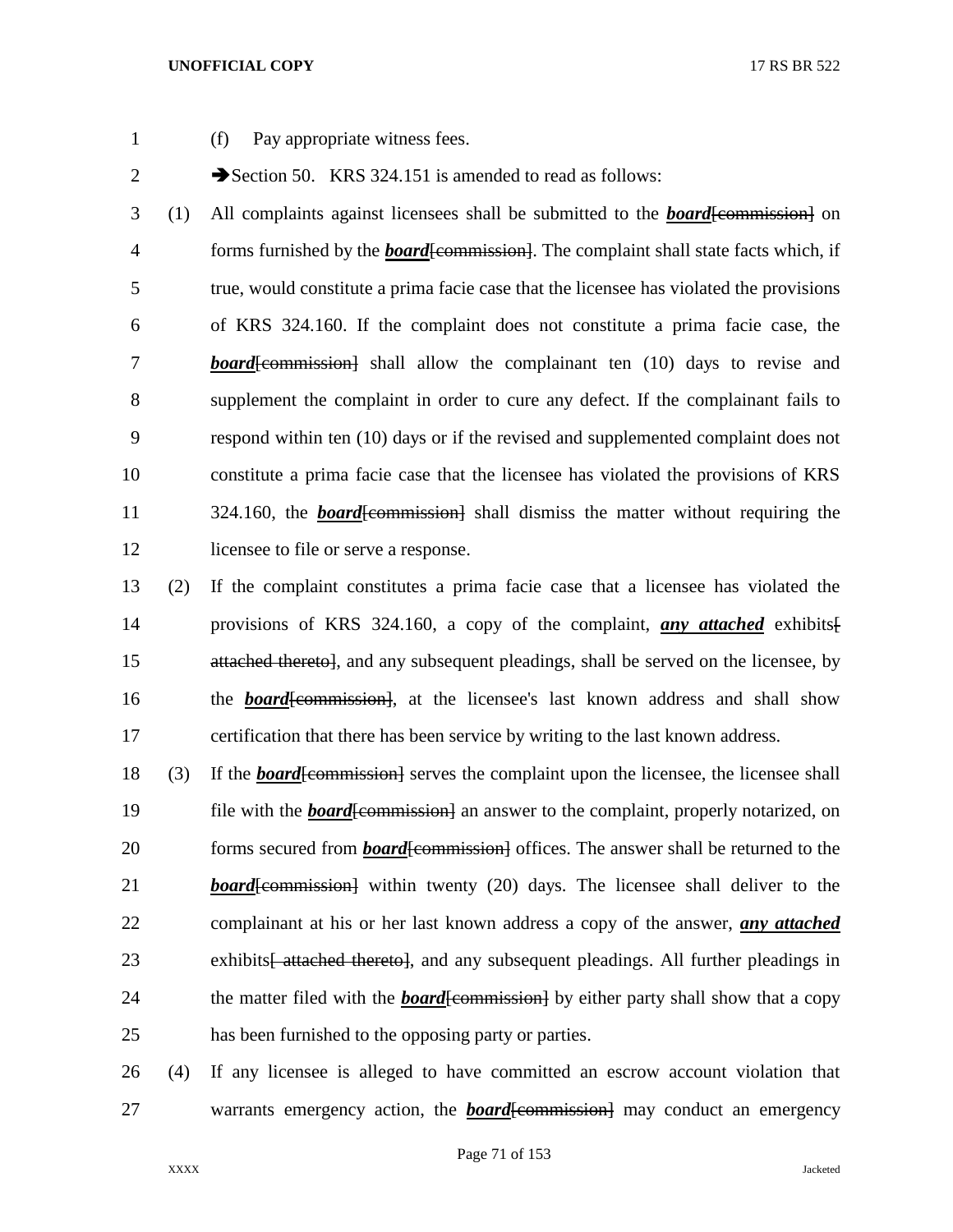(f) Pay appropriate witness fees.

➔Section 50. KRS 324.151 is amended to read as follows:

(1) All complaints against licensees shall be submitted to the ***board***~~[commission]~~ on forms furnished by the ***board***~~[commission]~~. The complaint shall state facts which, if true, would constitute a prima facie case that the licensee has violated the provisions of KRS 324.160. If the complaint does not constitute a prima facie case, the ***board***~~[commission]~~ shall allow the complainant ten (10) days to revise and supplement the complaint in order to cure any defect. If the complainant fails to respond within ten (10) days or if the revised and supplemented complaint does not constitute a prima facie case that the licensee has violated the provisions of KRS 324.160, the ***board***~~[commission]~~ shall dismiss the matter without requiring the licensee to file or serve a response.

(2) If the complaint constitutes a prima facie case that a licensee has violated the provisions of KRS 324.160, a copy of the complaint, ***any attached*** exhibits~~[ attached thereto]~~, and any subsequent pleadings, shall be served on the licensee, by the ***board***~~[commission]~~, at the licensee's last known address and shall show certification that there has been service by writing to the last known address.

(3) If the ***board***~~[commission]~~ serves the complaint upon the licensee, the licensee shall file with the ***board***~~[commission]~~ an answer to the complaint, properly notarized, on forms secured from ***board***~~[commission]~~ offices. The answer shall be returned to the ***board***~~[commission]~~ within twenty (20) days. The licensee shall deliver to the complainant at his or her last known address a copy of the answer, ***any attached*** exhibits~~[ attached thereto]~~, and any subsequent pleadings. All further pleadings in the matter filed with the ***board***~~[commission]~~ by either party shall show that a copy has been furnished to the opposing party or parties.

(4) If any licensee is alleged to have committed an escrow account violation that warrants emergency action, the ***board***~~[commission]~~ may conduct an emergency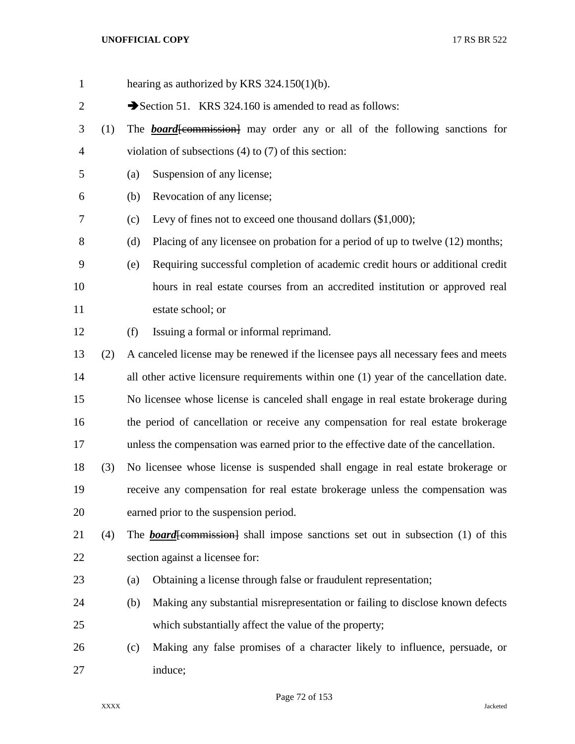hearing as authorized by KRS 324.150(1)(b).

➔Section 51. KRS 324.160 is amended to read as follows:

(1) The ***board***[commission] may order any or all of the following sanctions for violation of subsections (4) to (7) of this section:

(a) Suspension of any license;

(b) Revocation of any license;

(c) Levy of fines not to exceed one thousand dollars ($1,000);

(d) Placing of any licensee on probation for a period of up to twelve (12) months;

(e) Requiring successful completion of academic credit hours or additional credit hours in real estate courses from an accredited institution or approved real estate school; or

(f) Issuing a formal or informal reprimand.

(2) A canceled license may be renewed if the licensee pays all necessary fees and meets all other active licensure requirements within one (1) year of the cancellation date. No licensee whose license is canceled shall engage in real estate brokerage during the period of cancellation or receive any compensation for real estate brokerage unless the compensation was earned prior to the effective date of the cancellation.

(3) No licensee whose license is suspended shall engage in real estate brokerage or receive any compensation for real estate brokerage unless the compensation was earned prior to the suspension period.

(4) The ***board***[commission] shall impose sanctions set out in subsection (1) of this section against a licensee for:

(a) Obtaining a license through false or fraudulent representation;

(b) Making any substantial misrepresentation or failing to disclose known defects which substantially affect the value of the property;

(c) Making any false promises of a character likely to influence, persuade, or induce;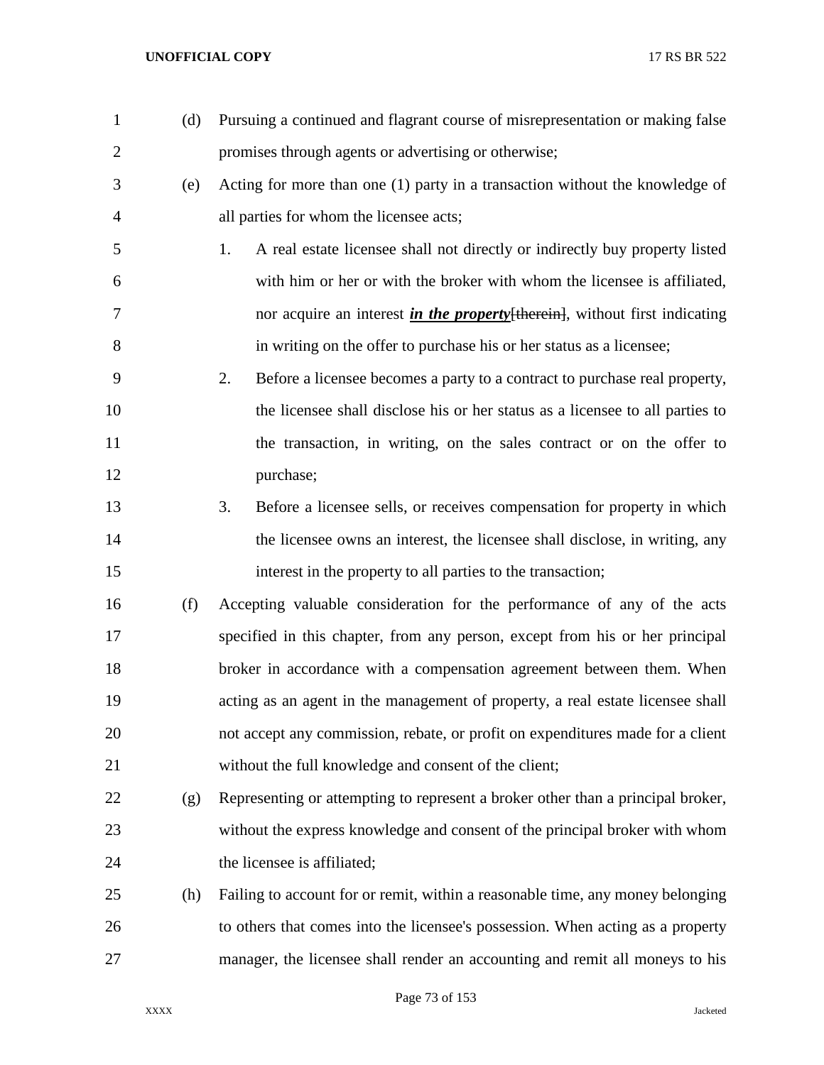(d) Pursuing a continued and flagrant course of misrepresentation or making false promises through agents or advertising or otherwise;

(e) Acting for more than one (1) party in a transaction without the knowledge of all parties for whom the licensee acts;

1. A real estate licensee shall not directly or indirectly buy property listed with him or her or with the broker with whom the licensee is affiliated, nor acquire an interest ***in the property***[~~therein~~], without first indicating in writing on the offer to purchase his or her status as a licensee;

2. Before a licensee becomes a party to a contract to purchase real property, the licensee shall disclose his or her status as a licensee to all parties to the transaction, in writing, on the sales contract or on the offer to purchase;

3. Before a licensee sells, or receives compensation for property in which the licensee owns an interest, the licensee shall disclose, in writing, any interest in the property to all parties to the transaction;

(f) Accepting valuable consideration for the performance of any of the acts specified in this chapter, from any person, except from his or her principal broker in accordance with a compensation agreement between them. When acting as an agent in the management of property, a real estate licensee shall not accept any commission, rebate, or profit on expenditures made for a client without the full knowledge and consent of the client;

(g) Representing or attempting to represent a broker other than a principal broker, without the express knowledge and consent of the principal broker with whom the licensee is affiliated;

(h) Failing to account for or remit, within a reasonable time, any money belonging to others that comes into the licensee's possession. When acting as a property manager, the licensee shall render an accounting and remit all moneys to his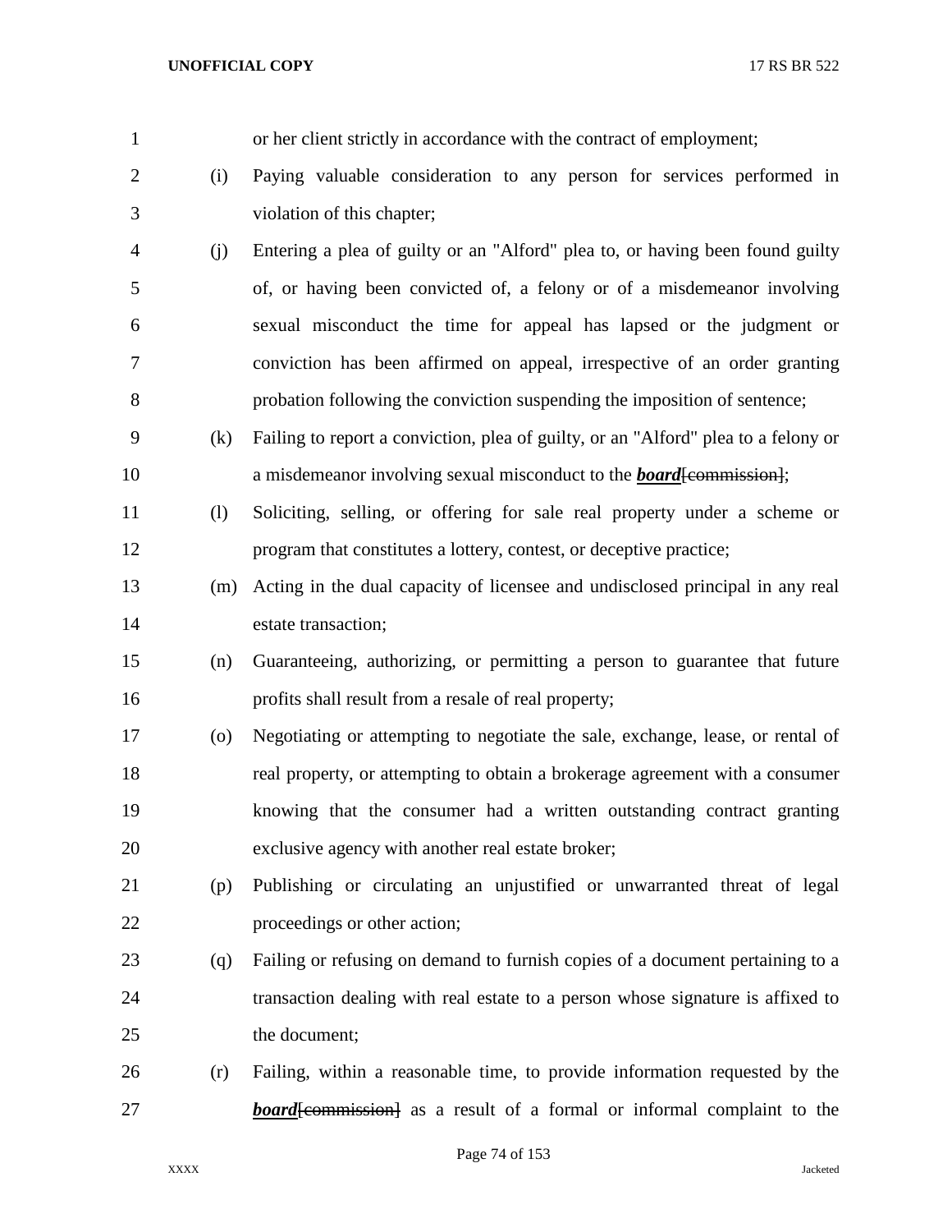or her client strictly in accordance with the contract of employment;

(i) Paying valuable consideration to any person for services performed in violation of this chapter;

(j) Entering a plea of guilty or an "Alford" plea to, or having been found guilty of, or having been convicted of, a felony or of a misdemeanor involving sexual misconduct the time for appeal has lapsed or the judgment or conviction has been affirmed on appeal, irrespective of an order granting probation following the conviction suspending the imposition of sentence;

(k) Failing to report a conviction, plea of guilty, or an "Alford" plea to a felony or a misdemeanor involving sexual misconduct to the ***board***[~~commission~~];

(l) Soliciting, selling, or offering for sale real property under a scheme or program that constitutes a lottery, contest, or deceptive practice;

(m) Acting in the dual capacity of licensee and undisclosed principal in any real estate transaction;

(n) Guaranteeing, authorizing, or permitting a person to guarantee that future profits shall result from a resale of real property;

(o) Negotiating or attempting to negotiate the sale, exchange, lease, or rental of real property, or attempting to obtain a brokerage agreement with a consumer knowing that the consumer had a written outstanding contract granting exclusive agency with another real estate broker;

(p) Publishing or circulating an unjustified or unwarranted threat of legal proceedings or other action;

(q) Failing or refusing on demand to furnish copies of a document pertaining to a transaction dealing with real estate to a person whose signature is affixed to the document;

(r) Failing, within a reasonable time, to provide information requested by the ***board***[~~commission~~] as a result of a formal or informal complaint to the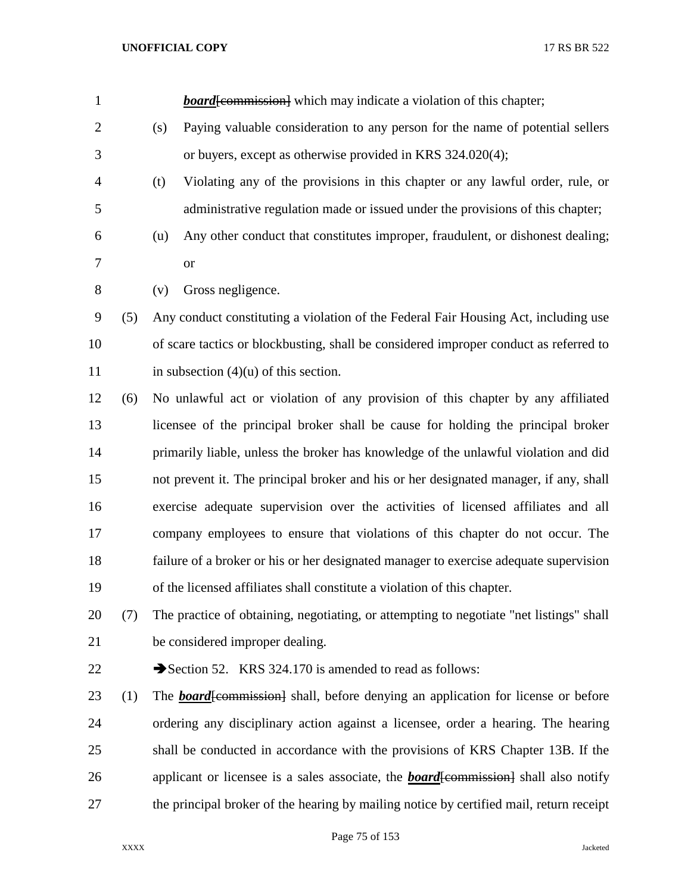***board***[commission] which may indicate a violation of this chapter;

(s) Paying valuable consideration to any person for the name of potential sellers or buyers, except as otherwise provided in KRS 324.020(4);

(t) Violating any of the provisions in this chapter or any lawful order, rule, or administrative regulation made or issued under the provisions of this chapter;

(u) Any other conduct that constitutes improper, fraudulent, or dishonest dealing; or

(v) Gross negligence.

(5) Any conduct constituting a violation of the Federal Fair Housing Act, including use of scare tactics or blockbusting, shall be considered improper conduct as referred to in subsection (4)(u) of this section.

(6) No unlawful act or violation of any provision of this chapter by any affiliated licensee of the principal broker shall be cause for holding the principal broker primarily liable, unless the broker has knowledge of the unlawful violation and did not prevent it. The principal broker and his or her designated manager, if any, shall exercise adequate supervision over the activities of licensed affiliates and all company employees to ensure that violations of this chapter do not occur. The failure of a broker or his or her designated manager to exercise adequate supervision of the licensed affiliates shall constitute a violation of this chapter.

(7) The practice of obtaining, negotiating, or attempting to negotiate "net listings" shall be considered improper dealing.

➔Section 52. KRS 324.170 is amended to read as follows:

(1) The ***board***[commission] shall, before denying an application for license or before ordering any disciplinary action against a licensee, order a hearing. The hearing shall be conducted in accordance with the provisions of KRS Chapter 13B. If the applicant or licensee is a sales associate, the ***board***[commission] shall also notify the principal broker of the hearing by mailing notice by certified mail, return receipt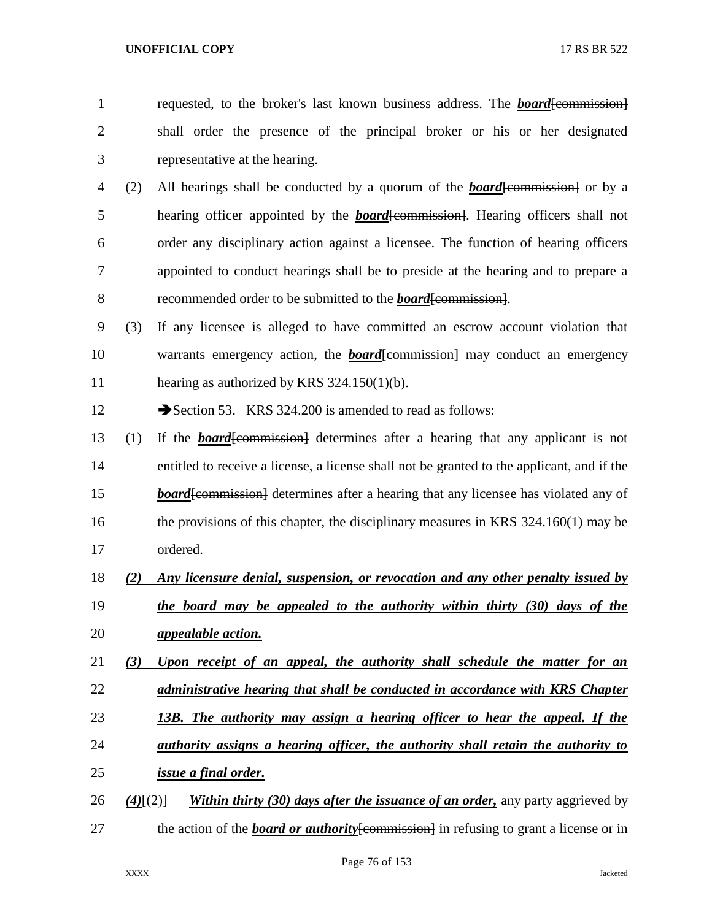requested, to the broker's last known business address. The ***board***[~~commission~~] shall order the presence of the principal broker or his or her designated representative at the hearing.

(2) All hearings shall be conducted by a quorum of the ***board***[~~commission~~] or by a hearing officer appointed by the ***board***[~~commission~~]. Hearing officers shall not order any disciplinary action against a licensee. The function of hearing officers appointed to conduct hearings shall be to preside at the hearing and to prepare a recommended order to be submitted to the ***board***[~~commission~~].

(3) If any licensee is alleged to have committed an escrow account violation that warrants emergency action, the ***board***[~~commission~~] may conduct an emergency hearing as authorized by KRS 324.150(1)(b).

➔Section 53. KRS 324.200 is amended to read as follows:

(1) If the ***board***[~~commission~~] determines after a hearing that any applicant is not entitled to receive a license, a license shall not be granted to the applicant, and if the ***board***[~~commission~~] determines after a hearing that any licensee has violated any of the provisions of this chapter, the disciplinary measures in KRS 324.160(1) may be ordered.

***(2) Any licensure denial, suspension, or revocation and any other penalty issued by the board may be appealed to the authority within thirty (30) days of the appealable action.***

***(3) Upon receipt of an appeal, the authority shall schedule the matter for an administrative hearing that shall be conducted in accordance with KRS Chapter 13B. The authority may assign a hearing officer to hear the appeal. If the authority assigns a hearing officer, the authority shall retain the authority to issue a final order.***

***(4)***[~~(2)~~] ***Within thirty (30) days after the issuance of an order,*** any party aggrieved by the action of the ***board or authority***[~~commission~~] in refusing to grant a license or in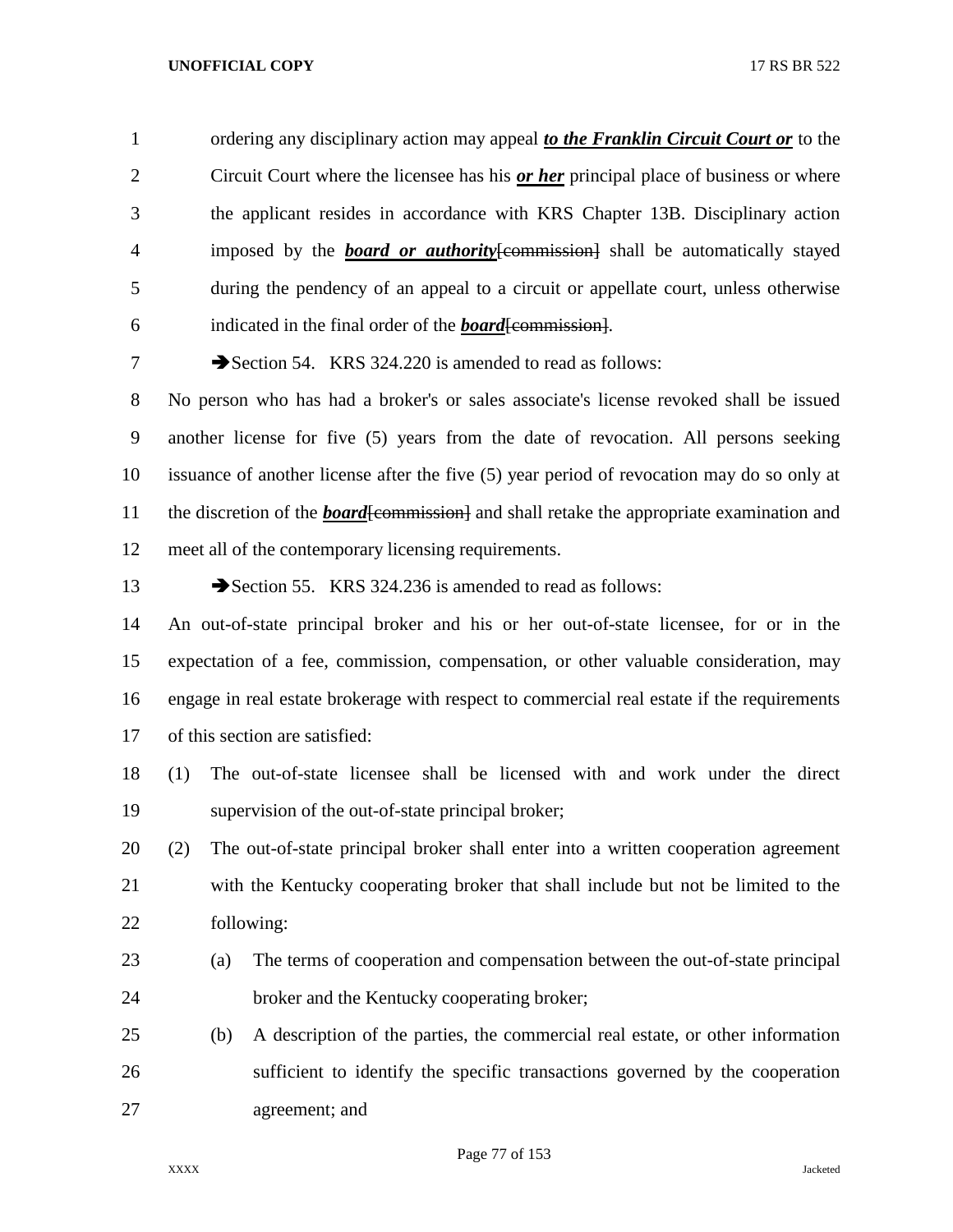ordering any disciplinary action may appeal ***to the Franklin Circuit Court or*** to the Circuit Court where the licensee has his ***or her*** principal place of business or where the applicant resides in accordance with KRS Chapter 13B. Disciplinary action imposed by the ***board or authority***~~[commission]~~ shall be automatically stayed during the pendency of an appeal to a circuit or appellate court, unless otherwise indicated in the final order of the ***board***~~[commission]~~.

➔Section 54. KRS 324.220 is amended to read as follows:

No person who has had a broker's or sales associate's license revoked shall be issued another license for five (5) years from the date of revocation. All persons seeking issuance of another license after the five (5) year period of revocation may do so only at the discretion of the ***board***~~[commission]~~ and shall retake the appropriate examination and meet all of the contemporary licensing requirements.

➔Section 55. KRS 324.236 is amended to read as follows:

An out-of-state principal broker and his or her out-of-state licensee, for or in the expectation of a fee, commission, compensation, or other valuable consideration, may engage in real estate brokerage with respect to commercial real estate if the requirements of this section are satisfied:

(1) The out-of-state licensee shall be licensed with and work under the direct supervision of the out-of-state principal broker;

(2) The out-of-state principal broker shall enter into a written cooperation agreement with the Kentucky cooperating broker that shall include but not be limited to the following:

(a) The terms of cooperation and compensation between the out-of-state principal broker and the Kentucky cooperating broker;

(b) A description of the parties, the commercial real estate, or other information sufficient to identify the specific transactions governed by the cooperation agreement; and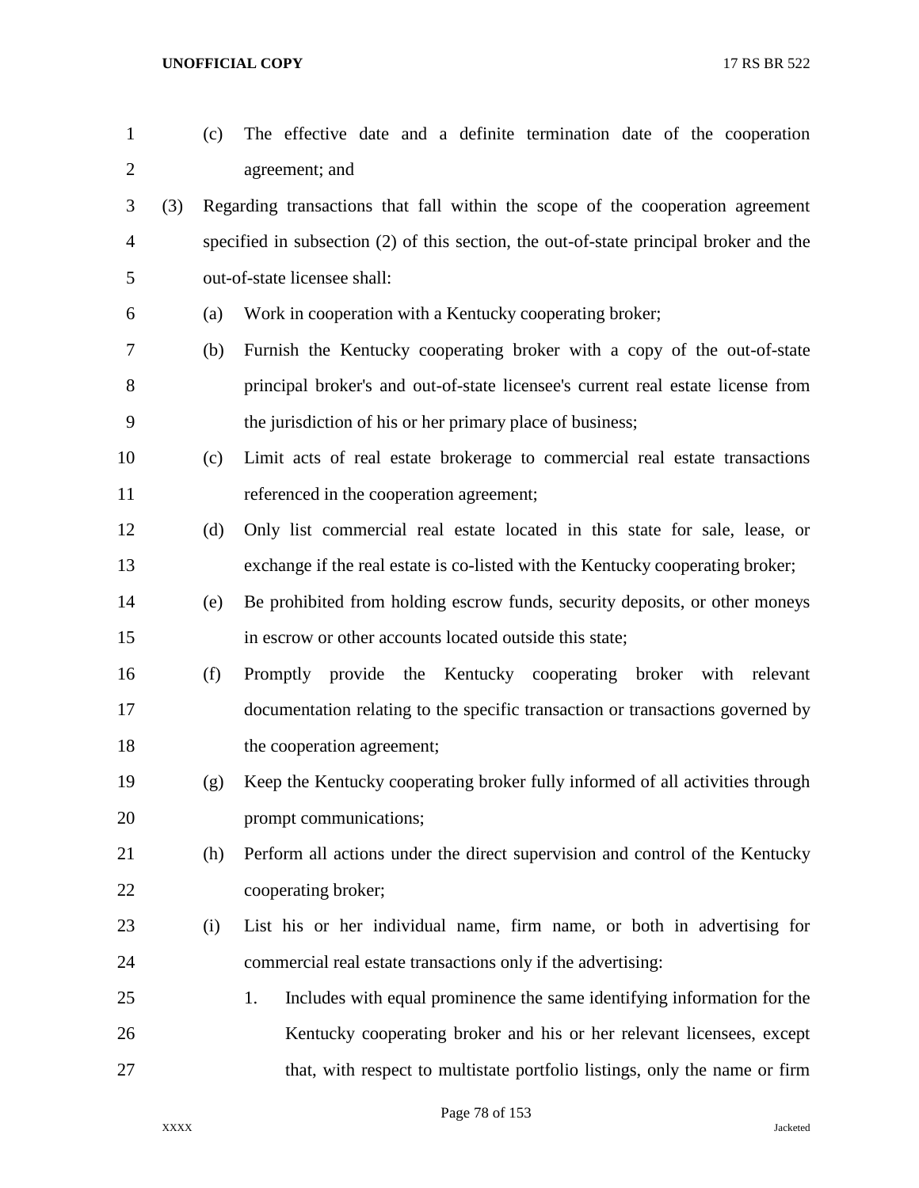(c) The effective date and a definite termination date of the cooperation agreement; and

(3) Regarding transactions that fall within the scope of the cooperation agreement specified in subsection (2) of this section, the out-of-state principal broker and the out-of-state licensee shall:

(a) Work in cooperation with a Kentucky cooperating broker;

(b) Furnish the Kentucky cooperating broker with a copy of the out-of-state principal broker's and out-of-state licensee's current real estate license from the jurisdiction of his or her primary place of business;

(c) Limit acts of real estate brokerage to commercial real estate transactions referenced in the cooperation agreement;

(d) Only list commercial real estate located in this state for sale, lease, or exchange if the real estate is co-listed with the Kentucky cooperating broker;

(e) Be prohibited from holding escrow funds, security deposits, or other moneys in escrow or other accounts located outside this state;

(f) Promptly provide the Kentucky cooperating broker with relevant documentation relating to the specific transaction or transactions governed by the cooperation agreement;

(g) Keep the Kentucky cooperating broker fully informed of all activities through prompt communications;

(h) Perform all actions under the direct supervision and control of the Kentucky cooperating broker;

(i) List his or her individual name, firm name, or both in advertising for commercial real estate transactions only if the advertising:

1. Includes with equal prominence the same identifying information for the Kentucky cooperating broker and his or her relevant licensees, except that, with respect to multistate portfolio listings, only the name or firm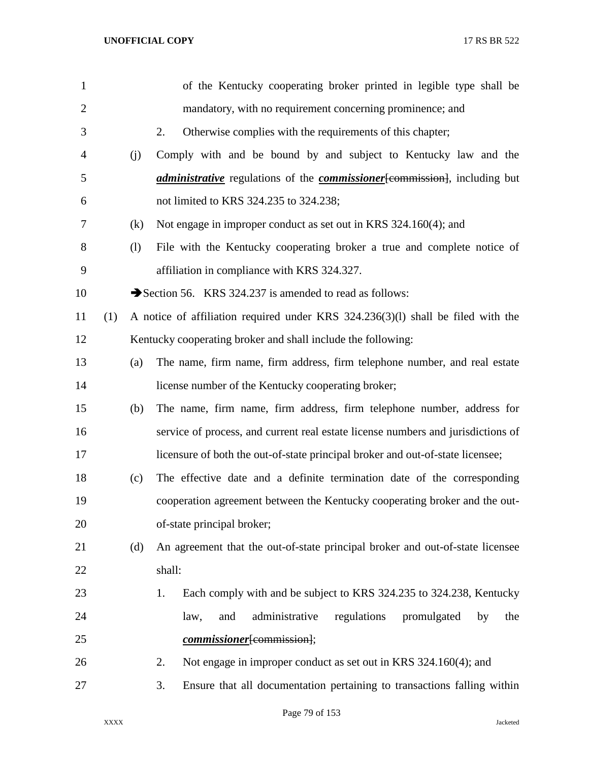of the Kentucky cooperating broker printed in legible type shall be mandatory, with no requirement concerning prominence; and

2. Otherwise complies with the requirements of this chapter;

(j) Comply with and be bound by and subject to Kentucky law and the ***administrative*** regulations of the ***commissioner***[~~commission~~], including but not limited to KRS 324.235 to 324.238;

(k) Not engage in improper conduct as set out in KRS 324.160(4); and

(l) File with the Kentucky cooperating broker a true and complete notice of affiliation in compliance with KRS 324.327.

➔Section 56. KRS 324.237 is amended to read as follows:

(1) A notice of affiliation required under KRS 324.236(3)(l) shall be filed with the Kentucky cooperating broker and shall include the following:

(a) The name, firm name, firm address, firm telephone number, and real estate license number of the Kentucky cooperating broker;

(b) The name, firm name, firm address, firm telephone number, address for service of process, and current real estate license numbers and jurisdictions of licensure of both the out-of-state principal broker and out-of-state licensee;

(c) The effective date and a definite termination date of the corresponding cooperation agreement between the Kentucky cooperating broker and the out-of-state principal broker;

(d) An agreement that the out-of-state principal broker and out-of-state licensee shall:

1. Each comply with and be subject to KRS 324.235 to 324.238, Kentucky law, and administrative regulations promulgated by the ***commissioner***[~~commission~~];

2. Not engage in improper conduct as set out in KRS 324.160(4); and

3. Ensure that all documentation pertaining to transactions falling within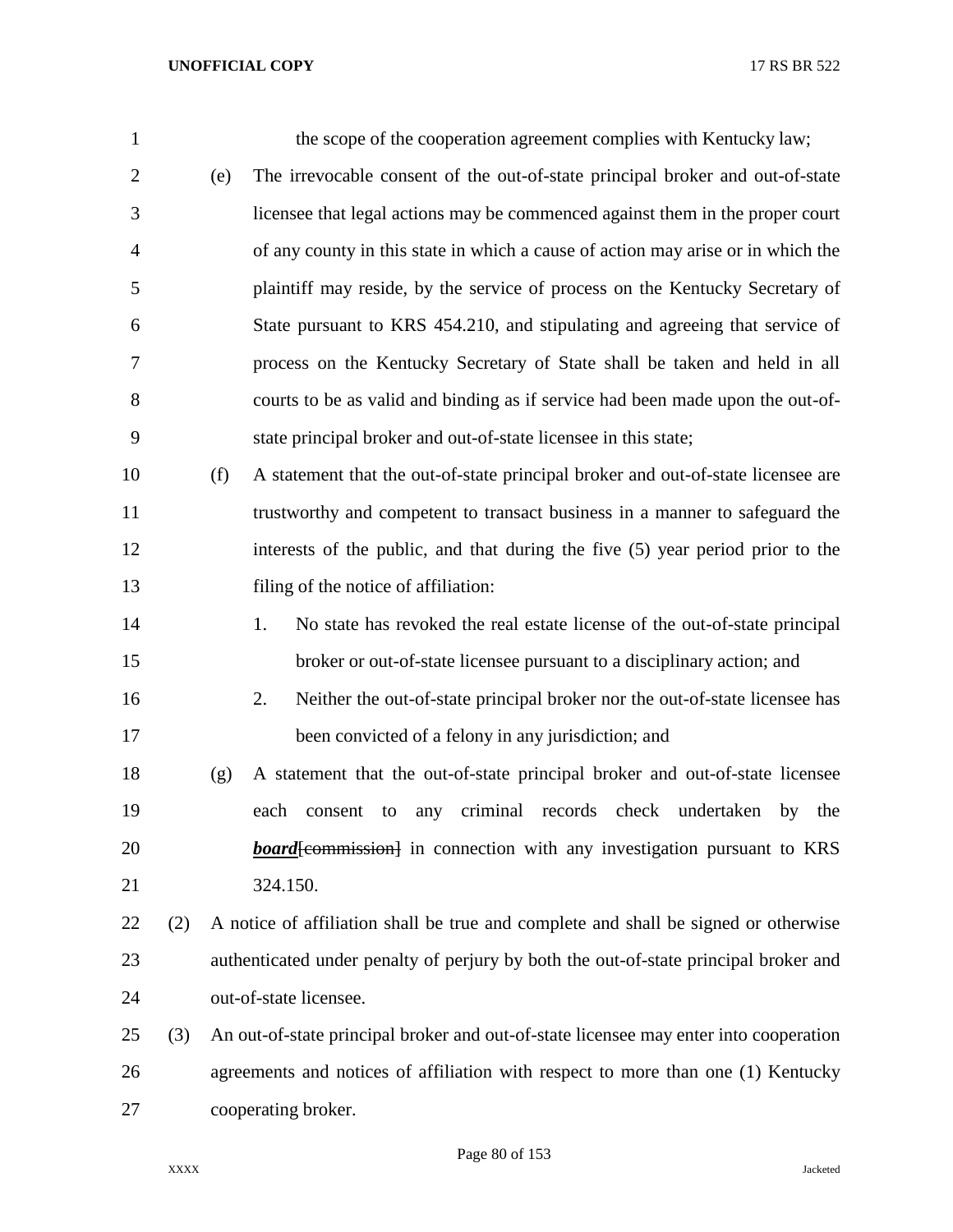the scope of the cooperation agreement complies with Kentucky law;

(e) The irrevocable consent of the out-of-state principal broker and out-of-state licensee that legal actions may be commenced against them in the proper court of any county in this state in which a cause of action may arise or in which the plaintiff may reside, by the service of process on the Kentucky Secretary of State pursuant to KRS 454.210, and stipulating and agreeing that service of process on the Kentucky Secretary of State shall be taken and held in all courts to be as valid and binding as if service had been made upon the out-of-state principal broker and out-of-state licensee in this state;

(f) A statement that the out-of-state principal broker and out-of-state licensee are trustworthy and competent to transact business in a manner to safeguard the interests of the public, and that during the five (5) year period prior to the filing of the notice of affiliation:

1. No state has revoked the real estate license of the out-of-state principal broker or out-of-state licensee pursuant to a disciplinary action; and

2. Neither the out-of-state principal broker nor the out-of-state licensee has been convicted of a felony in any jurisdiction; and

(g) A statement that the out-of-state principal broker and out-of-state licensee each consent to any criminal records check undertaken by the ***board***~~[commission]~~ in connection with any investigation pursuant to KRS 324.150.

(2) A notice of affiliation shall be true and complete and shall be signed or otherwise authenticated under penalty of perjury by both the out-of-state principal broker and out-of-state licensee.

(3) An out-of-state principal broker and out-of-state licensee may enter into cooperation agreements and notices of affiliation with respect to more than one (1) Kentucky cooperating broker.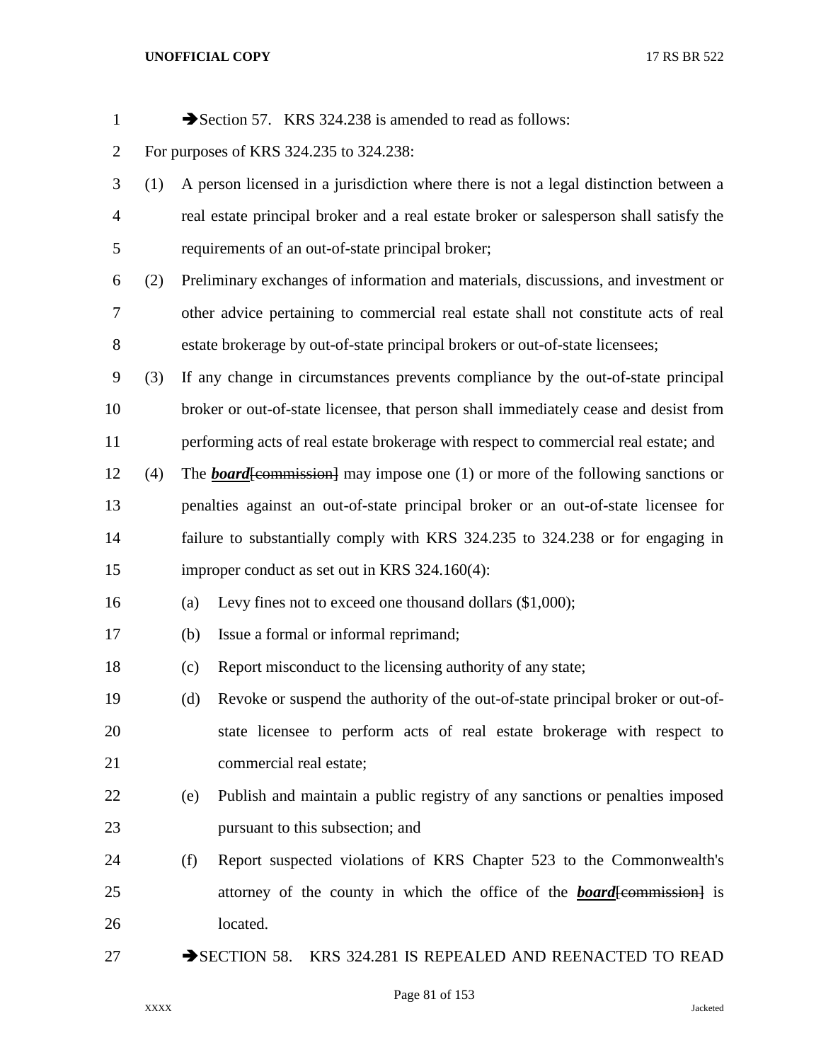➔Section 57. KRS 324.238 is amended to read as follows:

For purposes of KRS 324.235 to 324.238:

(1) A person licensed in a jurisdiction where there is not a legal distinction between a real estate principal broker and a real estate broker or salesperson shall satisfy the requirements of an out-of-state principal broker;

(2) Preliminary exchanges of information and materials, discussions, and investment or other advice pertaining to commercial real estate shall not constitute acts of real estate brokerage by out-of-state principal brokers or out-of-state licensees;

(3) If any change in circumstances prevents compliance by the out-of-state principal broker or out-of-state licensee, that person shall immediately cease and desist from performing acts of real estate brokerage with respect to commercial real estate; and

(4) The ***board***~~[commission]~~ may impose one (1) or more of the following sanctions or penalties against an out-of-state principal broker or an out-of-state licensee for failure to substantially comply with KRS 324.235 to 324.238 or for engaging in improper conduct as set out in KRS 324.160(4):

   (a) Levy fines not to exceed one thousand dollars ($1,000);

   (b) Issue a formal or informal reprimand;

   (c) Report misconduct to the licensing authority of any state;

   (d) Revoke or suspend the authority of the out-of-state principal broker or out-of-state licensee to perform acts of real estate brokerage with respect to commercial real estate;

   (e) Publish and maintain a public registry of any sanctions or penalties imposed pursuant to this subsection; and

   (f) Report suspected violations of KRS Chapter 523 to the Commonwealth's attorney of the county in which the office of the ***board***~~[commission]~~ is located.

➔SECTION 58. KRS 324.281 IS REPEALED AND REENACTED TO READ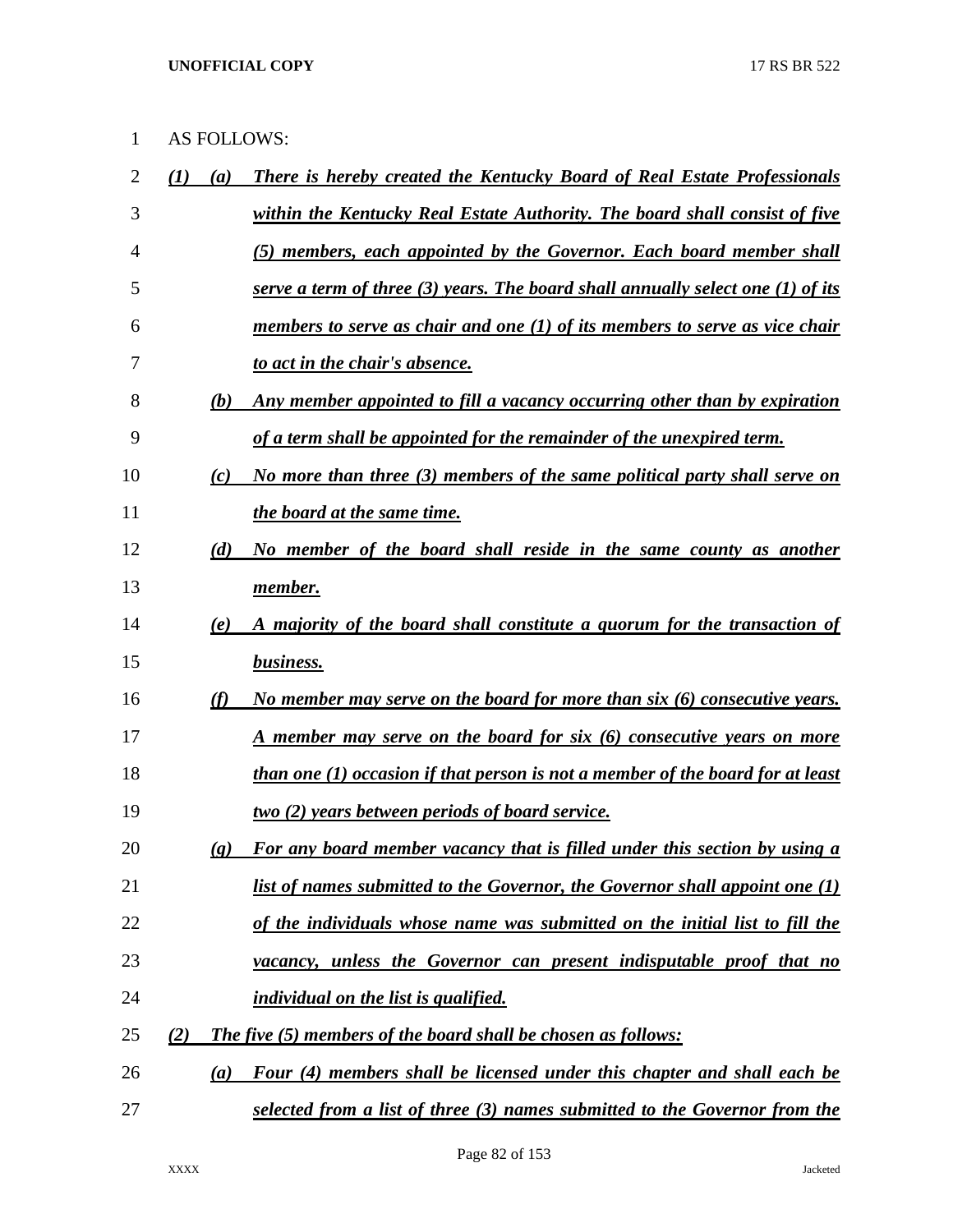AS FOLLOWS:

***(1) (a) There is hereby created the Kentucky Board of Real Estate Professionals within the Kentucky Real Estate Authority. The board shall consist of five (5) members, each appointed by the Governor. Each board member shall serve a term of three (3) years. The board shall annually select one (1) of its members to serve as chair and one (1) of its members to serve as vice chair to act in the chair's absence.***

***(b) Any member appointed to fill a vacancy occurring other than by expiration of a term shall be appointed for the remainder of the unexpired term.***

***(c) No more than three (3) members of the same political party shall serve on the board at the same time.***

***(d) No member of the board shall reside in the same county as another member.***

***(e) A majority of the board shall constitute a quorum for the transaction of business.***

***(f) No member may serve on the board for more than six (6) consecutive years. A member may serve on the board for six (6) consecutive years on more than one (1) occasion if that person is not a member of the board for at least two (2) years between periods of board service.***

***(g) For any board member vacancy that is filled under this section by using a list of names submitted to the Governor, the Governor shall appoint one (1) of the individuals whose name was submitted on the initial list to fill the vacancy, unless the Governor can present indisputable proof that no individual on the list is qualified.***

***(2) The five (5) members of the board shall be chosen as follows:***

***(a) Four (4) members shall be licensed under this chapter and shall each be selected from a list of three (3) names submitted to the Governor from the***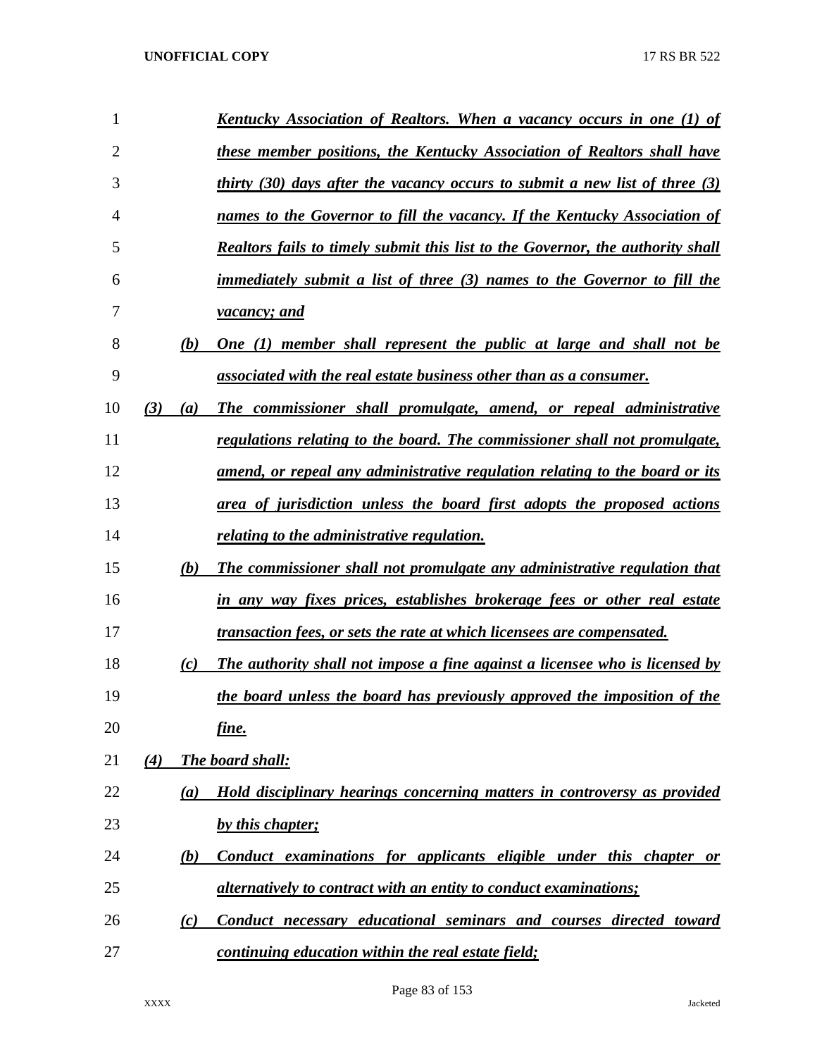***Kentucky Association of Realtors. When a vacancy occurs in one (1) of these member positions, the Kentucky Association of Realtors shall have thirty (30) days after the vacancy occurs to submit a new list of three (3) names to the Governor to fill the vacancy. If the Kentucky Association of Realtors fails to timely submit this list to the Governor, the authority shall immediately submit a list of three (3) names to the Governor to fill the vacancy; and***

***(b) One (1) member shall represent the public at large and shall not be associated with the real estate business other than as a consumer.***

***(3) (a) The commissioner shall promulgate, amend, or repeal administrative regulations relating to the board. The commissioner shall not promulgate, amend, or repeal any administrative regulation relating to the board or its area of jurisdiction unless the board first adopts the proposed actions relating to the administrative regulation.***

***(b) The commissioner shall not promulgate any administrative regulation that in any way fixes prices, establishes brokerage fees or other real estate transaction fees, or sets the rate at which licensees are compensated.***

***(c) The authority shall not impose a fine against a licensee who is licensed by the board unless the board has previously approved the imposition of the fine.***

***(4) The board shall:***

***(a) Hold disciplinary hearings concerning matters in controversy as provided by this chapter;***

***(b) Conduct examinations for applicants eligible under this chapter or alternatively to contract with an entity to conduct examinations;***

***(c) Conduct necessary educational seminars and courses directed toward continuing education within the real estate field;***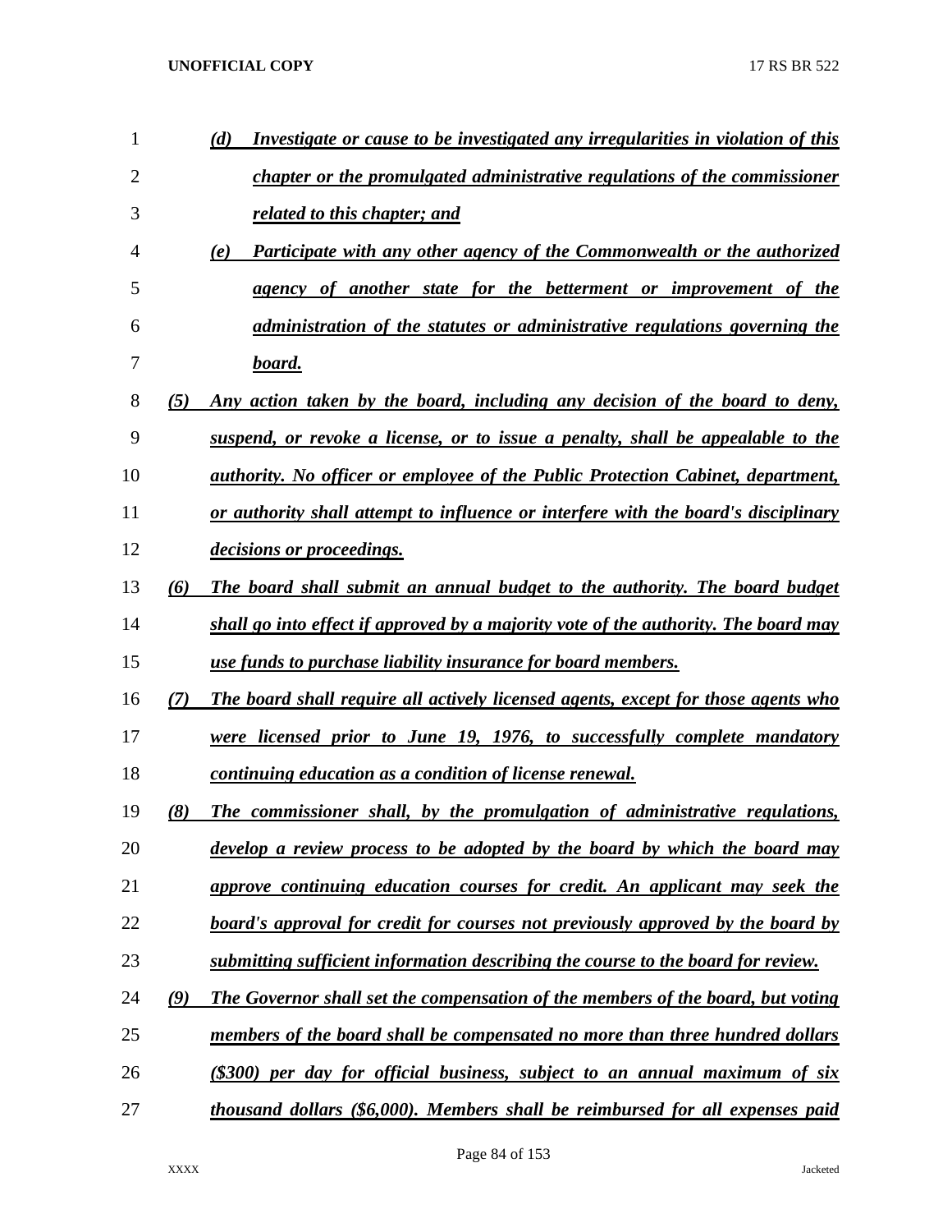*(d) Investigate or cause to be investigated any irregularities in violation of this chapter or the promulgated administrative regulations of the commissioner related to this chapter; and*

*(e) Participate with any other agency of the Commonwealth or the authorized agency of another state for the betterment or improvement of the administration of the statutes or administrative regulations governing the board.*

*(5) Any action taken by the board, including any decision of the board to deny, suspend, or revoke a license, or to issue a penalty, shall be appealable to the authority. No officer or employee of the Public Protection Cabinet, department, or authority shall attempt to influence or interfere with the board's disciplinary decisions or proceedings.*

*(6) The board shall submit an annual budget to the authority. The board budget shall go into effect if approved by a majority vote of the authority. The board may use funds to purchase liability insurance for board members.*

*(7) The board shall require all actively licensed agents, except for those agents who were licensed prior to June 19, 1976, to successfully complete mandatory continuing education as a condition of license renewal.*

*(8) The commissioner shall, by the promulgation of administrative regulations, develop a review process to be adopted by the board by which the board may approve continuing education courses for credit. An applicant may seek the board's approval for credit for courses not previously approved by the board by submitting sufficient information describing the course to the board for review.*

*(9) The Governor shall set the compensation of the members of the board, but voting members of the board shall be compensated no more than three hundred dollars ($300) per day for official business, subject to an annual maximum of six thousand dollars ($6,000). Members shall be reimbursed for all expenses paid*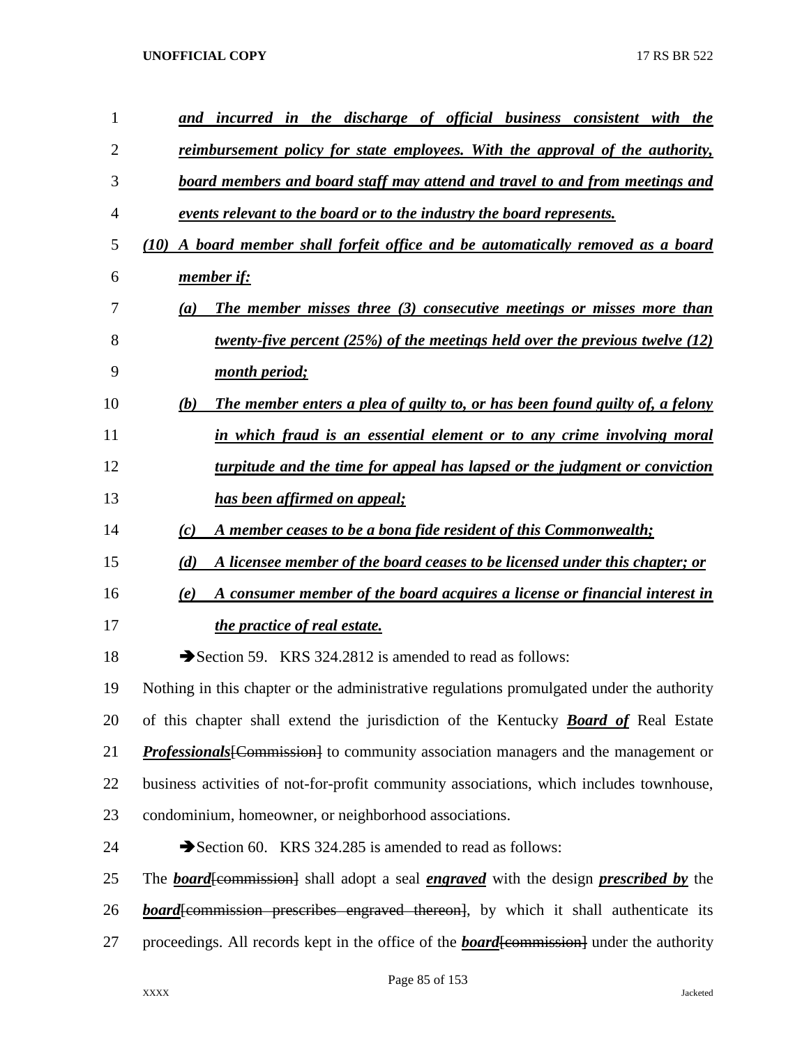***and incurred in the discharge of official business consistent with the reimbursement policy for state employees. With the approval of the authority, board members and board staff may attend and travel to and from meetings and events relevant to the board or to the industry the board represents.***

***(10) A board member shall forfeit office and be automatically removed as a board member if:***

***(a) The member misses three (3) consecutive meetings or misses more than twenty-five percent (25%) of the meetings held over the previous twelve (12) month period;***

***(b) The member enters a plea of guilty to, or has been found guilty of, a felony in which fraud is an essential element or to any crime involving moral turpitude and the time for appeal has lapsed or the judgment or conviction has been affirmed on appeal;***

***(c) A member ceases to be a bona fide resident of this Commonwealth;***

***(d) A licensee member of the board ceases to be licensed under this chapter; or***

***(e) A consumer member of the board acquires a license or financial interest in the practice of real estate.***

➔Section 59. KRS 324.2812 is amended to read as follows:

Nothing in this chapter or the administrative regulations promulgated under the authority of this chapter shall extend the jurisdiction of the Kentucky ***Board of*** Real Estate ***Professionals***~~[Commission]~~ to community association managers and the management or business activities of not-for-profit community associations, which includes townhouse, condominium, homeowner, or neighborhood associations.

➔Section 60. KRS 324.285 is amended to read as follows:

The ***board***~~[commission]~~ shall adopt a seal ***engraved*** with the design ***prescribed by*** the ***board***~~[commission prescribes engraved thereon]~~, by which it shall authenticate its proceedings. All records kept in the office of the ***board***~~[commission]~~ under the authority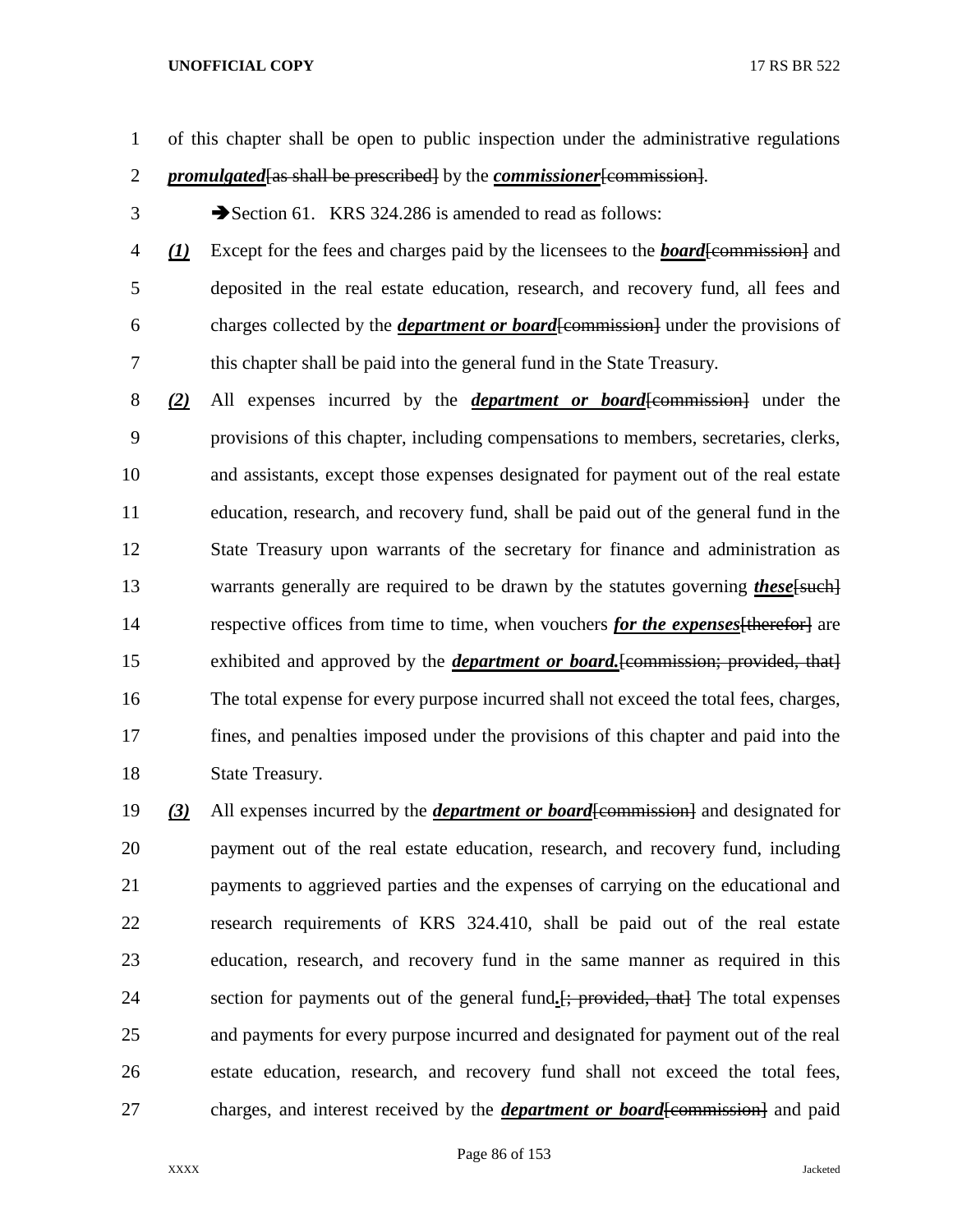of this chapter shall be open to public inspection under the administrative regulations ***promulgated***[~~as shall be prescribed~~] by the ***commissioner***[~~commission~~].

➔Section 61. KRS 324.286 is amended to read as follows:

***(1)*** Except for the fees and charges paid by the licensees to the ***board***[~~commission~~] and deposited in the real estate education, research, and recovery fund, all fees and charges collected by the ***department or board***[~~commission~~] under the provisions of this chapter shall be paid into the general fund in the State Treasury.

***(2)*** All expenses incurred by the ***department or board***[~~commission~~] under the provisions of this chapter, including compensations to members, secretaries, clerks, and assistants, except those expenses designated for payment out of the real estate education, research, and recovery fund, shall be paid out of the general fund in the State Treasury upon warrants of the secretary for finance and administration as warrants generally are required to be drawn by the statutes governing ***these***[~~such~~] respective offices from time to time, when vouchers ***for the expenses***[~~therefor~~] are exhibited and approved by the ***department or board.***[~~commission; provided, that~~] The total expense for every purpose incurred shall not exceed the total fees, charges, fines, and penalties imposed under the provisions of this chapter and paid into the State Treasury.

***(3)*** All expenses incurred by the ***department or board***[~~commission~~] and designated for payment out of the real estate education, research, and recovery fund, including payments to aggrieved parties and the expenses of carrying on the educational and research requirements of KRS 324.410, shall be paid out of the real estate education, research, and recovery fund in the same manner as required in this section for payments out of the general fund***.***[~~; provided, that~~] The total expenses and payments for every purpose incurred and designated for payment out of the real estate education, research, and recovery fund shall not exceed the total fees, charges, and interest received by the ***department or board***[~~commission~~] and paid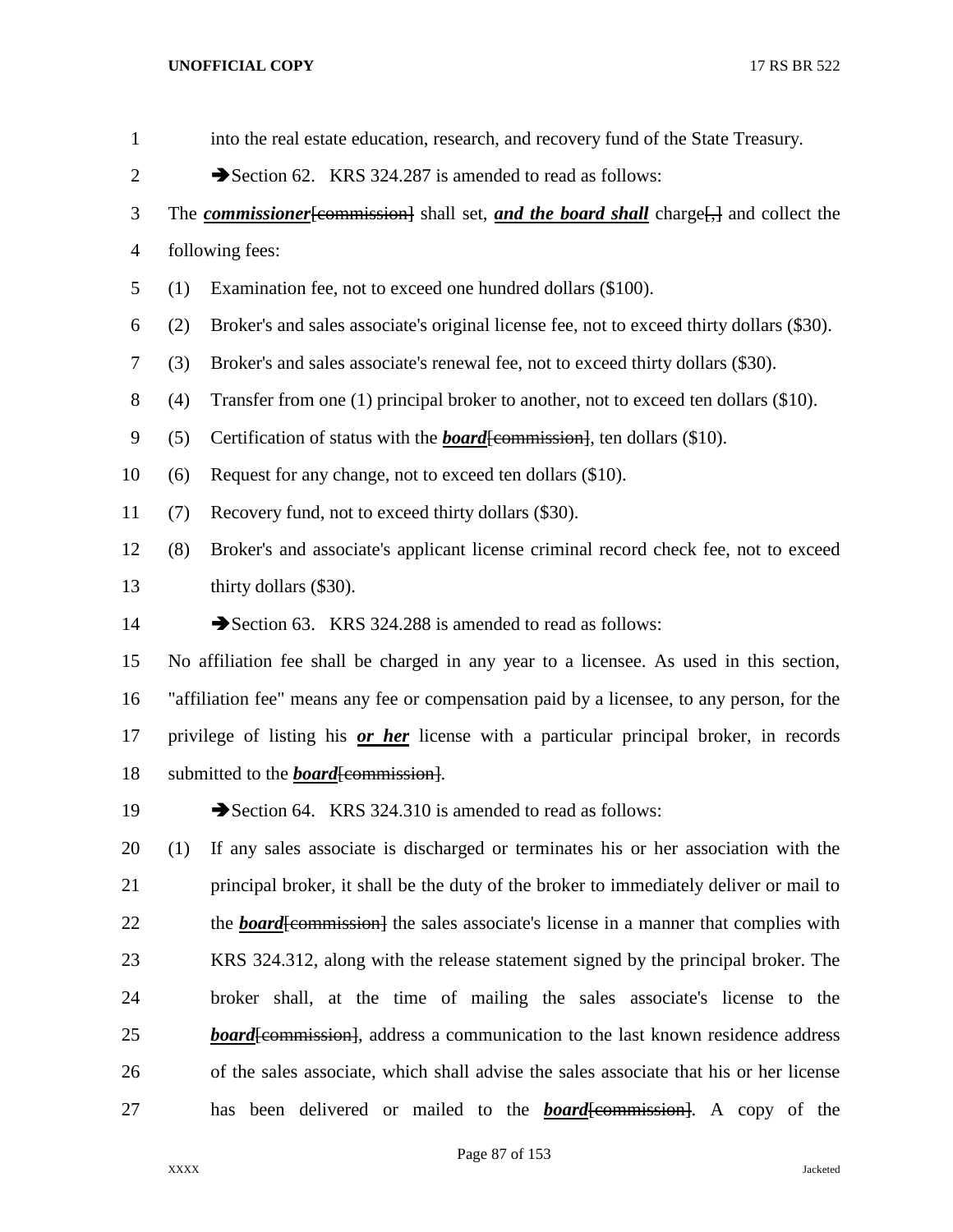into the real estate education, research, and recovery fund of the State Treasury.

➔Section 62. KRS 324.287 is amended to read as follows:

The ***commissioner***[~~commission~~] shall set, ***and the board shall*** charge[~~,~~] and collect the following fees:

(1) Examination fee, not to exceed one hundred dollars ($100).

(2) Broker's and sales associate's original license fee, not to exceed thirty dollars ($30).

(3) Broker's and sales associate's renewal fee, not to exceed thirty dollars ($30).

(4) Transfer from one (1) principal broker to another, not to exceed ten dollars ($10).

(5) Certification of status with the ***board***[~~commission~~], ten dollars ($10).

(6) Request for any change, not to exceed ten dollars ($10).

(7) Recovery fund, not to exceed thirty dollars ($30).

(8) Broker's and associate's applicant license criminal record check fee, not to exceed thirty dollars ($30).

➔Section 63. KRS 324.288 is amended to read as follows:

No affiliation fee shall be charged in any year to a licensee. As used in this section, "affiliation fee" means any fee or compensation paid by a licensee, to any person, for the privilege of listing his ***or her*** license with a particular principal broker, in records submitted to the ***board***[~~commission~~].

➔Section 64. KRS 324.310 is amended to read as follows:

(1) If any sales associate is discharged or terminates his or her association with the principal broker, it shall be the duty of the broker to immediately deliver or mail to the ***board***[~~commission~~] the sales associate's license in a manner that complies with KRS 324.312, along with the release statement signed by the principal broker. The broker shall, at the time of mailing the sales associate's license to the ***board***[~~commission~~], address a communication to the last known residence address of the sales associate, which shall advise the sales associate that his or her license has been delivered or mailed to the ***board***[~~commission~~]. A copy of the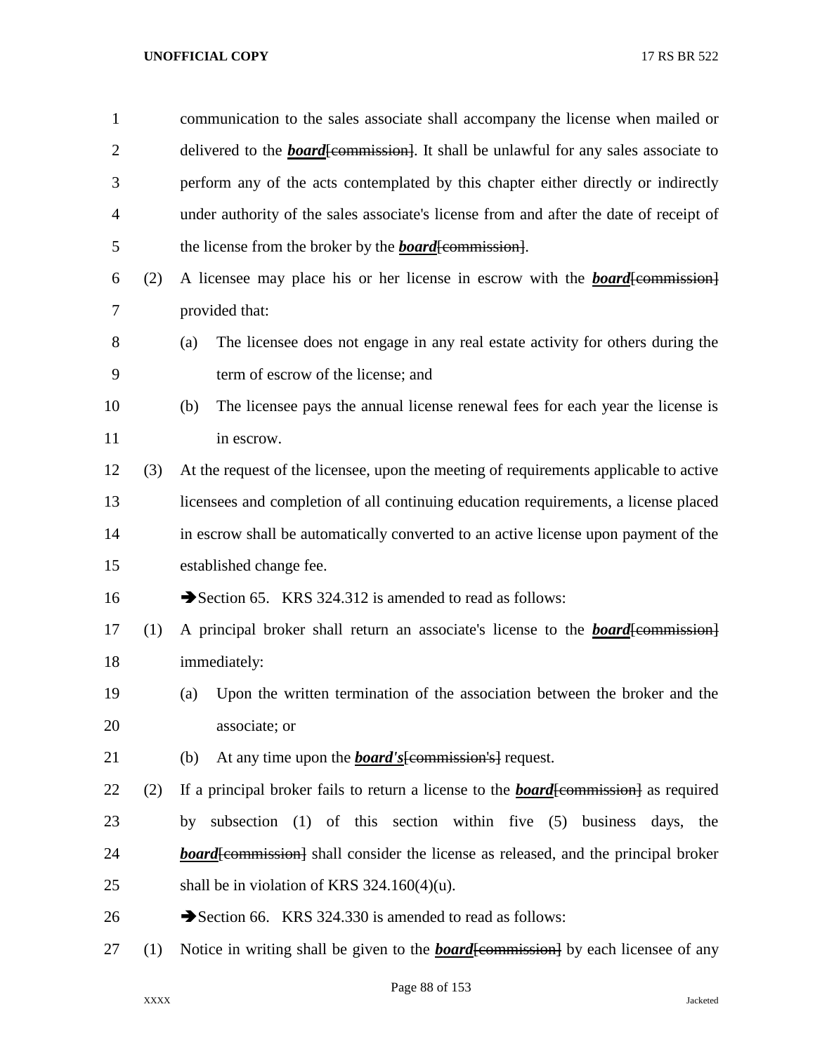communication to the sales associate shall accompany the license when mailed or delivered to the ***board***[~~commission~~]. It shall be unlawful for any sales associate to perform any of the acts contemplated by this chapter either directly or indirectly under authority of the sales associate's license from and after the date of receipt of the license from the broker by the ***board***[~~commission~~].

(2) A licensee may place his or her license in escrow with the ***board***[~~commission~~] provided that:

(a) The licensee does not engage in any real estate activity for others during the term of escrow of the license; and

(b) The licensee pays the annual license renewal fees for each year the license is in escrow.

(3) At the request of the licensee, upon the meeting of requirements applicable to active licensees and completion of all continuing education requirements, a license placed in escrow shall be automatically converted to an active license upon payment of the established change fee.

➔Section 65. KRS 324.312 is amended to read as follows:

(1) A principal broker shall return an associate's license to the ***board***[~~commission~~] immediately:

(a) Upon the written termination of the association between the broker and the associate; or

(b) At any time upon the ***board's***[~~commission's~~] request.

(2) If a principal broker fails to return a license to the ***board***[~~commission~~] as required by subsection (1) of this section within five (5) business days, the ***board***[~~commission~~] shall consider the license as released, and the principal broker shall be in violation of KRS 324.160(4)(u).

➔Section 66. KRS 324.330 is amended to read as follows:

(1) Notice in writing shall be given to the ***board***[~~commission~~] by each licensee of any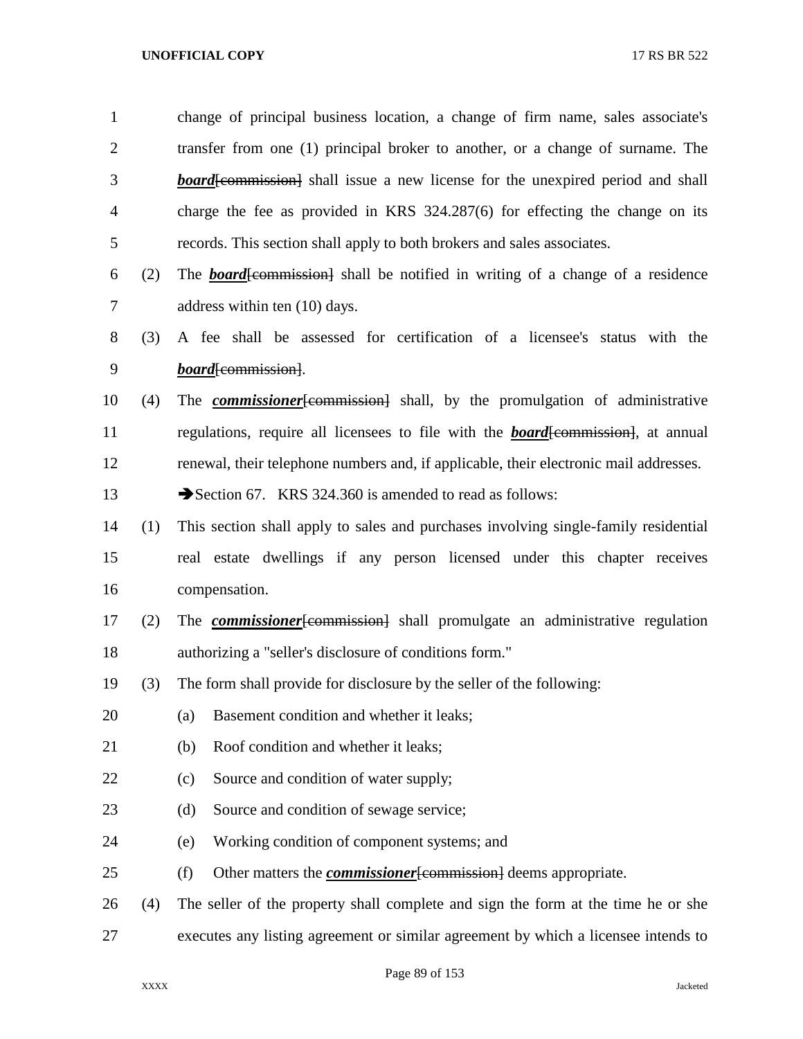change of principal business location, a change of firm name, sales associate's transfer from one (1) principal broker to another, or a change of surname. The ***board***[~~commission~~] shall issue a new license for the unexpired period and shall charge the fee as provided in KRS 324.287(6) for effecting the change on its records. This section shall apply to both brokers and sales associates.

(2) The ***board***[~~commission~~] shall be notified in writing of a change of a residence address within ten (10) days.

(3) A fee shall be assessed for certification of a licensee's status with the ***board***[~~commission~~].

(4) The ***commissioner***[~~commission~~] shall, by the promulgation of administrative regulations, require all licensees to file with the ***board***[~~commission~~], at annual renewal, their telephone numbers and, if applicable, their electronic mail addresses.

➔Section 67. KRS 324.360 is amended to read as follows:

(1) This section shall apply to sales and purchases involving single-family residential real estate dwellings if any person licensed under this chapter receives compensation.

(2) The ***commissioner***[~~commission~~] shall promulgate an administrative regulation authorizing a "seller's disclosure of conditions form."

(3) The form shall provide for disclosure by the seller of the following:

(a) Basement condition and whether it leaks;

(b) Roof condition and whether it leaks;

(c) Source and condition of water supply;

(d) Source and condition of sewage service;

(e) Working condition of component systems; and

(f) Other matters the ***commissioner***[~~commission~~] deems appropriate.

(4) The seller of the property shall complete and sign the form at the time he or she executes any listing agreement or similar agreement by which a licensee intends to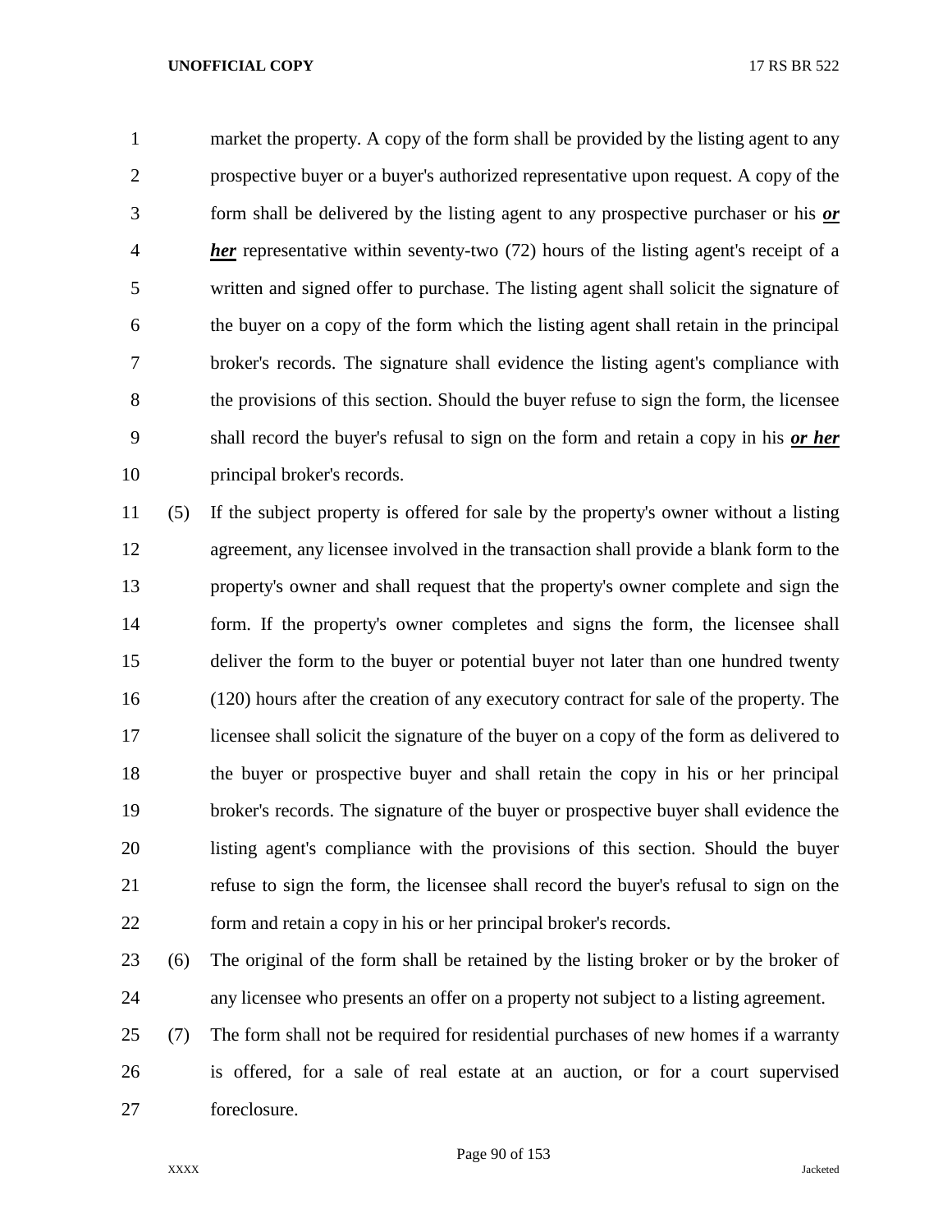market the property. A copy of the form shall be provided by the listing agent to any prospective buyer or a buyer's authorized representative upon request. A copy of the form shall be delivered by the listing agent to any prospective purchaser or his ***or her*** representative within seventy-two (72) hours of the listing agent's receipt of a written and signed offer to purchase. The listing agent shall solicit the signature of the buyer on a copy of the form which the listing agent shall retain in the principal broker's records. The signature shall evidence the listing agent's compliance with the provisions of this section. Should the buyer refuse to sign the form, the licensee shall record the buyer's refusal to sign on the form and retain a copy in his ***or her*** principal broker's records.

(5) If the subject property is offered for sale by the property's owner without a listing agreement, any licensee involved in the transaction shall provide a blank form to the property's owner and shall request that the property's owner complete and sign the form. If the property's owner completes and signs the form, the licensee shall deliver the form to the buyer or potential buyer not later than one hundred twenty (120) hours after the creation of any executory contract for sale of the property. The licensee shall solicit the signature of the buyer on a copy of the form as delivered to the buyer or prospective buyer and shall retain the copy in his or her principal broker's records. The signature of the buyer or prospective buyer shall evidence the listing agent's compliance with the provisions of this section. Should the buyer refuse to sign the form, the licensee shall record the buyer's refusal to sign on the form and retain a copy in his or her principal broker's records.

(6) The original of the form shall be retained by the listing broker or by the broker of any licensee who presents an offer on a property not subject to a listing agreement.

(7) The form shall not be required for residential purchases of new homes if a warranty is offered, for a sale of real estate at an auction, or for a court supervised foreclosure.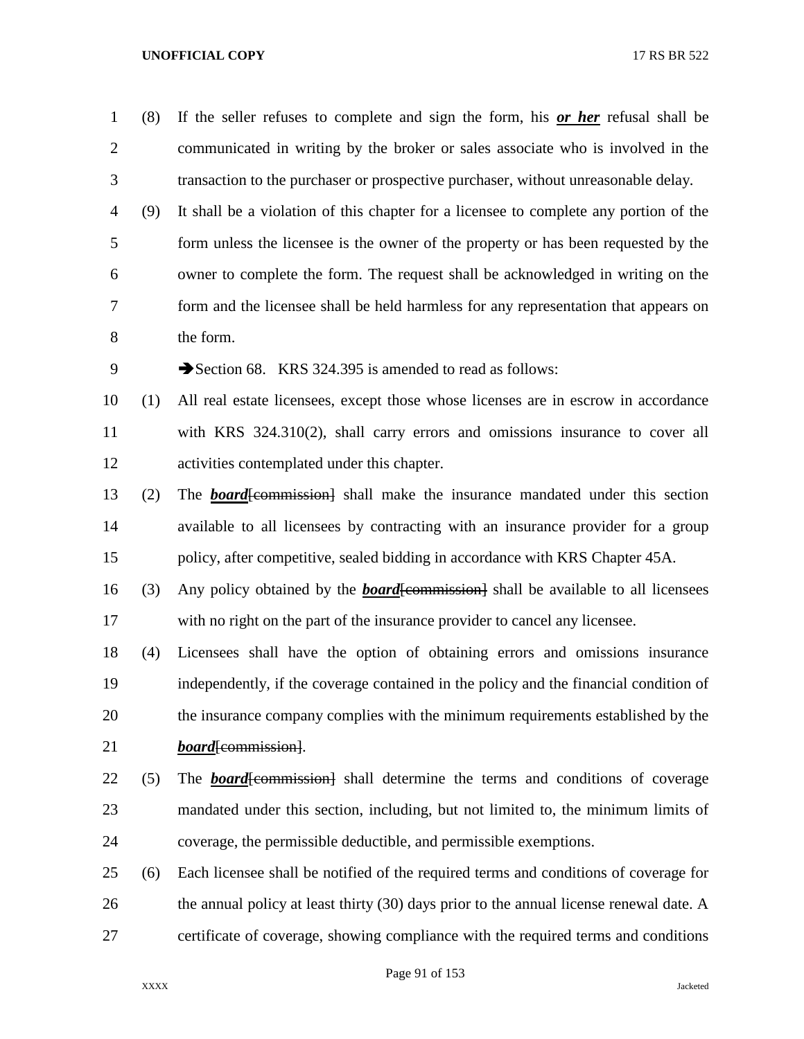(8) If the seller refuses to complete and sign the form, his ***or her*** refusal shall be communicated in writing by the broker or sales associate who is involved in the transaction to the purchaser or prospective purchaser, without unreasonable delay.

(9) It shall be a violation of this chapter for a licensee to complete any portion of the form unless the licensee is the owner of the property or has been requested by the owner to complete the form. The request shall be acknowledged in writing on the form and the licensee shall be held harmless for any representation that appears on the form.

➔Section 68. KRS 324.395 is amended to read as follows:

(1) All real estate licensees, except those whose licenses are in escrow in accordance with KRS 324.310(2), shall carry errors and omissions insurance to cover all activities contemplated under this chapter.

(2) The ***board***~~[commission]~~ shall make the insurance mandated under this section available to all licensees by contracting with an insurance provider for a group policy, after competitive, sealed bidding in accordance with KRS Chapter 45A.

(3) Any policy obtained by the ***board***~~[commission]~~ shall be available to all licensees with no right on the part of the insurance provider to cancel any licensee.

(4) Licensees shall have the option of obtaining errors and omissions insurance independently, if the coverage contained in the policy and the financial condition of the insurance company complies with the minimum requirements established by the ***board***~~[commission]~~.

(5) The ***board***~~[commission]~~ shall determine the terms and conditions of coverage mandated under this section, including, but not limited to, the minimum limits of coverage, the permissible deductible, and permissible exemptions.

(6) Each licensee shall be notified of the required terms and conditions of coverage for the annual policy at least thirty (30) days prior to the annual license renewal date. A certificate of coverage, showing compliance with the required terms and conditions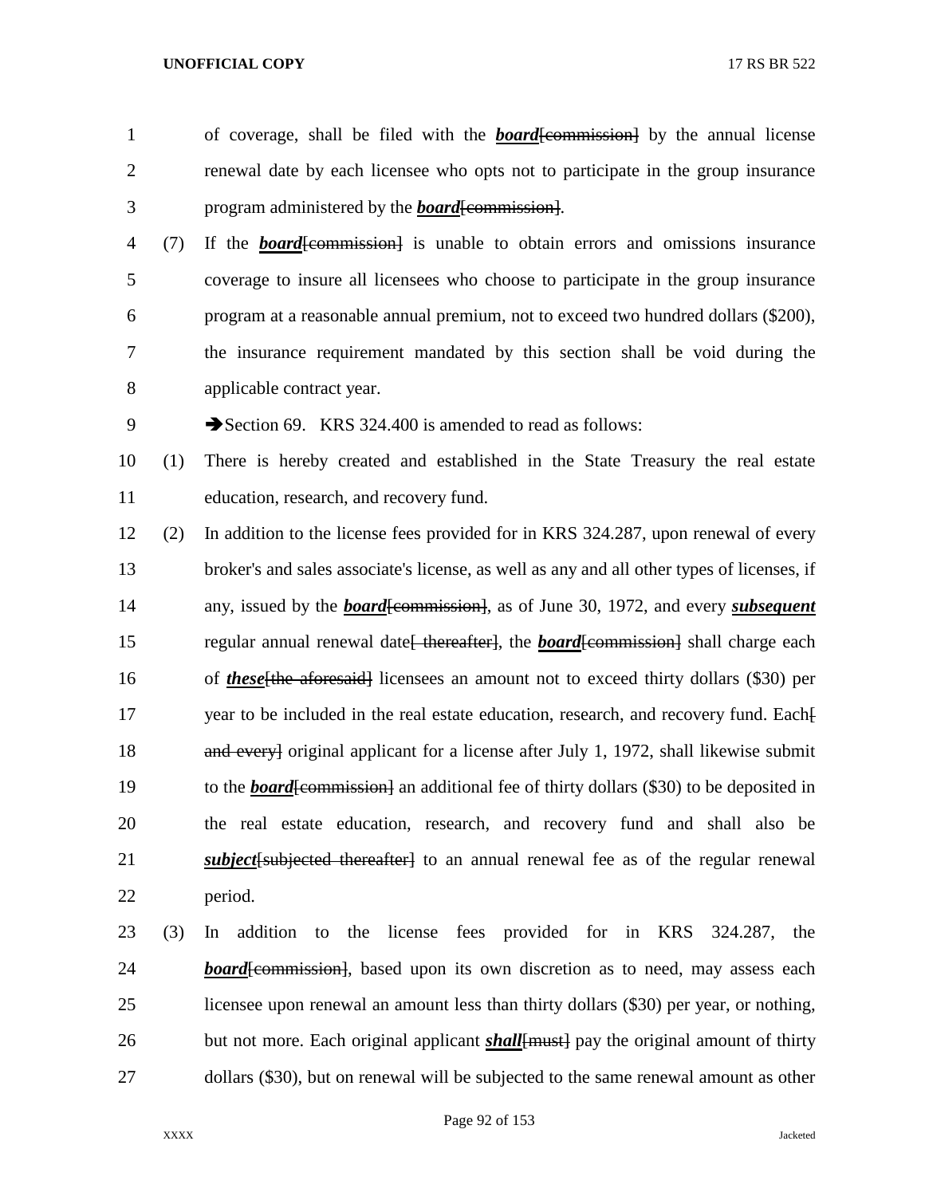of coverage, shall be filed with the ***board***[commission] by the annual license renewal date by each licensee who opts not to participate in the group insurance program administered by the ***board***[commission].

(7) If the ***board***[commission] is unable to obtain errors and omissions insurance coverage to insure all licensees who choose to participate in the group insurance program at a reasonable annual premium, not to exceed two hundred dollars ($200), the insurance requirement mandated by this section shall be void during the applicable contract year.

➔Section 69. KRS 324.400 is amended to read as follows:

(1) There is hereby created and established in the State Treasury the real estate education, research, and recovery fund.

(2) In addition to the license fees provided for in KRS 324.287, upon renewal of every broker's and sales associate's license, as well as any and all other types of licenses, if any, issued by the ***board***[commission], as of June 30, 1972, and every ***subsequent*** regular annual renewal date[ thereafter], the ***board***[commission] shall charge each of ***these***[the aforesaid] licensees an amount not to exceed thirty dollars ($30) per year to be included in the real estate education, research, and recovery fund. Each[ and every] original applicant for a license after July 1, 1972, shall likewise submit to the ***board***[commission] an additional fee of thirty dollars ($30) to be deposited in the real estate education, research, and recovery fund and shall also be ***subject***[subjected thereafter] to an annual renewal fee as of the regular renewal period.

(3) In addition to the license fees provided for in KRS 324.287, the ***board***[commission], based upon its own discretion as to need, may assess each licensee upon renewal an amount less than thirty dollars ($30) per year, or nothing, but not more. Each original applicant ***shall***[must] pay the original amount of thirty dollars ($30), but on renewal will be subjected to the same renewal amount as other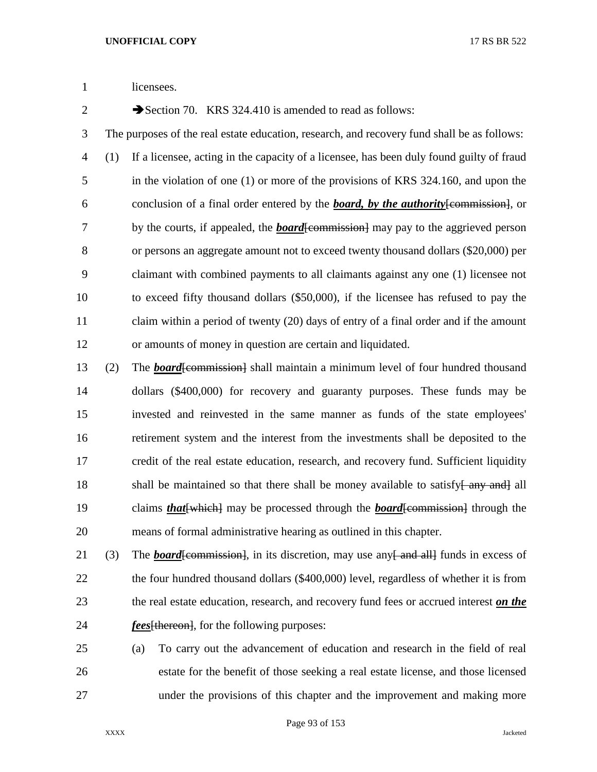licensees.

➔Section 70. KRS 324.410 is amended to read as follows:

The purposes of the real estate education, research, and recovery fund shall be as follows:

(1) If a licensee, acting in the capacity of a licensee, has been duly found guilty of fraud in the violation of one (1) or more of the provisions of KRS 324.160, and upon the conclusion of a final order entered by the ***board, by the authority***~~[commission]~~, or by the courts, if appealed, the ***board***~~[commission]~~ may pay to the aggrieved person or persons an aggregate amount not to exceed twenty thousand dollars ($20,000) per claimant with combined payments to all claimants against any one (1) licensee not to exceed fifty thousand dollars ($50,000), if the licensee has refused to pay the claim within a period of twenty (20) days of entry of a final order and if the amount or amounts of money in question are certain and liquidated.

(2) The ***board***~~[commission]~~ shall maintain a minimum level of four hundred thousand dollars ($400,000) for recovery and guaranty purposes. These funds may be invested and reinvested in the same manner as funds of the state employees' retirement system and the interest from the investments shall be deposited to the credit of the real estate education, research, and recovery fund. Sufficient liquidity shall be maintained so that there shall be money available to satisfy~~[ any and]~~ all claims ***that***~~[which]~~ may be processed through the ***board***~~[commission]~~ through the means of formal administrative hearing as outlined in this chapter.

(3) The ***board***~~[commission]~~, in its discretion, may use any~~[ and all]~~ funds in excess of the four hundred thousand dollars ($400,000) level, regardless of whether it is from the real estate education, research, and recovery fund fees or accrued interest ***on the fees***~~[thereon]~~, for the following purposes:

(a) To carry out the advancement of education and research in the field of real estate for the benefit of those seeking a real estate license, and those licensed under the provisions of this chapter and the improvement and making more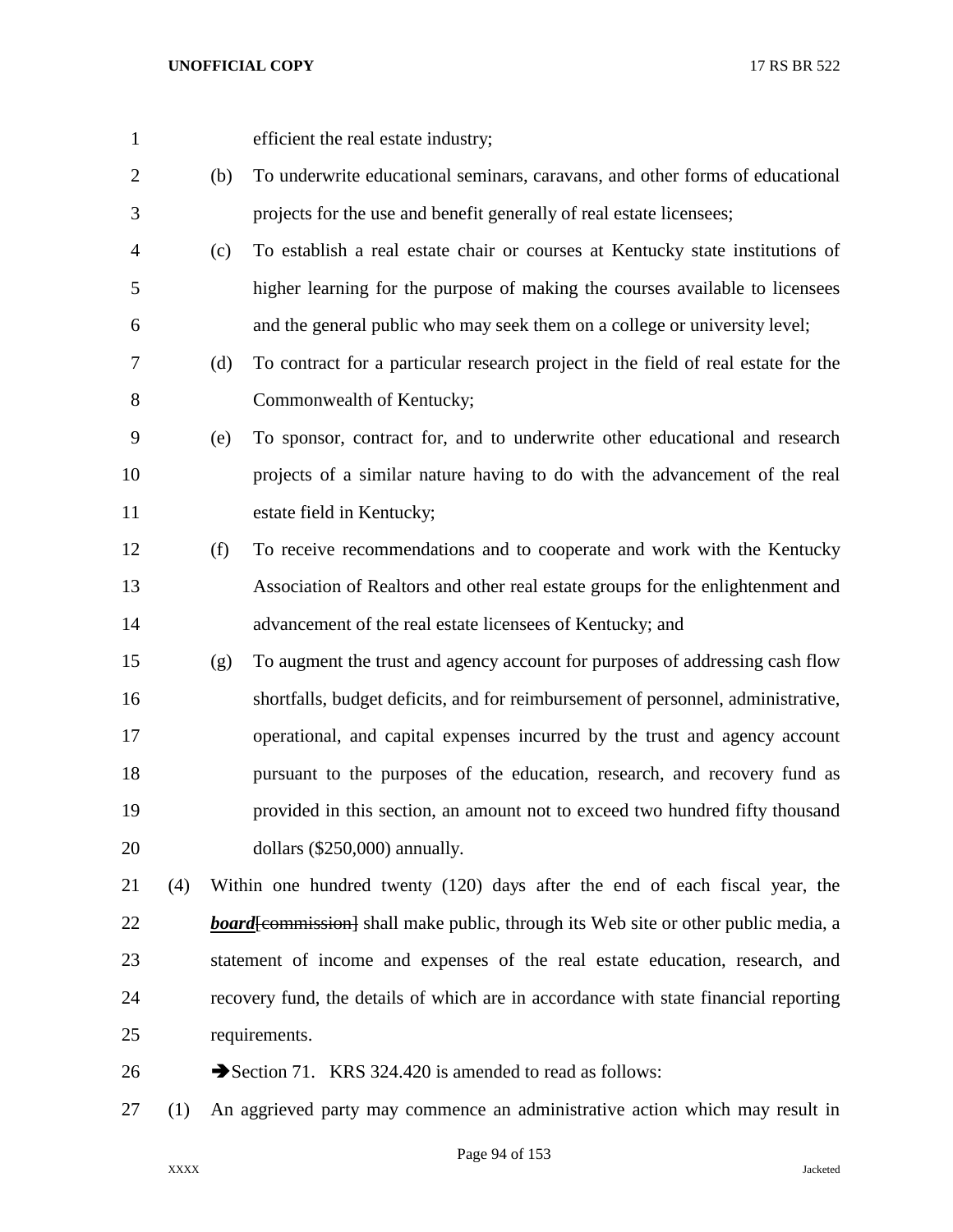efficient the real estate industry;

(b) To underwrite educational seminars, caravans, and other forms of educational projects for the use and benefit generally of real estate licensees;

(c) To establish a real estate chair or courses at Kentucky state institutions of higher learning for the purpose of making the courses available to licensees and the general public who may seek them on a college or university level;

(d) To contract for a particular research project in the field of real estate for the Commonwealth of Kentucky;

(e) To sponsor, contract for, and to underwrite other educational and research projects of a similar nature having to do with the advancement of the real estate field in Kentucky;

(f) To receive recommendations and to cooperate and work with the Kentucky Association of Realtors and other real estate groups for the enlightenment and advancement of the real estate licensees of Kentucky; and

(g) To augment the trust and agency account for purposes of addressing cash flow shortfalls, budget deficits, and for reimbursement of personnel, administrative, operational, and capital expenses incurred by the trust and agency account pursuant to the purposes of the education, research, and recovery fund as provided in this section, an amount not to exceed two hundred fifty thousand dollars ($250,000) annually.

(4) Within one hundred twenty (120) days after the end of each fiscal year, the ***board***~~[commission]~~ shall make public, through its Web site or other public media, a statement of income and expenses of the real estate education, research, and recovery fund, the details of which are in accordance with state financial reporting requirements.

➔Section 71. KRS 324.420 is amended to read as follows:

(1) An aggrieved party may commence an administrative action which may result in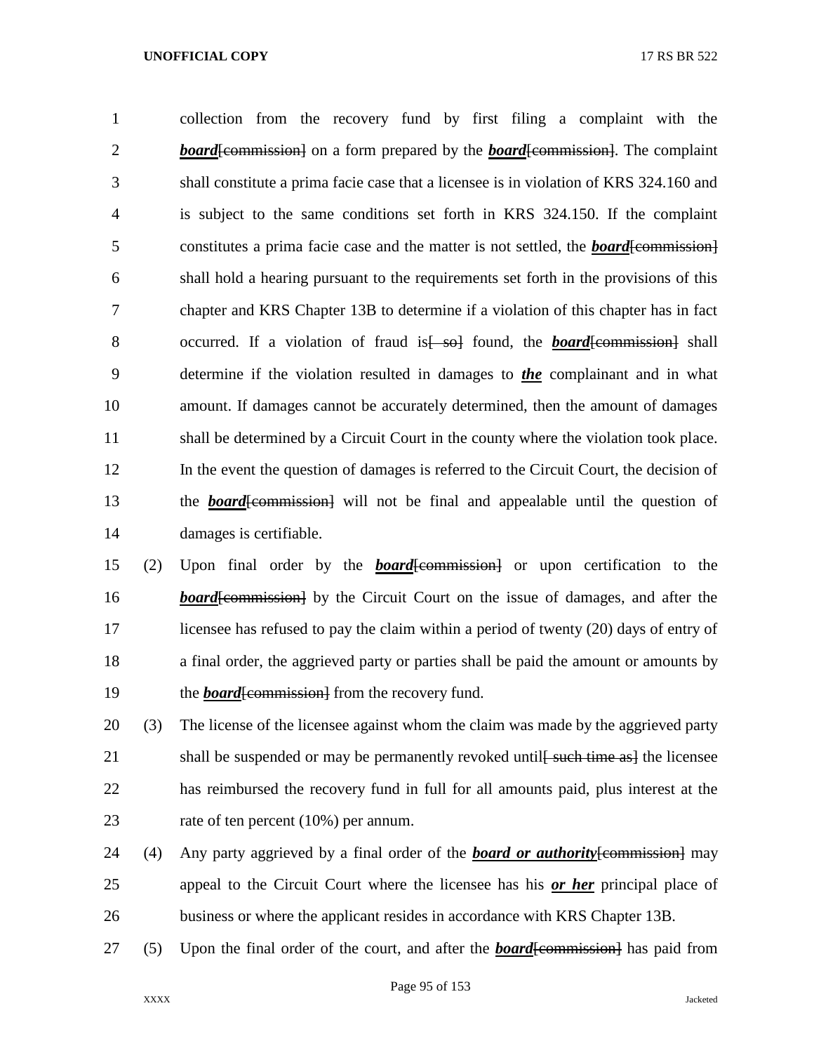collection from the recovery fund by first filing a complaint with the ***board***[commission] on a form prepared by the ***board***[commission]. The complaint shall constitute a prima facie case that a licensee is in violation of KRS 324.160 and is subject to the same conditions set forth in KRS 324.150. If the complaint constitutes a prima facie case and the matter is not settled, the ***board***[commission] shall hold a hearing pursuant to the requirements set forth in the provisions of this chapter and KRS Chapter 13B to determine if a violation of this chapter has in fact occurred. If a violation of fraud is[ so] found, the ***board***[commission] shall determine if the violation resulted in damages to ***the*** complainant and in what amount. If damages cannot be accurately determined, then the amount of damages shall be determined by a Circuit Court in the county where the violation took place. In the event the question of damages is referred to the Circuit Court, the decision of the ***board***[commission] will not be final and appealable until the question of damages is certifiable.

(2) Upon final order by the ***board***[commission] or upon certification to the ***board***[commission] by the Circuit Court on the issue of damages, and after the licensee has refused to pay the claim within a period of twenty (20) days of entry of a final order, the aggrieved party or parties shall be paid the amount or amounts by the ***board***[commission] from the recovery fund.

(3) The license of the licensee against whom the claim was made by the aggrieved party shall be suspended or may be permanently revoked until[ such time as] the licensee has reimbursed the recovery fund in full for all amounts paid, plus interest at the rate of ten percent (10%) per annum.

(4) Any party aggrieved by a final order of the ***board or authority***[commission] may appeal to the Circuit Court where the licensee has his ***or her*** principal place of business or where the applicant resides in accordance with KRS Chapter 13B.

(5) Upon the final order of the court, and after the ***board***[commission] has paid from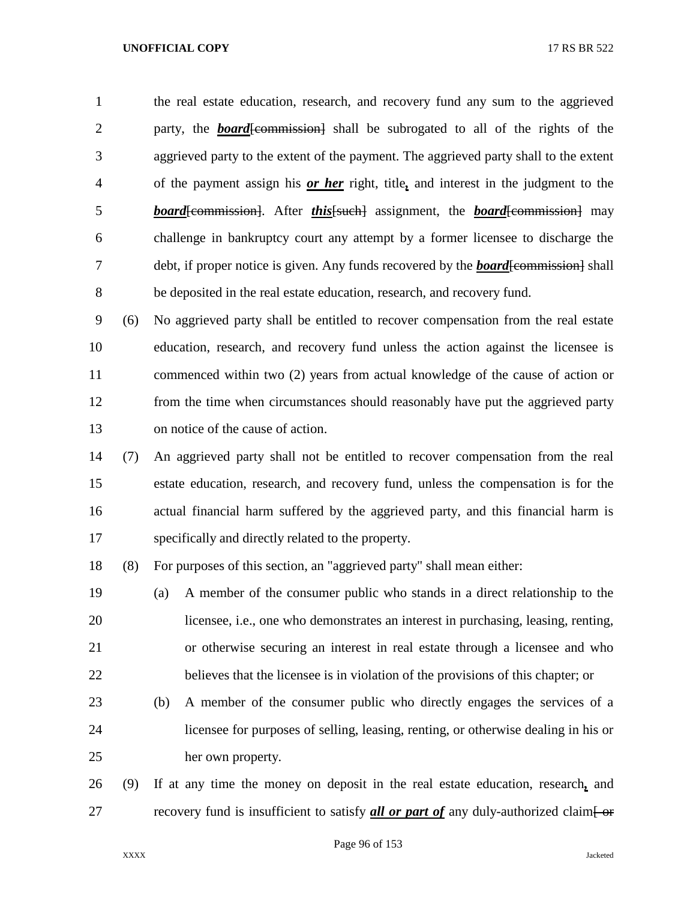the real estate education, research, and recovery fund any sum to the aggrieved party, the ***board***[commission] shall be subrogated to all of the rights of the aggrieved party to the extent of the payment. The aggrieved party shall to the extent of the payment assign his ***or her*** right, title***,*** and interest in the judgment to the ***board***[commission]. After ***this***[such] assignment, the ***board***[commission] may challenge in bankruptcy court any attempt by a former licensee to discharge the debt, if proper notice is given. Any funds recovered by the ***board***[commission] shall be deposited in the real estate education, research, and recovery fund.

(6) No aggrieved party shall be entitled to recover compensation from the real estate education, research, and recovery fund unless the action against the licensee is commenced within two (2) years from actual knowledge of the cause of action or from the time when circumstances should reasonably have put the aggrieved party on notice of the cause of action.

(7) An aggrieved party shall not be entitled to recover compensation from the real estate education, research, and recovery fund, unless the compensation is for the actual financial harm suffered by the aggrieved party, and this financial harm is specifically and directly related to the property.

(8) For purposes of this section, an "aggrieved party" shall mean either:

(a) A member of the consumer public who stands in a direct relationship to the licensee, i.e., one who demonstrates an interest in purchasing, leasing, renting, or otherwise securing an interest in real estate through a licensee and who believes that the licensee is in violation of the provisions of this chapter; or

(b) A member of the consumer public who directly engages the services of a licensee for purposes of selling, leasing, renting, or otherwise dealing in his or her own property.

(9) If at any time the money on deposit in the real estate education, research***,*** and recovery fund is insufficient to satisfy ***all or part of*** any duly-authorized claim[ or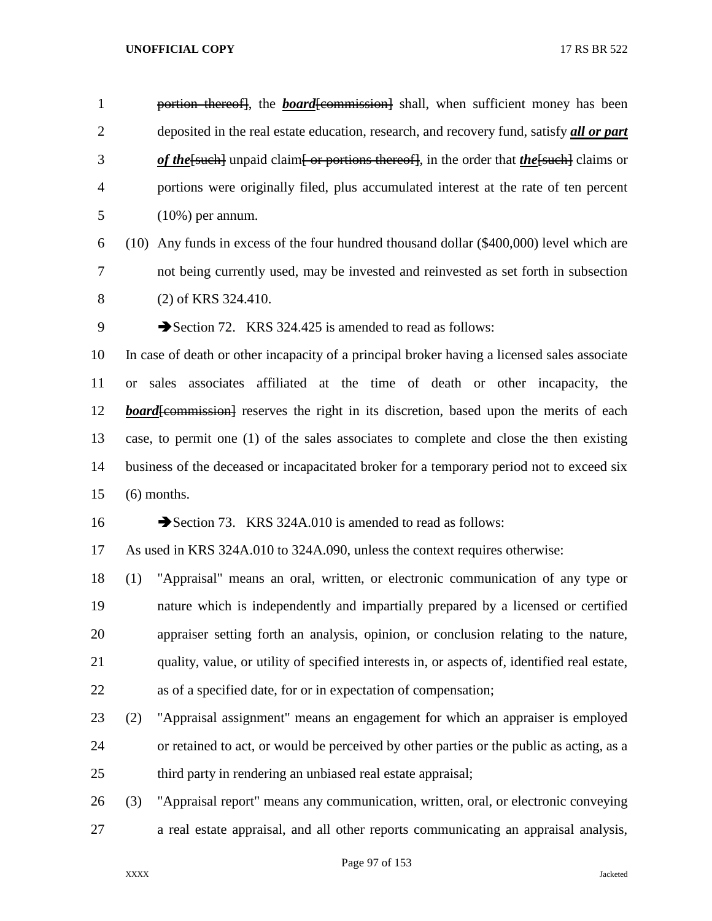~~portion thereof]~~, the ***board***~~[commission]~~ shall, when sufficient money has been deposited in the real estate education, research, and recovery fund, satisfy ***all or part of the***~~[such]~~ unpaid claim~~[ or portions thereof]~~, in the order that ***the***~~[such]~~ claims or portions were originally filed, plus accumulated interest at the rate of ten percent (10%) per annum.

(10) Any funds in excess of the four hundred thousand dollar ($400,000) level which are not being currently used, may be invested and reinvested as set forth in subsection (2) of KRS 324.410.

➔Section 72. KRS 324.425 is amended to read as follows:

In case of death or other incapacity of a principal broker having a licensed sales associate or sales associates affiliated at the time of death or other incapacity, the ***board***~~[commission]~~ reserves the right in its discretion, based upon the merits of each case, to permit one (1) of the sales associates to complete and close the then existing business of the deceased or incapacitated broker for a temporary period not to exceed six (6) months.

➔Section 73. KRS 324A.010 is amended to read as follows:

As used in KRS 324A.010 to 324A.090, unless the context requires otherwise:

(1) "Appraisal" means an oral, written, or electronic communication of any type or nature which is independently and impartially prepared by a licensed or certified appraiser setting forth an analysis, opinion, or conclusion relating to the nature, quality, value, or utility of specified interests in, or aspects of, identified real estate, as of a specified date, for or in expectation of compensation;

(2) "Appraisal assignment" means an engagement for which an appraiser is employed or retained to act, or would be perceived by other parties or the public as acting, as a third party in rendering an unbiased real estate appraisal;

(3) "Appraisal report" means any communication, written, oral, or electronic conveying a real estate appraisal, and all other reports communicating an appraisal analysis,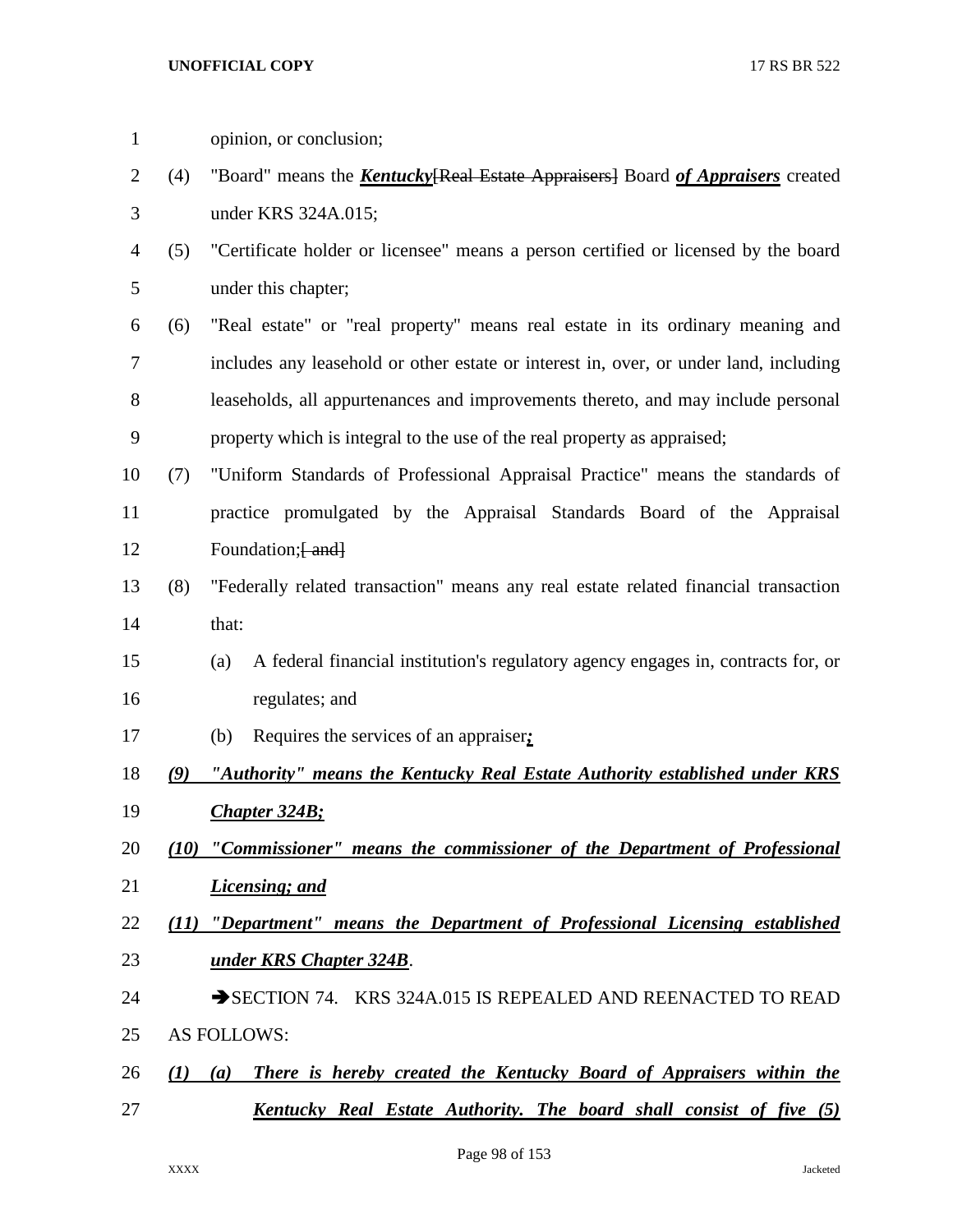opinion, or conclusion;

(4) "Board" means the ***Kentucky***~~[Real Estate Appraisers]~~ Board ***of Appraisers*** created under KRS 324A.015;

(5) "Certificate holder or licensee" means a person certified or licensed by the board under this chapter;

(6) "Real estate" or "real property" means real estate in its ordinary meaning and includes any leasehold or other estate or interest in, over, or under land, including leaseholds, all appurtenances and improvements thereto, and may include personal property which is integral to the use of the real property as appraised;

(7) "Uniform Standards of Professional Appraisal Practice" means the standards of practice promulgated by the Appraisal Standards Board of the Appraisal Foundation;~~[ and]~~

(8) "Federally related transaction" means any real estate related financial transaction that:

(a) A federal financial institution's regulatory agency engages in, contracts for, or regulates; and

(b) Requires the services of an appraiser***;***

***(9) "Authority" means the Kentucky Real Estate Authority established under KRS Chapter 324B;***

***(10) "Commissioner" means the commissioner of the Department of Professional Licensing; and***

***(11) "Department" means the Department of Professional Licensing established under KRS Chapter 324B***.

➔SECTION 74. KRS 324A.015 IS REPEALED AND REENACTED TO READ AS FOLLOWS:

***(1) (a) There is hereby created the Kentucky Board of Appraisers within the Kentucky Real Estate Authority. The board shall consist of five (5)***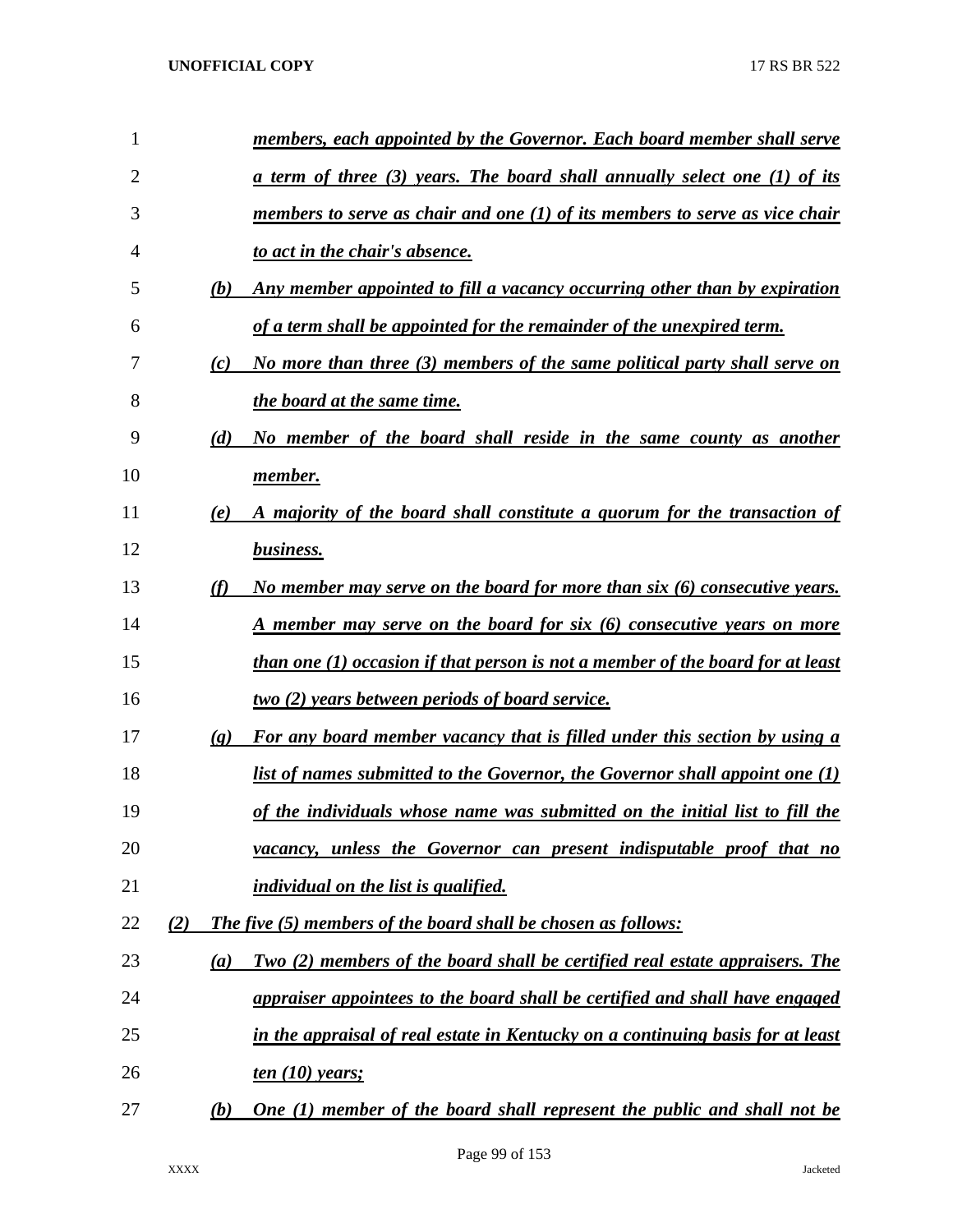***members, each appointed by the Governor. Each board member shall serve a term of three (3) years. The board shall annually select one (1) of its members to serve as chair and one (1) of its members to serve as vice chair to act in the chair's absence.***

***(b) Any member appointed to fill a vacancy occurring other than by expiration of a term shall be appointed for the remainder of the unexpired term.***

***(c) No more than three (3) members of the same political party shall serve on the board at the same time.***

***(d) No member of the board shall reside in the same county as another member.***

***(e) A majority of the board shall constitute a quorum for the transaction of business.***

***(f) No member may serve on the board for more than six (6) consecutive years. A member may serve on the board for six (6) consecutive years on more than one (1) occasion if that person is not a member of the board for at least two (2) years between periods of board service.***

***(g) For any board member vacancy that is filled under this section by using a list of names submitted to the Governor, the Governor shall appoint one (1) of the individuals whose name was submitted on the initial list to fill the vacancy, unless the Governor can present indisputable proof that no individual on the list is qualified.***

***(2) The five (5) members of the board shall be chosen as follows:***

***(a) Two (2) members of the board shall be certified real estate appraisers. The appraiser appointees to the board shall be certified and shall have engaged in the appraisal of real estate in Kentucky on a continuing basis for at least ten (10) years;***

***(b) One (1) member of the board shall represent the public and shall not be***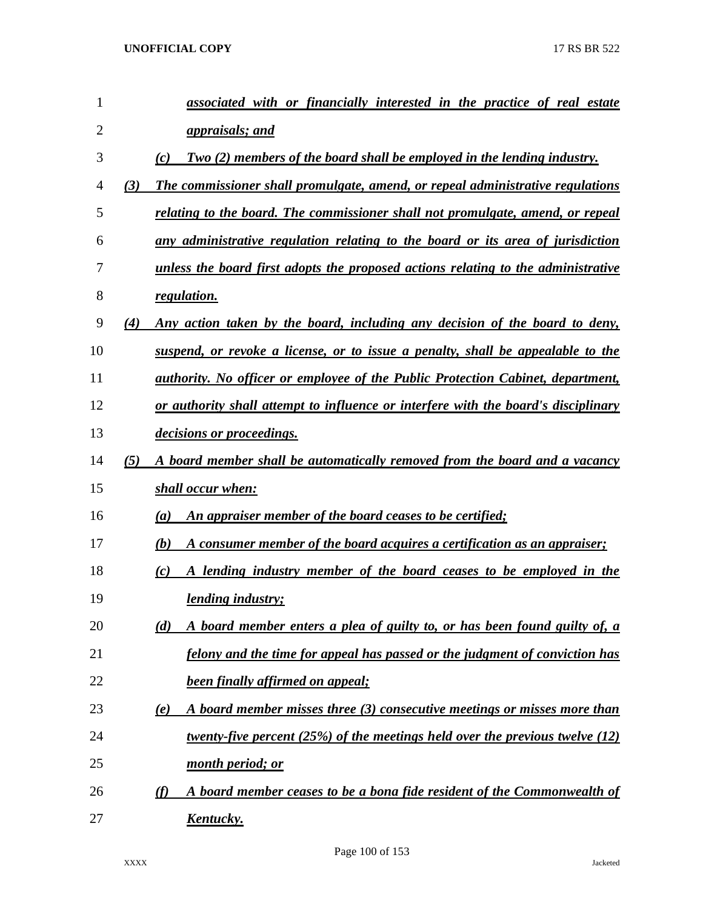*associated with or financially interested in the practice of real estate appraisals; and*

*(c) Two (2) members of the board shall be employed in the lending industry.*

*(3) The commissioner shall promulgate, amend, or repeal administrative regulations relating to the board. The commissioner shall not promulgate, amend, or repeal any administrative regulation relating to the board or its area of jurisdiction unless the board first adopts the proposed actions relating to the administrative regulation.*

*(4) Any action taken by the board, including any decision of the board to deny, suspend, or revoke a license, or to issue a penalty, shall be appealable to the authority. No officer or employee of the Public Protection Cabinet, department, or authority shall attempt to influence or interfere with the board's disciplinary decisions or proceedings.*

*(5) A board member shall be automatically removed from the board and a vacancy shall occur when:*

*(a) An appraiser member of the board ceases to be certified;*

*(b) A consumer member of the board acquires a certification as an appraiser;*

*(c) A lending industry member of the board ceases to be employed in the lending industry;*

*(d) A board member enters a plea of guilty to, or has been found guilty of, a felony and the time for appeal has passed or the judgment of conviction has been finally affirmed on appeal;*

*(e) A board member misses three (3) consecutive meetings or misses more than twenty-five percent (25%) of the meetings held over the previous twelve (12) month period; or*

*(f) A board member ceases to be a bona fide resident of the Commonwealth of Kentucky.*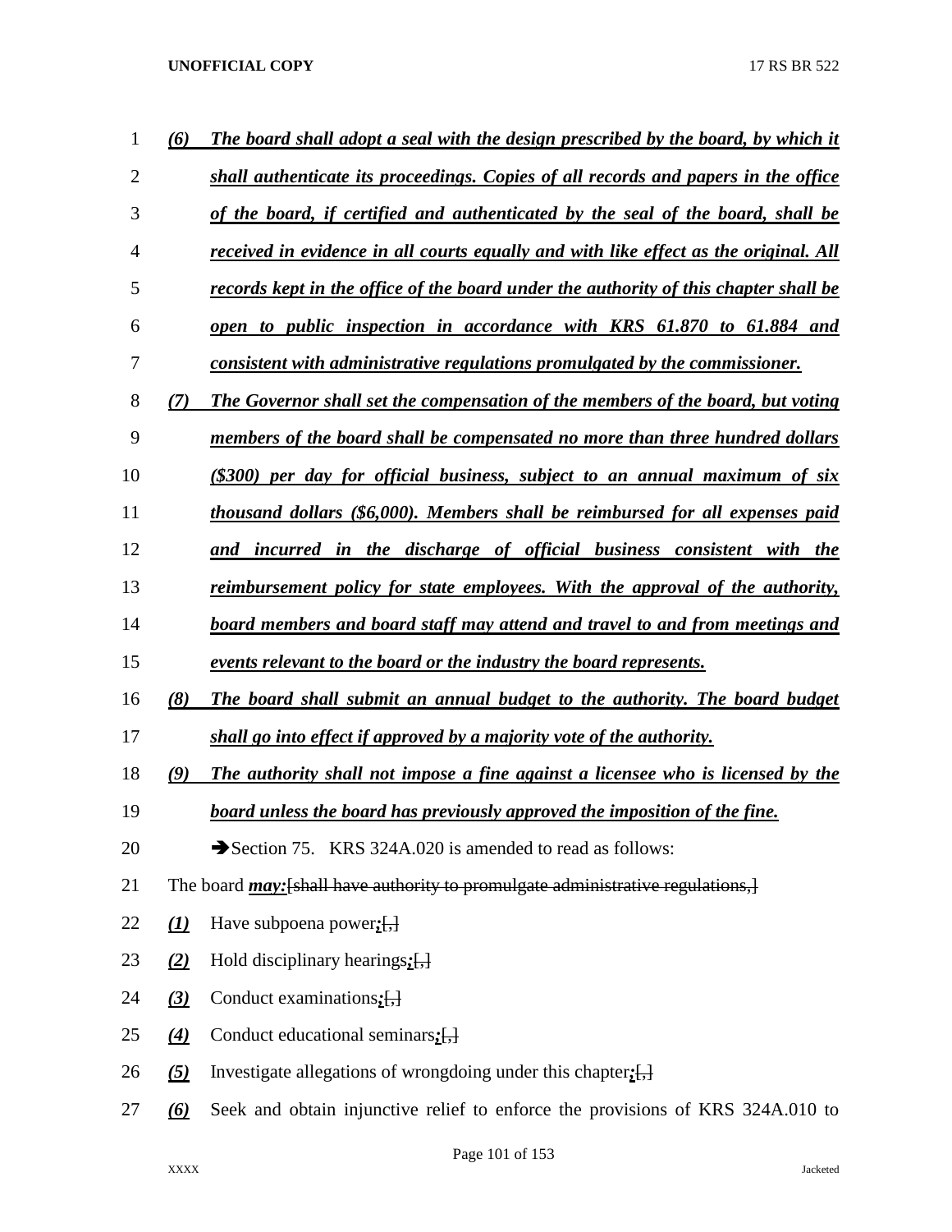*(6)* ***The board shall adopt a seal with the design prescribed by the board, by which it shall authenticate its proceedings. Copies of all records and papers in the office of the board, if certified and authenticated by the seal of the board, shall be received in evidence in all courts equally and with like effect as the original. All records kept in the office of the board under the authority of this chapter shall be open to public inspection in accordance with KRS 61.870 to 61.884 and consistent with administrative regulations promulgated by the commissioner.***

*(7)* ***The Governor shall set the compensation of the members of the board, but voting members of the board shall be compensated no more than three hundred dollars ($300) per day for official business, subject to an annual maximum of six thousand dollars ($6,000). Members shall be reimbursed for all expenses paid and incurred in the discharge of official business consistent with the reimbursement policy for state employees. With the approval of the authority, board members and board staff may attend and travel to and from meetings and events relevant to the board or the industry the board represents.***

*(8)* ***The board shall submit an annual budget to the authority. The board budget shall go into effect if approved by a majority vote of the authority.***

*(9)* ***The authority shall not impose a fine against a licensee who is licensed by the board unless the board has previously approved the imposition of the fine.***

➔Section 75. KRS 324A.020 is amended to read as follows:

The board ***may:***[shall have authority to promulgate administrative regulations,]

*(1)* Have subpoena power***;***[,]

*(2)* Hold disciplinary hearings***;***[,]

*(3)* Conduct examinations***;***[,]

*(4)* Conduct educational seminars***;***[,]

*(5)* Investigate allegations of wrongdoing under this chapter***;***[,]

*(6)* Seek and obtain injunctive relief to enforce the provisions of KRS 324A.010 to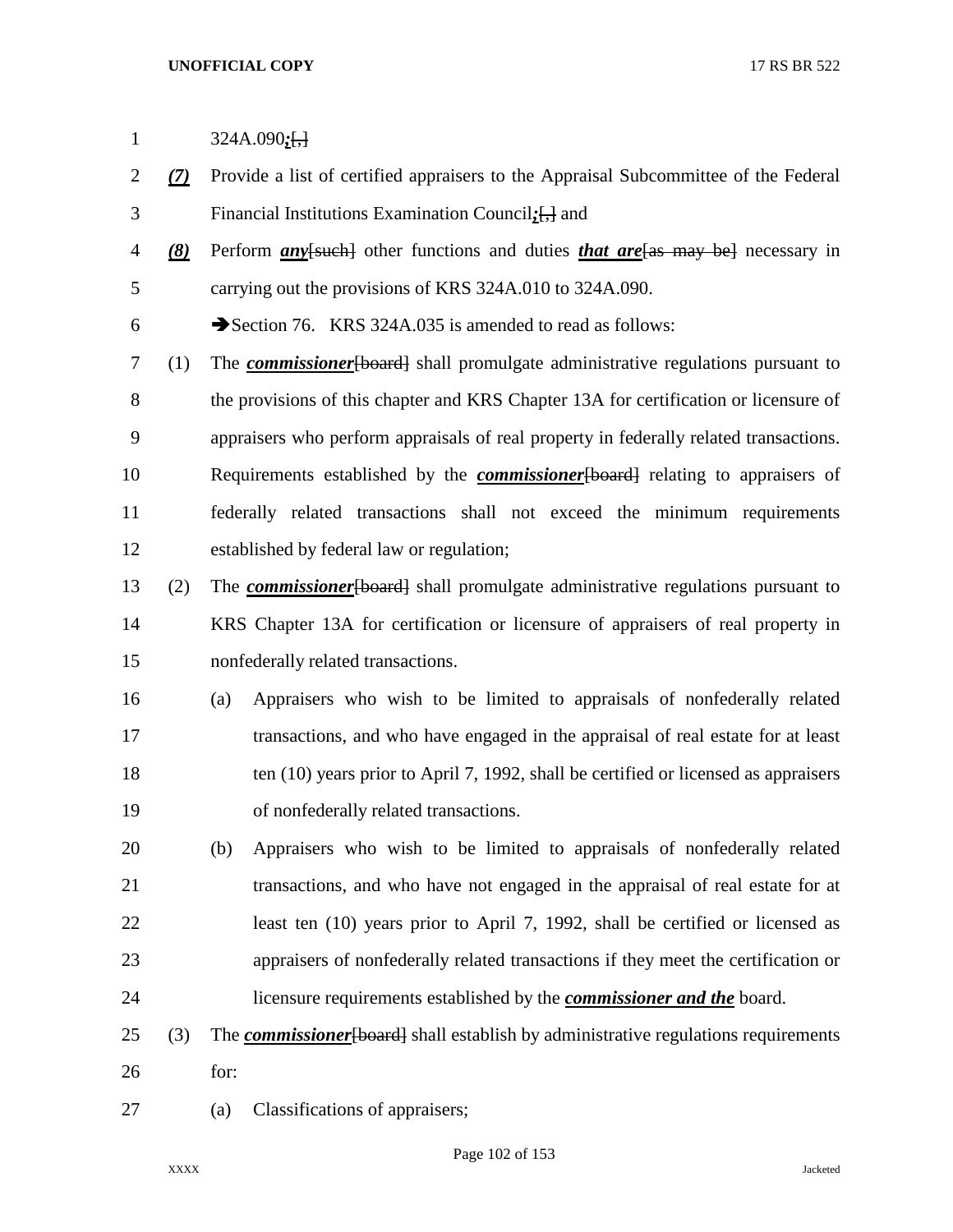324A.090*;*[.]

*(7)* Provide a list of certified appraisers to the Appraisal Subcommittee of the Federal Financial Institutions Examination Council*;*[,] and

*(8)* Perform ***any***[such] other functions and duties ***that are***[as may be] necessary in carrying out the provisions of KRS 324A.010 to 324A.090.

➔Section 76. KRS 324A.035 is amended to read as follows:

(1) The ***commissioner***[board] shall promulgate administrative regulations pursuant to the provisions of this chapter and KRS Chapter 13A for certification or licensure of appraisers who perform appraisals of real property in federally related transactions. Requirements established by the ***commissioner***[board] relating to appraisers of federally related transactions shall not exceed the minimum requirements established by federal law or regulation;

(2) The ***commissioner***[board] shall promulgate administrative regulations pursuant to KRS Chapter 13A for certification or licensure of appraisers of real property in nonfederally related transactions.

(a) Appraisers who wish to be limited to appraisals of nonfederally related transactions, and who have engaged in the appraisal of real estate for at least ten (10) years prior to April 7, 1992, shall be certified or licensed as appraisers of nonfederally related transactions.

(b) Appraisers who wish to be limited to appraisals of nonfederally related transactions, and who have not engaged in the appraisal of real estate for at least ten (10) years prior to April 7, 1992, shall be certified or licensed as appraisers of nonfederally related transactions if they meet the certification or licensure requirements established by the ***commissioner and the*** board.

(3) The ***commissioner***[board] shall establish by administrative regulations requirements for:

(a) Classifications of appraisers;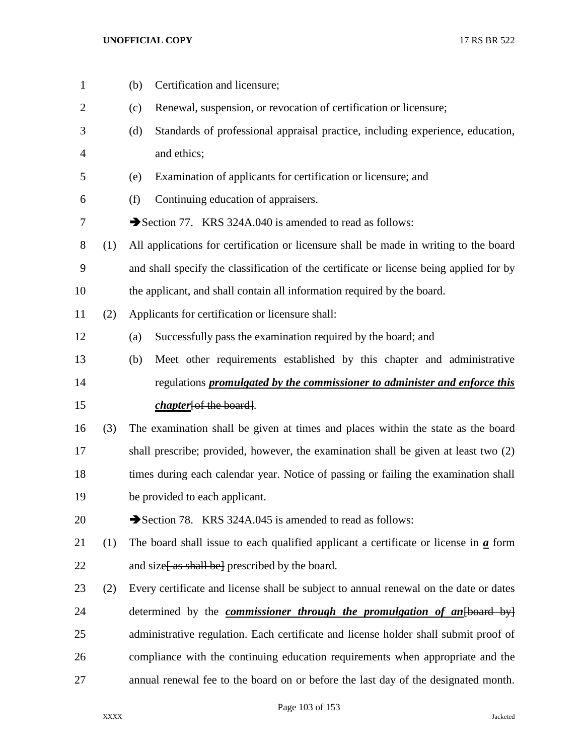(b) Certification and licensure;

(c) Renewal, suspension, or revocation of certification or licensure;

(d) Standards of professional appraisal practice, including experience, education, and ethics;

(e) Examination of applicants for certification or licensure; and

(f) Continuing education of appraisers.

➔Section 77. KRS 324A.040 is amended to read as follows:

(1) All applications for certification or licensure shall be made in writing to the board and shall specify the classification of the certificate or license being applied for by the applicant, and shall contain all information required by the board.

(2) Applicants for certification or licensure shall:

(a) Successfully pass the examination required by the board; and

(b) Meet other requirements established by this chapter and administrative regulations ***promulgated by the commissioner to administer and enforce this chapter***~~[of the board]~~.

(3) The examination shall be given at times and places within the state as the board shall prescribe; provided, however, the examination shall be given at least two (2) times during each calendar year. Notice of passing or failing the examination shall be provided to each applicant.

➔Section 78. KRS 324A.045 is amended to read as follows:

(1) The board shall issue to each qualified applicant a certificate or license in ***a*** form and size~~[ as shall be]~~ prescribed by the board.

(2) Every certificate and license shall be subject to annual renewal on the date or dates determined by the ***commissioner through the promulgation of an***~~[board by]~~ administrative regulation. Each certificate and license holder shall submit proof of compliance with the continuing education requirements when appropriate and the annual renewal fee to the board on or before the last day of the designated month.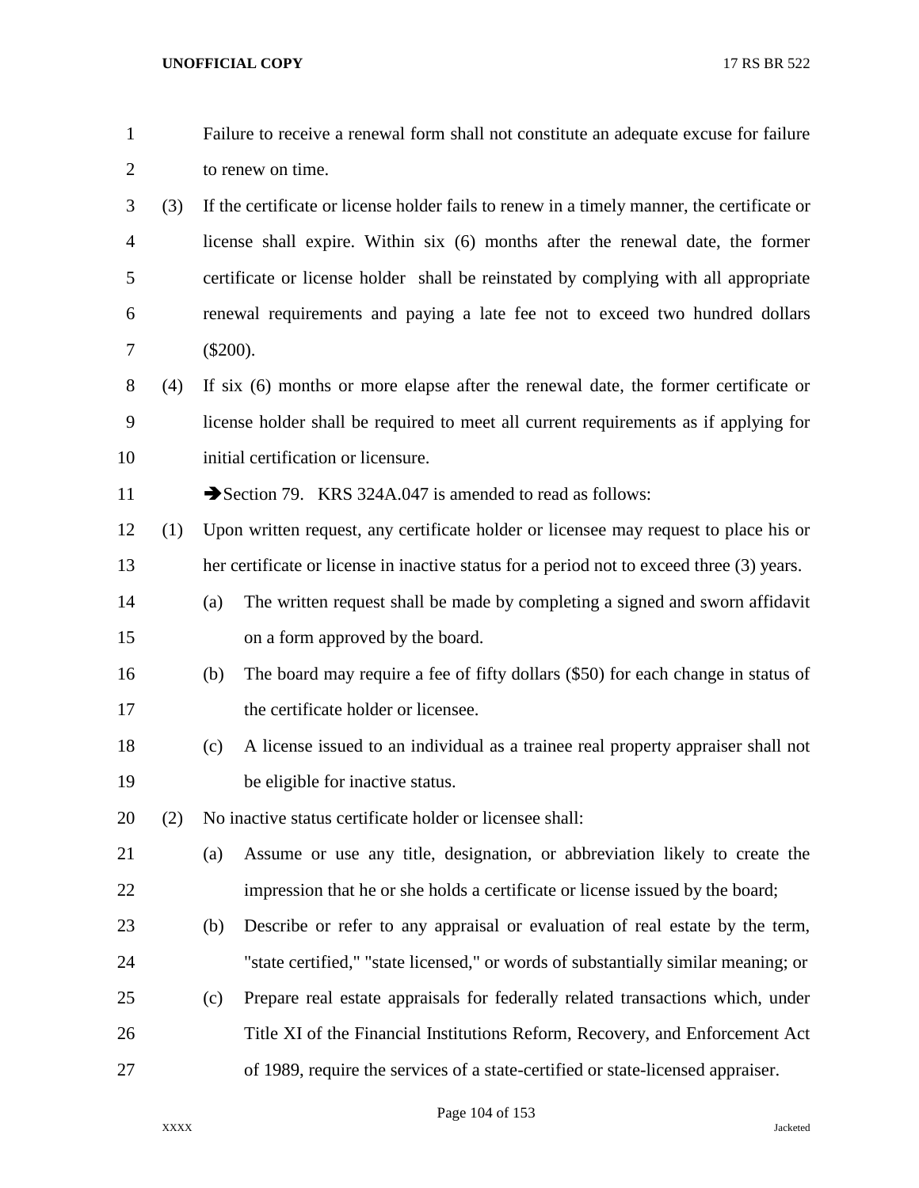Failure to receive a renewal form shall not constitute an adequate excuse for failure to renew on time.

(3) If the certificate or license holder fails to renew in a timely manner, the certificate or license shall expire. Within six (6) months after the renewal date, the former certificate or license holder shall be reinstated by complying with all appropriate renewal requirements and paying a late fee not to exceed two hundred dollars ($200).

(4) If six (6) months or more elapse after the renewal date, the former certificate or license holder shall be required to meet all current requirements as if applying for initial certification or licensure.

➔Section 79. KRS 324A.047 is amended to read as follows:

(1) Upon written request, any certificate holder or licensee may request to place his or her certificate or license in inactive status for a period not to exceed three (3) years.

  (a) The written request shall be made by completing a signed and sworn affidavit on a form approved by the board.

  (b) The board may require a fee of fifty dollars ($50) for each change in status of the certificate holder or licensee.

  (c) A license issued to an individual as a trainee real property appraiser shall not be eligible for inactive status.

(2) No inactive status certificate holder or licensee shall:

  (a) Assume or use any title, designation, or abbreviation likely to create the impression that he or she holds a certificate or license issued by the board;

  (b) Describe or refer to any appraisal or evaluation of real estate by the term, "state certified," "state licensed," or words of substantially similar meaning; or

  (c) Prepare real estate appraisals for federally related transactions which, under Title XI of the Financial Institutions Reform, Recovery, and Enforcement Act of 1989, require the services of a state-certified or state-licensed appraiser.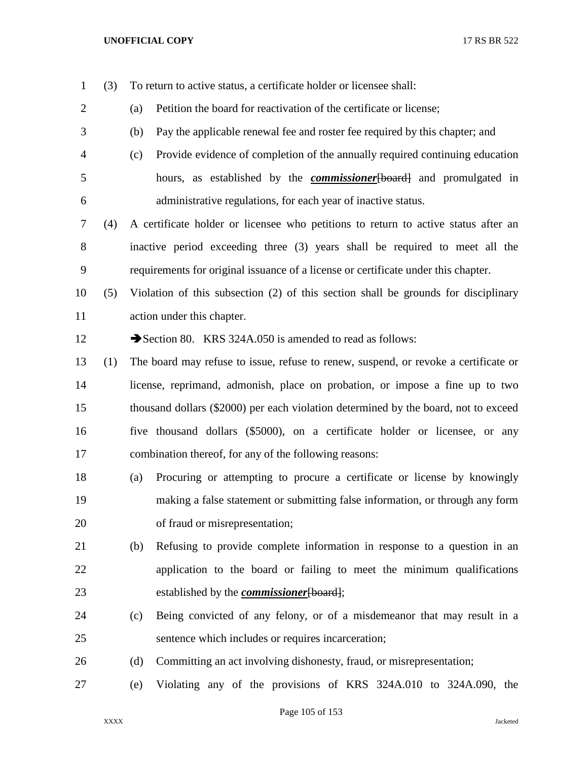(3) To return to active status, a certificate holder or licensee shall:

(a) Petition the board for reactivation of the certificate or license;

(b) Pay the applicable renewal fee and roster fee required by this chapter; and

(c) Provide evidence of completion of the annually required continuing education hours, as established by the ***commissioner***~~[board]~~ and promulgated in administrative regulations, for each year of inactive status.

(4) A certificate holder or licensee who petitions to return to active status after an inactive period exceeding three (3) years shall be required to meet all the requirements for original issuance of a license or certificate under this chapter.

(5) Violation of this subsection (2) of this section shall be grounds for disciplinary action under this chapter.

➔Section 80. KRS 324A.050 is amended to read as follows:

(1) The board may refuse to issue, refuse to renew, suspend, or revoke a certificate or license, reprimand, admonish, place on probation, or impose a fine up to two thousand dollars ($2000) per each violation determined by the board, not to exceed five thousand dollars ($5000), on a certificate holder or licensee, or any combination thereof, for any of the following reasons:

(a) Procuring or attempting to procure a certificate or license by knowingly making a false statement or submitting false information, or through any form of fraud or misrepresentation;

(b) Refusing to provide complete information in response to a question in an application to the board or failing to meet the minimum qualifications established by the ***commissioner***~~[board]~~;

(c) Being convicted of any felony, or of a misdemeanor that may result in a sentence which includes or requires incarceration;

(d) Committing an act involving dishonesty, fraud, or misrepresentation;

(e) Violating any of the provisions of KRS 324A.010 to 324A.090, the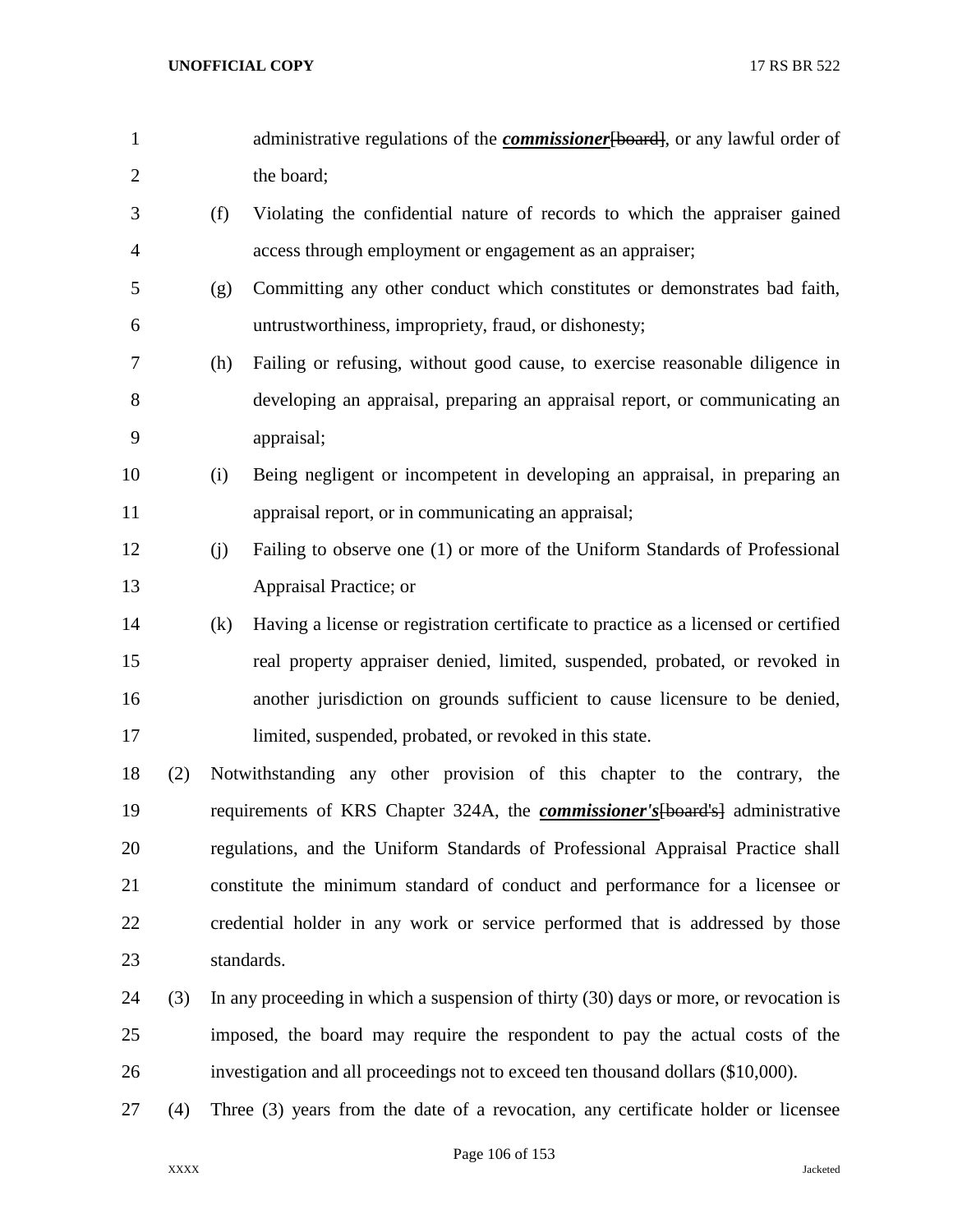administrative regulations of the ***commissioner***~~[board]~~, or any lawful order of the board;

(f) Violating the confidential nature of records to which the appraiser gained access through employment or engagement as an appraiser;

(g) Committing any other conduct which constitutes or demonstrates bad faith, untrustworthiness, impropriety, fraud, or dishonesty;

(h) Failing or refusing, without good cause, to exercise reasonable diligence in developing an appraisal, preparing an appraisal report, or communicating an appraisal;

(i) Being negligent or incompetent in developing an appraisal, in preparing an appraisal report, or in communicating an appraisal;

(j) Failing to observe one (1) or more of the Uniform Standards of Professional Appraisal Practice; or

(k) Having a license or registration certificate to practice as a licensed or certified real property appraiser denied, limited, suspended, probated, or revoked in another jurisdiction on grounds sufficient to cause licensure to be denied, limited, suspended, probated, or revoked in this state.

(2) Notwithstanding any other provision of this chapter to the contrary, the requirements of KRS Chapter 324A, the ***commissioner's***~~[board's]~~ administrative regulations, and the Uniform Standards of Professional Appraisal Practice shall constitute the minimum standard of conduct and performance for a licensee or credential holder in any work or service performed that is addressed by those standards.

(3) In any proceeding in which a suspension of thirty (30) days or more, or revocation is imposed, the board may require the respondent to pay the actual costs of the investigation and all proceedings not to exceed ten thousand dollars ($10,000).

(4) Three (3) years from the date of a revocation, any certificate holder or licensee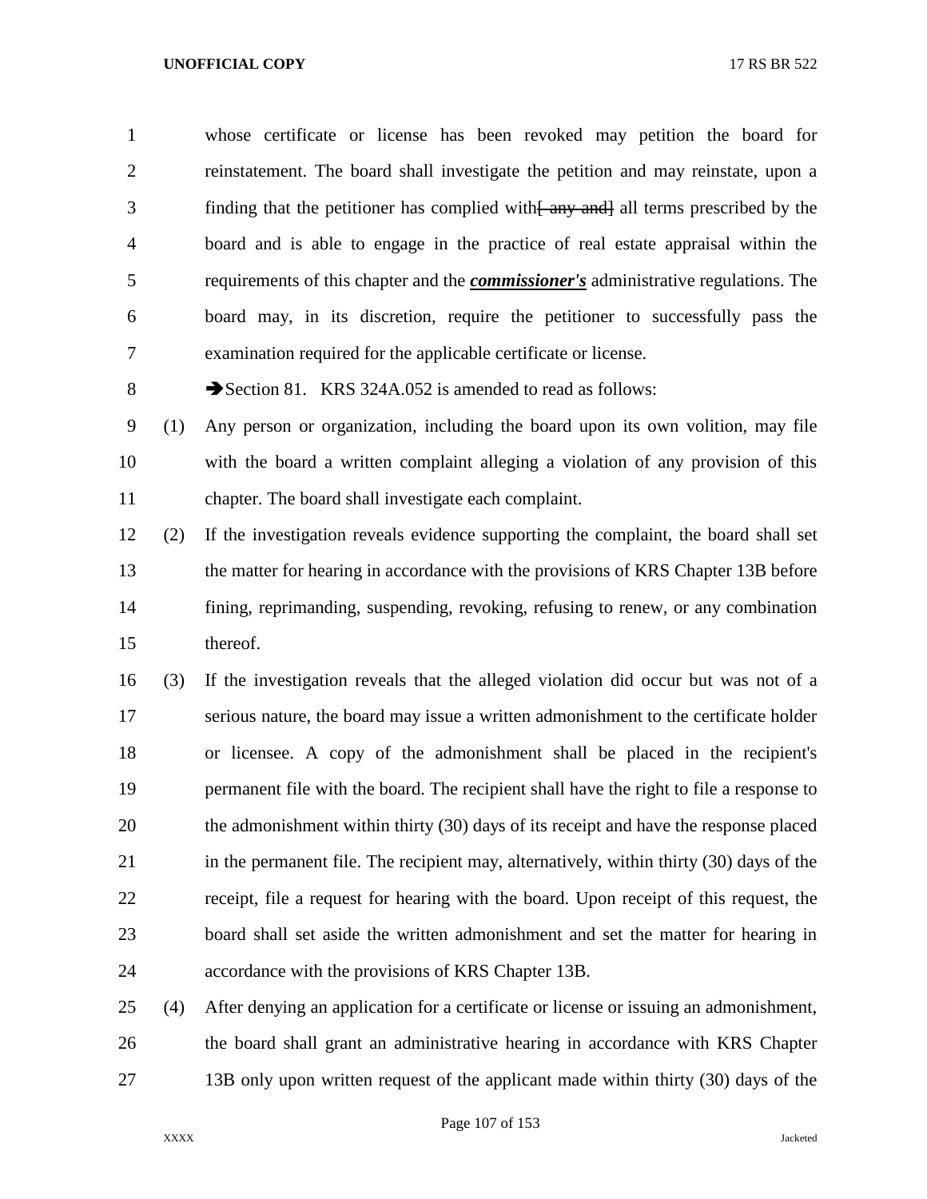whose certificate or license has been revoked may petition the board for reinstatement. The board shall investigate the petition and may reinstate, upon a finding that the petitioner has complied with~~[ any and]~~ all terms prescribed by the board and is able to engage in the practice of real estate appraisal within the requirements of this chapter and the ***commissioner's*** administrative regulations. The board may, in its discretion, require the petitioner to successfully pass the examination required for the applicable certificate or license.

➔Section 81. KRS 324A.052 is amended to read as follows:

(1) Any person or organization, including the board upon its own volition, may file with the board a written complaint alleging a violation of any provision of this chapter. The board shall investigate each complaint.

(2) If the investigation reveals evidence supporting the complaint, the board shall set the matter for hearing in accordance with the provisions of KRS Chapter 13B before fining, reprimanding, suspending, revoking, refusing to renew, or any combination thereof.

(3) If the investigation reveals that the alleged violation did occur but was not of a serious nature, the board may issue a written admonishment to the certificate holder or licensee. A copy of the admonishment shall be placed in the recipient's permanent file with the board. The recipient shall have the right to file a response to the admonishment within thirty (30) days of its receipt and have the response placed in the permanent file. The recipient may, alternatively, within thirty (30) days of the receipt, file a request for hearing with the board. Upon receipt of this request, the board shall set aside the written admonishment and set the matter for hearing in accordance with the provisions of KRS Chapter 13B.

(4) After denying an application for a certificate or license or issuing an admonishment, the board shall grant an administrative hearing in accordance with KRS Chapter 13B only upon written request of the applicant made within thirty (30) days of the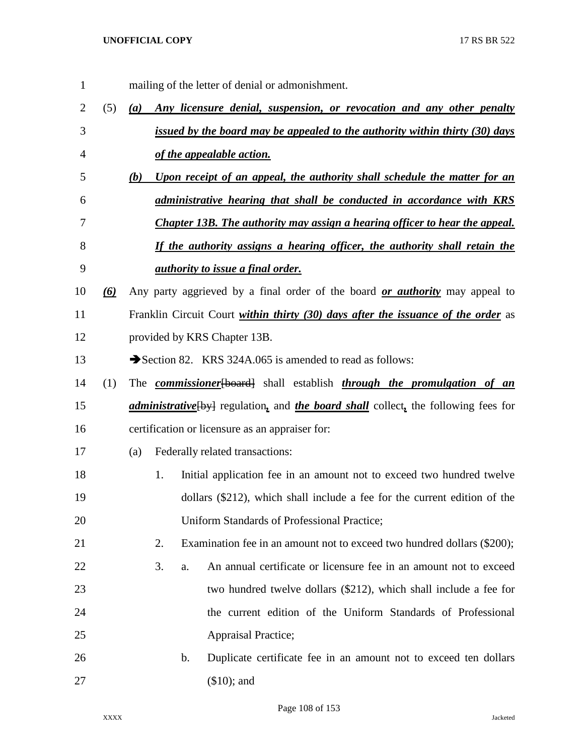mailing of the letter of denial or admonishment.

(5) ***(a) Any licensure denial, suspension, or revocation and any other penalty issued by the board may be appealed to the authority within thirty (30) days of the appealable action.***

***(b) Upon receipt of an appeal, the authority shall schedule the matter for an administrative hearing that shall be conducted in accordance with KRS Chapter 13B. The authority may assign a hearing officer to hear the appeal. If the authority assigns a hearing officer, the authority shall retain the authority to issue a final order.***

***(6)*** Any party aggrieved by a final order of the board ***or authority*** may appeal to Franklin Circuit Court ***within thirty (30) days after the issuance of the order*** as provided by KRS Chapter 13B.

➔Section 82. KRS 324A.065 is amended to read as follows:

(1) The ***commissioner***~~[board]~~ shall establish ***through the promulgation of an administrative***~~[by]~~ regulation***,*** and ***the board shall*** collect***,*** the following fees for certification or licensure as an appraiser for:

(a) Federally related transactions:

1. Initial application fee in an amount not to exceed two hundred twelve dollars ($212), which shall include a fee for the current edition of the Uniform Standards of Professional Practice;

2. Examination fee in an amount not to exceed two hundred dollars ($200);

3. a. An annual certificate or licensure fee in an amount not to exceed two hundred twelve dollars ($212), which shall include a fee for the current edition of the Uniform Standards of Professional Appraisal Practice;

b. Duplicate certificate fee in an amount not to exceed ten dollars ($10); and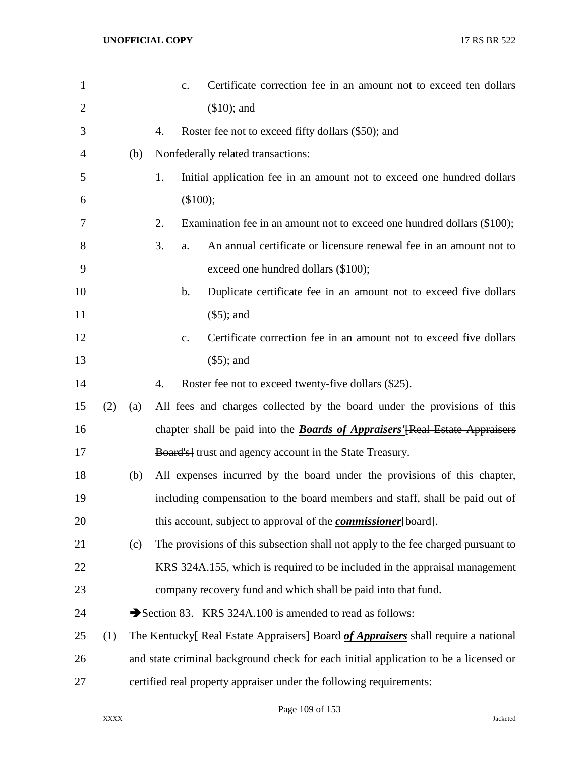c. Certificate correction fee in an amount not to exceed ten dollars ($10); and

4. Roster fee not to exceed fifty dollars ($50); and

(b) Nonfederally related transactions:

1. Initial application fee in an amount not to exceed one hundred dollars ($100);

2. Examination fee in an amount not to exceed one hundred dollars ($100);

3. a. An annual certificate or licensure renewal fee in an amount not to exceed one hundred dollars ($100);

b. Duplicate certificate fee in an amount not to exceed five dollars ($5); and

c. Certificate correction fee in an amount not to exceed five dollars ($5); and

4. Roster fee not to exceed twenty-five dollars ($25).

(2) (a) All fees and charges collected by the board under the provisions of this chapter shall be paid into the ***Boards of Appraisers'***~~[Real Estate Appraisers Board's]~~ trust and agency account in the State Treasury.

(b) All expenses incurred by the board under the provisions of this chapter, including compensation to the board members and staff, shall be paid out of this account, subject to approval of the ***commissioner***~~[board]~~.

(c) The provisions of this subsection shall not apply to the fee charged pursuant to KRS 324A.155, which is required to be included in the appraisal management company recovery fund and which shall be paid into that fund.

➔Section 83. KRS 324A.100 is amended to read as follows:

(1) The Kentucky~~[ Real Estate Appraisers]~~ Board ***of Appraisers*** shall require a national and state criminal background check for each initial application to be a licensed or certified real property appraiser under the following requirements: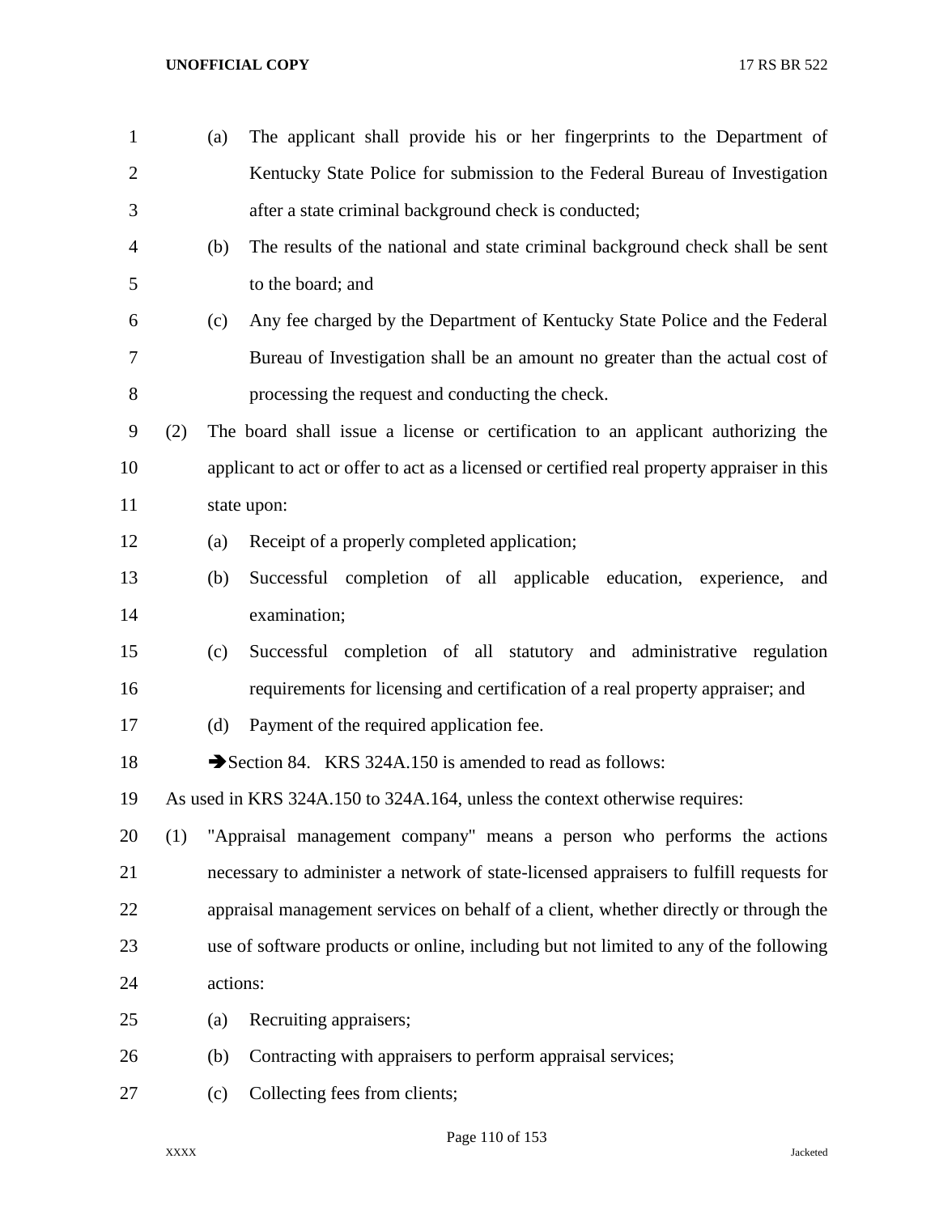(a) The applicant shall provide his or her fingerprints to the Department of Kentucky State Police for submission to the Federal Bureau of Investigation after a state criminal background check is conducted;

(b) The results of the national and state criminal background check shall be sent to the board; and

(c) Any fee charged by the Department of Kentucky State Police and the Federal Bureau of Investigation shall be an amount no greater than the actual cost of processing the request and conducting the check.

(2) The board shall issue a license or certification to an applicant authorizing the applicant to act or offer to act as a licensed or certified real property appraiser in this state upon:

(a) Receipt of a properly completed application;

(b) Successful completion of all applicable education, experience, and examination;

(c) Successful completion of all statutory and administrative regulation requirements for licensing and certification of a real property appraiser; and

(d) Payment of the required application fee.

➔Section 84. KRS 324A.150 is amended to read as follows:

As used in KRS 324A.150 to 324A.164, unless the context otherwise requires:

(1) "Appraisal management company" means a person who performs the actions necessary to administer a network of state-licensed appraisers to fulfill requests for appraisal management services on behalf of a client, whether directly or through the use of software products or online, including but not limited to any of the following actions:

(a) Recruiting appraisers;

(b) Contracting with appraisers to perform appraisal services;

(c) Collecting fees from clients;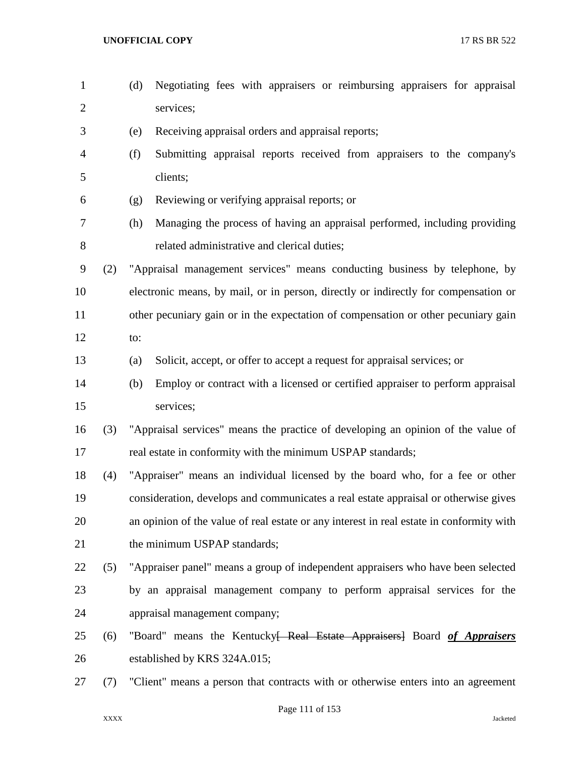(d) Negotiating fees with appraisers or reimbursing appraisers for appraisal services;

(e) Receiving appraisal orders and appraisal reports;

(f) Submitting appraisal reports received from appraisers to the company's clients;

(g) Reviewing or verifying appraisal reports; or

(h) Managing the process of having an appraisal performed, including providing related administrative and clerical duties;

(2) "Appraisal management services" means conducting business by telephone, by electronic means, by mail, or in person, directly or indirectly for compensation or other pecuniary gain or in the expectation of compensation or other pecuniary gain to:

(a) Solicit, accept, or offer to accept a request for appraisal services; or

(b) Employ or contract with a licensed or certified appraiser to perform appraisal services;

(3) "Appraisal services" means the practice of developing an opinion of the value of real estate in conformity with the minimum USPAP standards;

(4) "Appraiser" means an individual licensed by the board who, for a fee or other consideration, develops and communicates a real estate appraisal or otherwise gives an opinion of the value of real estate or any interest in real estate in conformity with the minimum USPAP standards;

(5) "Appraiser panel" means a group of independent appraisers who have been selected by an appraisal management company to perform appraisal services for the appraisal management company;

(6) "Board" means the Kentucky~~[ Real Estate Appraisers]~~ Board ***<u>of Appraisers</u>*** established by KRS 324A.015;

(7) "Client" means a person that contracts with or otherwise enters into an agreement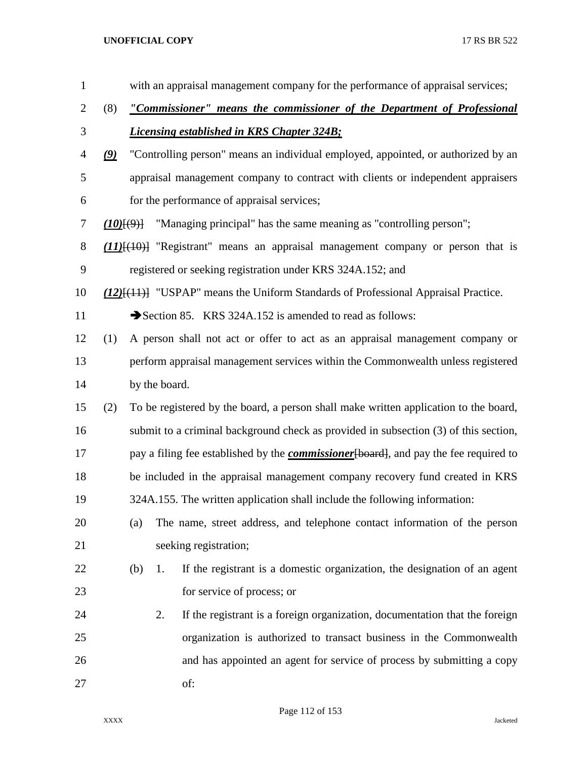with an appraisal management company for the performance of appraisal services;

(8) ***"Commissioner" means the commissioner of the Department of Professional Licensing established in KRS Chapter 324B;***

***(9)*** "Controlling person" means an individual employed, appointed, or authorized by an appraisal management company to contract with clients or independent appraisers for the performance of appraisal services;

***(10)***[~~(9)~~] "Managing principal" has the same meaning as "controlling person";

***(11)***[~~(10)~~] "Registrant" means an appraisal management company or person that is registered or seeking registration under KRS 324A.152; and

***(12)***[~~(11)~~] "USPAP" means the Uniform Standards of Professional Appraisal Practice.

➔Section 85. KRS 324A.152 is amended to read as follows:

(1) A person shall not act or offer to act as an appraisal management company or perform appraisal management services within the Commonwealth unless registered by the board.

(2) To be registered by the board, a person shall make written application to the board, submit to a criminal background check as provided in subsection (3) of this section, pay a filing fee established by the ***commissioner***[~~board~~], and pay the fee required to be included in the appraisal management company recovery fund created in KRS 324A.155. The written application shall include the following information:

(a) The name, street address, and telephone contact information of the person seeking registration;

(b) 1. If the registrant is a domestic organization, the designation of an agent for service of process; or

2. If the registrant is a foreign organization, documentation that the foreign organization is authorized to transact business in the Commonwealth and has appointed an agent for service of process by submitting a copy of: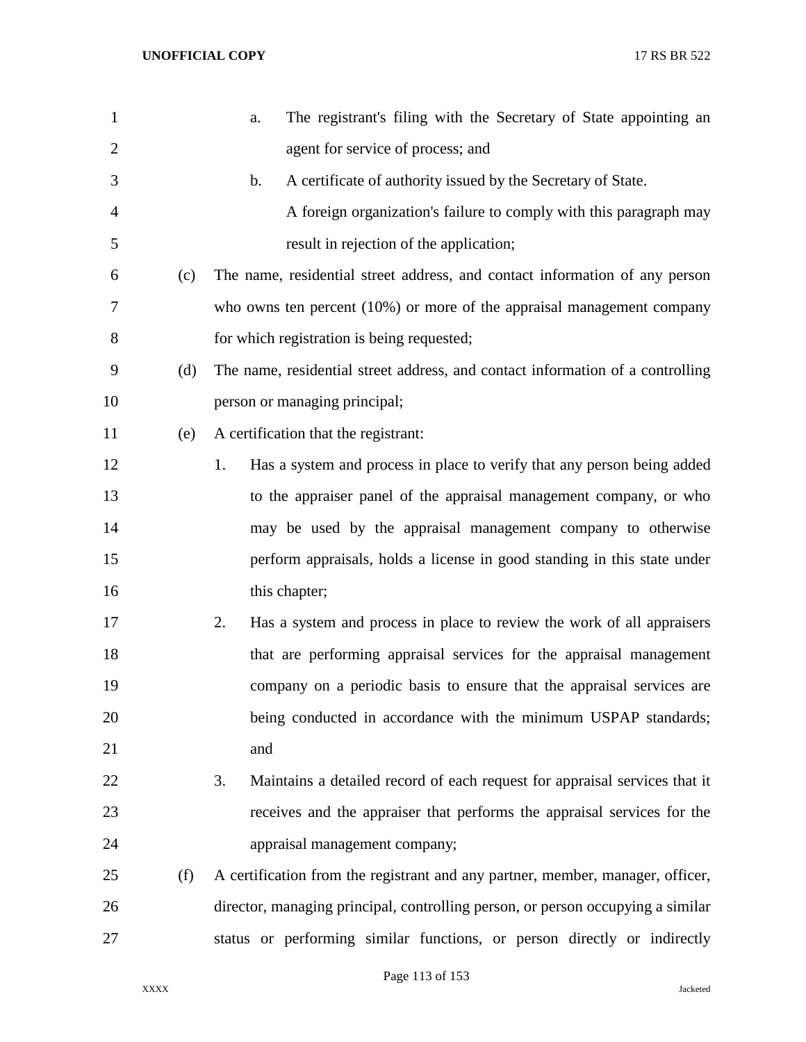a. The registrant's filing with the Secretary of State appointing an agent for service of process; and

b. A certificate of authority issued by the Secretary of State.

A foreign organization's failure to comply with this paragraph may result in rejection of the application;

(c) The name, residential street address, and contact information of any person who owns ten percent (10%) or more of the appraisal management company for which registration is being requested;

(d) The name, residential street address, and contact information of a controlling person or managing principal;

(e) A certification that the registrant:

1. Has a system and process in place to verify that any person being added to the appraiser panel of the appraisal management company, or who may be used by the appraisal management company to otherwise perform appraisals, holds a license in good standing in this state under this chapter;

2. Has a system and process in place to review the work of all appraisers that are performing appraisal services for the appraisal management company on a periodic basis to ensure that the appraisal services are being conducted in accordance with the minimum USPAP standards; and

3. Maintains a detailed record of each request for appraisal services that it receives and the appraiser that performs the appraisal services for the appraisal management company;

(f) A certification from the registrant and any partner, member, manager, officer, director, managing principal, controlling person, or person occupying a similar status or performing similar functions, or person directly or indirectly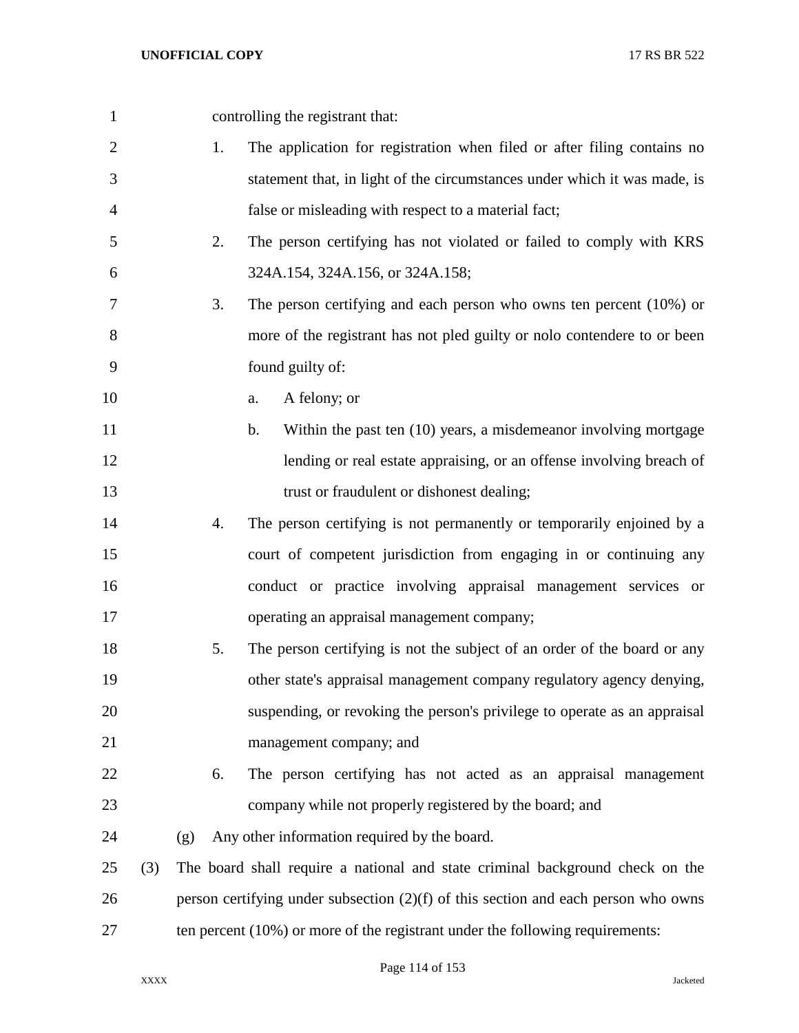controlling the registrant that:

1. The application for registration when filed or after filing contains no statement that, in light of the circumstances under which it was made, is false or misleading with respect to a material fact;
2. The person certifying has not violated or failed to comply with KRS 324A.154, 324A.156, or 324A.158;
3. The person certifying and each person who owns ten percent (10%) or more of the registrant has not pled guilty or nolo contendere to or been found guilty of:
   a. A felony; or
   b. Within the past ten (10) years, a misdemeanor involving mortgage lending or real estate appraising, or an offense involving breach of trust or fraudulent or dishonest dealing;
4. The person certifying is not permanently or temporarily enjoined by a court of competent jurisdiction from engaging in or continuing any conduct or practice involving appraisal management services or operating an appraisal management company;
5. The person certifying is not the subject of an order of the board or any other state's appraisal management company regulatory agency denying, suspending, or revoking the person's privilege to operate as an appraisal management company; and
6. The person certifying has not acted as an appraisal management company while not properly registered by the board; and

(g) Any other information required by the board.

(3) The board shall require a national and state criminal background check on the person certifying under subsection (2)(f) of this section and each person who owns ten percent (10%) or more of the registrant under the following requirements: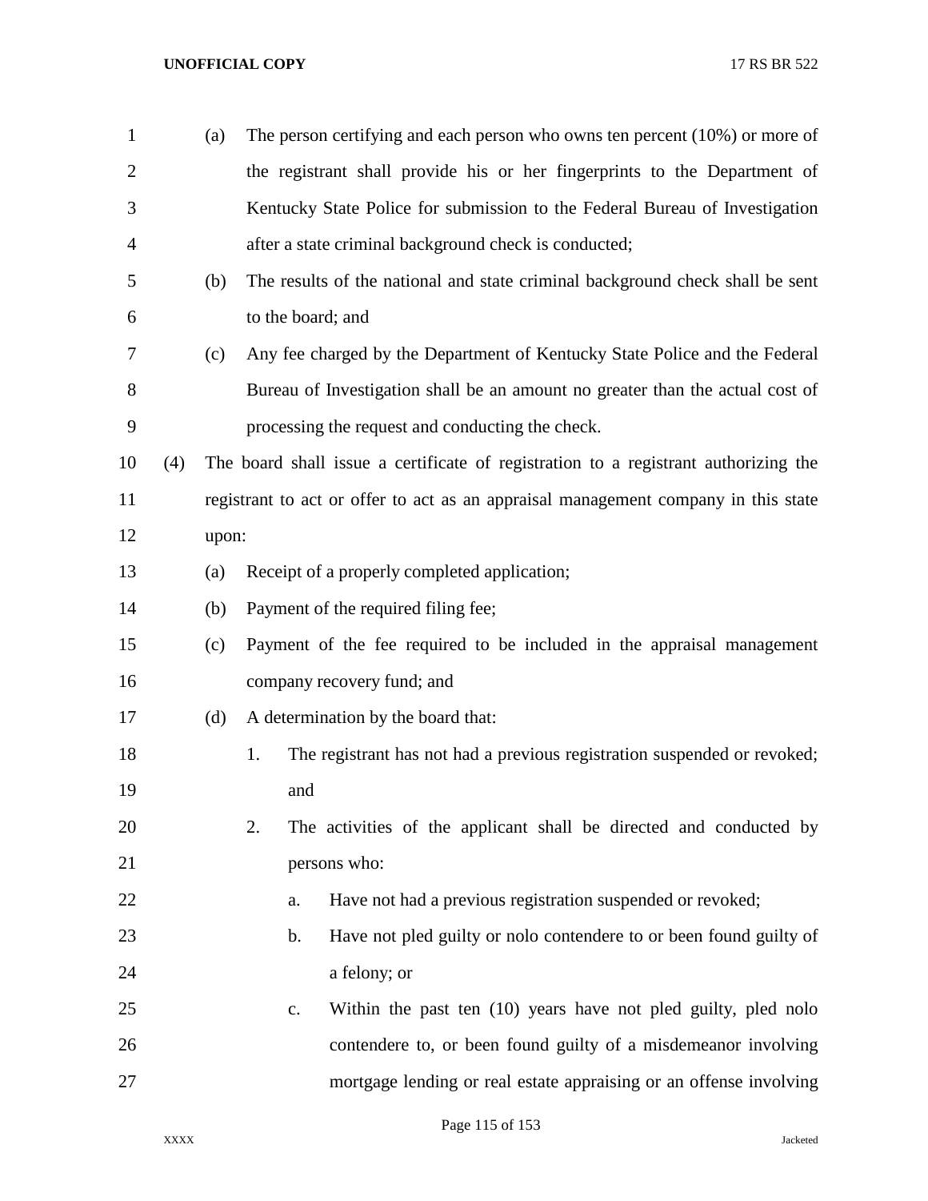(a) The person certifying and each person who owns ten percent (10%) or more of the registrant shall provide his or her fingerprints to the Department of Kentucky State Police for submission to the Federal Bureau of Investigation after a state criminal background check is conducted;

(b) The results of the national and state criminal background check shall be sent to the board; and

(c) Any fee charged by the Department of Kentucky State Police and the Federal Bureau of Investigation shall be an amount no greater than the actual cost of processing the request and conducting the check.

(4) The board shall issue a certificate of registration to a registrant authorizing the registrant to act or offer to act as an appraisal management company in this state upon:

(a) Receipt of a properly completed application;

(b) Payment of the required filing fee;

(c) Payment of the fee required to be included in the appraisal management company recovery fund; and

(d) A determination by the board that:

1. The registrant has not had a previous registration suspended or revoked; and

2. The activities of the applicant shall be directed and conducted by persons who:

a. Have not had a previous registration suspended or revoked;

b. Have not pled guilty or nolo contendere to or been found guilty of a felony; or

c. Within the past ten (10) years have not pled guilty, pled nolo contendere to, or been found guilty of a misdemeanor involving mortgage lending or real estate appraising or an offense involving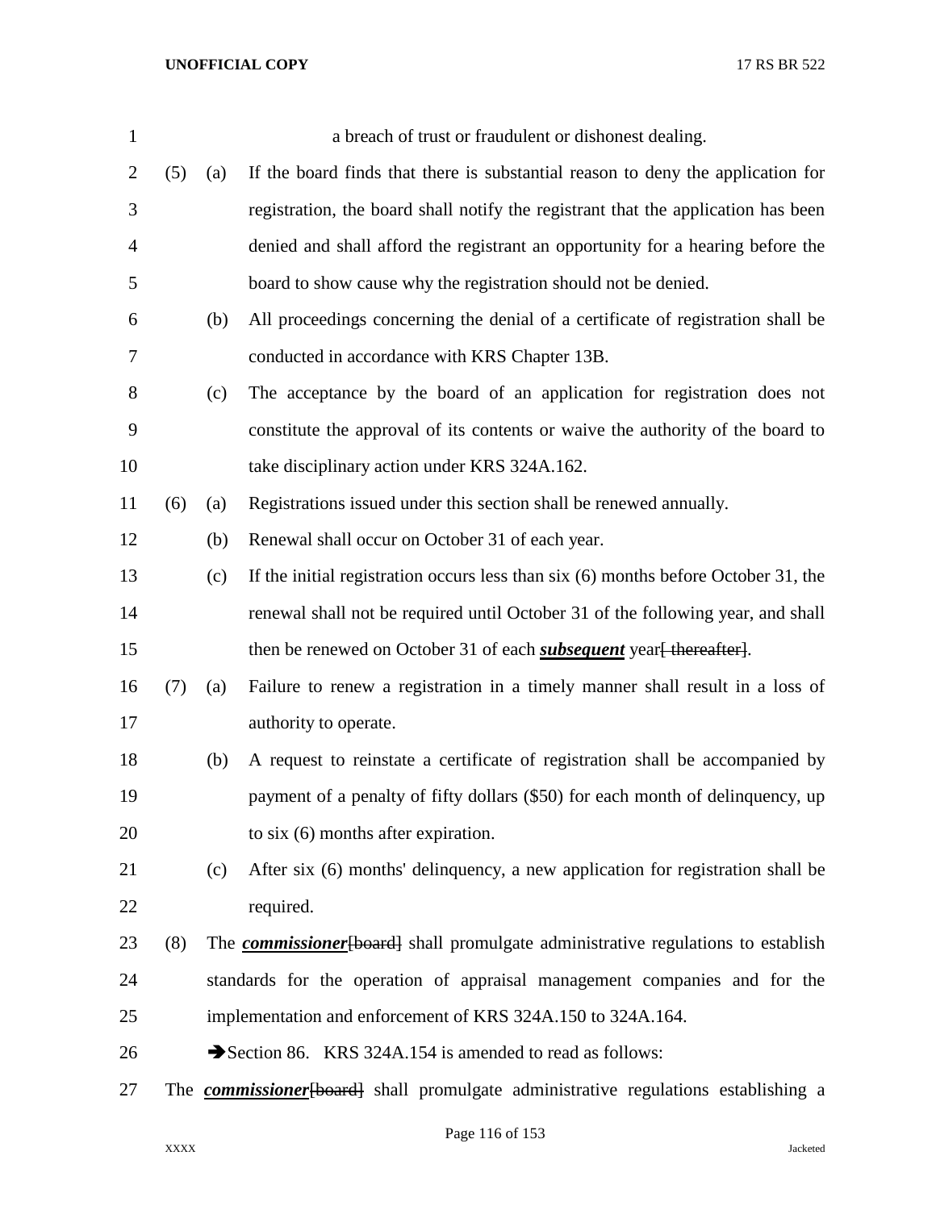a breach of trust or fraudulent or dishonest dealing.

(5) (a) If the board finds that there is substantial reason to deny the application for registration, the board shall notify the registrant that the application has been denied and shall afford the registrant an opportunity for a hearing before the board to show cause why the registration should not be denied.

(b) All proceedings concerning the denial of a certificate of registration shall be conducted in accordance with KRS Chapter 13B.

(c) The acceptance by the board of an application for registration does not constitute the approval of its contents or waive the authority of the board to take disciplinary action under KRS 324A.162.

(6) (a) Registrations issued under this section shall be renewed annually.

(b) Renewal shall occur on October 31 of each year.

(c) If the initial registration occurs less than six (6) months before October 31, the renewal shall not be required until October 31 of the following year, and shall then be renewed on October 31 of each ***subsequent*** year~~[ thereafter]~~.

(7) (a) Failure to renew a registration in a timely manner shall result in a loss of authority to operate.

(b) A request to reinstate a certificate of registration shall be accompanied by payment of a penalty of fifty dollars ($50) for each month of delinquency, up to six (6) months after expiration.

(c) After six (6) months' delinquency, a new application for registration shall be required.

(8) The ***commissioner***~~[board]~~ shall promulgate administrative regulations to establish standards for the operation of appraisal management companies and for the implementation and enforcement of KRS 324A.150 to 324A.164.

➔Section 86. KRS 324A.154 is amended to read as follows:

The ***commissioner***~~[board]~~ shall promulgate administrative regulations establishing a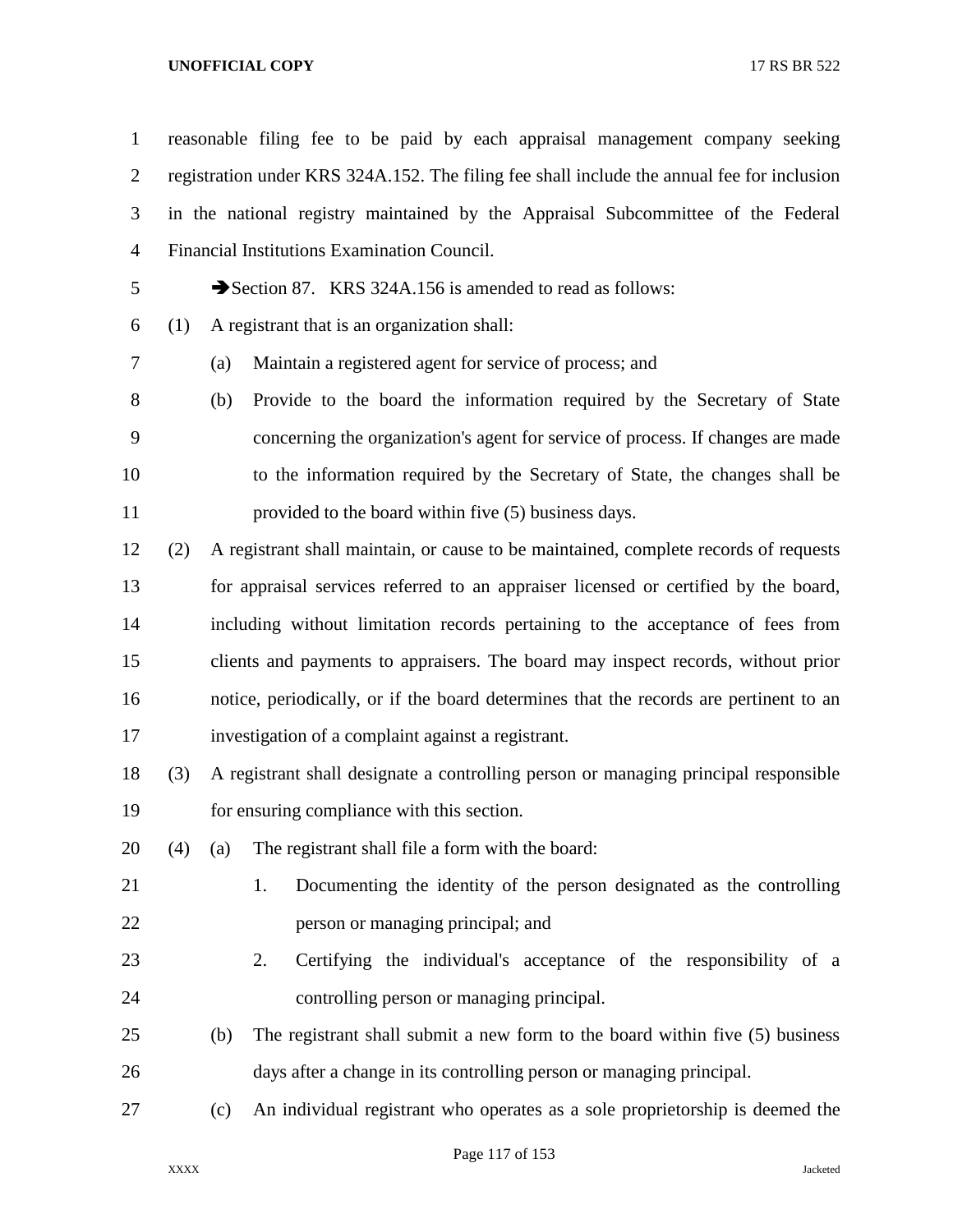reasonable filing fee to be paid by each appraisal management company seeking registration under KRS 324A.152. The filing fee shall include the annual fee for inclusion in the national registry maintained by the Appraisal Subcommittee of the Federal Financial Institutions Examination Council.

➔Section 87. KRS 324A.156 is amended to read as follows:

(1) A registrant that is an organization shall:

(a) Maintain a registered agent for service of process; and

(b) Provide to the board the information required by the Secretary of State concerning the organization's agent for service of process. If changes are made to the information required by the Secretary of State, the changes shall be provided to the board within five (5) business days.

(2) A registrant shall maintain, or cause to be maintained, complete records of requests for appraisal services referred to an appraiser licensed or certified by the board, including without limitation records pertaining to the acceptance of fees from clients and payments to appraisers. The board may inspect records, without prior notice, periodically, or if the board determines that the records are pertinent to an investigation of a complaint against a registrant.

(3) A registrant shall designate a controlling person or managing principal responsible for ensuring compliance with this section.

(4) (a) The registrant shall file a form with the board:

1. Documenting the identity of the person designated as the controlling person or managing principal; and

2. Certifying the individual's acceptance of the responsibility of a controlling person or managing principal.

(b) The registrant shall submit a new form to the board within five (5) business days after a change in its controlling person or managing principal.

(c) An individual registrant who operates as a sole proprietorship is deemed the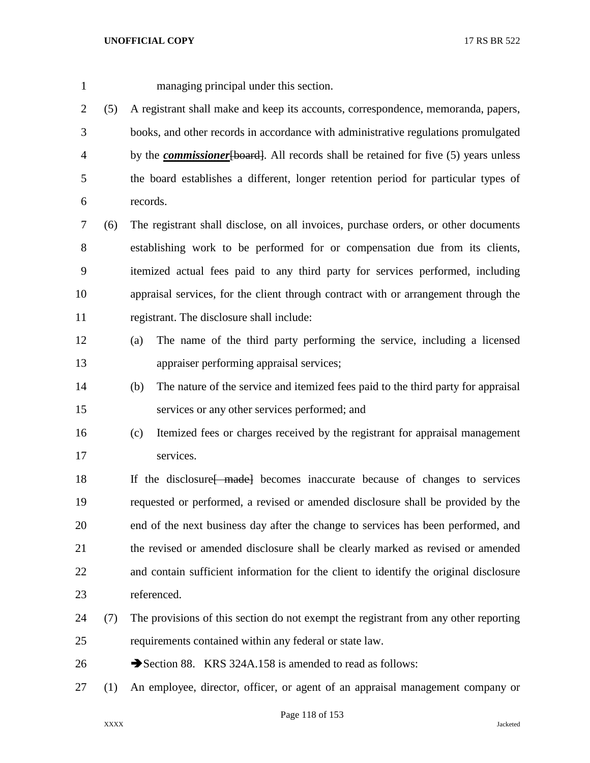managing principal under this section.

(5) A registrant shall make and keep its accounts, correspondence, memoranda, papers, books, and other records in accordance with administrative regulations promulgated by the ***commissioner***~~[board]~~. All records shall be retained for five (5) years unless the board establishes a different, longer retention period for particular types of records.

(6) The registrant shall disclose, on all invoices, purchase orders, or other documents establishing work to be performed for or compensation due from its clients, itemized actual fees paid to any third party for services performed, including appraisal services, for the client through contract with or arrangement through the registrant. The disclosure shall include:

(a) The name of the third party performing the service, including a licensed appraiser performing appraisal services;

(b) The nature of the service and itemized fees paid to the third party for appraisal services or any other services performed; and

(c) Itemized fees or charges received by the registrant for appraisal management services.

If the disclosure~~[ made]~~ becomes inaccurate because of changes to services requested or performed, a revised or amended disclosure shall be provided by the end of the next business day after the change to services has been performed, and the revised or amended disclosure shall be clearly marked as revised or amended and contain sufficient information for the client to identify the original disclosure referenced.

(7) The provisions of this section do not exempt the registrant from any other reporting requirements contained within any federal or state law.

➔Section 88. KRS 324A.158 is amended to read as follows:

(1) An employee, director, officer, or agent of an appraisal management company or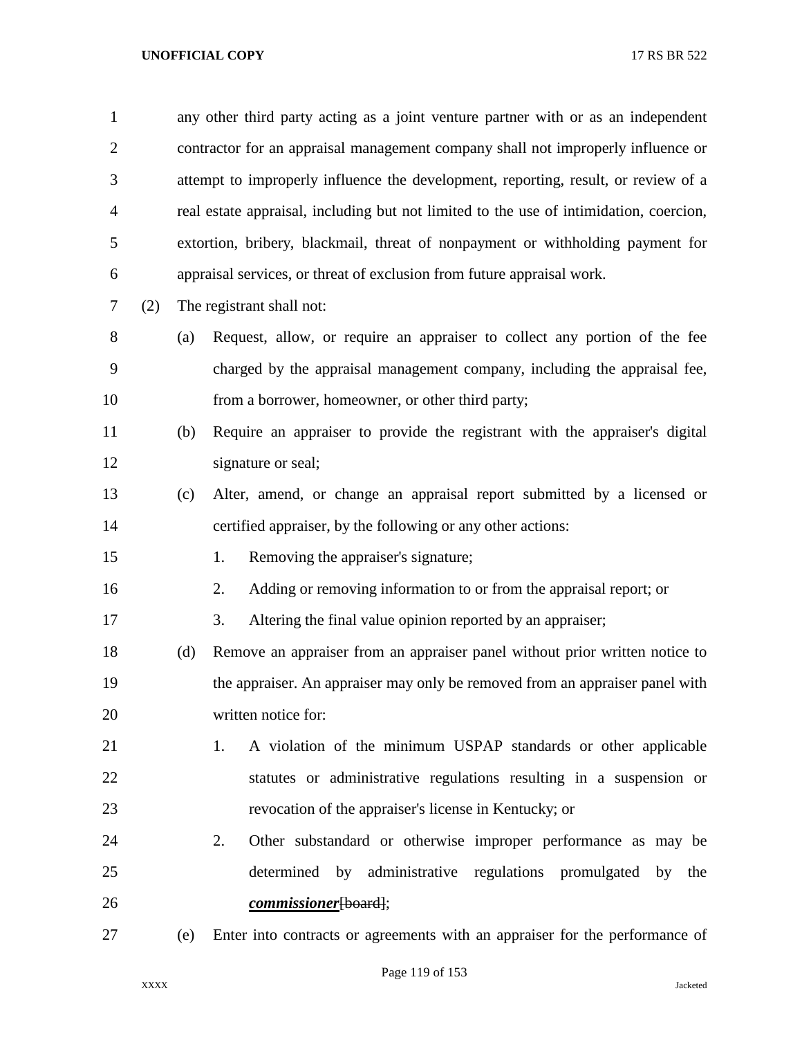any other third party acting as a joint venture partner with or as an independent contractor for an appraisal management company shall not improperly influence or attempt to improperly influence the development, reporting, result, or review of a real estate appraisal, including but not limited to the use of intimidation, coercion, extortion, bribery, blackmail, threat of nonpayment or withholding payment for appraisal services, or threat of exclusion from future appraisal work.

(2) The registrant shall not:

(a) Request, allow, or require an appraiser to collect any portion of the fee charged by the appraisal management company, including the appraisal fee, from a borrower, homeowner, or other third party;

(b) Require an appraiser to provide the registrant with the appraiser's digital signature or seal;

(c) Alter, amend, or change an appraisal report submitted by a licensed or certified appraiser, by the following or any other actions:

1. Removing the appraiser's signature;
2. Adding or removing information to or from the appraisal report; or
3. Altering the final value opinion reported by an appraiser;

(d) Remove an appraiser from an appraiser panel without prior written notice to the appraiser. An appraiser may only be removed from an appraiser panel with written notice for:

1. A violation of the minimum USPAP standards or other applicable statutes or administrative regulations resulting in a suspension or revocation of the appraiser's license in Kentucky; or
2. Other substandard or otherwise improper performance as may be determined by administrative regulations promulgated by the ***commissioner***~~[board]~~;

(e) Enter into contracts or agreements with an appraiser for the performance of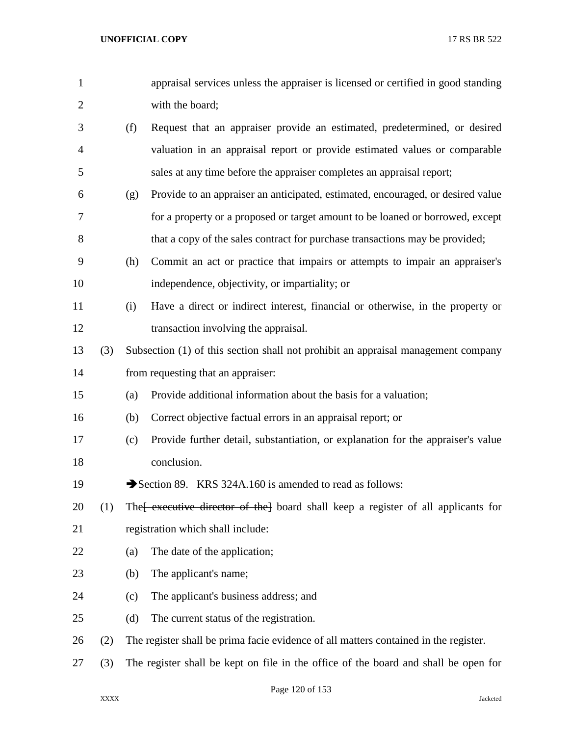appraisal services unless the appraiser is licensed or certified in good standing with the board;

(f) Request that an appraiser provide an estimated, predetermined, or desired valuation in an appraisal report or provide estimated values or comparable sales at any time before the appraiser completes an appraisal report;

(g) Provide to an appraiser an anticipated, estimated, encouraged, or desired value for a property or a proposed or target amount to be loaned or borrowed, except that a copy of the sales contract for purchase transactions may be provided;

(h) Commit an act or practice that impairs or attempts to impair an appraiser's independence, objectivity, or impartiality; or

(i) Have a direct or indirect interest, financial or otherwise, in the property or transaction involving the appraisal.

(3) Subsection (1) of this section shall not prohibit an appraisal management company from requesting that an appraiser:

(a) Provide additional information about the basis for a valuation;

(b) Correct objective factual errors in an appraisal report; or

(c) Provide further detail, substantiation, or explanation for the appraiser's value conclusion.

➔Section 89. KRS 324A.160 is amended to read as follows:

(1) The~~[ executive director of the]~~ board shall keep a register of all applicants for registration which shall include:

(a) The date of the application;

(b) The applicant's name;

(c) The applicant's business address; and

(d) The current status of the registration.

(2) The register shall be prima facie evidence of all matters contained in the register.

(3) The register shall be kept on file in the office of the board and shall be open for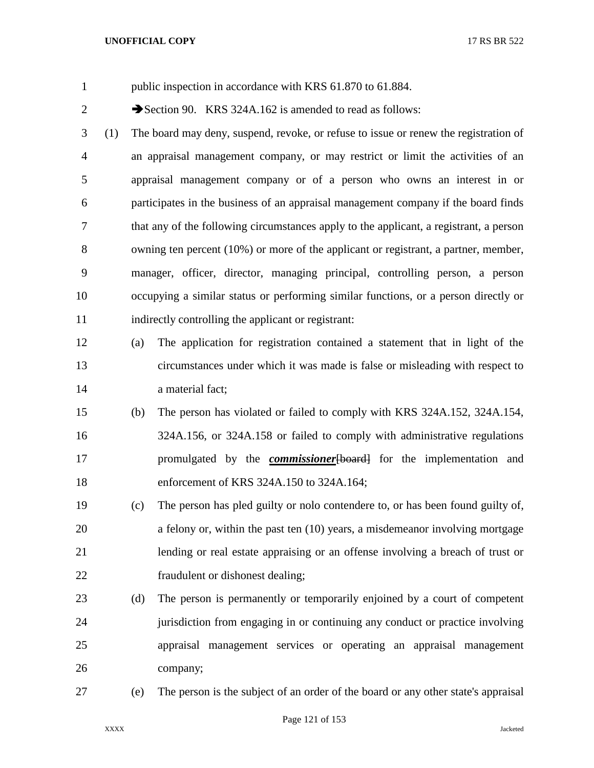public inspection in accordance with KRS 61.870 to 61.884.

➔Section 90. KRS 324A.162 is amended to read as follows:

(1) The board may deny, suspend, revoke, or refuse to issue or renew the registration of an appraisal management company, or may restrict or limit the activities of an appraisal management company or of a person who owns an interest in or participates in the business of an appraisal management company if the board finds that any of the following circumstances apply to the applicant, a registrant, a person owning ten percent (10%) or more of the applicant or registrant, a partner, member, manager, officer, director, managing principal, controlling person, a person occupying a similar status or performing similar functions, or a person directly or indirectly controlling the applicant or registrant:

(a) The application for registration contained a statement that in light of the circumstances under which it was made is false or misleading with respect to a material fact;

(b) The person has violated or failed to comply with KRS 324A.152, 324A.154, 324A.156, or 324A.158 or failed to comply with administrative regulations promulgated by the ***commissioner***~~[board]~~ for the implementation and enforcement of KRS 324A.150 to 324A.164;

(c) The person has pled guilty or nolo contendere to, or has been found guilty of, a felony or, within the past ten (10) years, a misdemeanor involving mortgage lending or real estate appraising or an offense involving a breach of trust or fraudulent or dishonest dealing;

(d) The person is permanently or temporarily enjoined by a court of competent jurisdiction from engaging in or continuing any conduct or practice involving appraisal management services or operating an appraisal management company;

(e) The person is the subject of an order of the board or any other state's appraisal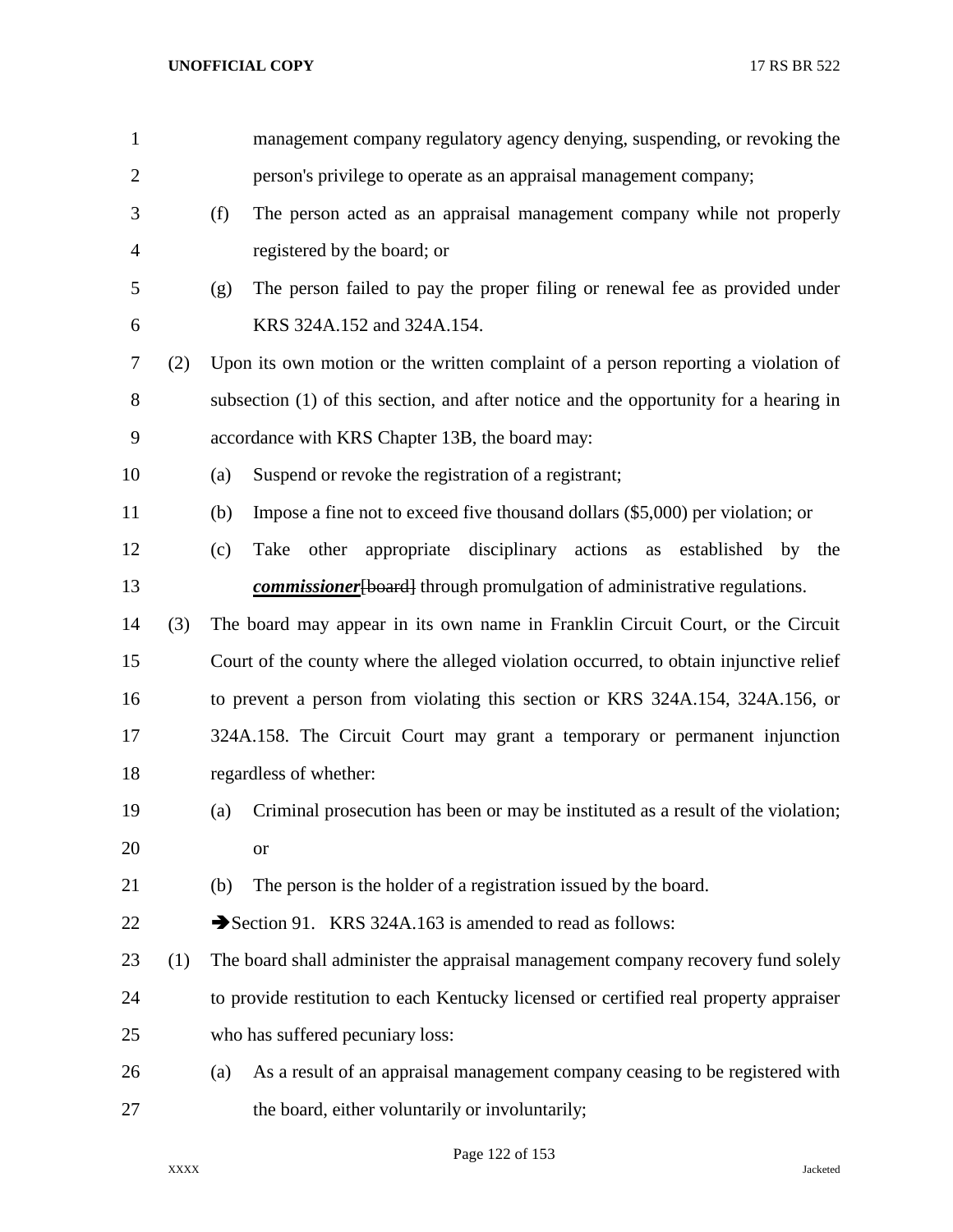management company regulatory agency denying, suspending, or revoking the person's privilege to operate as an appraisal management company;

(f) The person acted as an appraisal management company while not properly registered by the board; or

(g) The person failed to pay the proper filing or renewal fee as provided under KRS 324A.152 and 324A.154.

(2) Upon its own motion or the written complaint of a person reporting a violation of subsection (1) of this section, and after notice and the opportunity for a hearing in accordance with KRS Chapter 13B, the board may:

(a) Suspend or revoke the registration of a registrant;

(b) Impose a fine not to exceed five thousand dollars ($5,000) per violation; or

(c) Take other appropriate disciplinary actions as established by the ***commissioner***~~[board]~~ through promulgation of administrative regulations.

(3) The board may appear in its own name in Franklin Circuit Court, or the Circuit Court of the county where the alleged violation occurred, to obtain injunctive relief to prevent a person from violating this section or KRS 324A.154, 324A.156, or 324A.158. The Circuit Court may grant a temporary or permanent injunction regardless of whether:

(a) Criminal prosecution has been or may be instituted as a result of the violation; or

(b) The person is the holder of a registration issued by the board.

➔Section 91. KRS 324A.163 is amended to read as follows:

(1) The board shall administer the appraisal management company recovery fund solely to provide restitution to each Kentucky licensed or certified real property appraiser who has suffered pecuniary loss:

(a) As a result of an appraisal management company ceasing to be registered with the board, either voluntarily or involuntarily;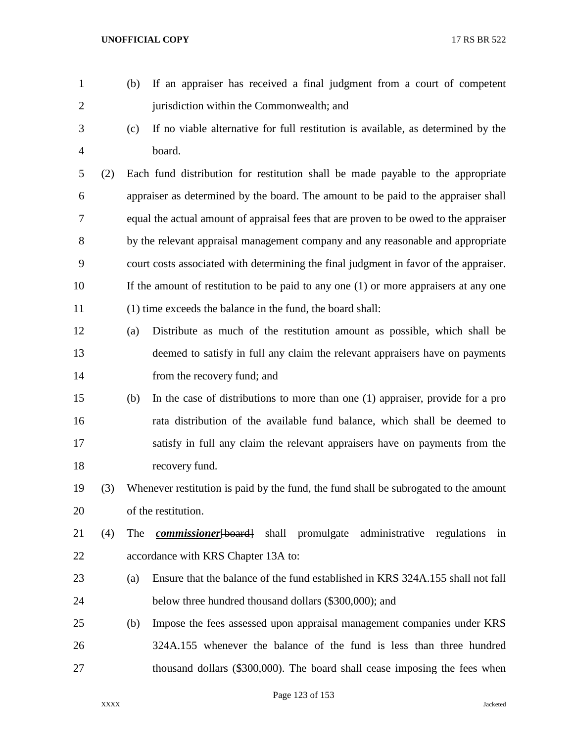(b) If an appraiser has received a final judgment from a court of competent jurisdiction within the Commonwealth; and

(c) If no viable alternative for full restitution is available, as determined by the board.

(2) Each fund distribution for restitution shall be made payable to the appropriate appraiser as determined by the board. The amount to be paid to the appraiser shall equal the actual amount of appraisal fees that are proven to be owed to the appraiser by the relevant appraisal management company and any reasonable and appropriate court costs associated with determining the final judgment in favor of the appraiser. If the amount of restitution to be paid to any one (1) or more appraisers at any one (1) time exceeds the balance in the fund, the board shall:

(a) Distribute as much of the restitution amount as possible, which shall be deemed to satisfy in full any claim the relevant appraisers have on payments from the recovery fund; and

(b) In the case of distributions to more than one (1) appraiser, provide for a pro rata distribution of the available fund balance, which shall be deemed to satisfy in full any claim the relevant appraisers have on payments from the recovery fund.

(3) Whenever restitution is paid by the fund, the fund shall be subrogated to the amount of the restitution.

(4) The ***commissioner***~~[board]~~ shall promulgate administrative regulations in accordance with KRS Chapter 13A to:

(a) Ensure that the balance of the fund established in KRS 324A.155 shall not fall below three hundred thousand dollars ($300,000); and

(b) Impose the fees assessed upon appraisal management companies under KRS 324A.155 whenever the balance of the fund is less than three hundred thousand dollars ($300,000). The board shall cease imposing the fees when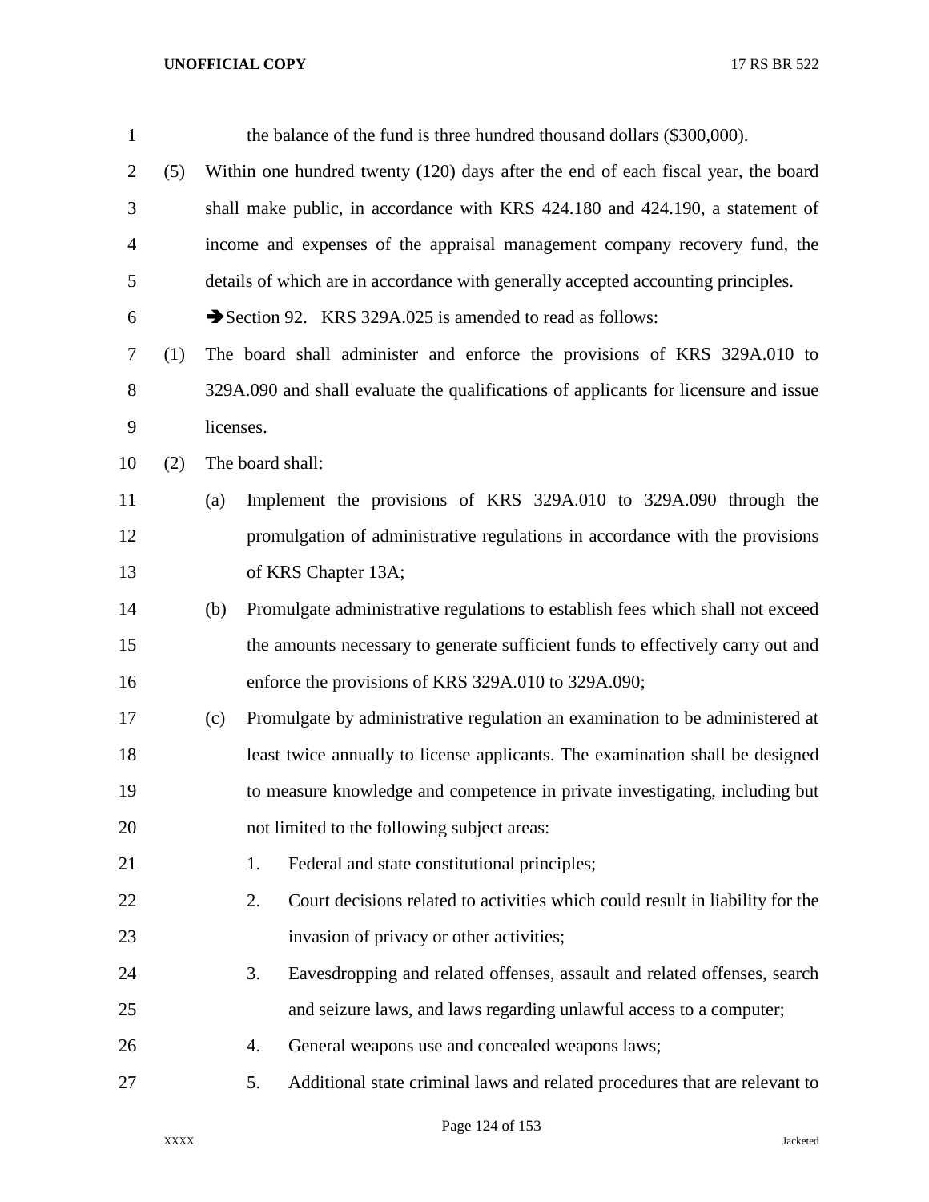the balance of the fund is three hundred thousand dollars ($300,000).

(5) Within one hundred twenty (120) days after the end of each fiscal year, the board shall make public, in accordance with KRS 424.180 and 424.190, a statement of income and expenses of the appraisal management company recovery fund, the details of which are in accordance with generally accepted accounting principles.

➔Section 92. KRS 329A.025 is amended to read as follows:

(1) The board shall administer and enforce the provisions of KRS 329A.010 to 329A.090 and shall evaluate the qualifications of applicants for licensure and issue licenses.

(2) The board shall:

(a) Implement the provisions of KRS 329A.010 to 329A.090 through the promulgation of administrative regulations in accordance with the provisions of KRS Chapter 13A;

(b) Promulgate administrative regulations to establish fees which shall not exceed the amounts necessary to generate sufficient funds to effectively carry out and enforce the provisions of KRS 329A.010 to 329A.090;

(c) Promulgate by administrative regulation an examination to be administered at least twice annually to license applicants. The examination shall be designed to measure knowledge and competence in private investigating, including but not limited to the following subject areas:

1. Federal and state constitutional principles;
2. Court decisions related to activities which could result in liability for the invasion of privacy or other activities;
3. Eavesdropping and related offenses, assault and related offenses, search and seizure laws, and laws regarding unlawful access to a computer;
4. General weapons use and concealed weapons laws;
5. Additional state criminal laws and related procedures that are relevant to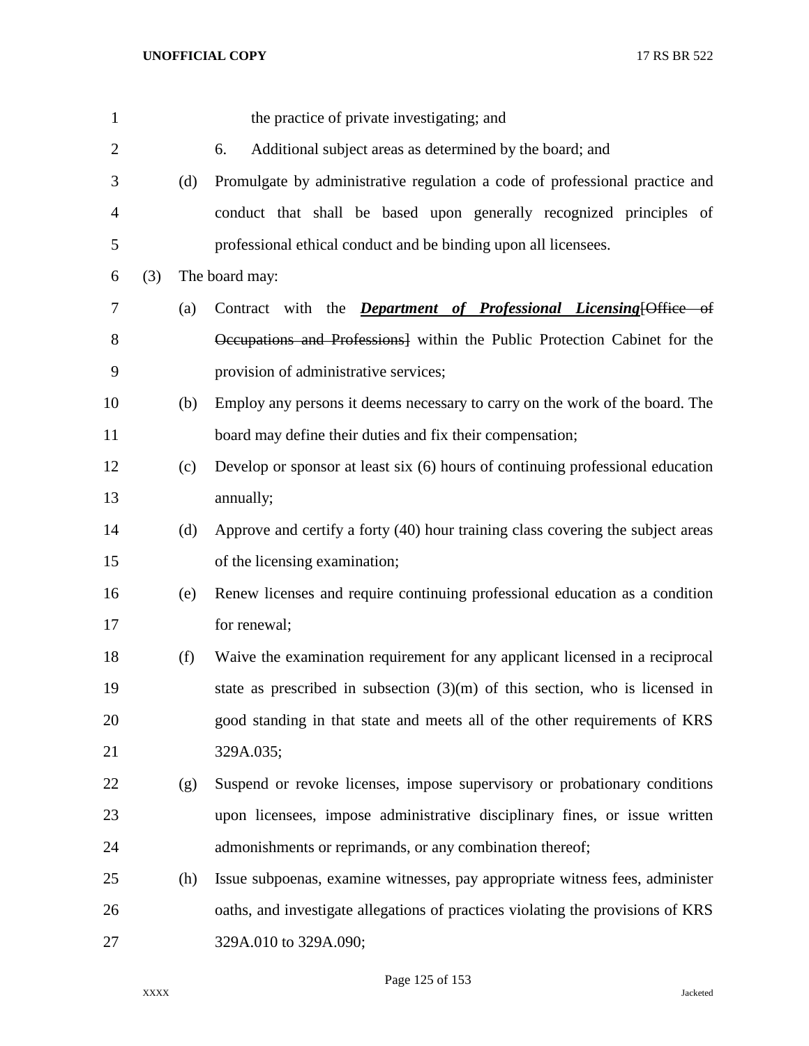the practice of private investigating; and

6. Additional subject areas as determined by the board; and

(d) Promulgate by administrative regulation a code of professional practice and conduct that shall be based upon generally recognized principles of professional ethical conduct and be binding upon all licensees.

(3) The board may:

(a) Contract with the ***Department of Professional Licensing***[~~Office of Occupations and Professions~~] within the Public Protection Cabinet for the provision of administrative services;

(b) Employ any persons it deems necessary to carry on the work of the board. The board may define their duties and fix their compensation;

(c) Develop or sponsor at least six (6) hours of continuing professional education annually;

(d) Approve and certify a forty (40) hour training class covering the subject areas of the licensing examination;

(e) Renew licenses and require continuing professional education as a condition for renewal;

(f) Waive the examination requirement for any applicant licensed in a reciprocal state as prescribed in subsection (3)(m) of this section, who is licensed in good standing in that state and meets all of the other requirements of KRS 329A.035;

(g) Suspend or revoke licenses, impose supervisory or probationary conditions upon licensees, impose administrative disciplinary fines, or issue written admonishments or reprimands, or any combination thereof;

(h) Issue subpoenas, examine witnesses, pay appropriate witness fees, administer oaths, and investigate allegations of practices violating the provisions of KRS 329A.010 to 329A.090;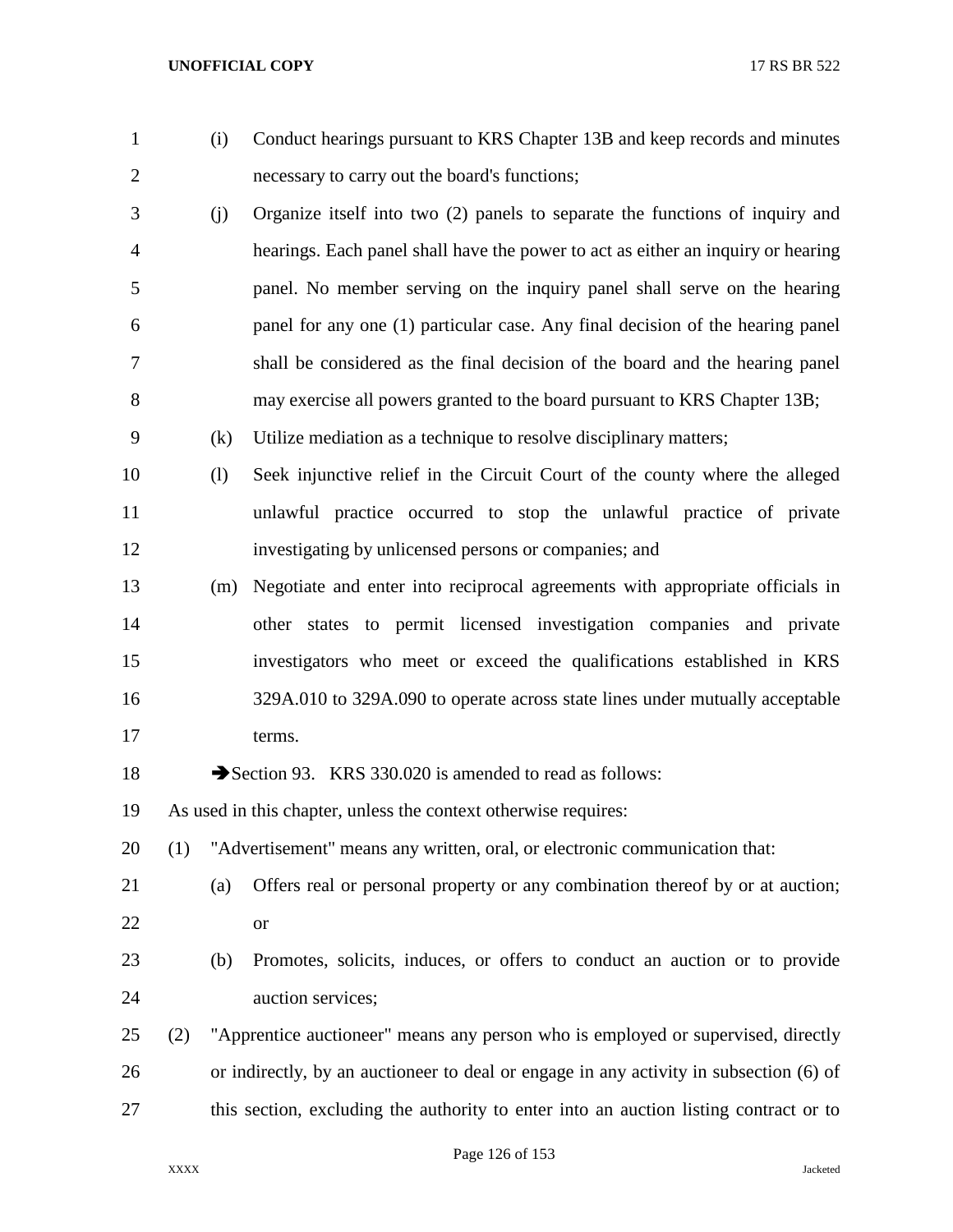(i) Conduct hearings pursuant to KRS Chapter 13B and keep records and minutes necessary to carry out the board's functions;

(j) Organize itself into two (2) panels to separate the functions of inquiry and hearings. Each panel shall have the power to act as either an inquiry or hearing panel. No member serving on the inquiry panel shall serve on the hearing panel for any one (1) particular case. Any final decision of the hearing panel shall be considered as the final decision of the board and the hearing panel may exercise all powers granted to the board pursuant to KRS Chapter 13B;

(k) Utilize mediation as a technique to resolve disciplinary matters;

(l) Seek injunctive relief in the Circuit Court of the county where the alleged unlawful practice occurred to stop the unlawful practice of private investigating by unlicensed persons or companies; and

(m) Negotiate and enter into reciprocal agreements with appropriate officials in other states to permit licensed investigation companies and private investigators who meet or exceed the qualifications established in KRS 329A.010 to 329A.090 to operate across state lines under mutually acceptable terms.

➔Section 93. KRS 330.020 is amended to read as follows:

As used in this chapter, unless the context otherwise requires:

(1) "Advertisement" means any written, oral, or electronic communication that:

(a) Offers real or personal property or any combination thereof by or at auction; or

(b) Promotes, solicits, induces, or offers to conduct an auction or to provide auction services;

(2) "Apprentice auctioneer" means any person who is employed or supervised, directly or indirectly, by an auctioneer to deal or engage in any activity in subsection (6) of this section, excluding the authority to enter into an auction listing contract or to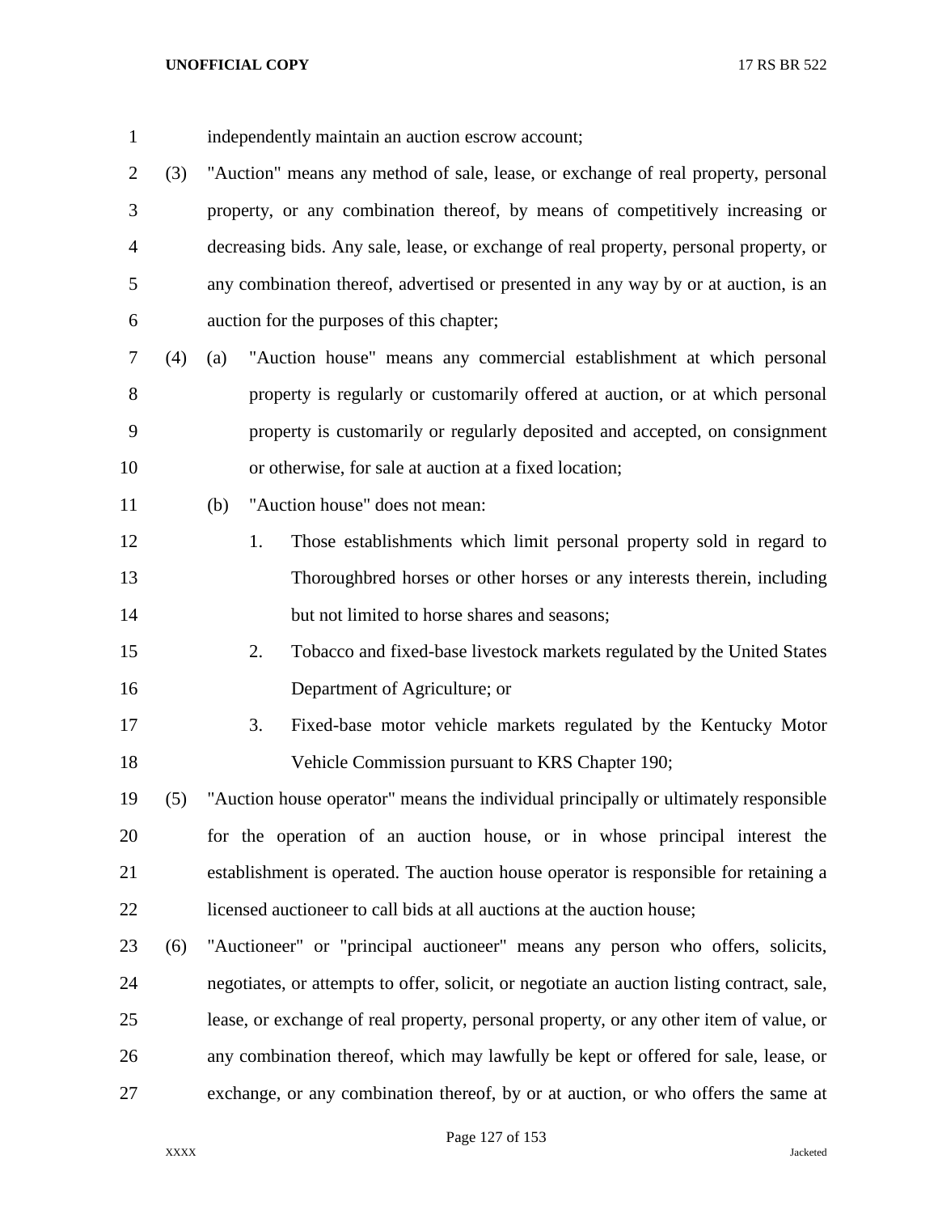independently maintain an auction escrow account;

(3) "Auction" means any method of sale, lease, or exchange of real property, personal property, or any combination thereof, by means of competitively increasing or decreasing bids. Any sale, lease, or exchange of real property, personal property, or any combination thereof, advertised or presented in any way by or at auction, is an auction for the purposes of this chapter;

(4) (a) "Auction house" means any commercial establishment at which personal property is regularly or customarily offered at auction, or at which personal property is customarily or regularly deposited and accepted, on consignment or otherwise, for sale at auction at a fixed location;

(b) "Auction house" does not mean:

1. Those establishments which limit personal property sold in regard to Thoroughbred horses or other horses or any interests therein, including but not limited to horse shares and seasons;

2. Tobacco and fixed-base livestock markets regulated by the United States Department of Agriculture; or

3. Fixed-base motor vehicle markets regulated by the Kentucky Motor Vehicle Commission pursuant to KRS Chapter 190;

(5) "Auction house operator" means the individual principally or ultimately responsible for the operation of an auction house, or in whose principal interest the establishment is operated. The auction house operator is responsible for retaining a licensed auctioneer to call bids at all auctions at the auction house;

(6) "Auctioneer" or "principal auctioneer" means any person who offers, solicits, negotiates, or attempts to offer, solicit, or negotiate an auction listing contract, sale, lease, or exchange of real property, personal property, or any other item of value, or any combination thereof, which may lawfully be kept or offered for sale, lease, or exchange, or any combination thereof, by or at auction, or who offers the same at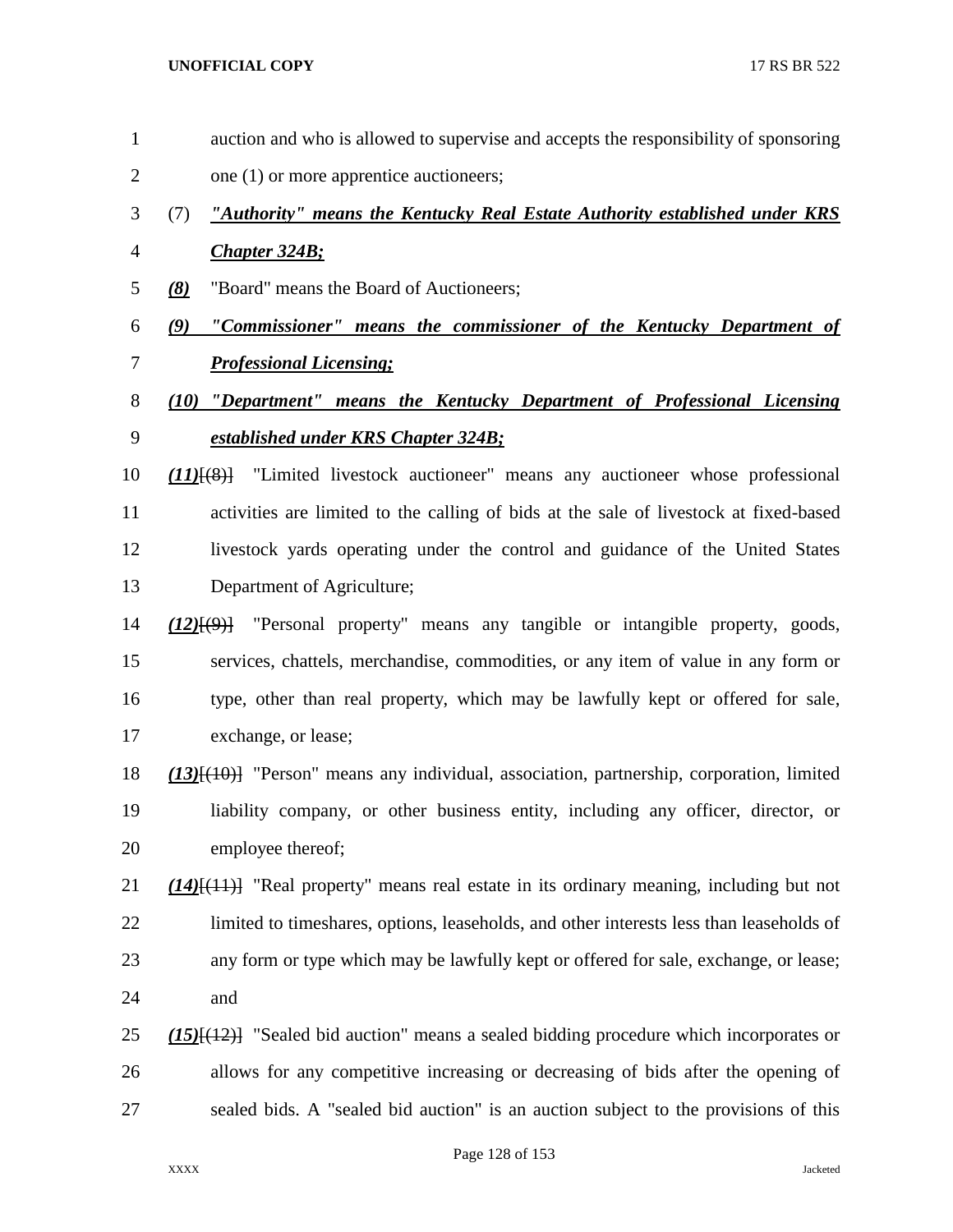auction and who is allowed to supervise and accepts the responsibility of sponsoring one (1) or more apprentice auctioneers;

(7) ***"Authority" means the Kentucky Real Estate Authority established under KRS Chapter 324B;***

***(8)*** "Board" means the Board of Auctioneers;

***(9) "Commissioner" means the commissioner of the Kentucky Department of Professional Licensing;***

***(10) "Department" means the Kentucky Department of Professional Licensing established under KRS Chapter 324B;***

***(11)***[~~(8)~~] "Limited livestock auctioneer" means any auctioneer whose professional activities are limited to the calling of bids at the sale of livestock at fixed-based livestock yards operating under the control and guidance of the United States Department of Agriculture;

***(12)***[~~(9)~~] "Personal property" means any tangible or intangible property, goods, services, chattels, merchandise, commodities, or any item of value in any form or type, other than real property, which may be lawfully kept or offered for sale, exchange, or lease;

***(13)***[~~(10)~~] "Person" means any individual, association, partnership, corporation, limited liability company, or other business entity, including any officer, director, or employee thereof;

***(14)***[~~(11)~~] "Real property" means real estate in its ordinary meaning, including but not limited to timeshares, options, leaseholds, and other interests less than leaseholds of any form or type which may be lawfully kept or offered for sale, exchange, or lease; and

***(15)***[~~(12)~~] "Sealed bid auction" means a sealed bidding procedure which incorporates or allows for any competitive increasing or decreasing of bids after the opening of sealed bids. A "sealed bid auction" is an auction subject to the provisions of this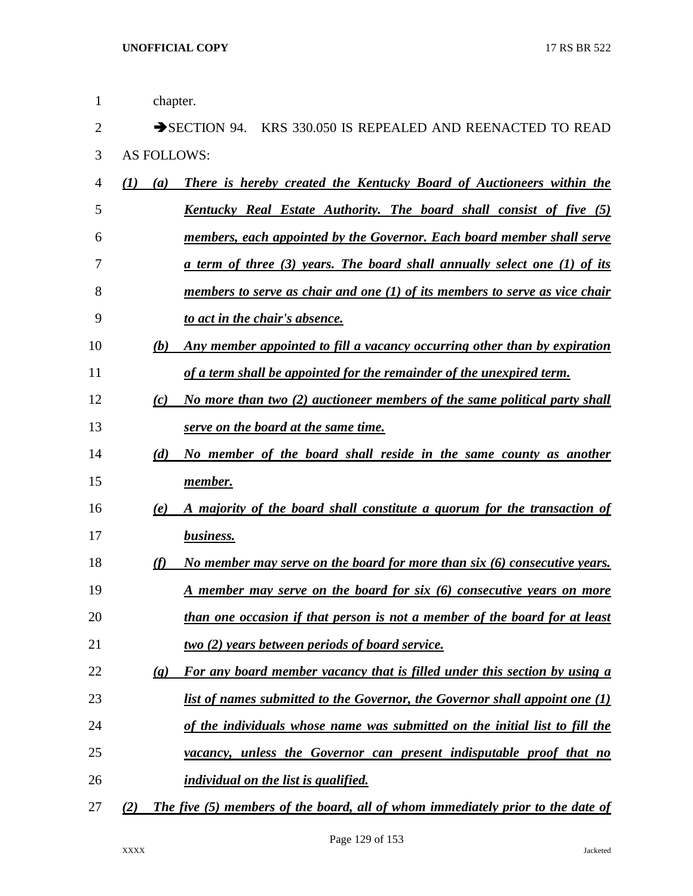chapter.

➔SECTION 94. KRS 330.050 IS REPEALED AND REENACTED TO READ AS FOLLOWS:

***(1) (a) There is hereby created the Kentucky Board of Auctioneers within the Kentucky Real Estate Authority. The board shall consist of five (5) members, each appointed by the Governor. Each board member shall serve a term of three (3) years. The board shall annually select one (1) of its members to serve as chair and one (1) of its members to serve as vice chair to act in the chair's absence.***

***(b) Any member appointed to fill a vacancy occurring other than by expiration of a term shall be appointed for the remainder of the unexpired term.***

***(c) No more than two (2) auctioneer members of the same political party shall serve on the board at the same time.***

***(d) No member of the board shall reside in the same county as another member.***

***(e) A majority of the board shall constitute a quorum for the transaction of business.***

***(f) No member may serve on the board for more than six (6) consecutive years. A member may serve on the board for six (6) consecutive years on more than one occasion if that person is not a member of the board for at least two (2) years between periods of board service.***

***(g) For any board member vacancy that is filled under this section by using a list of names submitted to the Governor, the Governor shall appoint one (1) of the individuals whose name was submitted on the initial list to fill the vacancy, unless the Governor can present indisputable proof that no individual on the list is qualified.***

***(2) The five (5) members of the board, all of whom immediately prior to the date of***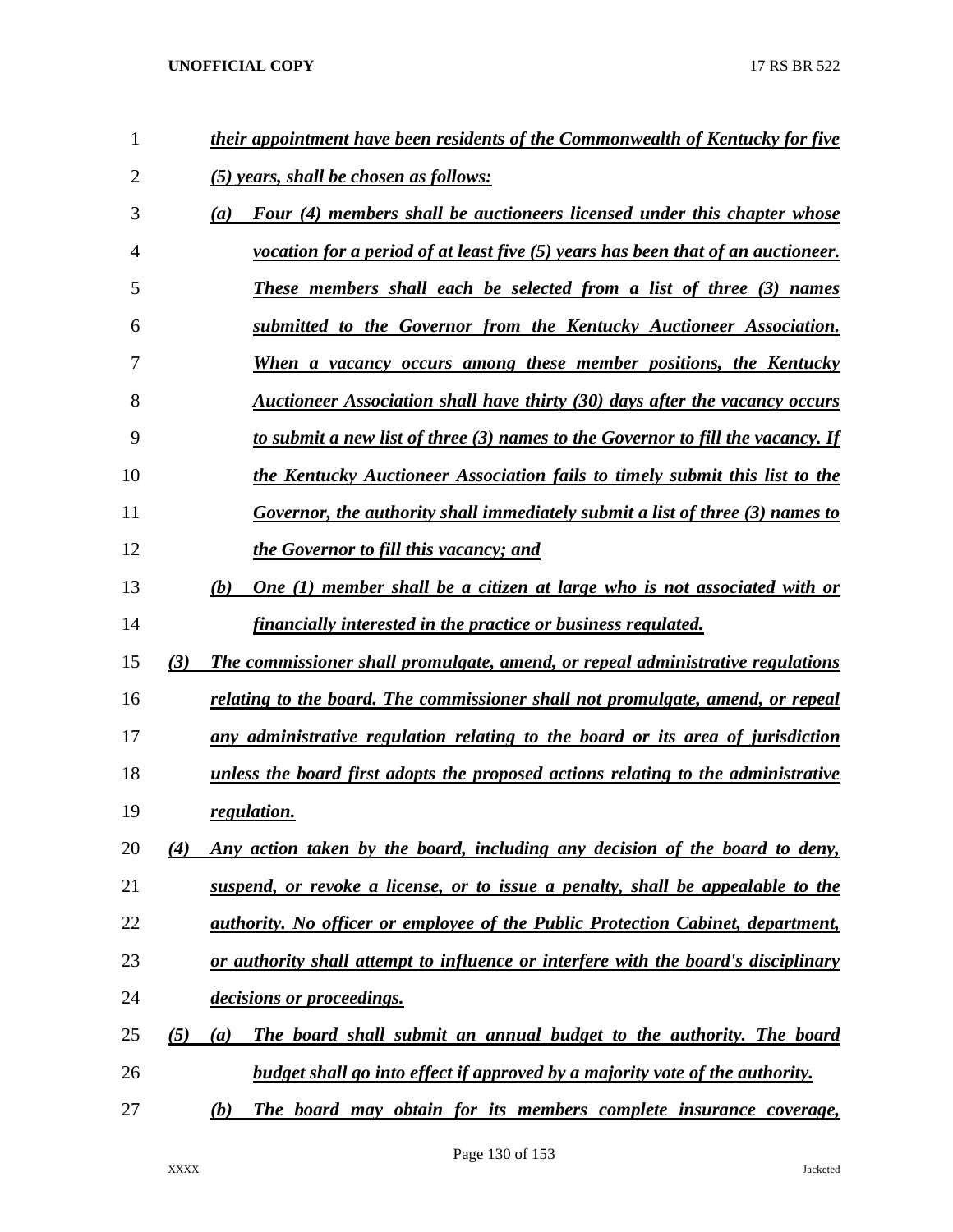*their appointment have been residents of the Commonwealth of Kentucky for five (5) years, shall be chosen as follows:*

*(a) Four (4) members shall be auctioneers licensed under this chapter whose vocation for a period of at least five (5) years has been that of an auctioneer. These members shall each be selected from a list of three (3) names submitted to the Governor from the Kentucky Auctioneer Association. When a vacancy occurs among these member positions, the Kentucky Auctioneer Association shall have thirty (30) days after the vacancy occurs to submit a new list of three (3) names to the Governor to fill the vacancy. If the Kentucky Auctioneer Association fails to timely submit this list to the Governor, the authority shall immediately submit a list of three (3) names to the Governor to fill this vacancy; and*

*(b) One (1) member shall be a citizen at large who is not associated with or financially interested in the practice or business regulated.*

*(3) The commissioner shall promulgate, amend, or repeal administrative regulations relating to the board. The commissioner shall not promulgate, amend, or repeal any administrative regulation relating to the board or its area of jurisdiction unless the board first adopts the proposed actions relating to the administrative regulation.*

*(4) Any action taken by the board, including any decision of the board to deny, suspend, or revoke a license, or to issue a penalty, shall be appealable to the authority. No officer or employee of the Public Protection Cabinet, department, or authority shall attempt to influence or interfere with the board's disciplinary decisions or proceedings.*

*(5) (a) The board shall submit an annual budget to the authority. The board budget shall go into effect if approved by a majority vote of the authority.*

*(b) The board may obtain for its members complete insurance coverage,*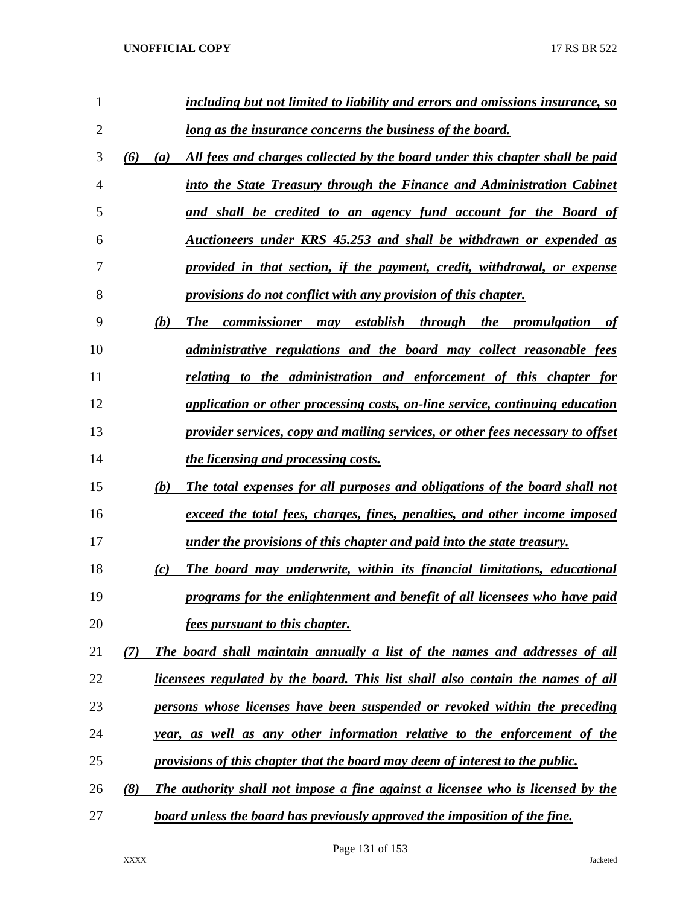*including but not limited to liability and errors and omissions insurance, so long as the insurance concerns the business of the board.*

*(6) (a) All fees and charges collected by the board under this chapter shall be paid into the State Treasury through the Finance and Administration Cabinet and shall be credited to an agency fund account for the Board of Auctioneers under KRS 45.253 and shall be withdrawn or expended as provided in that section, if the payment, credit, withdrawal, or expense provisions do not conflict with any provision of this chapter.*

*(b) The commissioner may establish through the promulgation of administrative regulations and the board may collect reasonable fees relating to the administration and enforcement of this chapter for application or other processing costs, on-line service, continuing education provider services, copy and mailing services, or other fees necessary to offset the licensing and processing costs.*

*(b) The total expenses for all purposes and obligations of the board shall not exceed the total fees, charges, fines, penalties, and other income imposed under the provisions of this chapter and paid into the state treasury.*

*(c) The board may underwrite, within its financial limitations, educational programs for the enlightenment and benefit of all licensees who have paid fees pursuant to this chapter.*

*(7) The board shall maintain annually a list of the names and addresses of all licensees regulated by the board. This list shall also contain the names of all persons whose licenses have been suspended or revoked within the preceding year, as well as any other information relative to the enforcement of the provisions of this chapter that the board may deem of interest to the public.*

*(8) The authority shall not impose a fine against a licensee who is licensed by the board unless the board has previously approved the imposition of the fine.*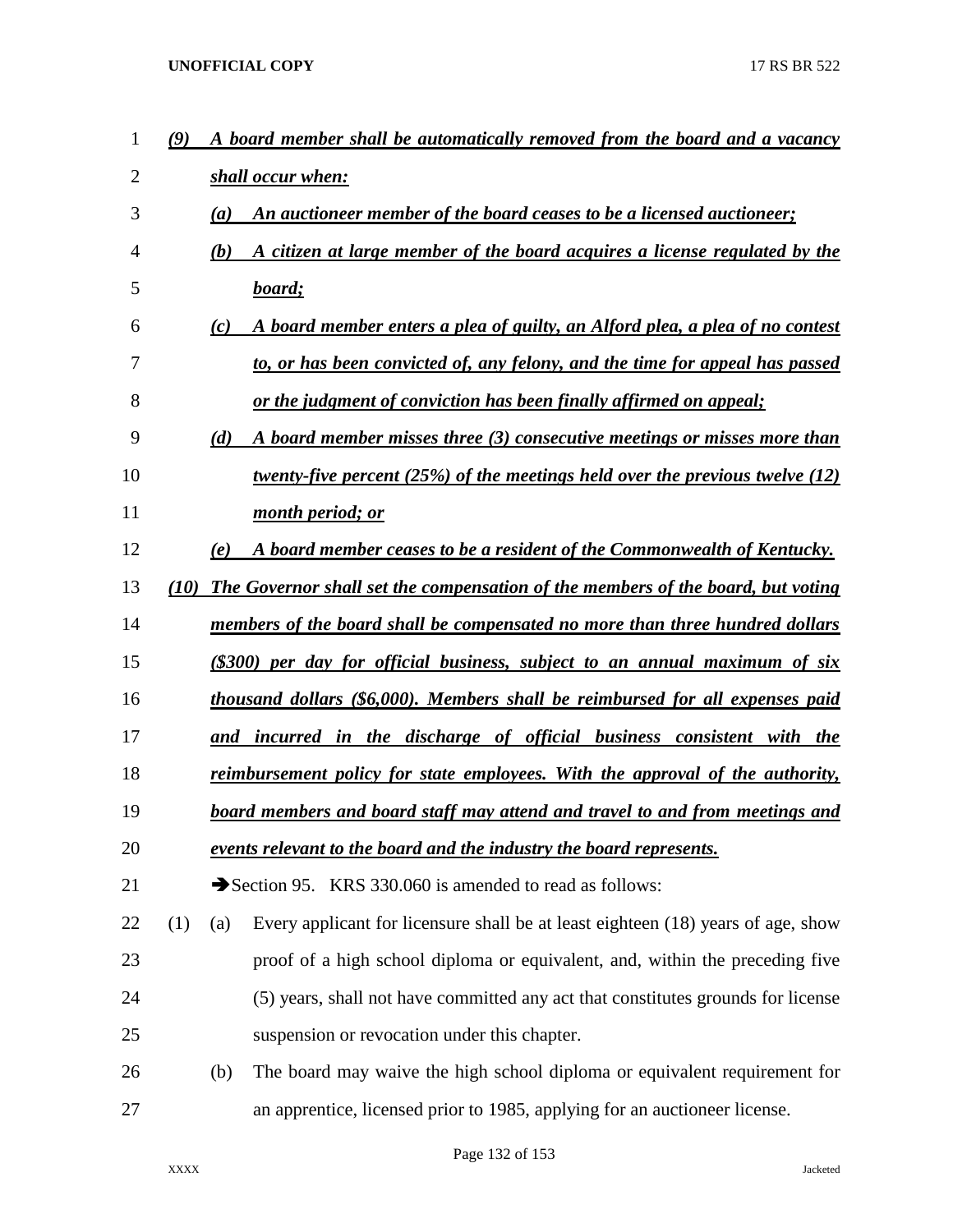***(9) A board member shall be automatically removed from the board and a vacancy shall occur when:***

***(a) An auctioneer member of the board ceases to be a licensed auctioneer;***

***(b) A citizen at large member of the board acquires a license regulated by the board;***

***(c) A board member enters a plea of guilty, an Alford plea, a plea of no contest to, or has been convicted of, any felony, and the time for appeal has passed or the judgment of conviction has been finally affirmed on appeal;***

***(d) A board member misses three (3) consecutive meetings or misses more than twenty-five percent (25%) of the meetings held over the previous twelve (12) month period; or***

***(e) A board member ceases to be a resident of the Commonwealth of Kentucky.***

***(10) The Governor shall set the compensation of the members of the board, but voting members of the board shall be compensated no more than three hundred dollars ($300) per day for official business, subject to an annual maximum of six thousand dollars ($6,000). Members shall be reimbursed for all expenses paid and incurred in the discharge of official business consistent with the reimbursement policy for state employees. With the approval of the authority, board members and board staff may attend and travel to and from meetings and events relevant to the board and the industry the board represents.***

➔Section 95. KRS 330.060 is amended to read as follows:

(1) (a) Every applicant for licensure shall be at least eighteen (18) years of age, show proof of a high school diploma or equivalent, and, within the preceding five (5) years, shall not have committed any act that constitutes grounds for license suspension or revocation under this chapter.

(b) The board may waive the high school diploma or equivalent requirement for an apprentice, licensed prior to 1985, applying for an auctioneer license.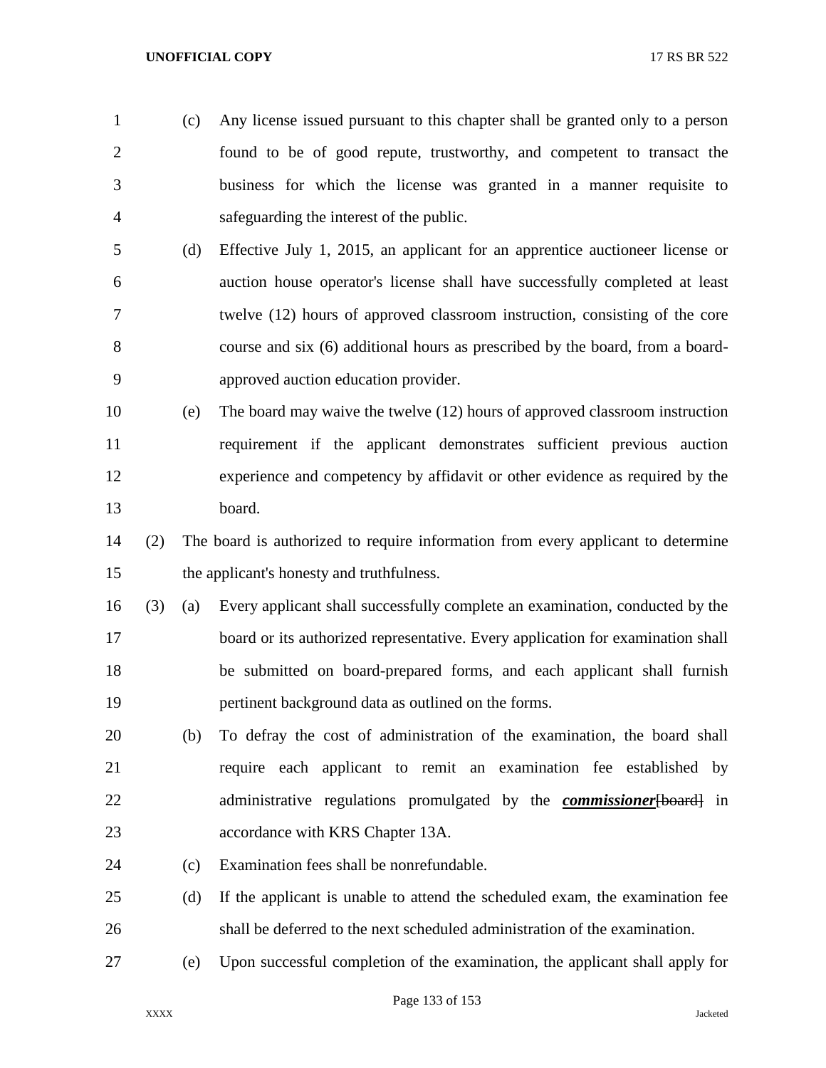(c) Any license issued pursuant to this chapter shall be granted only to a person found to be of good repute, trustworthy, and competent to transact the business for which the license was granted in a manner requisite to safeguarding the interest of the public.

(d) Effective July 1, 2015, an applicant for an apprentice auctioneer license or auction house operator's license shall have successfully completed at least twelve (12) hours of approved classroom instruction, consisting of the core course and six (6) additional hours as prescribed by the board, from a board-approved auction education provider.

(e) The board may waive the twelve (12) hours of approved classroom instruction requirement if the applicant demonstrates sufficient previous auction experience and competency by affidavit or other evidence as required by the board.

(2) The board is authorized to require information from every applicant to determine the applicant's honesty and truthfulness.

(3) (a) Every applicant shall successfully complete an examination, conducted by the board or its authorized representative. Every application for examination shall be submitted on board-prepared forms, and each applicant shall furnish pertinent background data as outlined on the forms.

(b) To defray the cost of administration of the examination, the board shall require each applicant to remit an examination fee established by administrative regulations promulgated by the ***commissioner***~~[board]~~ in accordance with KRS Chapter 13A.

(c) Examination fees shall be nonrefundable.

(d) If the applicant is unable to attend the scheduled exam, the examination fee shall be deferred to the next scheduled administration of the examination.

(e) Upon successful completion of the examination, the applicant shall apply for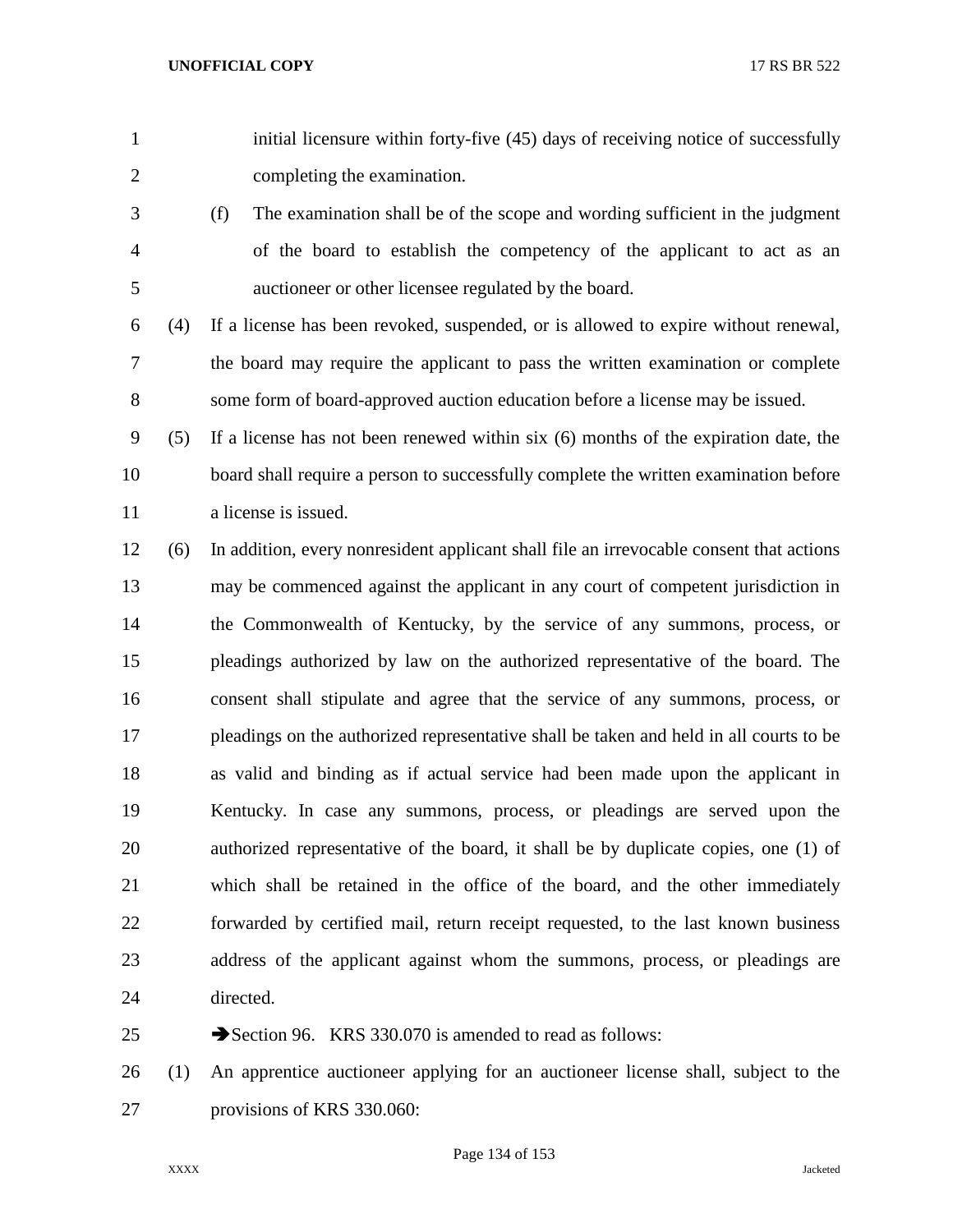initial licensure within forty-five (45) days of receiving notice of successfully completing the examination.

(f) The examination shall be of the scope and wording sufficient in the judgment of the board to establish the competency of the applicant to act as an auctioneer or other licensee regulated by the board.

(4) If a license has been revoked, suspended, or is allowed to expire without renewal, the board may require the applicant to pass the written examination or complete some form of board-approved auction education before a license may be issued.

(5) If a license has not been renewed within six (6) months of the expiration date, the board shall require a person to successfully complete the written examination before a license is issued.

(6) In addition, every nonresident applicant shall file an irrevocable consent that actions may be commenced against the applicant in any court of competent jurisdiction in the Commonwealth of Kentucky, by the service of any summons, process, or pleadings authorized by law on the authorized representative of the board. The consent shall stipulate and agree that the service of any summons, process, or pleadings on the authorized representative shall be taken and held in all courts to be as valid and binding as if actual service had been made upon the applicant in Kentucky. In case any summons, process, or pleadings are served upon the authorized representative of the board, it shall be by duplicate copies, one (1) of which shall be retained in the office of the board, and the other immediately forwarded by certified mail, return receipt requested, to the last known business address of the applicant against whom the summons, process, or pleadings are directed.

➔Section 96. KRS 330.070 is amended to read as follows:

(1) An apprentice auctioneer applying for an auctioneer license shall, subject to the provisions of KRS 330.060: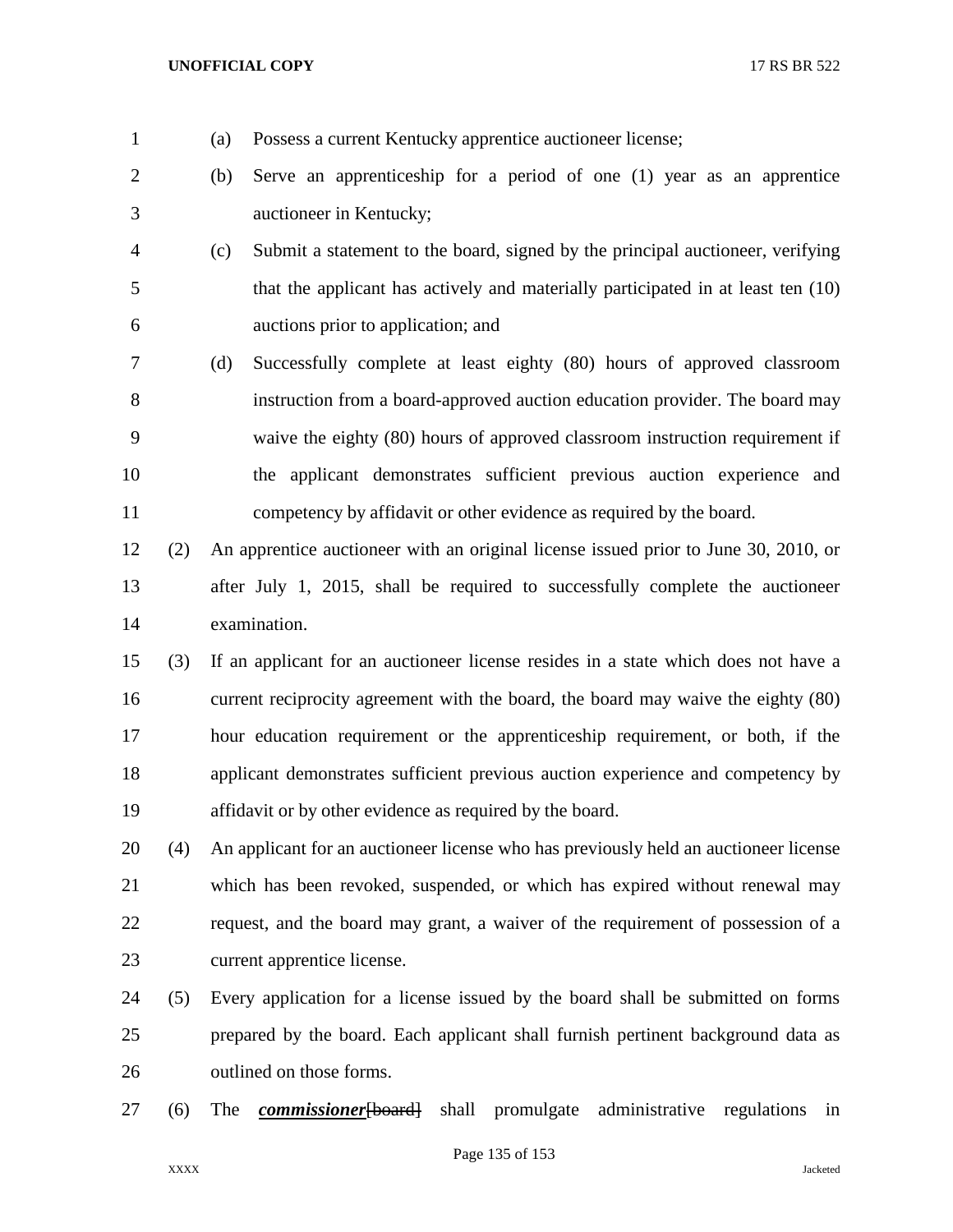(a) Possess a current Kentucky apprentice auctioneer license;

(b) Serve an apprenticeship for a period of one (1) year as an apprentice auctioneer in Kentucky;

(c) Submit a statement to the board, signed by the principal auctioneer, verifying that the applicant has actively and materially participated in at least ten (10) auctions prior to application; and

(d) Successfully complete at least eighty (80) hours of approved classroom instruction from a board-approved auction education provider. The board may waive the eighty (80) hours of approved classroom instruction requirement if the applicant demonstrates sufficient previous auction experience and competency by affidavit or other evidence as required by the board.

(2) An apprentice auctioneer with an original license issued prior to June 30, 2010, or after July 1, 2015, shall be required to successfully complete the auctioneer examination.

(3) If an applicant for an auctioneer license resides in a state which does not have a current reciprocity agreement with the board, the board may waive the eighty (80) hour education requirement or the apprenticeship requirement, or both, if the applicant demonstrates sufficient previous auction experience and competency by affidavit or by other evidence as required by the board.

(4) An applicant for an auctioneer license who has previously held an auctioneer license which has been revoked, suspended, or which has expired without renewal may request, and the board may grant, a waiver of the requirement of possession of a current apprentice license.

(5) Every application for a license issued by the board shall be submitted on forms prepared by the board. Each applicant shall furnish pertinent background data as outlined on those forms.

(6) The ***commissioner***~~[board]~~ shall promulgate administrative regulations in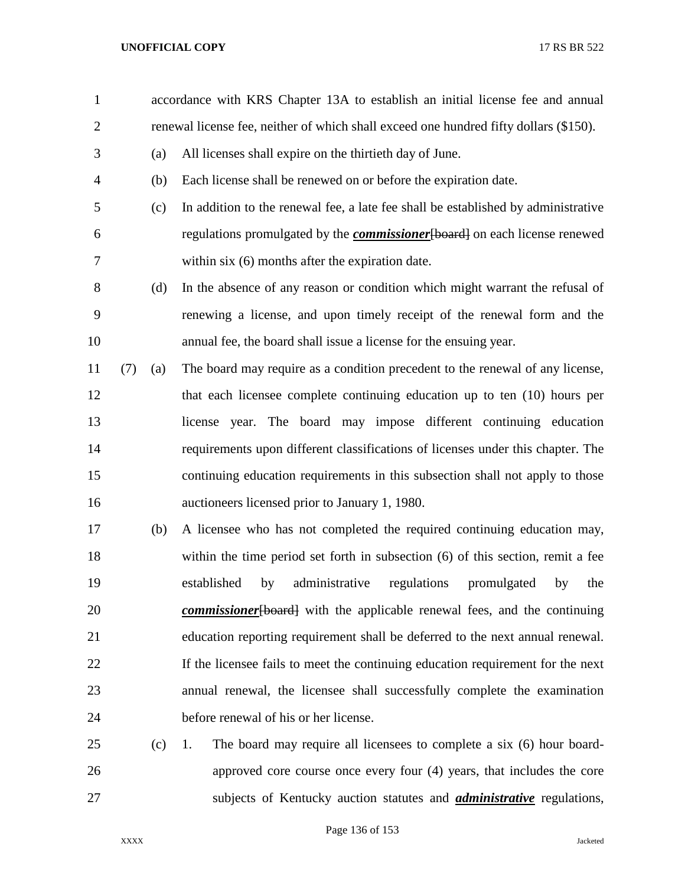accordance with KRS Chapter 13A to establish an initial license fee and annual renewal license fee, neither of which shall exceed one hundred fifty dollars ($150).

(a) All licenses shall expire on the thirtieth day of June.

(b) Each license shall be renewed on or before the expiration date.

(c) In addition to the renewal fee, a late fee shall be established by administrative regulations promulgated by the ***commissioner***~~[board]~~ on each license renewed within six (6) months after the expiration date.

(d) In the absence of any reason or condition which might warrant the refusal of renewing a license, and upon timely receipt of the renewal form and the annual fee, the board shall issue a license for the ensuing year.

(7) (a) The board may require as a condition precedent to the renewal of any license, that each licensee complete continuing education up to ten (10) hours per license year. The board may impose different continuing education requirements upon different classifications of licenses under this chapter. The continuing education requirements in this subsection shall not apply to those auctioneers licensed prior to January 1, 1980.

(b) A licensee who has not completed the required continuing education may, within the time period set forth in subsection (6) of this section, remit a fee established by administrative regulations promulgated by the ***commissioner***~~[board]~~ with the applicable renewal fees, and the continuing education reporting requirement shall be deferred to the next annual renewal. If the licensee fails to meet the continuing education requirement for the next annual renewal, the licensee shall successfully complete the examination before renewal of his or her license.

(c) 1. The board may require all licensees to complete a six (6) hour board-approved core course once every four (4) years, that includes the core subjects of Kentucky auction statutes and ***administrative*** regulations,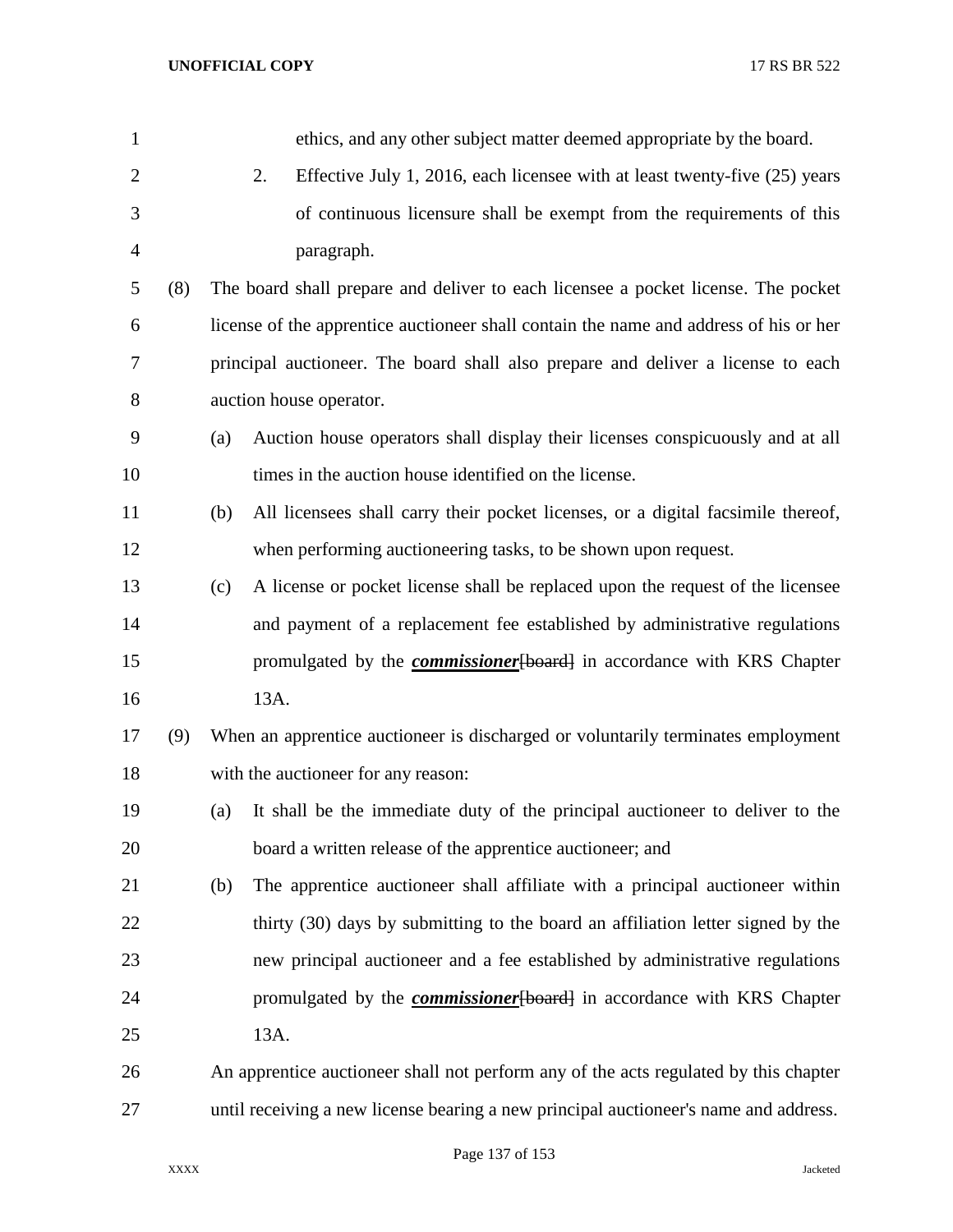ethics, and any other subject matter deemed appropriate by the board.

2. Effective July 1, 2016, each licensee with at least twenty-five (25) years of continuous licensure shall be exempt from the requirements of this paragraph.

(8) The board shall prepare and deliver to each licensee a pocket license. The pocket license of the apprentice auctioneer shall contain the name and address of his or her principal auctioneer. The board shall also prepare and deliver a license to each auction house operator.

(a) Auction house operators shall display their licenses conspicuously and at all times in the auction house identified on the license.

(b) All licensees shall carry their pocket licenses, or a digital facsimile thereof, when performing auctioneering tasks, to be shown upon request.

(c) A license or pocket license shall be replaced upon the request of the licensee and payment of a replacement fee established by administrative regulations promulgated by the ***commissioner***~~[board]~~ in accordance with KRS Chapter 13A.

(9) When an apprentice auctioneer is discharged or voluntarily terminates employment with the auctioneer for any reason:

(a) It shall be the immediate duty of the principal auctioneer to deliver to the board a written release of the apprentice auctioneer; and

(b) The apprentice auctioneer shall affiliate with a principal auctioneer within thirty (30) days by submitting to the board an affiliation letter signed by the new principal auctioneer and a fee established by administrative regulations promulgated by the ***commissioner***~~[board]~~ in accordance with KRS Chapter 13A.

An apprentice auctioneer shall not perform any of the acts regulated by this chapter until receiving a new license bearing a new principal auctioneer's name and address.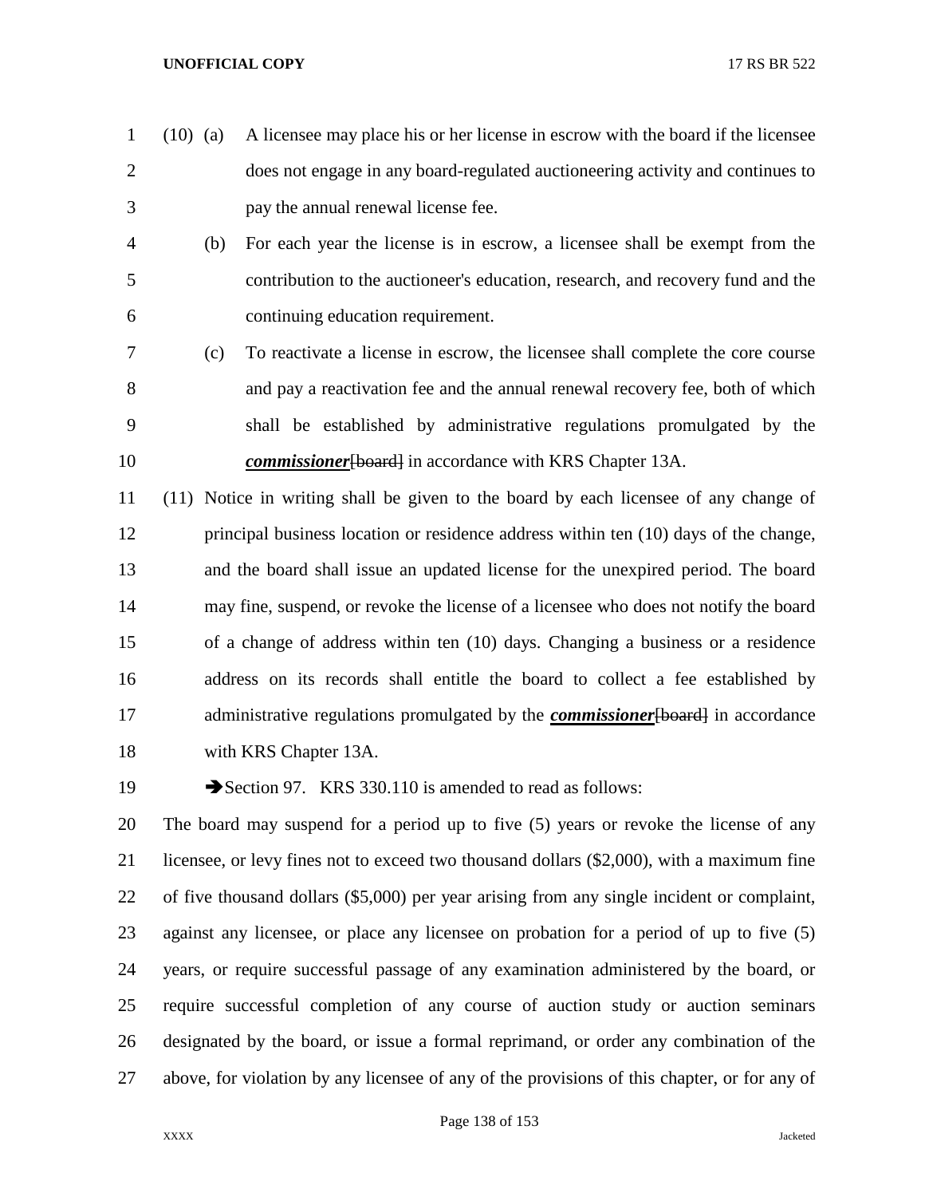(10) (a) A licensee may place his or her license in escrow with the board if the licensee does not engage in any board-regulated auctioneering activity and continues to pay the annual renewal license fee.

(b) For each year the license is in escrow, a licensee shall be exempt from the contribution to the auctioneer's education, research, and recovery fund and the continuing education requirement.

(c) To reactivate a license in escrow, the licensee shall complete the core course and pay a reactivation fee and the annual renewal recovery fee, both of which shall be established by administrative regulations promulgated by the ***commissioner***~~[board]~~ in accordance with KRS Chapter 13A.

(11) Notice in writing shall be given to the board by each licensee of any change of principal business location or residence address within ten (10) days of the change, and the board shall issue an updated license for the unexpired period. The board may fine, suspend, or revoke the license of a licensee who does not notify the board of a change of address within ten (10) days. Changing a business or a residence address on its records shall entitle the board to collect a fee established by administrative regulations promulgated by the ***commissioner***~~[board]~~ in accordance with KRS Chapter 13A.

➔Section 97. KRS 330.110 is amended to read as follows:

The board may suspend for a period up to five (5) years or revoke the license of any licensee, or levy fines not to exceed two thousand dollars ($2,000), with a maximum fine of five thousand dollars ($5,000) per year arising from any single incident or complaint, against any licensee, or place any licensee on probation for a period of up to five (5) years, or require successful passage of any examination administered by the board, or require successful completion of any course of auction study or auction seminars designated by the board, or issue a formal reprimand, or order any combination of the above, for violation by any licensee of any of the provisions of this chapter, or for any of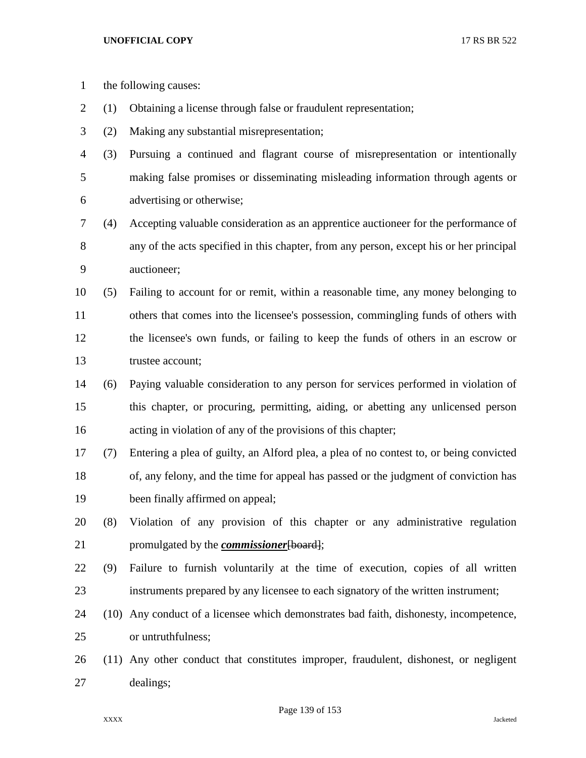the following causes:

(1) Obtaining a license through false or fraudulent representation;

(2) Making any substantial misrepresentation;

(3) Pursuing a continued and flagrant course of misrepresentation or intentionally making false promises or disseminating misleading information through agents or advertising or otherwise;

(4) Accepting valuable consideration as an apprentice auctioneer for the performance of any of the acts specified in this chapter, from any person, except his or her principal auctioneer;

(5) Failing to account for or remit, within a reasonable time, any money belonging to others that comes into the licensee's possession, commingling funds of others with the licensee's own funds, or failing to keep the funds of others in an escrow or trustee account;

(6) Paying valuable consideration to any person for services performed in violation of this chapter, or procuring, permitting, aiding, or abetting any unlicensed person acting in violation of any of the provisions of this chapter;

(7) Entering a plea of guilty, an Alford plea, a plea of no contest to, or being convicted of, any felony, and the time for appeal has passed or the judgment of conviction has been finally affirmed on appeal;

(8) Violation of any provision of this chapter or any administrative regulation promulgated by the ***commissioner***~~[board]~~;

(9) Failure to furnish voluntarily at the time of execution, copies of all written instruments prepared by any licensee to each signatory of the written instrument;

(10) Any conduct of a licensee which demonstrates bad faith, dishonesty, incompetence, or untruthfulness;

(11) Any other conduct that constitutes improper, fraudulent, dishonest, or negligent dealings;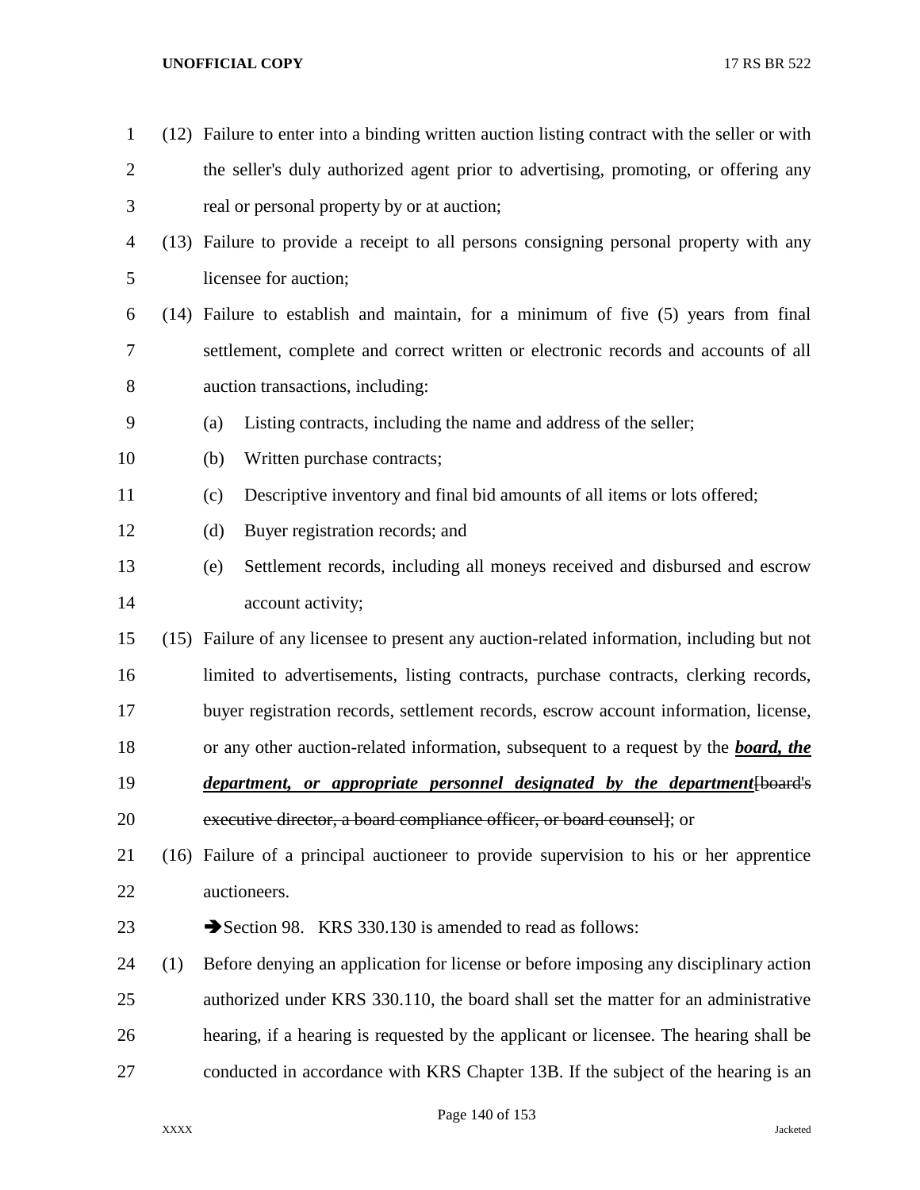(12) Failure to enter into a binding written auction listing contract with the seller or with the seller's duly authorized agent prior to advertising, promoting, or offering any real or personal property by or at auction;

(13) Failure to provide a receipt to all persons consigning personal property with any licensee for auction;

(14) Failure to establish and maintain, for a minimum of five (5) years from final settlement, complete and correct written or electronic records and accounts of all auction transactions, including:

(a) Listing contracts, including the name and address of the seller;

(b) Written purchase contracts;

(c) Descriptive inventory and final bid amounts of all items or lots offered;

(d) Buyer registration records; and

(e) Settlement records, including all moneys received and disbursed and escrow account activity;

(15) Failure of any licensee to present any auction-related information, including but not limited to advertisements, listing contracts, purchase contracts, clerking records, buyer registration records, settlement records, escrow account information, license, or any other auction-related information, subsequent to a request by the ***board, the department, or appropriate personnel designated by the department***[~~board's executive director, a board compliance officer, or board counsel~~]; or

(16) Failure of a principal auctioneer to provide supervision to his or her apprentice auctioneers.

➔Section 98. KRS 330.130 is amended to read as follows:

(1) Before denying an application for license or before imposing any disciplinary action authorized under KRS 330.110, the board shall set the matter for an administrative hearing, if a hearing is requested by the applicant or licensee. The hearing shall be conducted in accordance with KRS Chapter 13B. If the subject of the hearing is an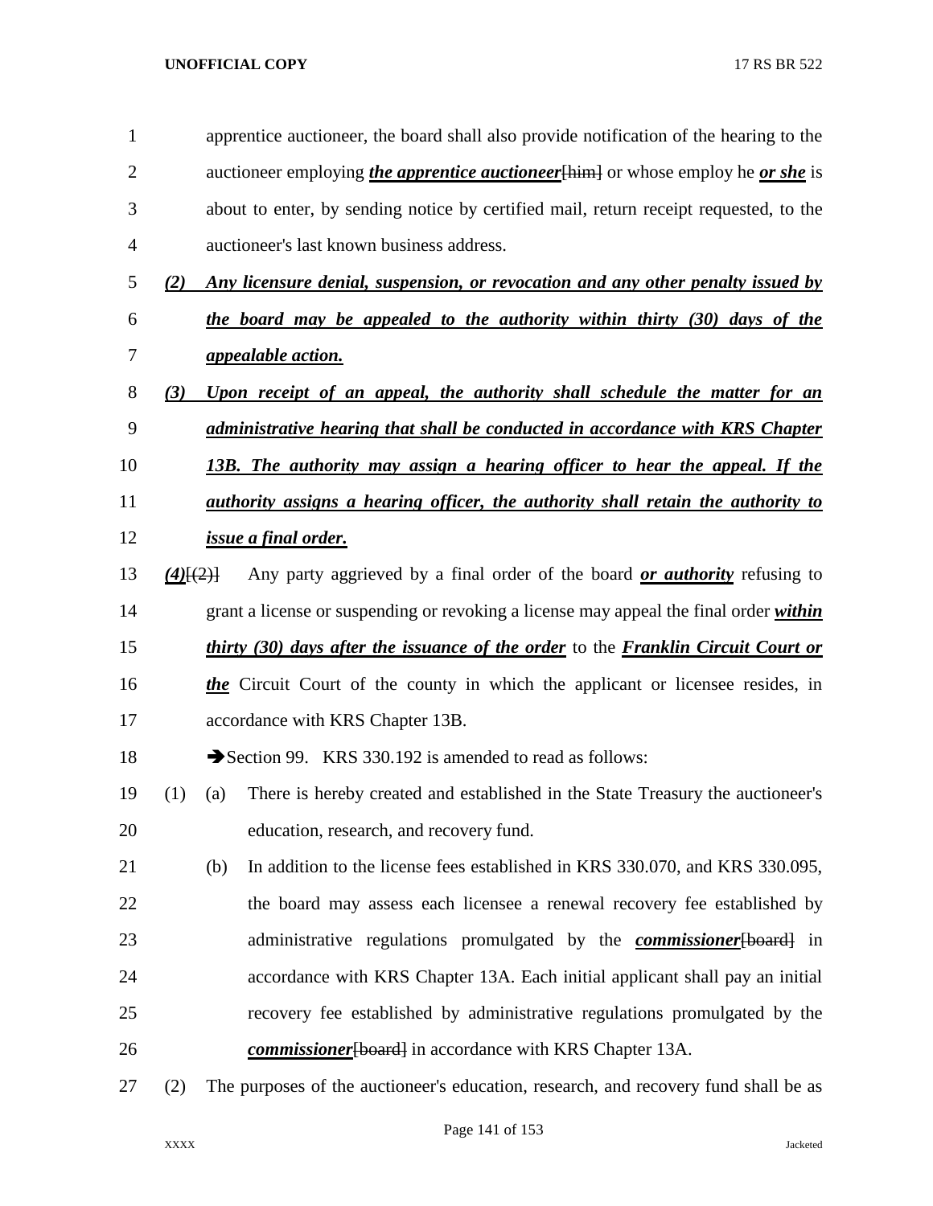apprentice auctioneer, the board shall also provide notification of the hearing to the auctioneer employing ***the apprentice auctioneer***[him] or whose employ he ***or she*** is about to enter, by sending notice by certified mail, return receipt requested, to the auctioneer's last known business address.

***(2) Any licensure denial, suspension, or revocation and any other penalty issued by the board may be appealed to the authority within thirty (30) days of the appealable action.***

***(3) Upon receipt of an appeal, the authority shall schedule the matter for an administrative hearing that shall be conducted in accordance with KRS Chapter 13B. The authority may assign a hearing officer to hear the appeal. If the authority assigns a hearing officer, the authority shall retain the authority to issue a final order.***

***(4)***[(2)] Any party aggrieved by a final order of the board ***or authority*** refusing to grant a license or suspending or revoking a license may appeal the final order ***within thirty (30) days after the issuance of the order*** to the ***Franklin Circuit Court or the*** Circuit Court of the county in which the applicant or licensee resides, in accordance with KRS Chapter 13B.

➔Section 99. KRS 330.192 is amended to read as follows:

(1) (a) There is hereby created and established in the State Treasury the auctioneer's education, research, and recovery fund.

(b) In addition to the license fees established in KRS 330.070, and KRS 330.095, the board may assess each licensee a renewal recovery fee established by administrative regulations promulgated by the ***commissioner***[board] in accordance with KRS Chapter 13A. Each initial applicant shall pay an initial recovery fee established by administrative regulations promulgated by the ***commissioner***[board] in accordance with KRS Chapter 13A.

(2) The purposes of the auctioneer's education, research, and recovery fund shall be as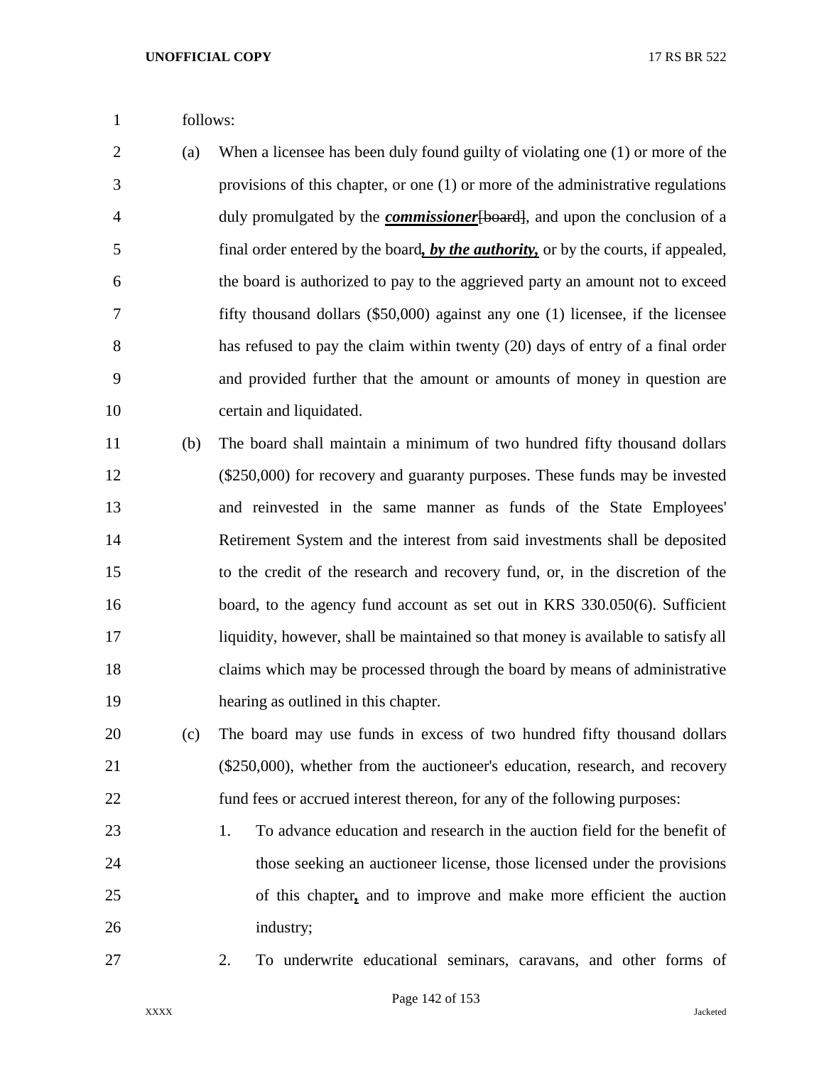follows:

(a) When a licensee has been duly found guilty of violating one (1) or more of the provisions of this chapter, or one (1) or more of the administrative regulations duly promulgated by the ***commissioner***~~[board]~~, and upon the conclusion of a final order entered by the board***, by the authority,*** or by the courts, if appealed, the board is authorized to pay to the aggrieved party an amount not to exceed fifty thousand dollars ($50,000) against any one (1) licensee, if the licensee has refused to pay the claim within twenty (20) days of entry of a final order and provided further that the amount or amounts of money in question are certain and liquidated.

(b) The board shall maintain a minimum of two hundred fifty thousand dollars ($250,000) for recovery and guaranty purposes. These funds may be invested and reinvested in the same manner as funds of the State Employees' Retirement System and the interest from said investments shall be deposited to the credit of the research and recovery fund, or, in the discretion of the board, to the agency fund account as set out in KRS 330.050(6). Sufficient liquidity, however, shall be maintained so that money is available to satisfy all claims which may be processed through the board by means of administrative hearing as outlined in this chapter.

(c) The board may use funds in excess of two hundred fifty thousand dollars ($250,000), whether from the auctioneer's education, research, and recovery fund fees or accrued interest thereon, for any of the following purposes:

1. To advance education and research in the auction field for the benefit of those seeking an auctioneer license, those licensed under the provisions of this chapter**,** and to improve and make more efficient the auction industry;

2. To underwrite educational seminars, caravans, and other forms of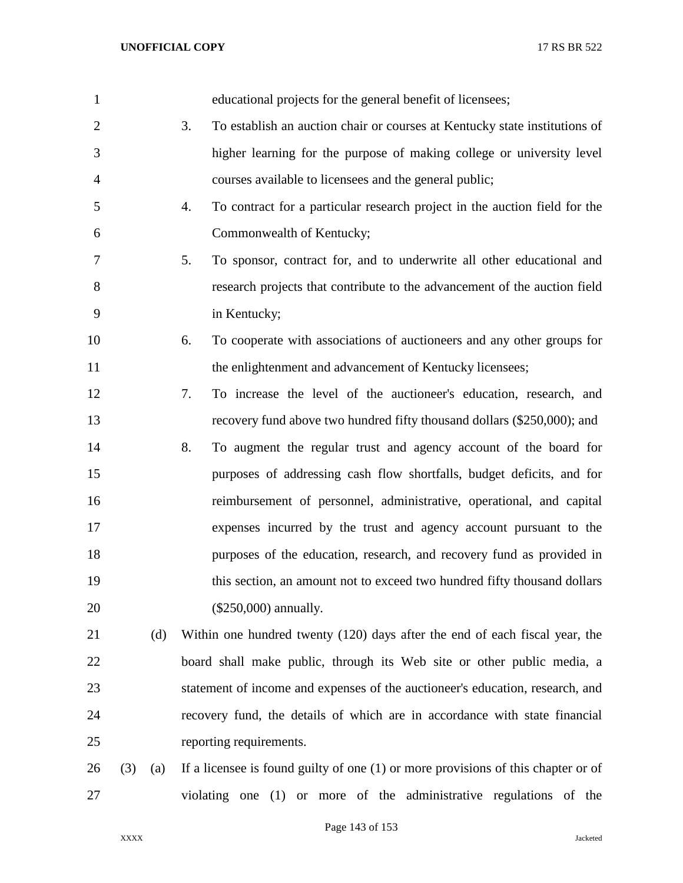educational projects for the general benefit of licensees;

3. To establish an auction chair or courses at Kentucky state institutions of higher learning for the purpose of making college or university level courses available to licensees and the general public;

4. To contract for a particular research project in the auction field for the Commonwealth of Kentucky;

5. To sponsor, contract for, and to underwrite all other educational and research projects that contribute to the advancement of the auction field in Kentucky;

6. To cooperate with associations of auctioneers and any other groups for the enlightenment and advancement of Kentucky licensees;

7. To increase the level of the auctioneer's education, research, and recovery fund above two hundred fifty thousand dollars ($250,000); and

8. To augment the regular trust and agency account of the board for purposes of addressing cash flow shortfalls, budget deficits, and for reimbursement of personnel, administrative, operational, and capital expenses incurred by the trust and agency account pursuant to the purposes of the education, research, and recovery fund as provided in this section, an amount not to exceed two hundred fifty thousand dollars ($250,000) annually.

(d) Within one hundred twenty (120) days after the end of each fiscal year, the board shall make public, through its Web site or other public media, a statement of income and expenses of the auctioneer's education, research, and recovery fund, the details of which are in accordance with state financial reporting requirements.

(3) (a) If a licensee is found guilty of one (1) or more provisions of this chapter or of violating one (1) or more of the administrative regulations of the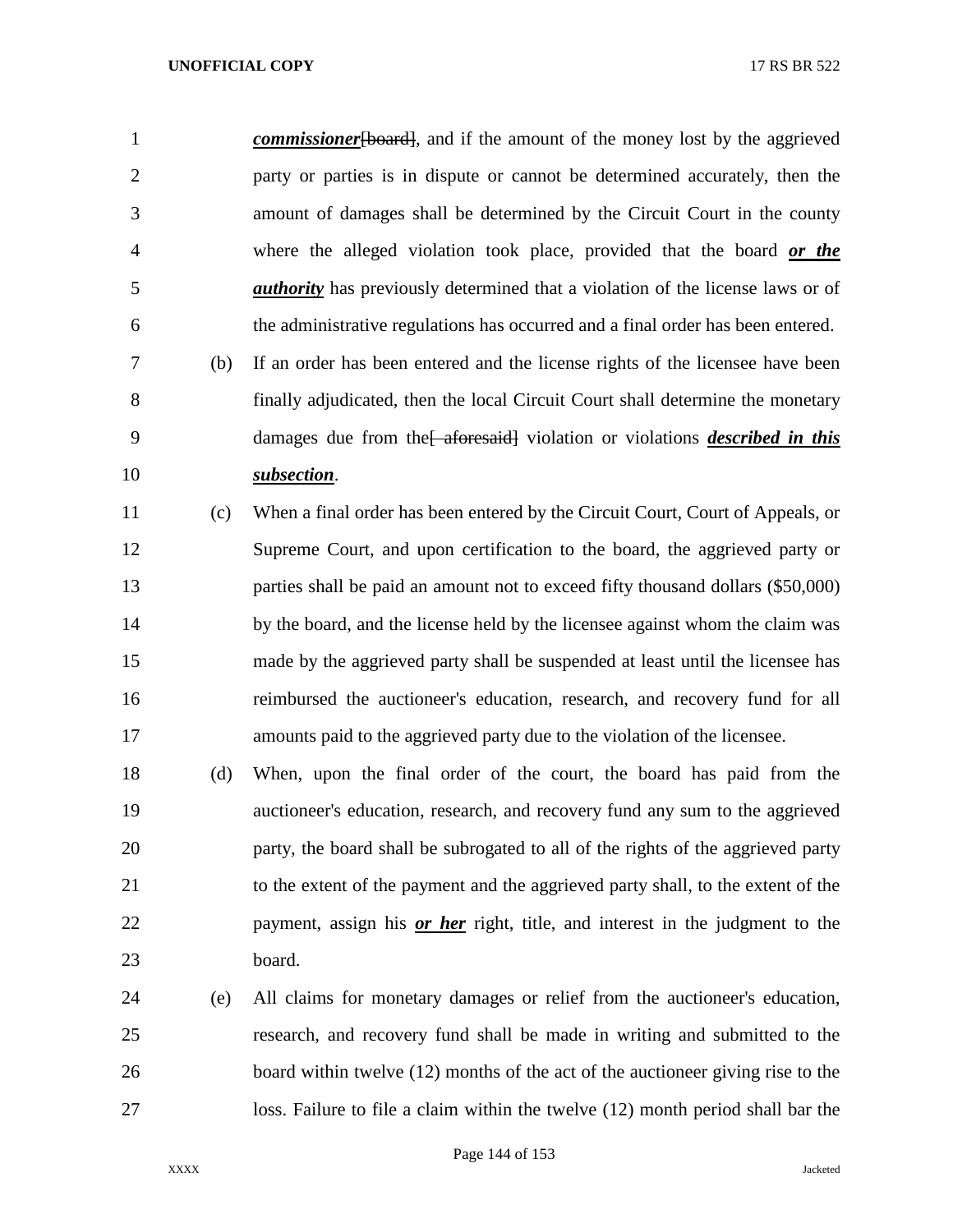***commissioner***~~[board]~~, and if the amount of the money lost by the aggrieved party or parties is in dispute or cannot be determined accurately, then the amount of damages shall be determined by the Circuit Court in the county where the alleged violation took place, provided that the board ***or the authority*** has previously determined that a violation of the license laws or of the administrative regulations has occurred and a final order has been entered.

(b) If an order has been entered and the license rights of the licensee have been finally adjudicated, then the local Circuit Court shall determine the monetary damages due from the~~[ aforesaid]~~ violation or violations ***described in this subsection***.

(c) When a final order has been entered by the Circuit Court, Court of Appeals, or Supreme Court, and upon certification to the board, the aggrieved party or parties shall be paid an amount not to exceed fifty thousand dollars ($50,000) by the board, and the license held by the licensee against whom the claim was made by the aggrieved party shall be suspended at least until the licensee has reimbursed the auctioneer's education, research, and recovery fund for all amounts paid to the aggrieved party due to the violation of the licensee.

(d) When, upon the final order of the court, the board has paid from the auctioneer's education, research, and recovery fund any sum to the aggrieved party, the board shall be subrogated to all of the rights of the aggrieved party to the extent of the payment and the aggrieved party shall, to the extent of the payment, assign his ***or her*** right, title, and interest in the judgment to the board.

(e) All claims for monetary damages or relief from the auctioneer's education, research, and recovery fund shall be made in writing and submitted to the board within twelve (12) months of the act of the auctioneer giving rise to the loss. Failure to file a claim within the twelve (12) month period shall bar the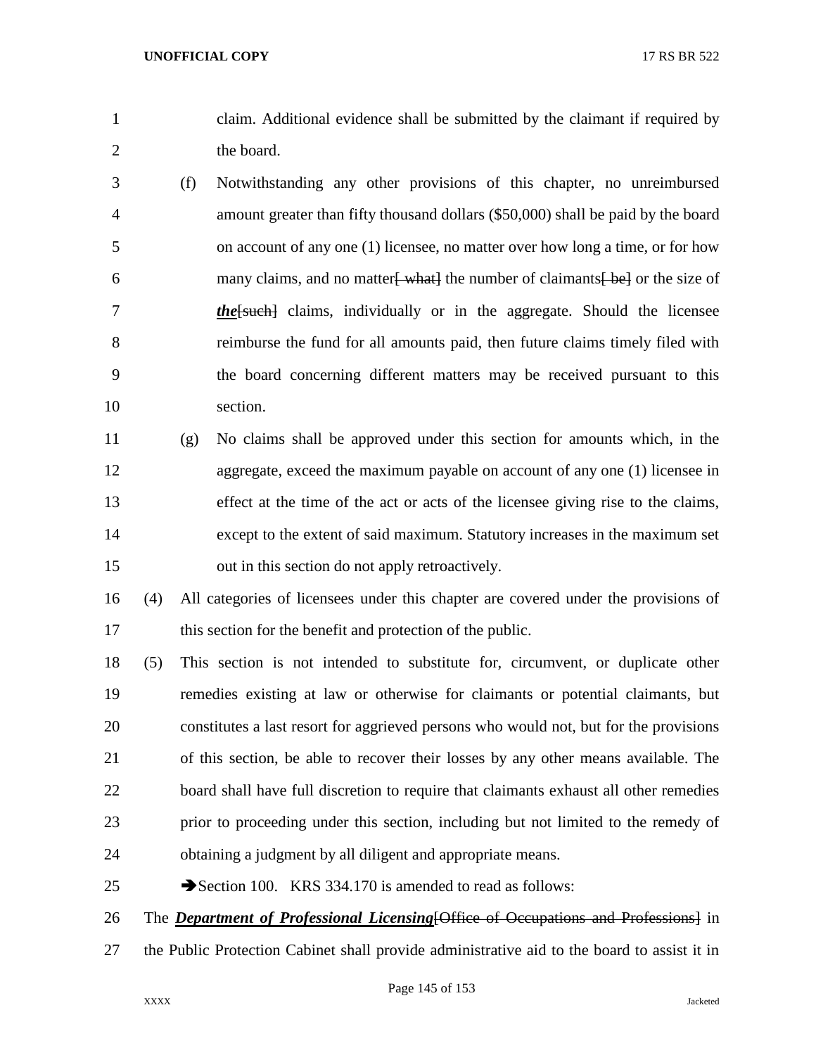claim. Additional evidence shall be submitted by the claimant if required by the board.

(f) Notwithstanding any other provisions of this chapter, no unreimbursed amount greater than fifty thousand dollars ($50,000) shall be paid by the board on account of any one (1) licensee, no matter over how long a time, or for how many claims, and no matter~~[ what]~~ the number of claimants~~[ be]~~ or the size of ***the***~~[such]~~ claims, individually or in the aggregate. Should the licensee reimburse the fund for all amounts paid, then future claims timely filed with the board concerning different matters may be received pursuant to this section.

(g) No claims shall be approved under this section for amounts which, in the aggregate, exceed the maximum payable on account of any one (1) licensee in effect at the time of the act or acts of the licensee giving rise to the claims, except to the extent of said maximum. Statutory increases in the maximum set out in this section do not apply retroactively.

(4) All categories of licensees under this chapter are covered under the provisions of this section for the benefit and protection of the public.

(5) This section is not intended to substitute for, circumvent, or duplicate other remedies existing at law or otherwise for claimants or potential claimants, but constitutes a last resort for aggrieved persons who would not, but for the provisions of this section, be able to recover their losses by any other means available. The board shall have full discretion to require that claimants exhaust all other remedies prior to proceeding under this section, including but not limited to the remedy of obtaining a judgment by all diligent and appropriate means.

➔Section 100. KRS 334.170 is amended to read as follows:

The ***Department of Professional Licensing***~~[Office of Occupations and Professions]~~ in the Public Protection Cabinet shall provide administrative aid to the board to assist it in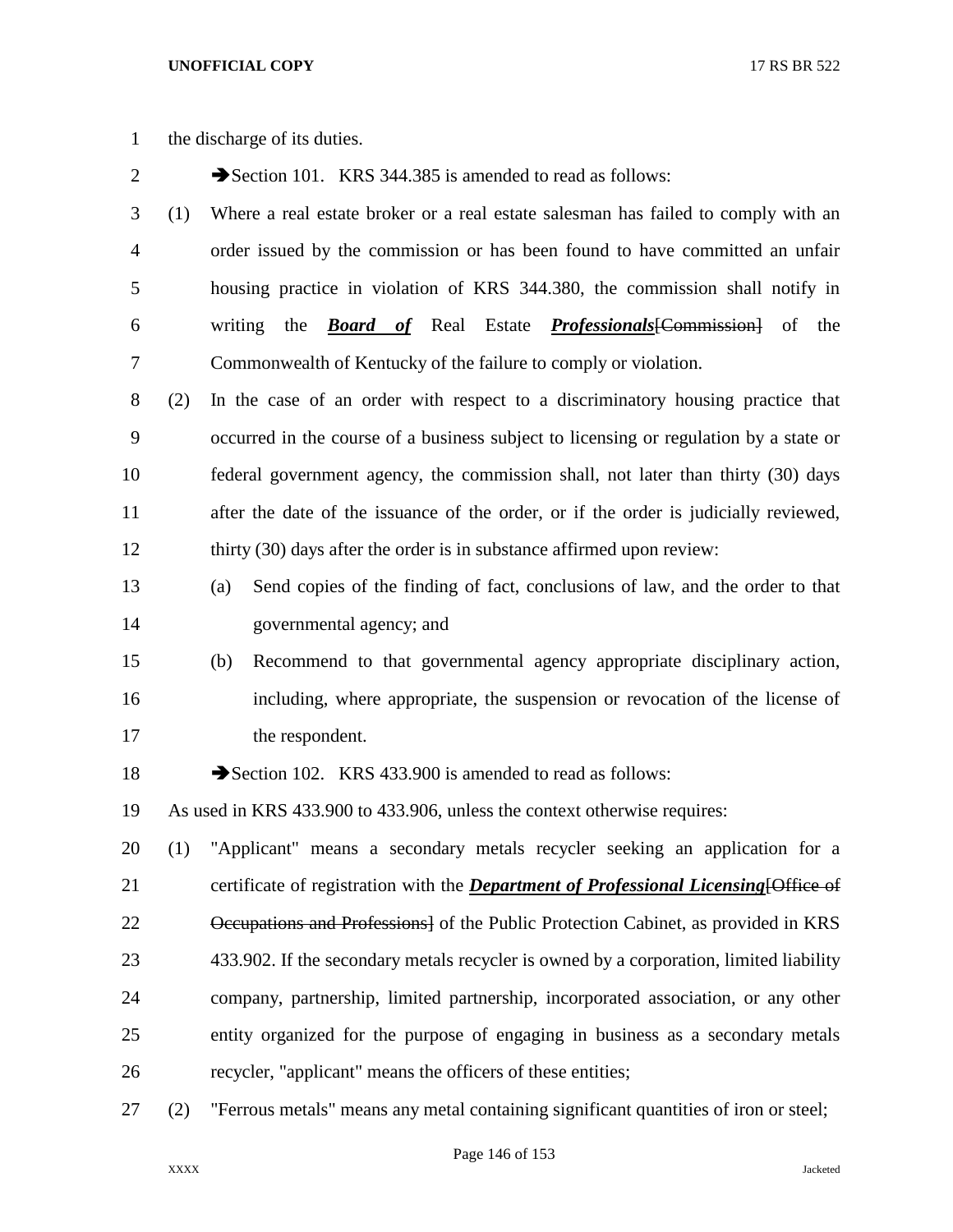the discharge of its duties.

➔Section 101. KRS 344.385 is amended to read as follows:

(1) Where a real estate broker or a real estate salesman has failed to comply with an order issued by the commission or has been found to have committed an unfair housing practice in violation of KRS 344.380, the commission shall notify in writing the ***Board of*** Real Estate ***Professionals***~~[Commission]~~ of the Commonwealth of Kentucky of the failure to comply or violation.

(2) In the case of an order with respect to a discriminatory housing practice that occurred in the course of a business subject to licensing or regulation by a state or federal government agency, the commission shall, not later than thirty (30) days after the date of the issuance of the order, or if the order is judicially reviewed, thirty (30) days after the order is in substance affirmed upon review:

 (a) Send copies of the finding of fact, conclusions of law, and the order to that governmental agency; and

 (b) Recommend to that governmental agency appropriate disciplinary action, including, where appropriate, the suspension or revocation of the license of the respondent.

➔Section 102. KRS 433.900 is amended to read as follows:

As used in KRS 433.900 to 433.906, unless the context otherwise requires:

(1) "Applicant" means a secondary metals recycler seeking an application for a certificate of registration with the ***Department of Professional Licensing***~~[Office of Occupations and Professions]~~ of the Public Protection Cabinet, as provided in KRS 433.902. If the secondary metals recycler is owned by a corporation, limited liability company, partnership, limited partnership, incorporated association, or any other entity organized for the purpose of engaging in business as a secondary metals recycler, "applicant" means the officers of these entities;

(2) "Ferrous metals" means any metal containing significant quantities of iron or steel;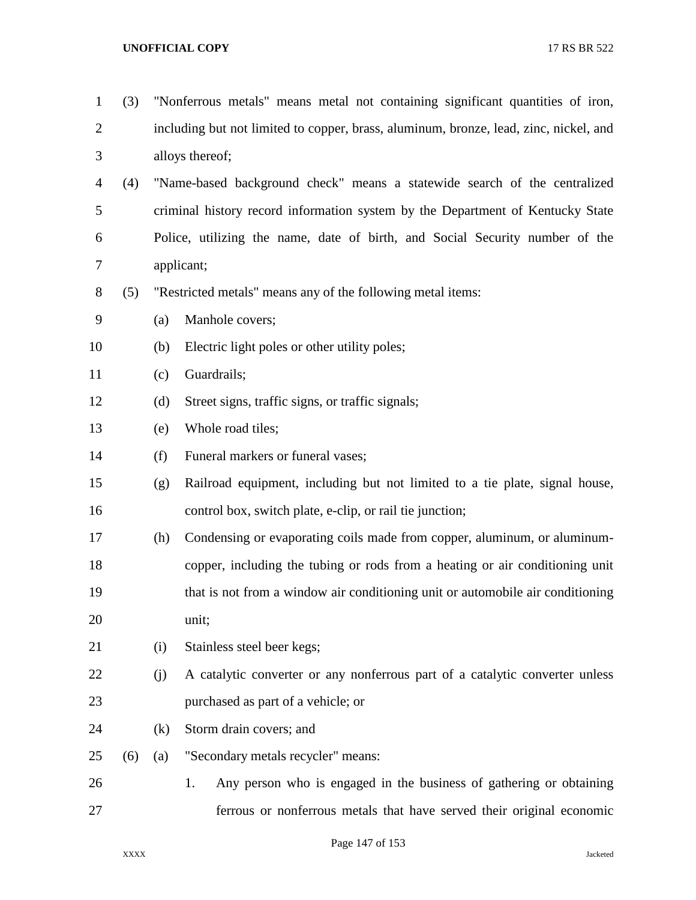(3) "Nonferrous metals" means metal not containing significant quantities of iron, including but not limited to copper, brass, aluminum, bronze, lead, zinc, nickel, and alloys thereof;

(4) "Name-based background check" means a statewide search of the centralized criminal history record information system by the Department of Kentucky State Police, utilizing the name, date of birth, and Social Security number of the applicant;

(5) "Restricted metals" means any of the following metal items:

- (a) Manhole covers;
- (b) Electric light poles or other utility poles;
- (c) Guardrails;
- (d) Street signs, traffic signs, or traffic signals;
- (e) Whole road tiles;
- (f) Funeral markers or funeral vases;
- (g) Railroad equipment, including but not limited to a tie plate, signal house, control box, switch plate, e-clip, or rail tie junction;
- (h) Condensing or evaporating coils made from copper, aluminum, or aluminum-copper, including the tubing or rods from a heating or air conditioning unit that is not from a window air conditioning unit or automobile air conditioning unit;
- (i) Stainless steel beer kegs;
- (j) A catalytic converter or any nonferrous part of a catalytic converter unless purchased as part of a vehicle; or
- (k) Storm drain covers; and

(6) (a) "Secondary metals recycler" means:

1. Any person who is engaged in the business of gathering or obtaining ferrous or nonferrous metals that have served their original economic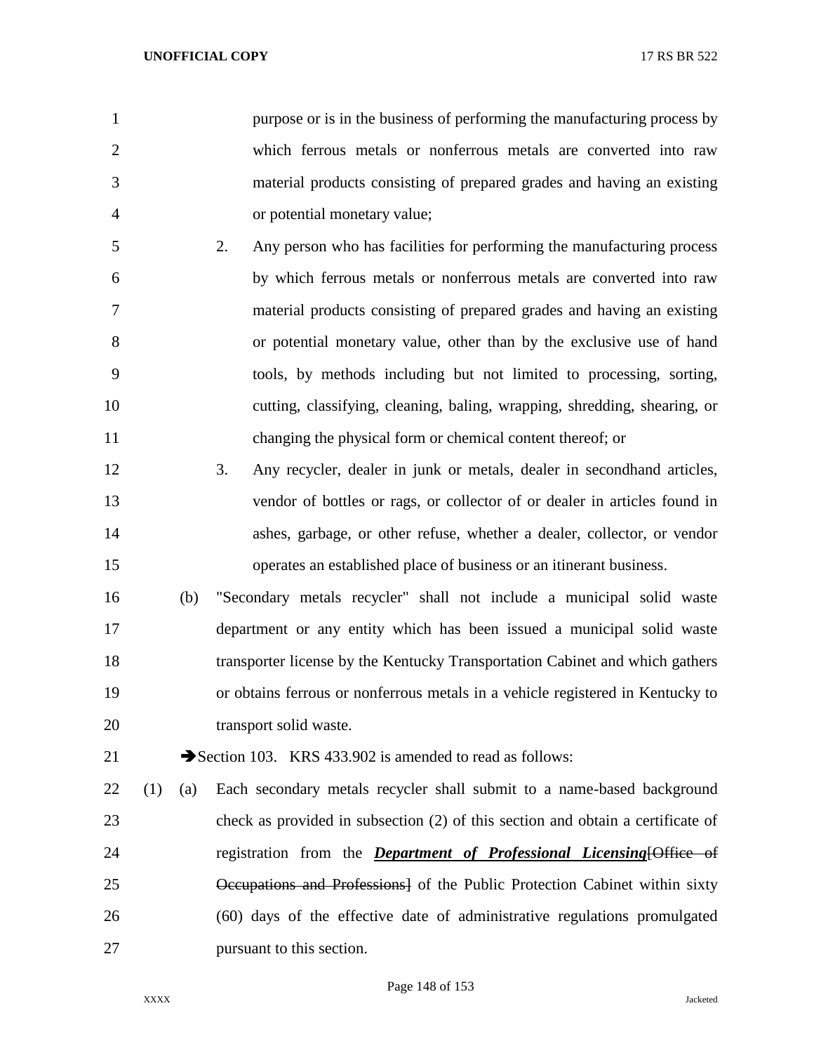purpose or is in the business of performing the manufacturing process by which ferrous metals or nonferrous metals are converted into raw material products consisting of prepared grades and having an existing or potential monetary value;

2. Any person who has facilities for performing the manufacturing process by which ferrous metals or nonferrous metals are converted into raw material products consisting of prepared grades and having an existing or potential monetary value, other than by the exclusive use of hand tools, by methods including but not limited to processing, sorting, cutting, classifying, cleaning, baling, wrapping, shredding, shearing, or changing the physical form or chemical content thereof; or

3. Any recycler, dealer in junk or metals, dealer in secondhand articles, vendor of bottles or rags, or collector of or dealer in articles found in ashes, garbage, or other refuse, whether a dealer, collector, or vendor operates an established place of business or an itinerant business.

(b) "Secondary metals recycler" shall not include a municipal solid waste department or any entity which has been issued a municipal solid waste transporter license by the Kentucky Transportation Cabinet and which gathers or obtains ferrous or nonferrous metals in a vehicle registered in Kentucky to transport solid waste.

➔Section 103. KRS 433.902 is amended to read as follows:

(1) (a) Each secondary metals recycler shall submit to a name-based background check as provided in subsection (2) of this section and obtain a certificate of registration from the ***Department of Professional Licensing***[~~Office of Occupations and Professions~~] of the Public Protection Cabinet within sixty (60) days of the effective date of administrative regulations promulgated pursuant to this section.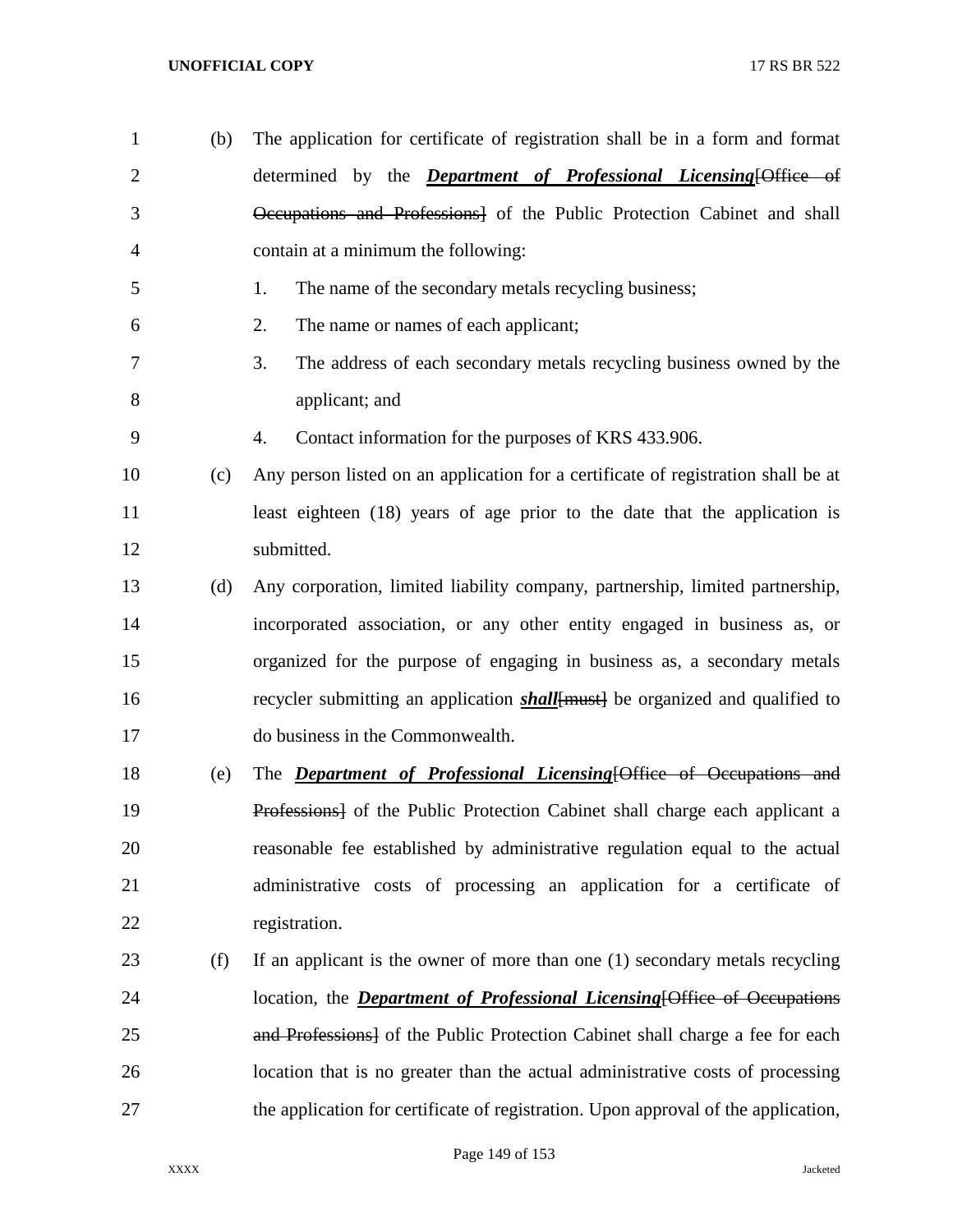(b) The application for certificate of registration shall be in a form and format determined by the ***Department of Professional Licensing***[~~Office of Occupations and Professions~~] of the Public Protection Cabinet and shall contain at a minimum the following:

1. The name of the secondary metals recycling business;
2. The name or names of each applicant;
3. The address of each secondary metals recycling business owned by the applicant; and
4. Contact information for the purposes of KRS 433.906.

(c) Any person listed on an application for a certificate of registration shall be at least eighteen (18) years of age prior to the date that the application is submitted.

(d) Any corporation, limited liability company, partnership, limited partnership, incorporated association, or any other entity engaged in business as, or organized for the purpose of engaging in business as, a secondary metals recycler submitting an application ***shall***[~~must~~] be organized and qualified to do business in the Commonwealth.

(e) The ***Department of Professional Licensing***[~~Office of Occupations and Professions~~] of the Public Protection Cabinet shall charge each applicant a reasonable fee established by administrative regulation equal to the actual administrative costs of processing an application for a certificate of registration.

(f) If an applicant is the owner of more than one (1) secondary metals recycling location, the ***Department of Professional Licensing***[~~Office of Occupations and Professions~~] of the Public Protection Cabinet shall charge a fee for each location that is no greater than the actual administrative costs of processing the application for certificate of registration. Upon approval of the application,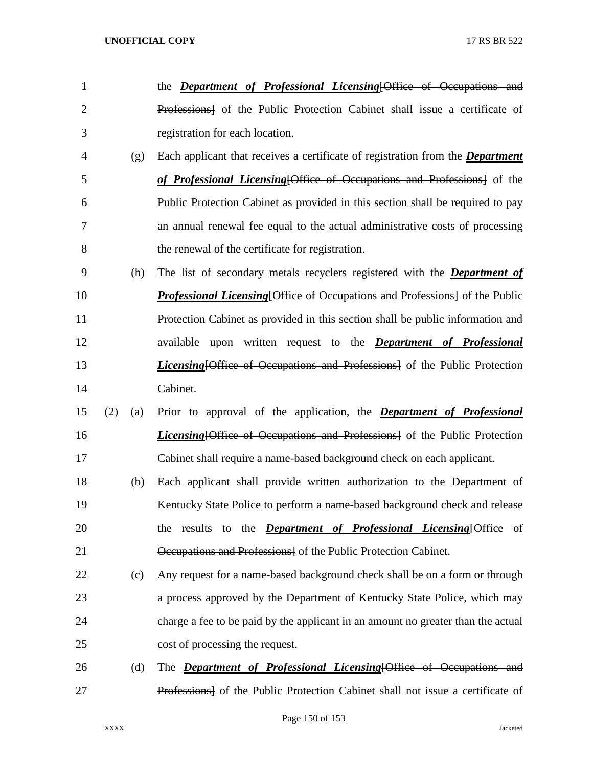the ***Department of Professional Licensing***[~~Office of Occupations and Professions~~] of the Public Protection Cabinet shall issue a certificate of registration for each location.

(g) Each applicant that receives a certificate of registration from the ***Department of Professional Licensing***[~~Office of Occupations and Professions~~] of the Public Protection Cabinet as provided in this section shall be required to pay an annual renewal fee equal to the actual administrative costs of processing the renewal of the certificate for registration.

(h) The list of secondary metals recyclers registered with the ***Department of Professional Licensing***[~~Office of Occupations and Professions~~] of the Public Protection Cabinet as provided in this section shall be public information and available upon written request to the ***Department of Professional Licensing***[~~Office of Occupations and Professions~~] of the Public Protection Cabinet.

(2) (a) Prior to approval of the application, the ***Department of Professional Licensing***[~~Office of Occupations and Professions~~] of the Public Protection Cabinet shall require a name-based background check on each applicant.

(b) Each applicant shall provide written authorization to the Department of Kentucky State Police to perform a name-based background check and release the results to the ***Department of Professional Licensing***[~~Office of Occupations and Professions~~] of the Public Protection Cabinet.

(c) Any request for a name-based background check shall be on a form or through a process approved by the Department of Kentucky State Police, which may charge a fee to be paid by the applicant in an amount no greater than the actual cost of processing the request.

(d) The ***Department of Professional Licensing***[~~Office of Occupations and Professions~~] of the Public Protection Cabinet shall not issue a certificate of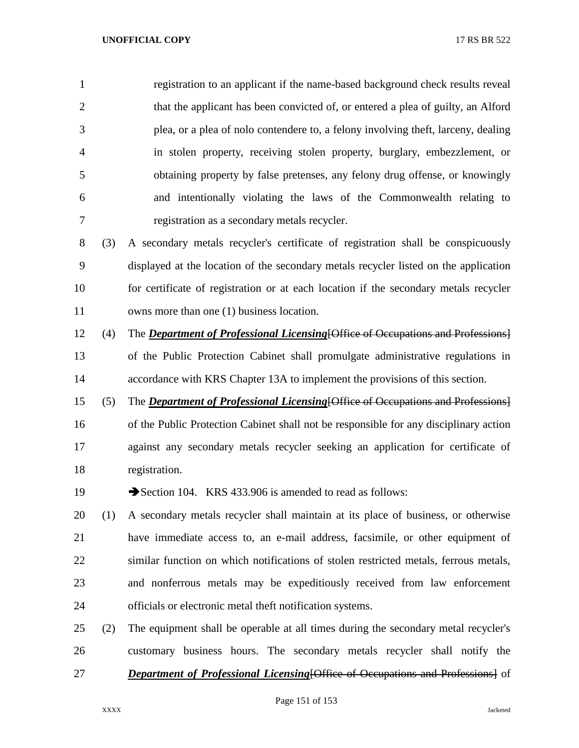registration to an applicant if the name-based background check results reveal that the applicant has been convicted of, or entered a plea of guilty, an Alford plea, or a plea of nolo contendere to, a felony involving theft, larceny, dealing in stolen property, receiving stolen property, burglary, embezzlement, or obtaining property by false pretenses, any felony drug offense, or knowingly and intentionally violating the laws of the Commonwealth relating to registration as a secondary metals recycler.

(3) A secondary metals recycler's certificate of registration shall be conspicuously displayed at the location of the secondary metals recycler listed on the application for certificate of registration or at each location if the secondary metals recycler owns more than one (1) business location.

(4) The ***Department of Professional Licensing***~~[Office of Occupations and Professions]~~ of the Public Protection Cabinet shall promulgate administrative regulations in accordance with KRS Chapter 13A to implement the provisions of this section.

(5) The ***Department of Professional Licensing***~~[Office of Occupations and Professions]~~ of the Public Protection Cabinet shall not be responsible for any disciplinary action against any secondary metals recycler seeking an application for certificate of registration.

➔Section 104. KRS 433.906 is amended to read as follows:

(1) A secondary metals recycler shall maintain at its place of business, or otherwise have immediate access to, an e-mail address, facsimile, or other equipment of similar function on which notifications of stolen restricted metals, ferrous metals, and nonferrous metals may be expeditiously received from law enforcement officials or electronic metal theft notification systems.

(2) The equipment shall be operable at all times during the secondary metal recycler's customary business hours. The secondary metals recycler shall notify the ***Department of Professional Licensing***~~[Office of Occupations and Professions]~~ of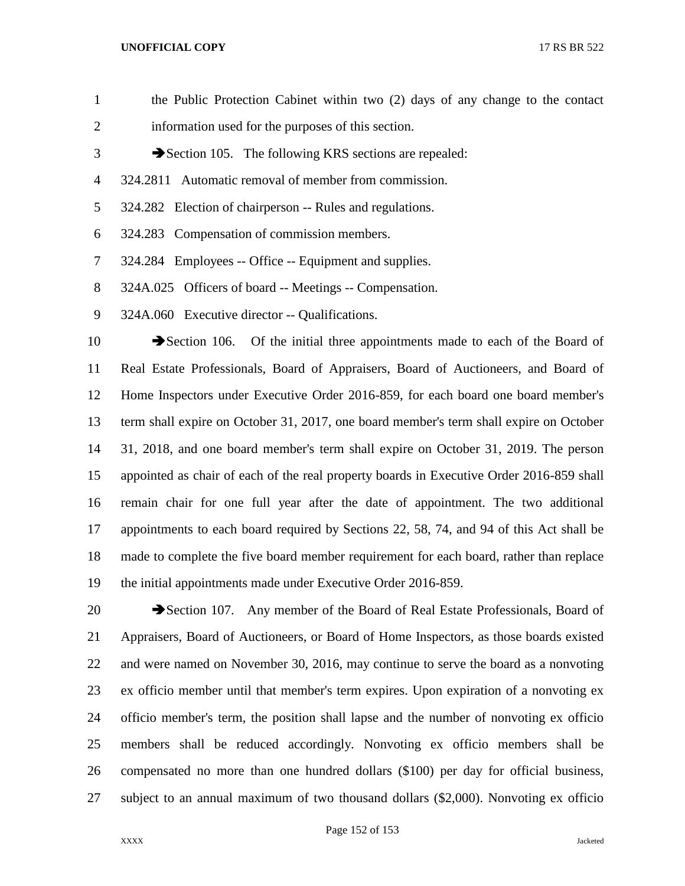the Public Protection Cabinet within two (2) days of any change to the contact information used for the purposes of this section.

➔Section 105. The following KRS sections are repealed:

324.2811 Automatic removal of member from commission.

324.282 Election of chairperson -- Rules and regulations.

324.283 Compensation of commission members.

324.284 Employees -- Office -- Equipment and supplies.

324A.025 Officers of board -- Meetings -- Compensation.

324A.060 Executive director -- Qualifications.

➔Section 106. Of the initial three appointments made to each of the Board of Real Estate Professionals, Board of Appraisers, Board of Auctioneers, and Board of Home Inspectors under Executive Order 2016-859, for each board one board member's term shall expire on October 31, 2017, one board member's term shall expire on October 31, 2018, and one board member's term shall expire on October 31, 2019. The person appointed as chair of each of the real property boards in Executive Order 2016-859 shall remain chair for one full year after the date of appointment. The two additional appointments to each board required by Sections 22, 58, 74, and 94 of this Act shall be made to complete the five board member requirement for each board, rather than replace the initial appointments made under Executive Order 2016-859.

➔Section 107. Any member of the Board of Real Estate Professionals, Board of Appraisers, Board of Auctioneers, or Board of Home Inspectors, as those boards existed and were named on November 30, 2016, may continue to serve the board as a nonvoting ex officio member until that member's term expires. Upon expiration of a nonvoting ex officio member's term, the position shall lapse and the number of nonvoting ex officio members shall be reduced accordingly. Nonvoting ex officio members shall be compensated no more than one hundred dollars ($100) per day for official business, subject to an annual maximum of two thousand dollars ($2,000). Nonvoting ex officio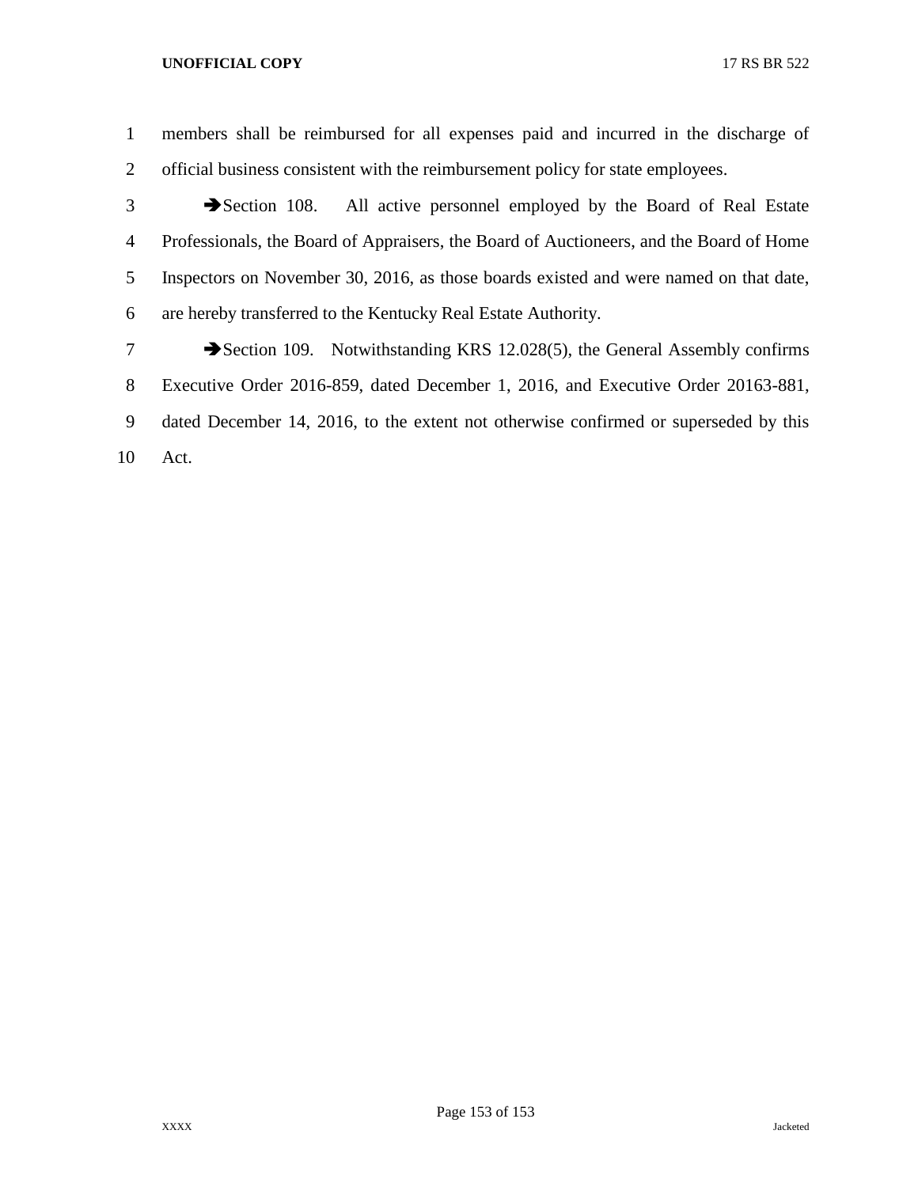members shall be reimbursed for all expenses paid and incurred in the discharge of official business consistent with the reimbursement policy for state employees.

➔Section 108. All active personnel employed by the Board of Real Estate Professionals, the Board of Appraisers, the Board of Auctioneers, and the Board of Home Inspectors on November 30, 2016, as those boards existed and were named on that date, are hereby transferred to the Kentucky Real Estate Authority.

➔Section 109. Notwithstanding KRS 12.028(5), the General Assembly confirms Executive Order 2016-859, dated December 1, 2016, and Executive Order 20163-881, dated December 14, 2016, to the extent not otherwise confirmed or superseded by this Act.